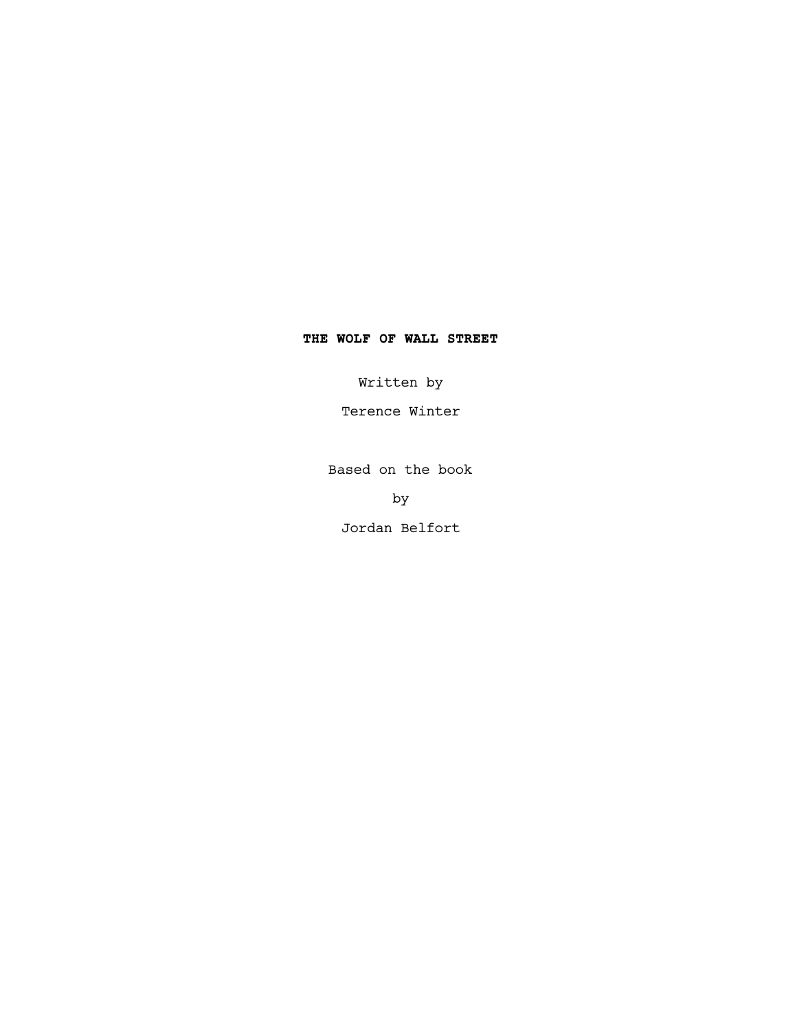# THE WOLF OF WALL STREET

Written by

Terence Winter

Based on the book

by

Jordan Belfort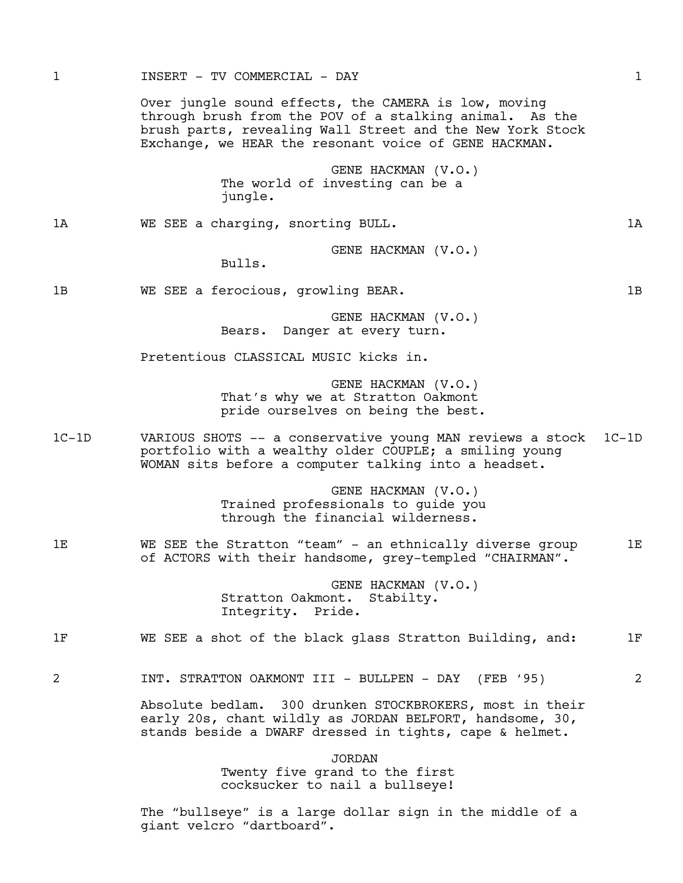1 INSERT - TV COMMERCIAL - DAY 1

Over jungle sound effects, the CAMERA is low, moving through brush from the POV of a stalking animal. As the brush parts, revealing Wall Street and the New York Stock Exchange, we HEAR the resonant voice of GENE HACKMAN.

GENE HACKMAN (V.O.)
The world of investing can be a jungle.

1A WE SEE a charging, snorting BULL. 1A

GENE HACKMAN (V.O.)
Bulls.

1B WE SEE a ferocious, growling BEAR. 1B

GENE HACKMAN (V.O.)
Bears. Danger at every turn.

Pretentious CLASSICAL MUSIC kicks in.

GENE HACKMAN (V.O.)
That's why we at Stratton Oakmont pride ourselves on being the best.

1C-1D VARIOUS SHOTS -- a conservative young MAN reviews a stock portfolio with a wealthy older COUPLE; a smiling young WOMAN sits before a computer talking into a headset. 1C-1D

GENE HACKMAN (V.O.)
Trained professionals to guide you through the financial wilderness.

1E WE SEE the Stratton "team" - an ethnically diverse group of ACTORS with their handsome, grey-templed "CHAIRMAN". 1E

GENE HACKMAN (V.O.)
Stratton Oakmont. Stabilty. Integrity. Pride.

1F WE SEE a shot of the black glass Stratton Building, and: 1F

2 INT. STRATTON OAKMONT III - BULLPEN - DAY (FEB '95) 2

Absolute bedlam. 300 drunken STOCKBROKERS, most in their early 20s, chant wildly as JORDAN BELFORT, handsome, 30, stands beside a DWARF dressed in tights, cape & helmet.

JORDAN
Twenty five grand to the first cocksucker to nail a bullseye!

The "bullseye" is a large dollar sign in the middle of a giant velcro "dartboard".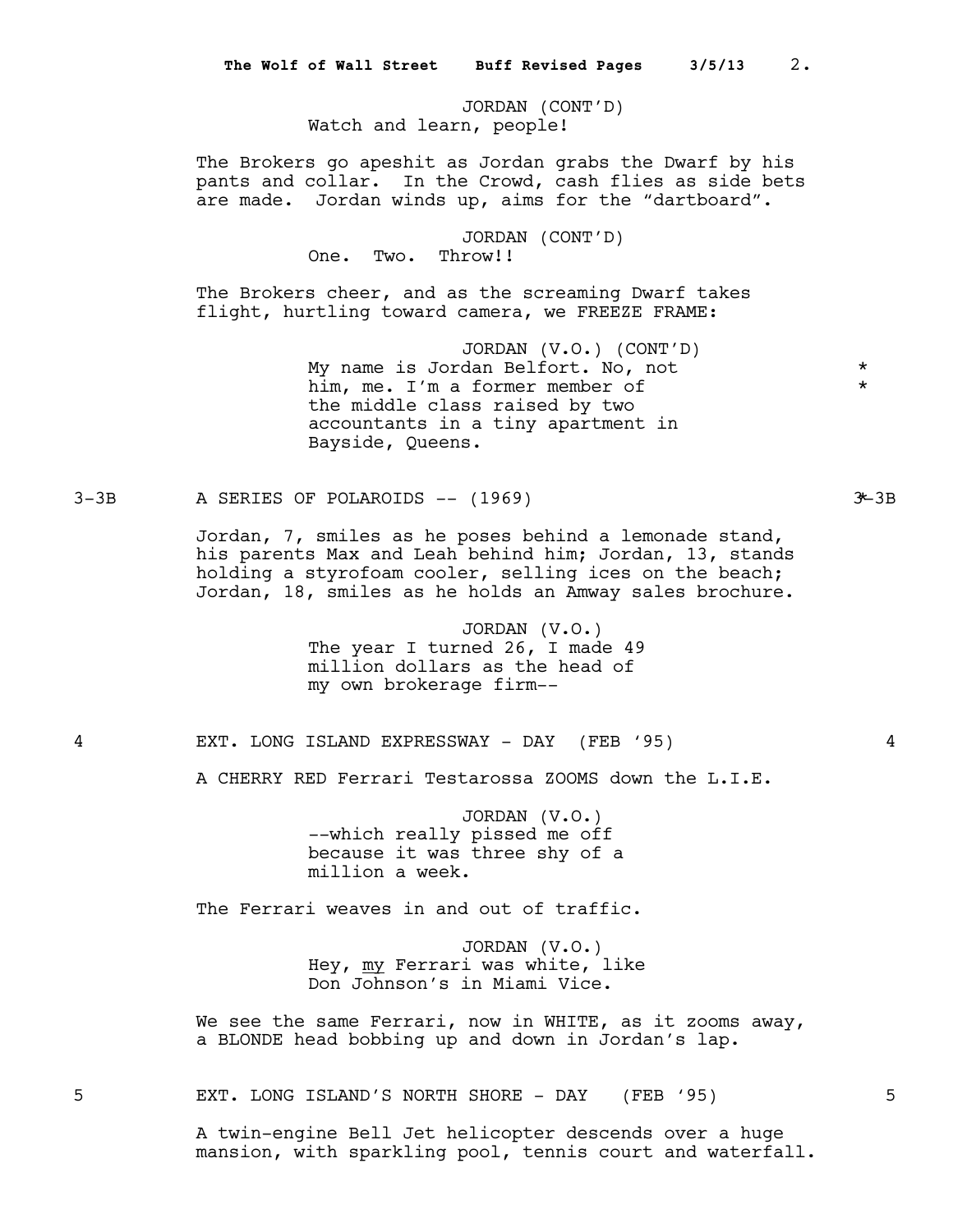JORDAN (CONT'D)
Watch and learn, people!

The Brokers go apeshit as Jordan grabs the Dwarf by his pants and collar. In the Crowd, cash flies as side bets are made. Jordan winds up, aims for the "dartboard".

JORDAN (CONT'D)
One. Two. Throw!!

The Brokers cheer, and as the screaming Dwarf takes flight, hurtling toward camera, we FREEZE FRAME:

JORDAN (V.O.) (CONT'D)
My name is Jordan Belfort. No, not him, me. I'm a former member of the middle class raised by two accountants in a tiny apartment in Bayside, Queens. *
*

3-3B A SERIES OF POLAROIDS -- (1969) 3-3B

Jordan, 7, smiles as he poses behind a lemonade stand, his parents Max and Leah behind him; Jordan, 13, stands holding a styrofoam cooler, selling ices on the beach; Jordan, 18, smiles as he holds an Amway sales brochure.

JORDAN (V.O.)
The year I turned 26, I made 49 million dollars as the head of my own brokerage firm--

4 EXT. LONG ISLAND EXPRESSWAY - DAY (FEB '95) 4

A CHERRY RED Ferrari Testarossa ZOOMS down the L.I.E.

JORDAN (V.O.)
--which really pissed me off because it was three shy of a million a week.

The Ferrari weaves in and out of traffic.

JORDAN (V.O.)
Hey, my Ferrari was white, like Don Johnson's in Miami Vice.

We see the same Ferrari, now in WHITE, as it zooms away, a BLONDE head bobbing up and down in Jordan's lap.

5 EXT. LONG ISLAND'S NORTH SHORE - DAY (FEB '95) 5

A twin-engine Bell Jet helicopter descends over a huge mansion, with sparkling pool, tennis court and waterfall.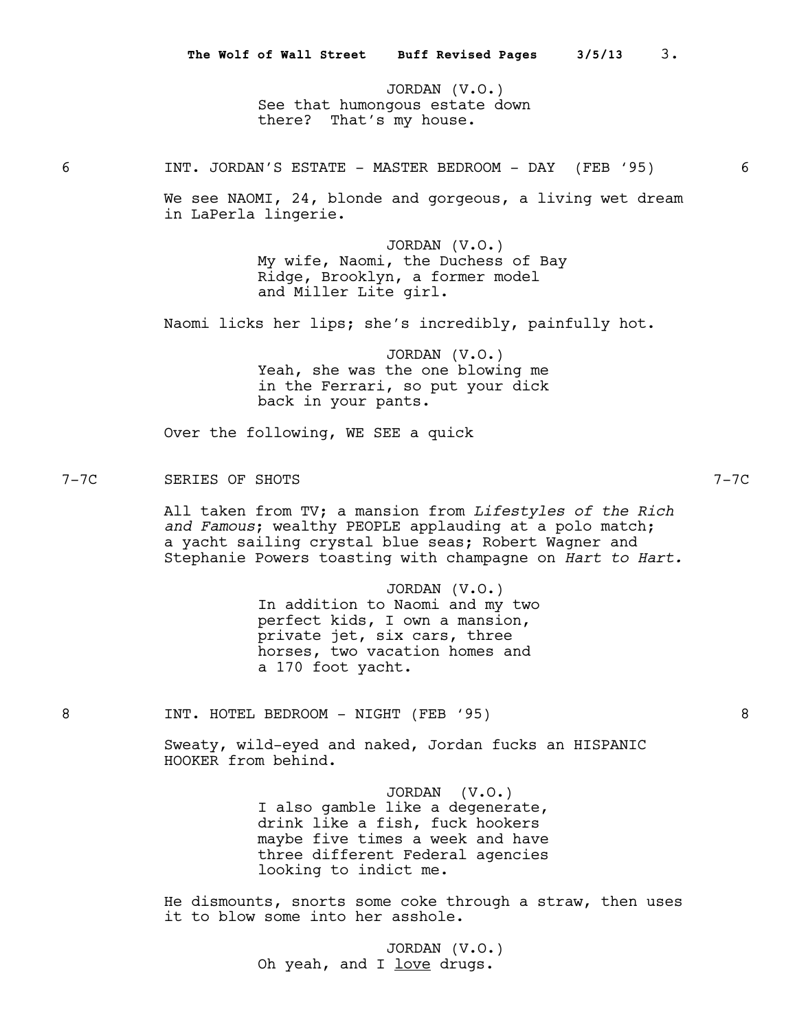JORDAN (V.O.)
See that humongous estate down there? That's my house.

6 INT. JORDAN'S ESTATE - MASTER BEDROOM - DAY (FEB '95) 6

We see NAOMI, 24, blonde and gorgeous, a living wet dream in LaPerla lingerie.

JORDAN (V.O.)
My wife, Naomi, the Duchess of Bay Ridge, Brooklyn, a former model and Miller Lite girl.

Naomi licks her lips; she's incredibly, painfully hot.

JORDAN (V.O.)
Yeah, she was the one blowing me in the Ferrari, so put your dick back in your pants.

Over the following, WE SEE a quick

7-7C SERIES OF SHOTS 7-7C

All taken from TV; a mansion from *Lifestyles of the Rich and Famous*; wealthy PEOPLE applauding at a polo match; a yacht sailing crystal blue seas; Robert Wagner and Stephanie Powers toasting with champagne on *Hart to Hart.*

JORDAN (V.O.)
In addition to Naomi and my two perfect kids, I own a mansion, private jet, six cars, three horses, two vacation homes and a 170 foot yacht.

8 INT. HOTEL BEDROOM - NIGHT (FEB '95) 8

Sweaty, wild-eyed and naked, Jordan fucks an HISPANIC HOOKER from behind.

JORDAN (V.O.)
I also gamble like a degenerate, drink like a fish, fuck hookers maybe five times a week and have three different Federal agencies looking to indict me.

He dismounts, snorts some coke through a straw, then uses it to blow some into her asshole.

JORDAN (V.O.)
Oh yeah, and I <u>love</u> drugs.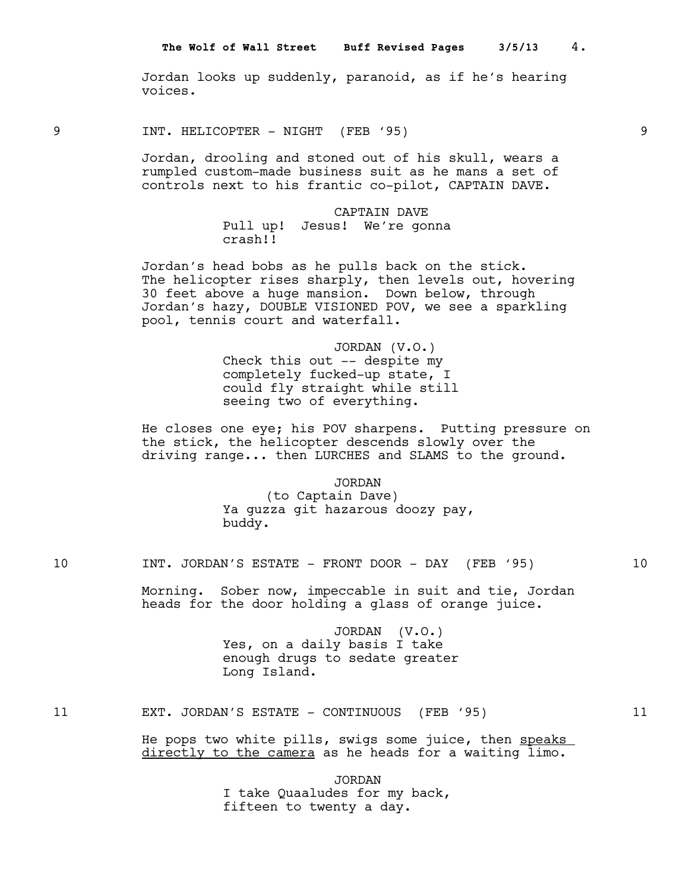Jordan looks up suddenly, paranoid, as if he's hearing voices.

9 INT. HELICOPTER - NIGHT (FEB '95) 9

Jordan, drooling and stoned out of his skull, wears a rumpled custom-made business suit as he mans a set of controls next to his frantic co-pilot, CAPTAIN DAVE.

CAPTAIN DAVE
Pull up! Jesus! We're gonna crash!!

Jordan's head bobs as he pulls back on the stick. The helicopter rises sharply, then levels out, hovering 30 feet above a huge mansion. Down below, through Jordan's hazy, DOUBLE VISIONED POV, we see a sparkling pool, tennis court and waterfall.

JORDAN (V.O.)
Check this out -- despite my completely fucked-up state, I could fly straight while still seeing two of everything.

He closes one eye; his POV sharpens. Putting pressure on the stick, the helicopter descends slowly over the driving range... then LURCHES and SLAMS to the ground.

JORDAN
(to Captain Dave)
Ya guzza git hazarous doozy pay, buddy.

10 INT. JORDAN'S ESTATE - FRONT DOOR - DAY (FEB '95) 10

Morning. Sober now, impeccable in suit and tie, Jordan heads for the door holding a glass of orange juice.

JORDAN (V.O.)
Yes, on a daily basis I take enough drugs to sedate greater Long Island.

11 EXT. JORDAN'S ESTATE - CONTINUOUS (FEB '95) 11

He pops two white pills, swigs some juice, then <u>speaks directly to the camera</u> as he heads for a waiting limo.

JORDAN
I take Quaaludes for my back, fifteen to twenty a day.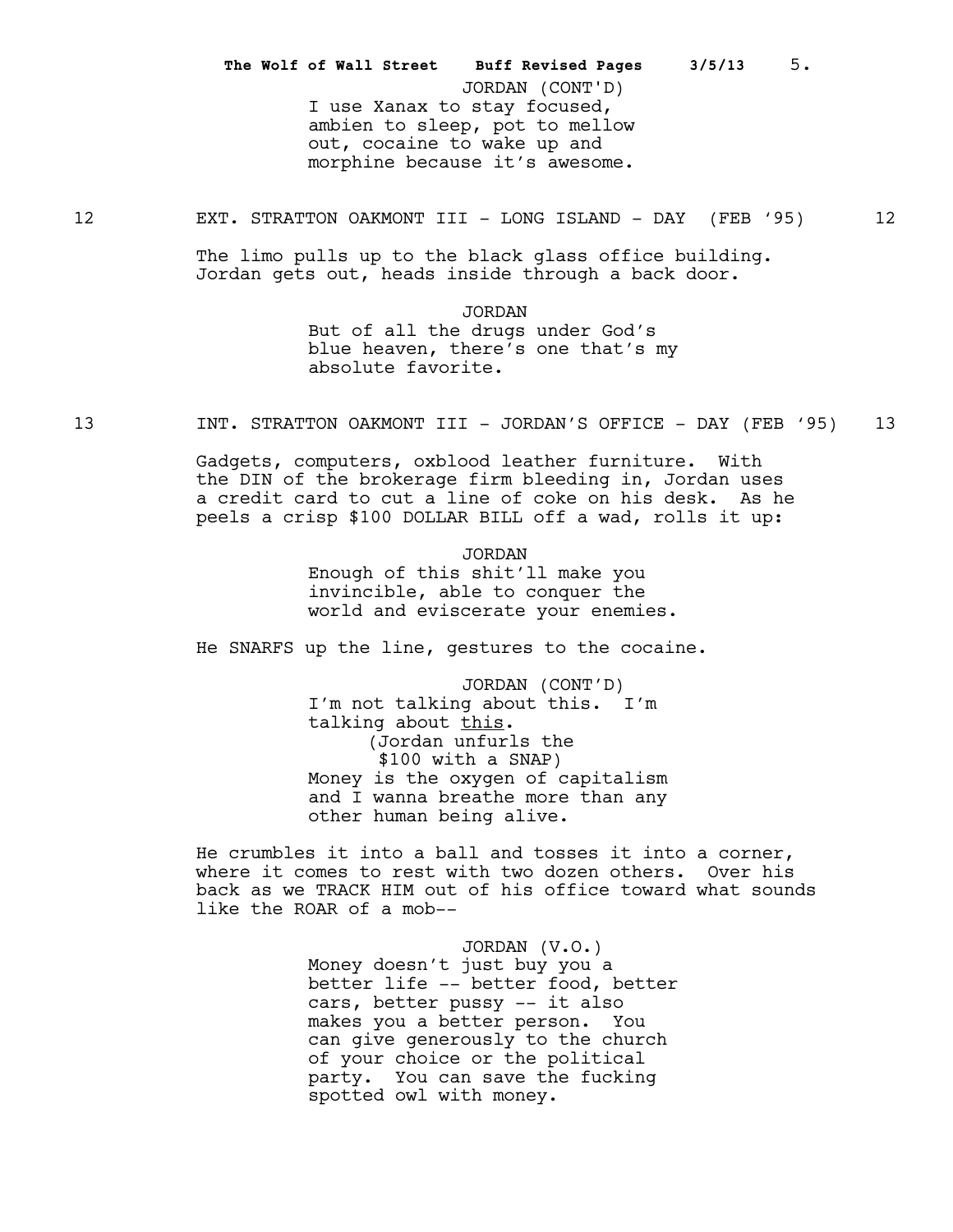JORDAN (CONT'D)
I use Xanax to stay focused, ambien to sleep, pot to mellow out, cocaine to wake up and morphine because it's awesome.

12 EXT. STRATTON OAKMONT III - LONG ISLAND - DAY (FEB '95) 12

The limo pulls up to the black glass office building. Jordan gets out, heads inside through a back door.

JORDAN
But of all the drugs under God's blue heaven, there's one that's my absolute favorite.

13 INT. STRATTON OAKMONT III - JORDAN'S OFFICE - DAY (FEB '95) 13

Gadgets, computers, oxblood leather furniture. With the DIN of the brokerage firm bleeding in, Jordan uses a credit card to cut a line of coke on his desk. As he peels a crisp $100 DOLLAR BILL off a wad, rolls it up:

JORDAN
Enough of this shit'll make you invincible, able to conquer the world and eviscerate your enemies.

He SNARFS up the line, gestures to the cocaine.

JORDAN (CONT'D)
I'm not talking about this. I'm talking about <u>this</u>.
(Jordan unfurls the $100 with a SNAP)
Money is the oxygen of capitalism and I wanna breathe more than any other human being alive.

He crumbles it into a ball and tosses it into a corner, where it comes to rest with two dozen others. Over his back as we TRACK HIM out of his office toward what sounds like the ROAR of a mob--

JORDAN (V.O.)
Money doesn't just buy you a better life -- better food, better cars, better pussy -- it also makes you a better person. You can give generously to the church of your choice or the political party. You can save the fucking spotted owl with money.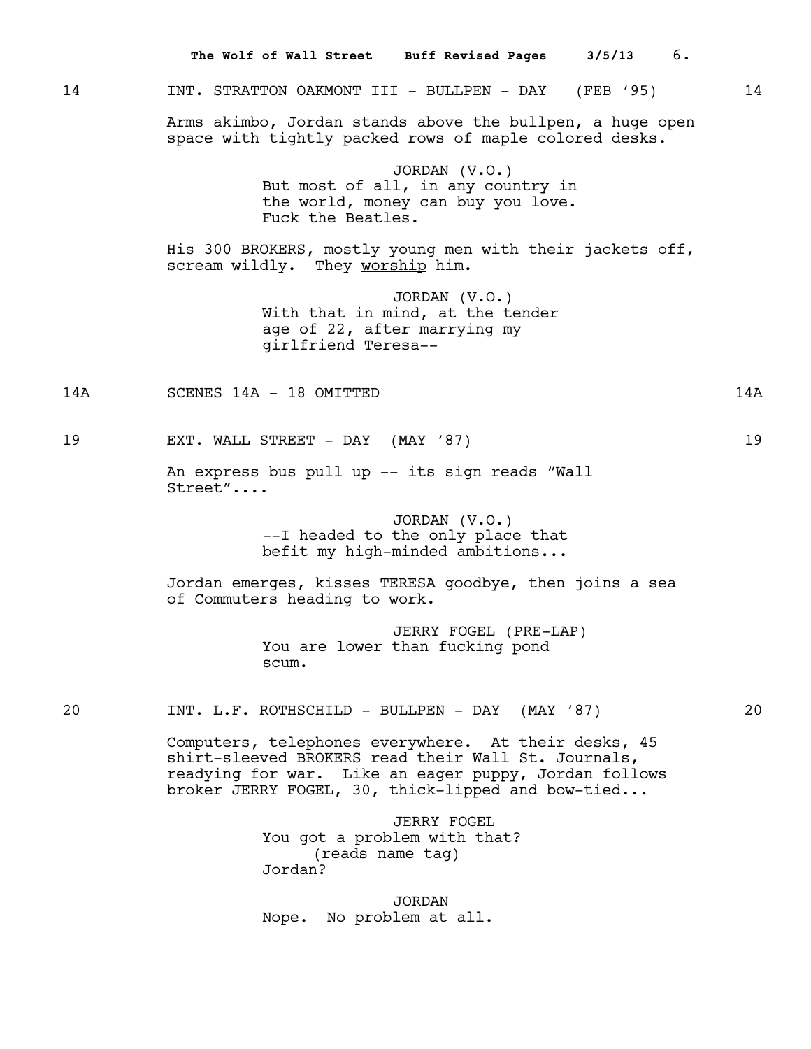14 INT. STRATTON OAKMONT III - BULLPEN - DAY (FEB '95) 14

Arms akimbo, Jordan stands above the bullpen, a huge open space with tightly packed rows of maple colored desks.

JORDAN (V.O.)
But most of all, in any country in the world, money can buy you love. Fuck the Beatles.

His 300 BROKERS, mostly young men with their jackets off, scream wildly. They worship him.

JORDAN (V.O.)
With that in mind, at the tender age of 22, after marrying my girlfriend Teresa--

14A SCENES 14A - 18 OMITTED 14A

19 EXT. WALL STREET - DAY (MAY '87) 19

An express bus pull up -- its sign reads "Wall Street"....

JORDAN (V.O.)
--I headed to the only place that befit my high-minded ambitions...

Jordan emerges, kisses TERESA goodbye, then joins a sea of Commuters heading to work.

JERRY FOGEL (PRE-LAP)
You are lower than fucking pond scum.

20 INT. L.F. ROTHSCHILD - BULLPEN - DAY (MAY '87) 20

Computers, telephones everywhere. At their desks, 45 shirt-sleeved BROKERS read their Wall St. Journals, readying for war. Like an eager puppy, Jordan follows broker JERRY FOGEL, 30, thick-lipped and bow-tied...

JERRY FOGEL
You got a problem with that?
(reads name tag)
Jordan?

JORDAN
Nope. No problem at all.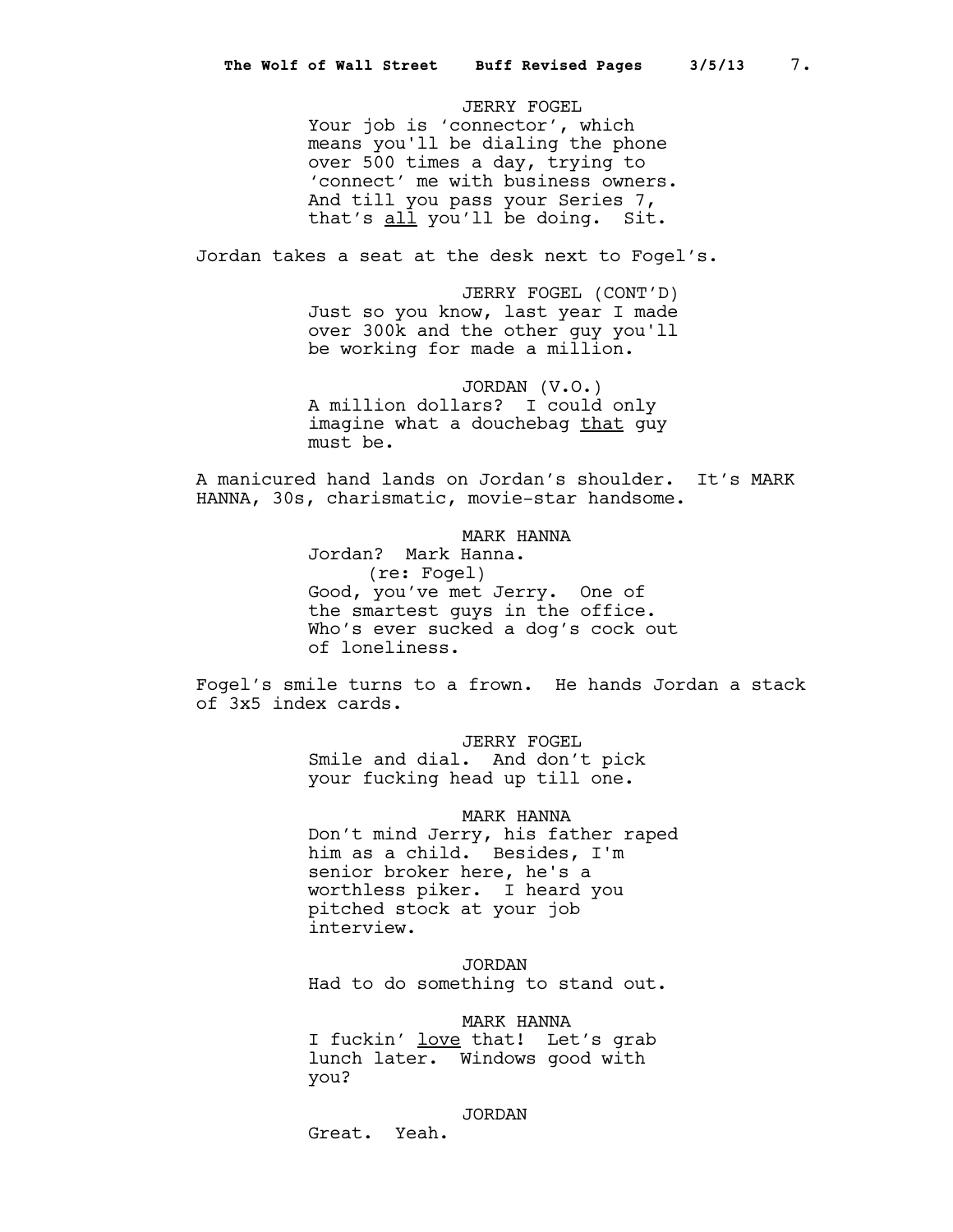JERRY FOGEL

Your job is 'connector', which means you'll be dialing the phone over 500 times a day, trying to 'connect' me with business owners. And till you pass your Series 7, that's <u>all</u> you'll be doing. Sit.

Jordan takes a seat at the desk next to Fogel's.

JERRY FOGEL (CONT'D)

Just so you know, last year I made over 300k and the other guy you'll be working for made a million.

JORDAN (V.O.)

A million dollars? I could only imagine what a douchebag <u>that</u> guy must be.

A manicured hand lands on Jordan's shoulder. It's MARK HANNA, 30s, charismatic, movie-star handsome.

MARK HANNA

Jordan? Mark Hanna.

(re: Fogel)

Good, you've met Jerry. One of the smartest guys in the office. Who's ever sucked a dog's cock out of loneliness.

Fogel's smile turns to a frown. He hands Jordan a stack of 3x5 index cards.

JERRY FOGEL

Smile and dial. And don't pick your fucking head up till one.

MARK HANNA

Don't mind Jerry, his father raped him as a child. Besides, I'm senior broker here, he's a worthless piker. I heard you pitched stock at your job interview.

JORDAN

Had to do something to stand out.

MARK HANNA

I fuckin' <u>love</u> that! Let's grab lunch later. Windows good with you?

JORDAN

Great. Yeah.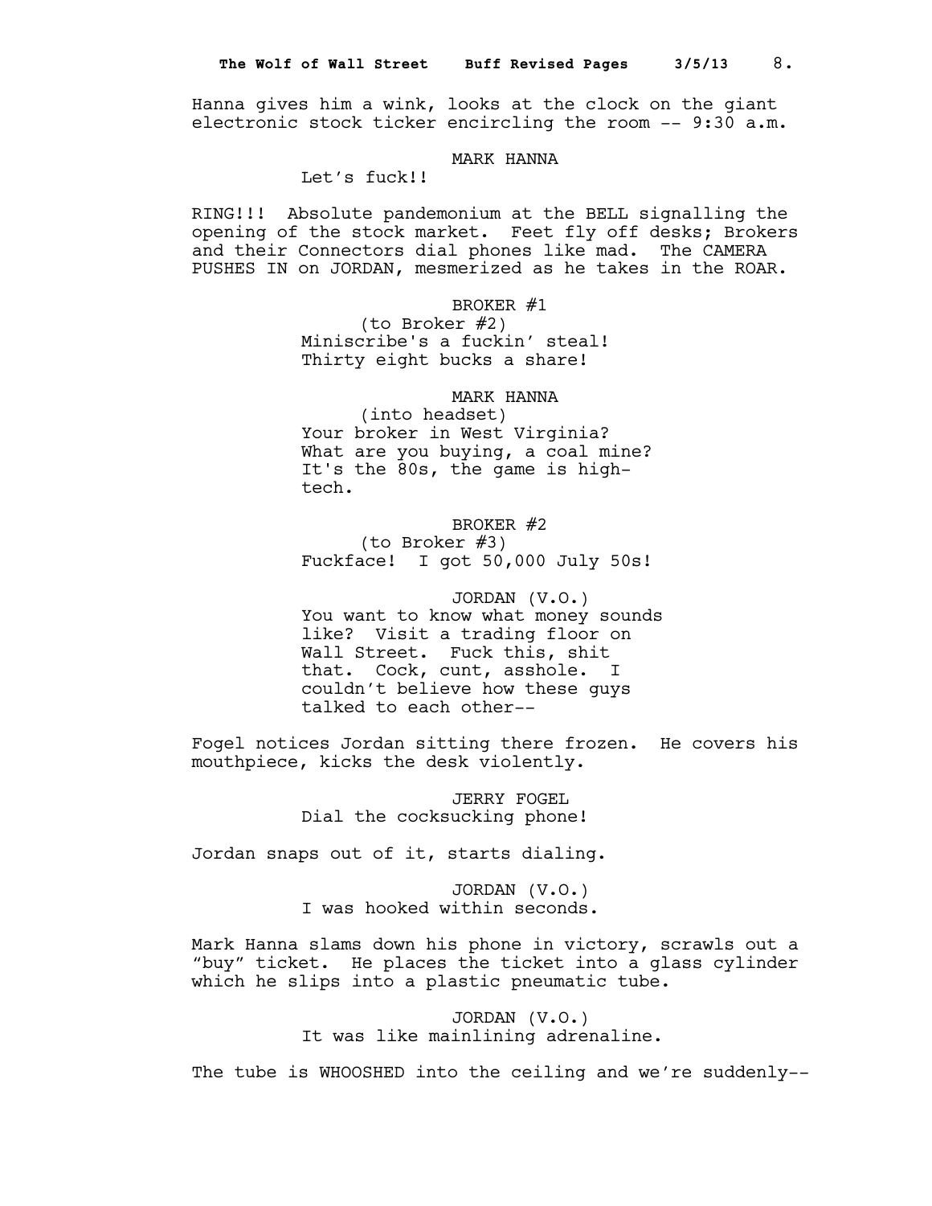Hanna gives him a wink, looks at the clock on the giant electronic stock ticker encircling the room -- 9:30 a.m.

MARK HANNA
Let's fuck!!

RING!!! Absolute pandemonium at the BELL signalling the opening of the stock market. Feet fly off desks; Brokers and their Connectors dial phones like mad. The CAMERA PUSHES IN on JORDAN, mesmerized as he takes in the ROAR.

BROKER #1
(to Broker #2)
Miniscribe's a fuckin' steal! Thirty eight bucks a share!

MARK HANNA
(into headset)
Your broker in West Virginia? What are you buying, a coal mine? It's the 80s, the game is high-tech.

BROKER #2
(to Broker #3)
Fuckface! I got 50,000 July 50s!

JORDAN (V.O.)
You want to know what money sounds like? Visit a trading floor on Wall Street. Fuck this, shit that. Cock, cunt, asshole. I couldn't believe how these guys talked to each other--

Fogel notices Jordan sitting there frozen. He covers his mouthpiece, kicks the desk violently.

JERRY FOGEL
Dial the cocksucking phone!

Jordan snaps out of it, starts dialing.

JORDAN (V.O.)
I was hooked within seconds.

Mark Hanna slams down his phone in victory, scrawls out a "buy" ticket. He places the ticket into a glass cylinder which he slips into a plastic pneumatic tube.

JORDAN (V.O.)
It was like mainlining adrenaline.

The tube is WHOOSHED into the ceiling and we're suddenly--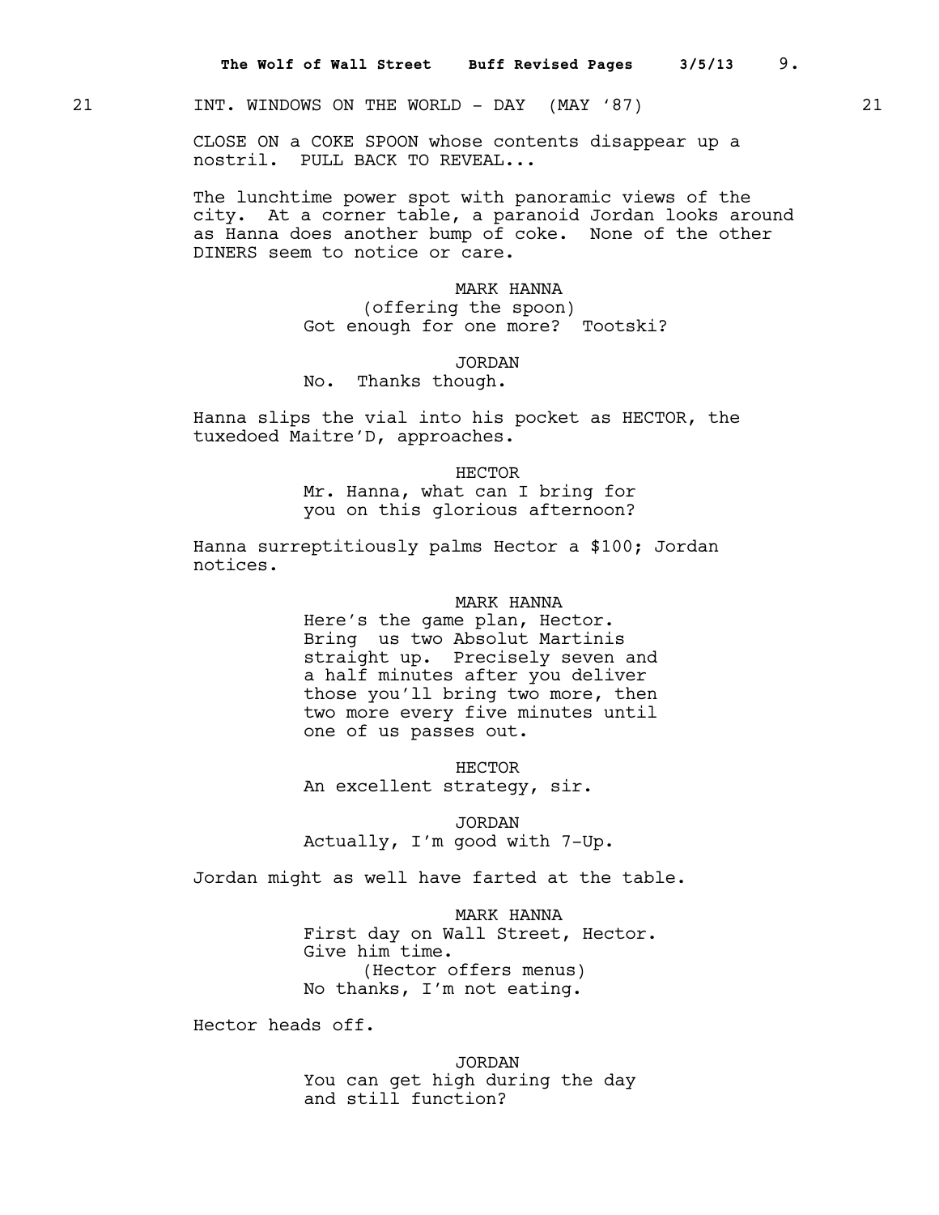21 INT. WINDOWS ON THE WORLD - DAY (MAY '87) 21

CLOSE ON a COKE SPOON whose contents disappear up a nostril. PULL BACK TO REVEAL...

The lunchtime power spot with panoramic views of the city. At a corner table, a paranoid Jordan looks around as Hanna does another bump of coke. None of the other DINERS seem to notice or care.

MARK HANNA
(offering the spoon)
Got enough for one more? Tootski?

JORDAN
No. Thanks though.

Hanna slips the vial into his pocket as HECTOR, the tuxedoed Maitre'D, approaches.

HECTOR
Mr. Hanna, what can I bring for you on this glorious afternoon?

Hanna surreptitiously palms Hector a $100; Jordan notices.

MARK HANNA
Here's the game plan, Hector. Bring us two Absolut Martinis straight up. Precisely seven and a half minutes after you deliver those you'll bring two more, then two more every five minutes until one of us passes out.

HECTOR
An excellent strategy, sir.

JORDAN
Actually, I'm good with 7-Up.

Jordan might as well have farted at the table.

MARK HANNA
First day on Wall Street, Hector. Give him time.
(Hector offers menus)
No thanks, I'm not eating.

Hector heads off.

JORDAN
You can get high during the day and still function?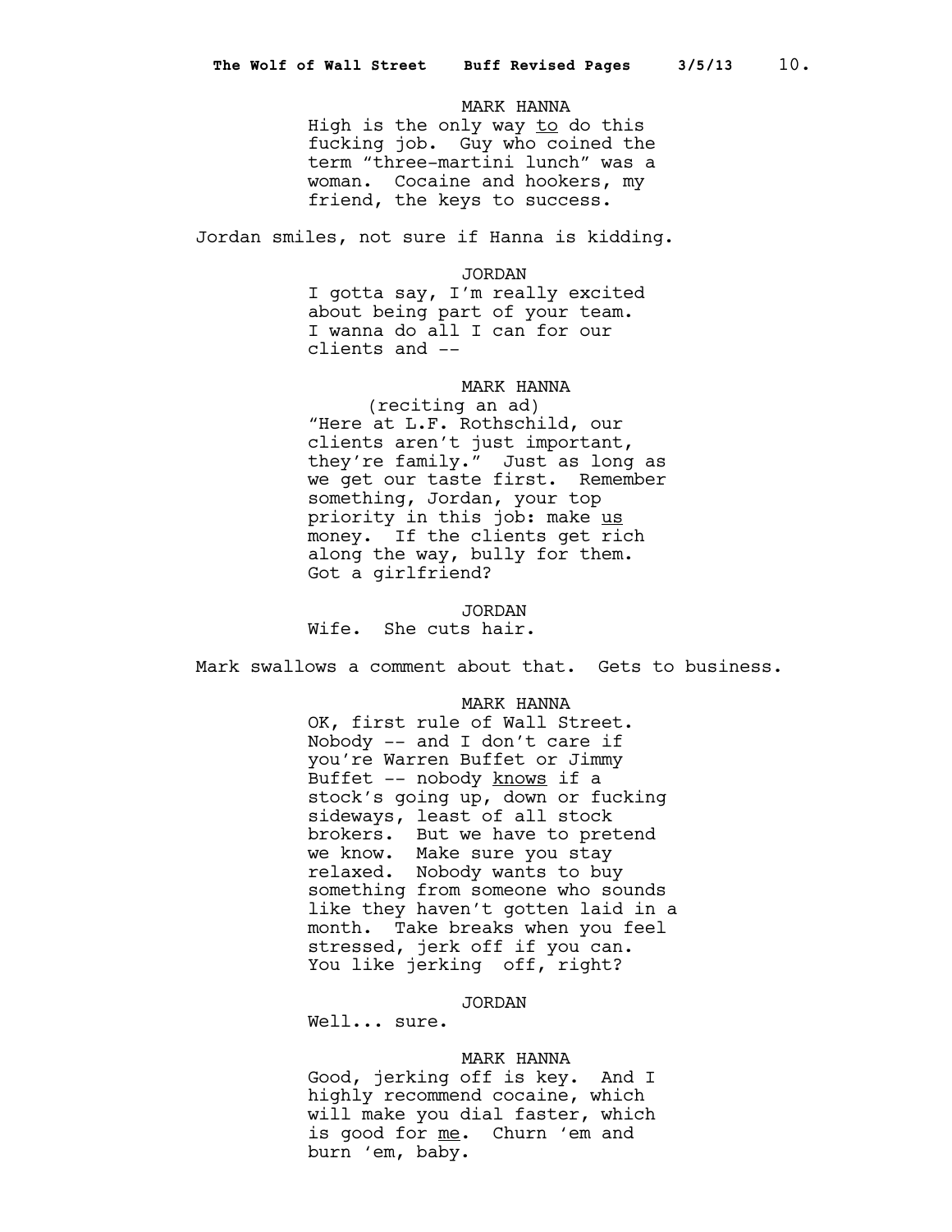MARK HANNA

High is the only way _to_ do this fucking job. Guy who coined the term "three-martini lunch" was a woman. Cocaine and hookers, my friend, the keys to success.

Jordan smiles, not sure if Hanna is kidding.

JORDAN

I gotta say, I'm really excited about being part of your team. I wanna do all I can for our clients and --

MARK HANNA

(reciting an ad)

"Here at L.F. Rothschild, our clients aren't just important, they're family." Just as long as we get our taste first. Remember something, Jordan, your top priority in this job: make _us_ money. If the clients get rich along the way, bully for them. Got a girlfriend?

JORDAN

Wife. She cuts hair.

Mark swallows a comment about that. Gets to business.

MARK HANNA

OK, first rule of Wall Street. Nobody -- and I don't care if you're Warren Buffet or Jimmy Buffet -- nobody _knows_ if a stock's going up, down or fucking sideways, least of all stock brokers. But we have to pretend we know. Make sure you stay relaxed. Nobody wants to buy something from someone who sounds like they haven't gotten laid in a month. Take breaks when you feel stressed, jerk off if you can. You like jerking off, right?

JORDAN

Well... sure.

MARK HANNA

Good, jerking off is key. And I highly recommend cocaine, which will make you dial faster, which is good for _me_. Churn 'em and burn 'em, baby.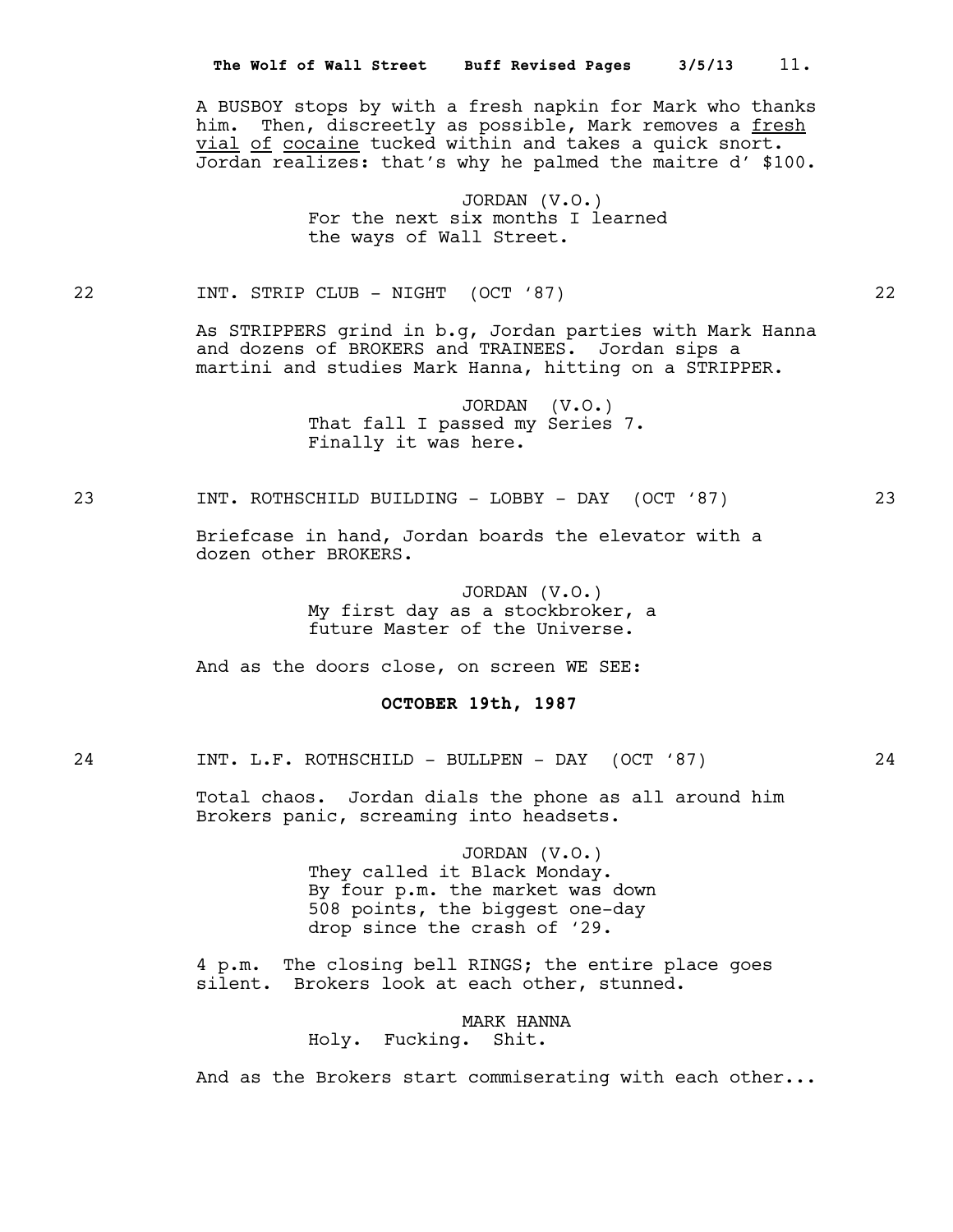A BUSBOY stops by with a fresh napkin for Mark who thanks him. Then, discreetly as possible, Mark removes a <u>fresh vial of cocaine</u> tucked within and takes a quick snort. Jordan realizes: that's why he palmed the maitre d' $100.

JORDAN (V.O.)
For the next six months I learned the ways of Wall Street.

22 INT. STRIP CLUB - NIGHT (OCT '87) 22

As STRIPPERS grind in b.g, Jordan parties with Mark Hanna and dozens of BROKERS and TRAINEES. Jordan sips a martini and studies Mark Hanna, hitting on a STRIPPER.

JORDAN (V.O.)
That fall I passed my Series 7. Finally it was here.

23 INT. ROTHSCHILD BUILDING - LOBBY - DAY (OCT '87) 23

Briefcase in hand, Jordan boards the elevator with a dozen other BROKERS.

JORDAN (V.O.)
My first day as a stockbroker, a future Master of the Universe.

And as the doors close, on screen WE SEE:

**OCTOBER 19th, 1987**

24 INT. L.F. ROTHSCHILD - BULLPEN - DAY (OCT '87) 24

Total chaos. Jordan dials the phone as all around him Brokers panic, screaming into headsets.

JORDAN (V.O.)
They called it Black Monday. By four p.m. the market was down 508 points, the biggest one-day drop since the crash of '29.

4 p.m. The closing bell RINGS; the entire place goes silent. Brokers look at each other, stunned.

MARK HANNA
Holy. Fucking. Shit.

And as the Brokers start commiserating with each other...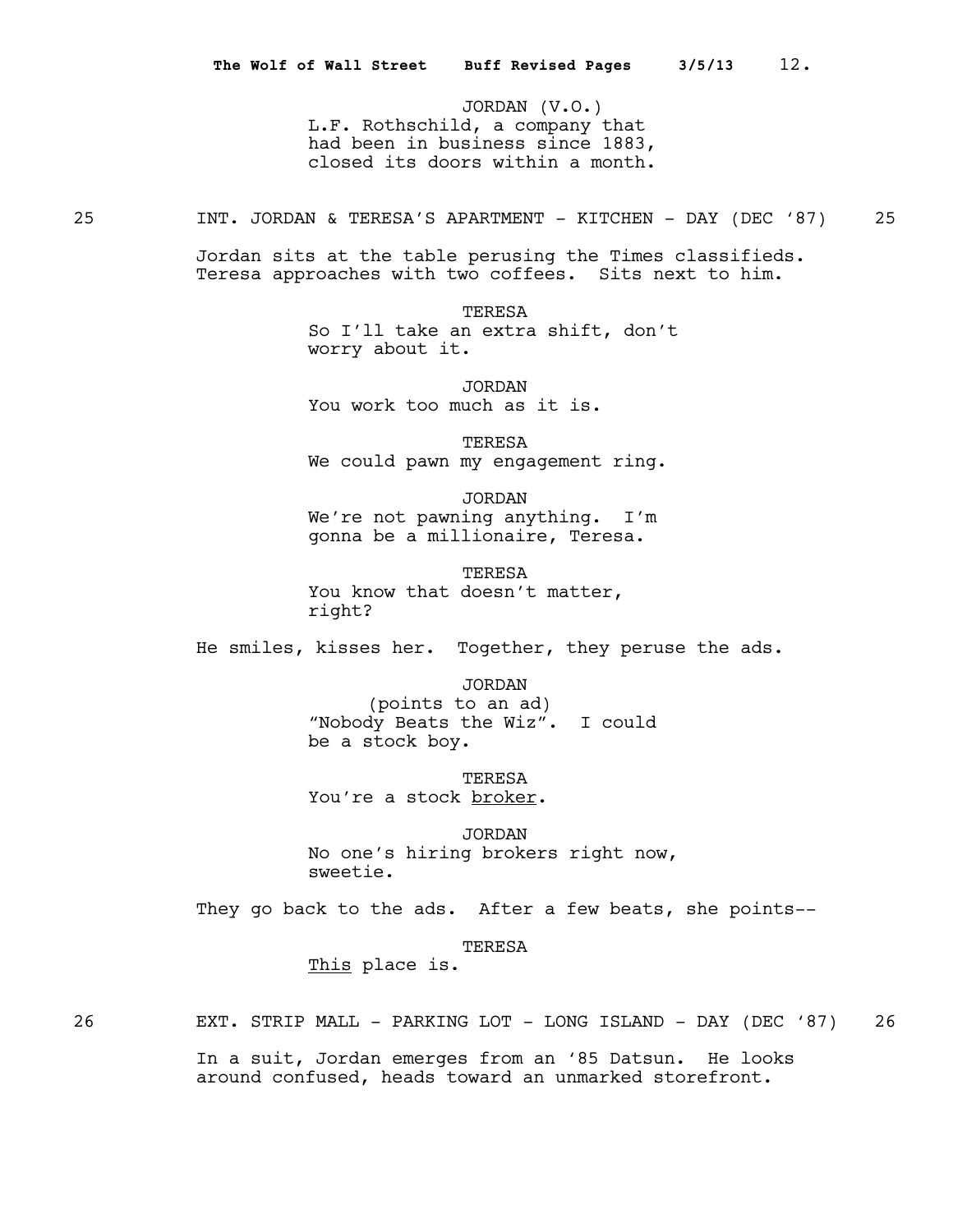JORDAN (V.O.)
L.F. Rothschild, a company that had been in business since 1883, closed its doors within a month.

25 INT. JORDAN & TERESA'S APARTMENT - KITCHEN - DAY (DEC '87) 25

Jordan sits at the table perusing the Times classifieds. Teresa approaches with two coffees. Sits next to him.

TERESA
So I'll take an extra shift, don't worry about it.

JORDAN
You work too much as it is.

TERESA
We could pawn my engagement ring.

JORDAN
We're not pawning anything. I'm gonna be a millionaire, Teresa.

TERESA
You know that doesn't matter, right?

He smiles, kisses her. Together, they peruse the ads.

JORDAN
(points to an ad)
"Nobody Beats the Wiz". I could be a stock boy.

TERESA
You're a stock <u>broker</u>.

JORDAN
No one's hiring brokers right now, sweetie.

They go back to the ads. After a few beats, she points--

TERESA
<u>This</u> place is.

26 EXT. STRIP MALL - PARKING LOT - LONG ISLAND - DAY (DEC '87) 26

In a suit, Jordan emerges from an '85 Datsun. He looks around confused, heads toward an unmarked storefront.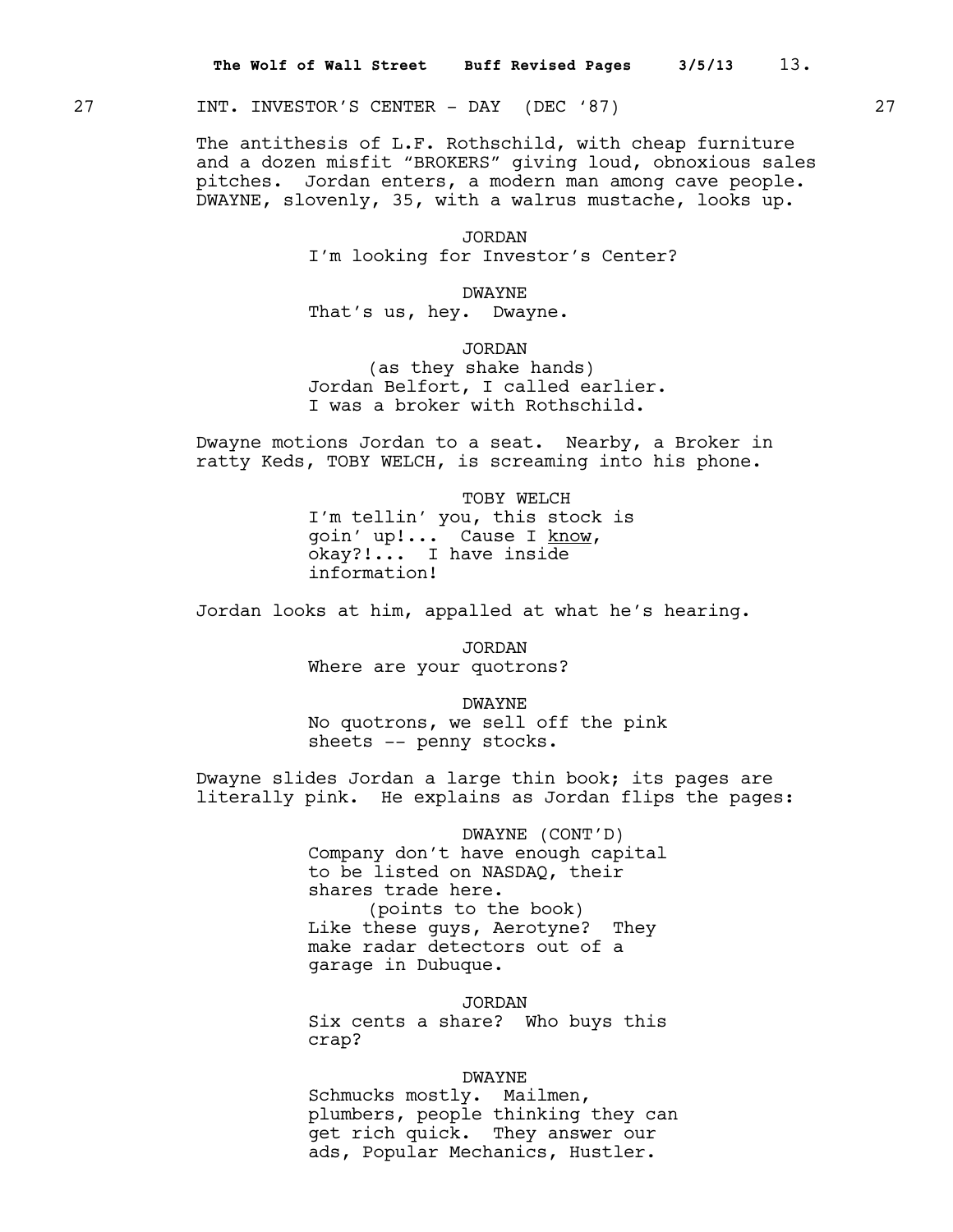27 INT. INVESTOR'S CENTER - DAY (DEC '87) 27

The antithesis of L.F. Rothschild, with cheap furniture and a dozen misfit "BROKERS" giving loud, obnoxious sales pitches. Jordan enters, a modern man among cave people. DWAYNE, slovenly, 35, with a walrus mustache, looks up.

JORDAN
I'm looking for Investor's Center?

DWAYNE
That's us, hey. Dwayne.

JORDAN
(as they shake hands)
Jordan Belfort, I called earlier. I was a broker with Rothschild.

Dwayne motions Jordan to a seat. Nearby, a Broker in ratty Keds, TOBY WELCH, is screaming into his phone.

TOBY WELCH
I'm tellin' you, this stock is goin' up!... Cause I know, okay?!... I have inside information!

Jordan looks at him, appalled at what he's hearing.

JORDAN
Where are your quotrons?

DWAYNE
No quotrons, we sell off the pink sheets -- penny stocks.

Dwayne slides Jordan a large thin book; its pages are literally pink. He explains as Jordan flips the pages:

DWAYNE (CONT'D)
Company don't have enough capital to be listed on NASDAQ, their shares trade here.
(points to the book)
Like these guys, Aerotyne? They make radar detectors out of a garage in Dubuque.

JORDAN
Six cents a share? Who buys this crap?

DWAYNE
Schmucks mostly. Mailmen, plumbers, people thinking they can get rich quick. They answer our ads, Popular Mechanics, Hustler.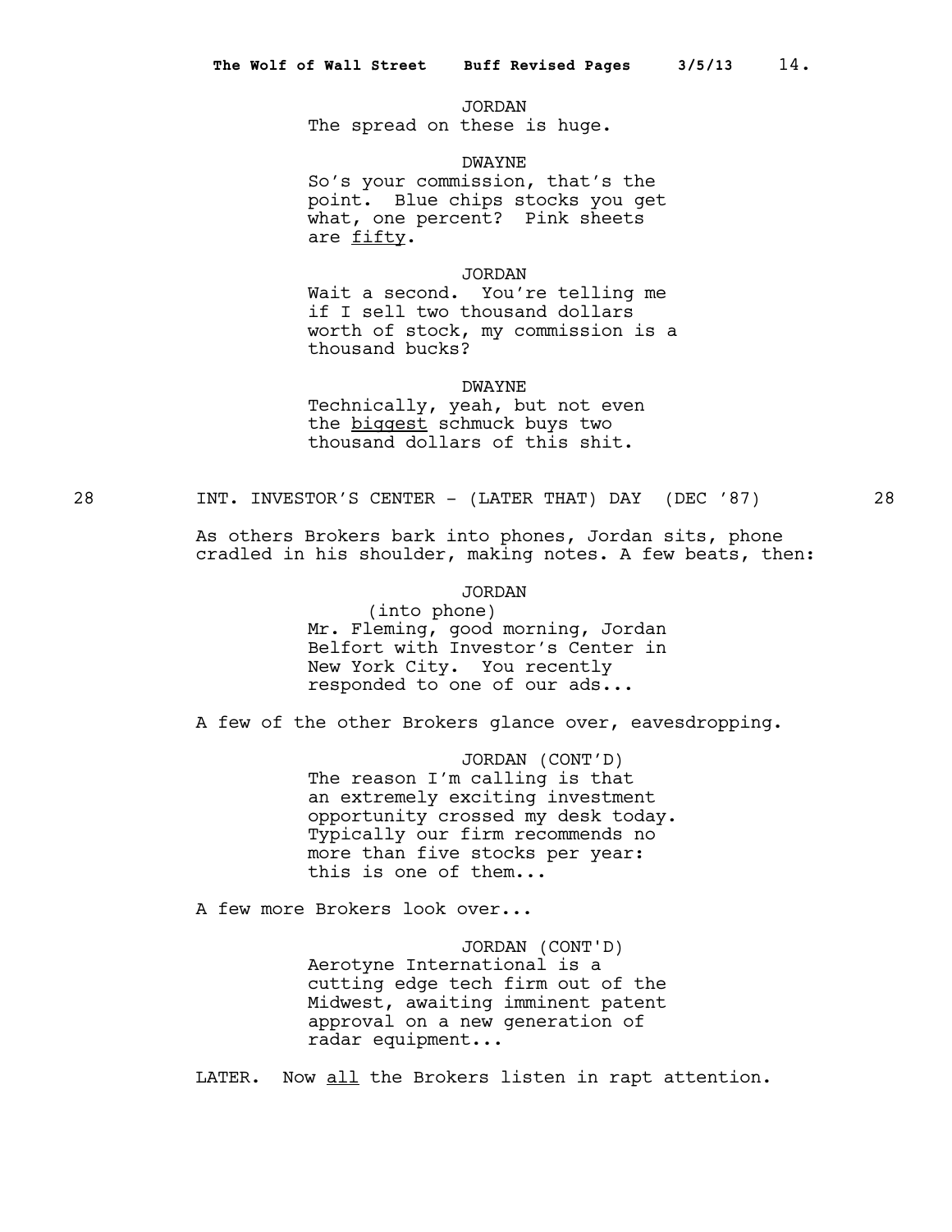JORDAN
The spread on these is huge.

DWAYNE
So's your commission, that's the point. Blue chips stocks you get what, one percent? Pink sheets are <u>fifty</u>.

JORDAN
Wait a second. You're telling me if I sell two thousand dollars worth of stock, my commission is a thousand bucks?

DWAYNE
Technically, yeah, but not even the <u>biggest</u> schmuck buys two thousand dollars of this shit.

28 INT. INVESTOR'S CENTER - (LATER THAT) DAY (DEC '87) 28

As others Brokers bark into phones, Jordan sits, phone cradled in his shoulder, making notes. A few beats, then:

JORDAN
(into phone)
Mr. Fleming, good morning, Jordan Belfort with Investor's Center in New York City. You recently responded to one of our ads...

A few of the other Brokers glance over, eavesdropping.

JORDAN (CONT'D)
The reason I'm calling is that an extremely exciting investment opportunity crossed my desk today. Typically our firm recommends no more than five stocks per year: this is one of them...

A few more Brokers look over...

JORDAN (CONT'D)
Aerotyne International is a cutting edge tech firm out of the Midwest, awaiting imminent patent approval on a new generation of radar equipment...

LATER. Now <u>all</u> the Brokers listen in rapt attention.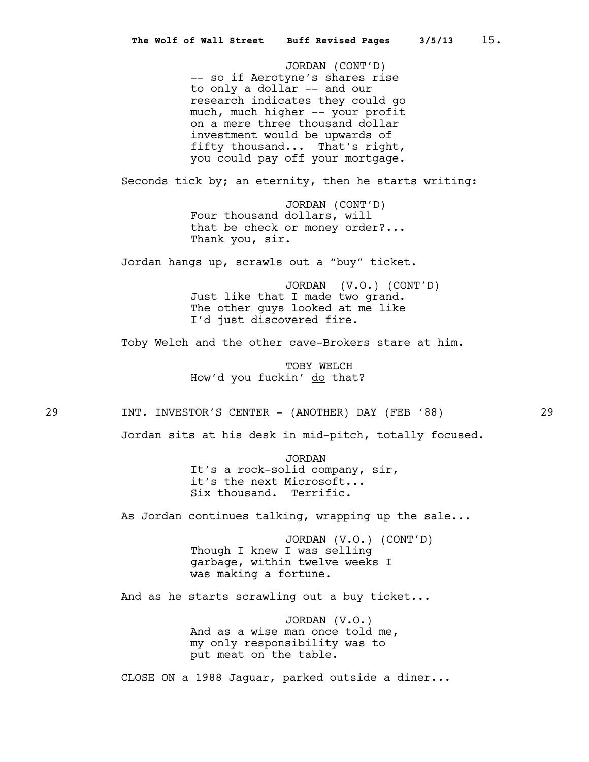JORDAN (CONT'D)
-- so if Aerotyne's shares rise to only a dollar -- and our research indicates they could go much, much higher -- your profit on a mere three thousand dollar investment would be upwards of fifty thousand... That's right, you <u>could</u> pay off your mortgage.

Seconds tick by; an eternity, then he starts writing:

JORDAN (CONT'D)
Four thousand dollars, will that be check or money order?... Thank you, sir.

Jordan hangs up, scrawls out a "buy" ticket.

JORDAN (V.O.) (CONT'D)
Just like that I made two grand. The other guys looked at me like I'd just discovered fire.

Toby Welch and the other cave-Brokers stare at him.

TOBY WELCH
How'd you fuckin' <u>do</u> that?

29 INT. INVESTOR'S CENTER - (ANOTHER) DAY (FEB '88) 29

Jordan sits at his desk in mid-pitch, totally focused.

JORDAN
It's a rock-solid company, sir, it's the next Microsoft... Six thousand. Terrific.

As Jordan continues talking, wrapping up the sale...

JORDAN (V.O.) (CONT'D)
Though I knew I was selling garbage, within twelve weeks I was making a fortune.

And as he starts scrawling out a buy ticket...

JORDAN (V.O.)
And as a wise man once told me, my only responsibility was to put meat on the table.

CLOSE ON a 1988 Jaguar, parked outside a diner...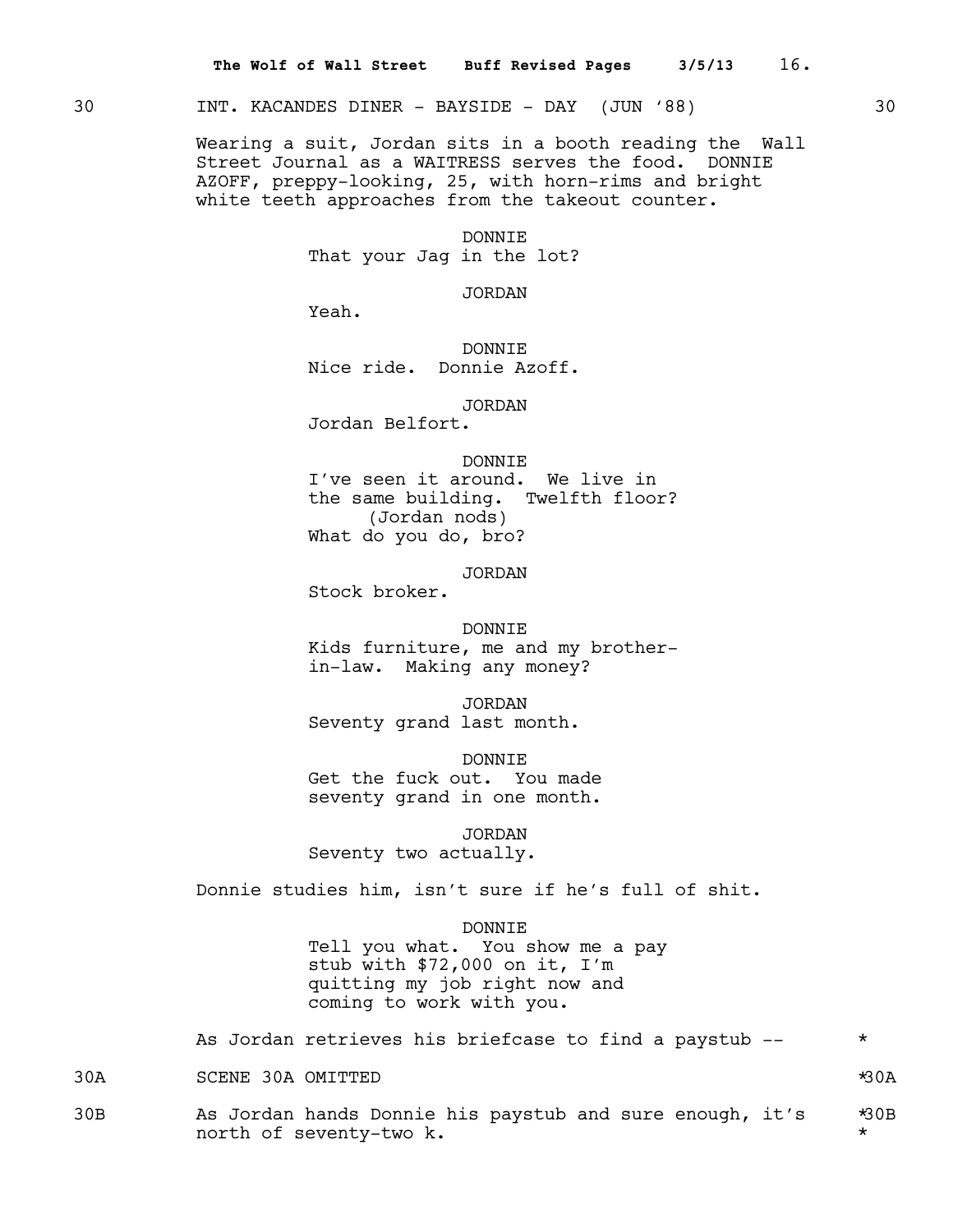30 INT. KACANDES DINER - BAYSIDE - DAY (JUN '88) 30

Wearing a suit, Jordan sits in a booth reading the Wall Street Journal as a WAITRESS serves the food. DONNIE AZOFF, preppy-looking, 25, with horn-rims and bright white teeth approaches from the takeout counter.

DONNIE
That your Jag in the lot?

JORDAN
Yeah.

DONNIE
Nice ride. Donnie Azoff.

JORDAN
Jordan Belfort.

DONNIE
I've seen it around. We live in the same building. Twelfth floor?
(Jordan nods)
What do you do, bro?

JORDAN
Stock broker.

DONNIE
Kids furniture, me and my brother-in-law. Making any money?

JORDAN
Seventy grand last month.

DONNIE
Get the fuck out. You made seventy grand in one month.

JORDAN
Seventy two actually.

Donnie studies him, isn't sure if he's full of shit.

DONNIE
Tell you what. You show me a pay stub with $72,000 on it, I'm quitting my job right now and coming to work with you.

As Jordan retrieves his briefcase to find a paystub -- *

30A SCENE 30A OMITTED *30A

30B As Jordan hands Donnie his paystub and sure enough, it's north of seventy-two k. *30B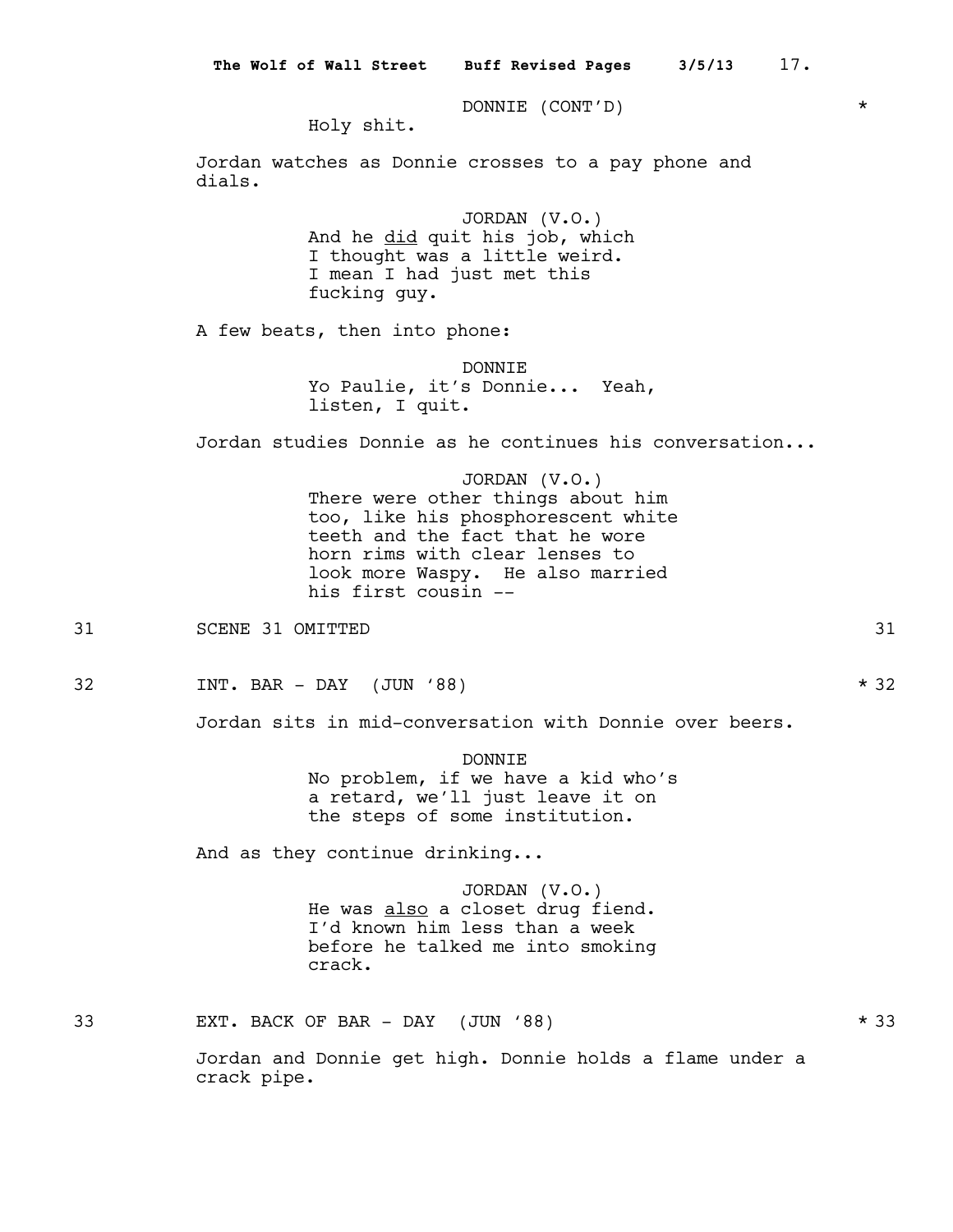DONNIE (CONT'D)
Holy shit.

Jordan watches as Donnie crosses to a pay phone and dials.

JORDAN (V.O.)
And he _did_ quit his job, which I thought was a little weird. I mean I had just met this fucking guy.

A few beats, then into phone:

DONNIE
Yo Paulie, it's Donnie... Yeah, listen, I quit.

Jordan studies Donnie as he continues his conversation...

JORDAN (V.O.)
There were other things about him too, like his phosphorescent white teeth and the fact that he wore horn rims with clear lenses to look more Waspy. He also married his first cousin --

31 SCENE 31 OMITTED 31

32 INT. BAR - DAY (JUN '88) 32

Jordan sits in mid-conversation with Donnie over beers.

DONNIE
No problem, if we have a kid who's a retard, we'll just leave it on the steps of some institution.

And as they continue drinking...

JORDAN (V.O.)
He was _also_ a closet drug fiend. I'd known him less than a week before he talked me into smoking crack.

33 EXT. BACK OF BAR - DAY (JUN '88) 33

Jordan and Donnie get high. Donnie holds a flame under a crack pipe.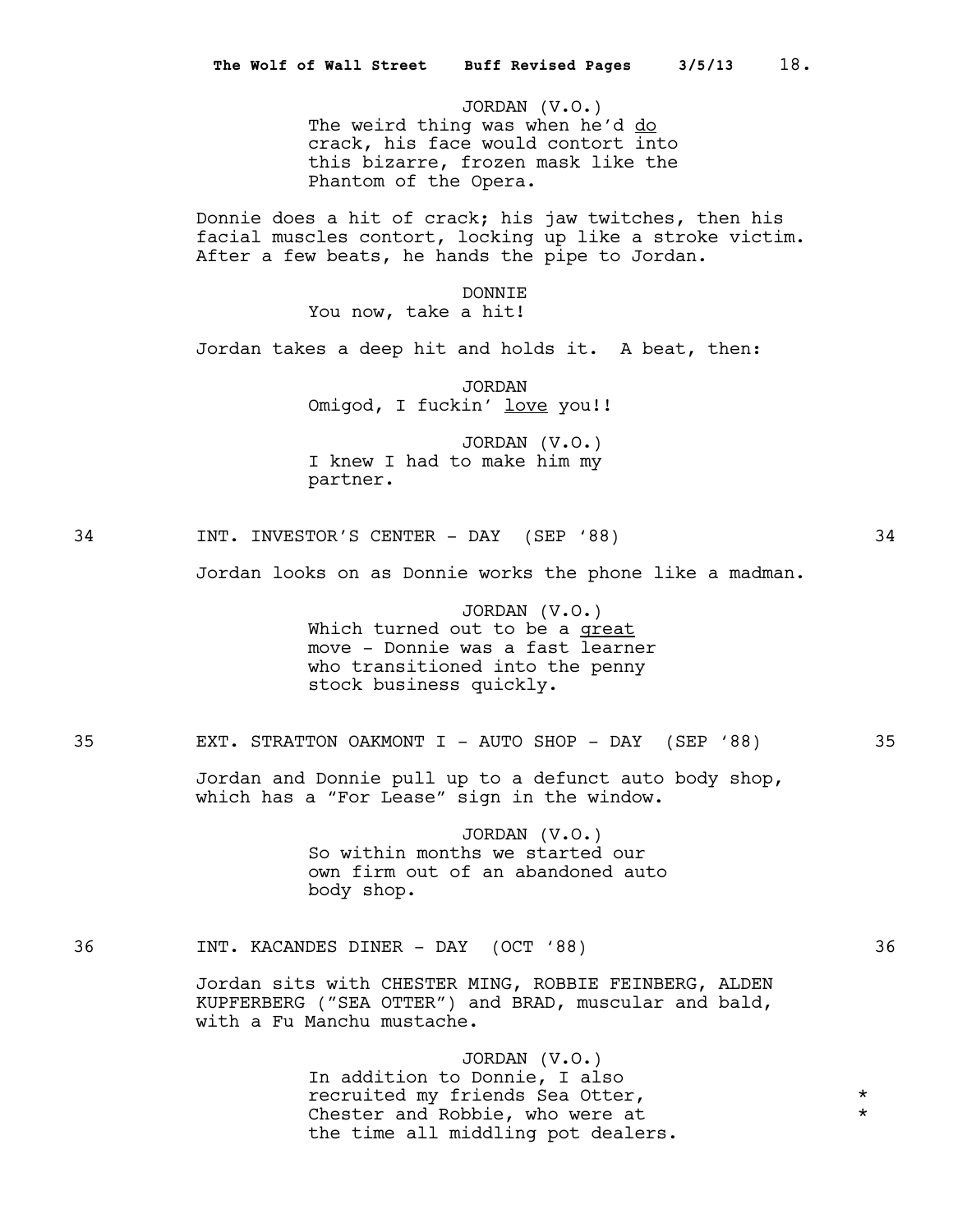JORDAN (V.O.)
The weird thing was when he'd _do_ crack, his face would contort into this bizarre, frozen mask like the Phantom of the Opera.

Donnie does a hit of crack; his jaw twitches, then his facial muscles contort, locking up like a stroke victim. After a few beats, he hands the pipe to Jordan.

DONNIE
You now, take a hit!

Jordan takes a deep hit and holds it. A beat, then:

JORDAN
Omigod, I fuckin' _love_ you!!

JORDAN (V.O.)
I knew I had to make him my partner.

34 INT. INVESTOR'S CENTER - DAY (SEP '88) 34

Jordan looks on as Donnie works the phone like a madman.

JORDAN (V.O.)
Which turned out to be a _great_ move - Donnie was a fast learner who transitioned into the penny stock business quickly.

35 EXT. STRATTON OAKMONT I - AUTO SHOP - DAY (SEP '88) 35

Jordan and Donnie pull up to a defunct auto body shop, which has a "For Lease" sign in the window.

JORDAN (V.O.)
So within months we started our own firm out of an abandoned auto body shop.

36 INT. KACANDES DINER - DAY (OCT '88) 36

Jordan sits with CHESTER MING, ROBBIE FEINBERG, ALDEN KUPFERBERG ("SEA OTTER") and BRAD, muscular and bald, with a Fu Manchu mustache.

JORDAN (V.O.)
In addition to Donnie, I also recruited my friends Sea Otter, *
Chester and Robbie, who were at *
the time all middling pot dealers.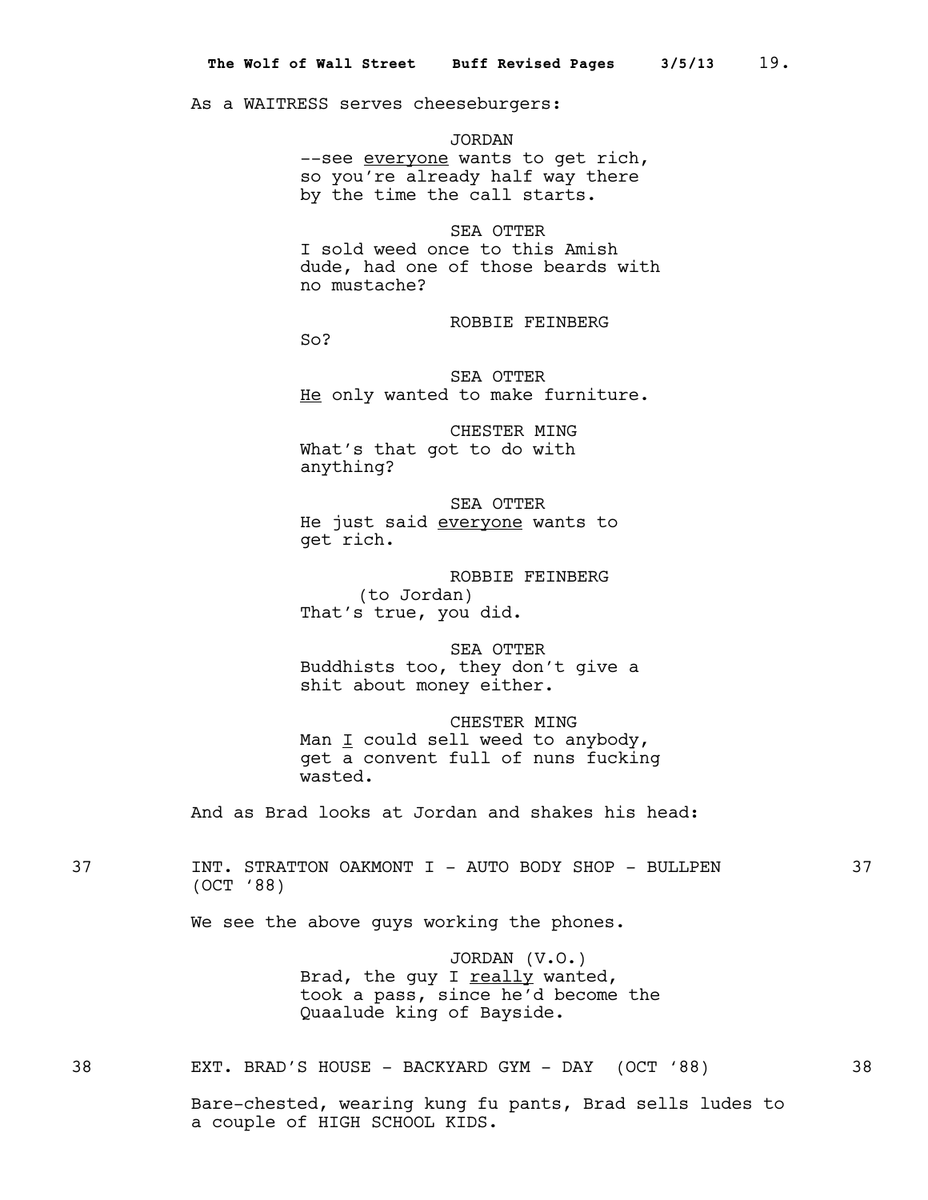As a WAITRESS serves cheeseburgers:

JORDAN
--see <u>everyone</u> wants to get rich, so you're already half way there by the time the call starts.

SEA OTTER
I sold weed once to this Amish dude, had one of those beards with no mustache?

ROBBIE FEINBERG
So?

SEA OTTER
<u>He</u> only wanted to make furniture.

CHESTER MING
What's that got to do with anything?

SEA OTTER
He just said <u>everyone</u> wants to get rich.

ROBBIE FEINBERG
(to Jordan)
That's true, you did.

SEA OTTER
Buddhists too, they don't give a shit about money either.

CHESTER MING
Man <u>I</u> could sell weed to anybody, get a convent full of nuns fucking wasted.

And as Brad looks at Jordan and shakes his head:

37 INT. STRATTON OAKMONT I - AUTO BODY SHOP - BULLPEN (OCT '88) 37

We see the above guys working the phones.

JORDAN (V.O.)
Brad, the guy I <u>really</u> wanted, took a pass, since he'd become the Quaalude king of Bayside.

38 EXT. BRAD'S HOUSE - BACKYARD GYM - DAY (OCT '88) 38

Bare-chested, wearing kung fu pants, Brad sells ludes to a couple of HIGH SCHOOL KIDS.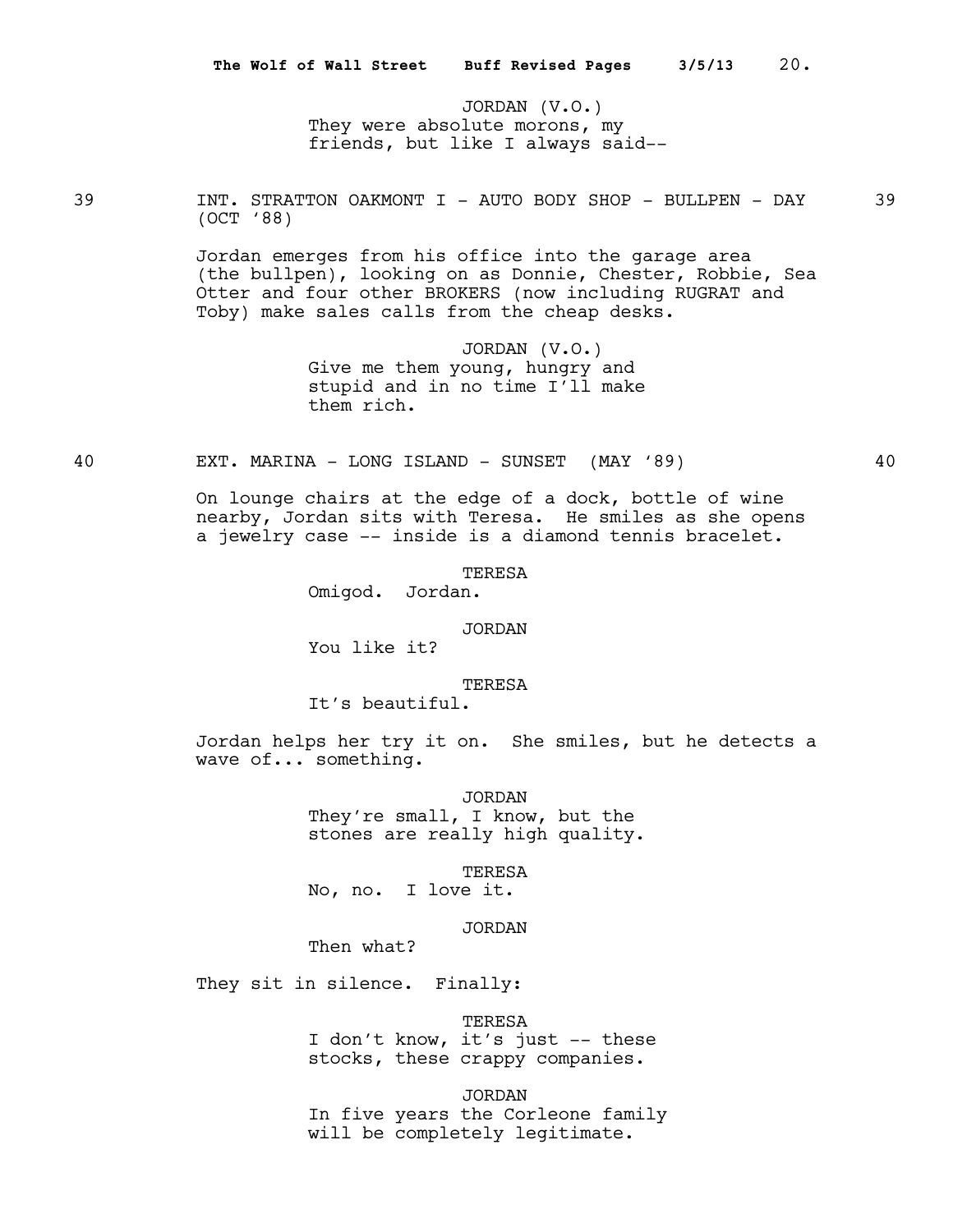JORDAN (V.O.)
They were absolute morons, my friends, but like I always said--

39 INT. STRATTON OAKMONT I - AUTO BODY SHOP - BULLPEN - DAY (OCT '88) 39

Jordan emerges from his office into the garage area (the bullpen), looking on as Donnie, Chester, Robbie, Sea Otter and four other BROKERS (now including RUGRAT and Toby) make sales calls from the cheap desks.

JORDAN (V.O.)
Give me them young, hungry and stupid and in no time I'll make them rich.

40 EXT. MARINA - LONG ISLAND - SUNSET (MAY '89) 40

On lounge chairs at the edge of a dock, bottle of wine nearby, Jordan sits with Teresa. He smiles as she opens a jewelry case -- inside is a diamond tennis bracelet.

TERESA
Omigod. Jordan.

JORDAN
You like it?

TERESA
It's beautiful.

Jordan helps her try it on. She smiles, but he detects a wave of... something.

JORDAN
They're small, I know, but the stones are really high quality.

TERESA
No, no. I love it.

JORDAN
Then what?

They sit in silence. Finally:

TERESA
I don't know, it's just -- these stocks, these crappy companies.

JORDAN
In five years the Corleone family will be completely legitimate.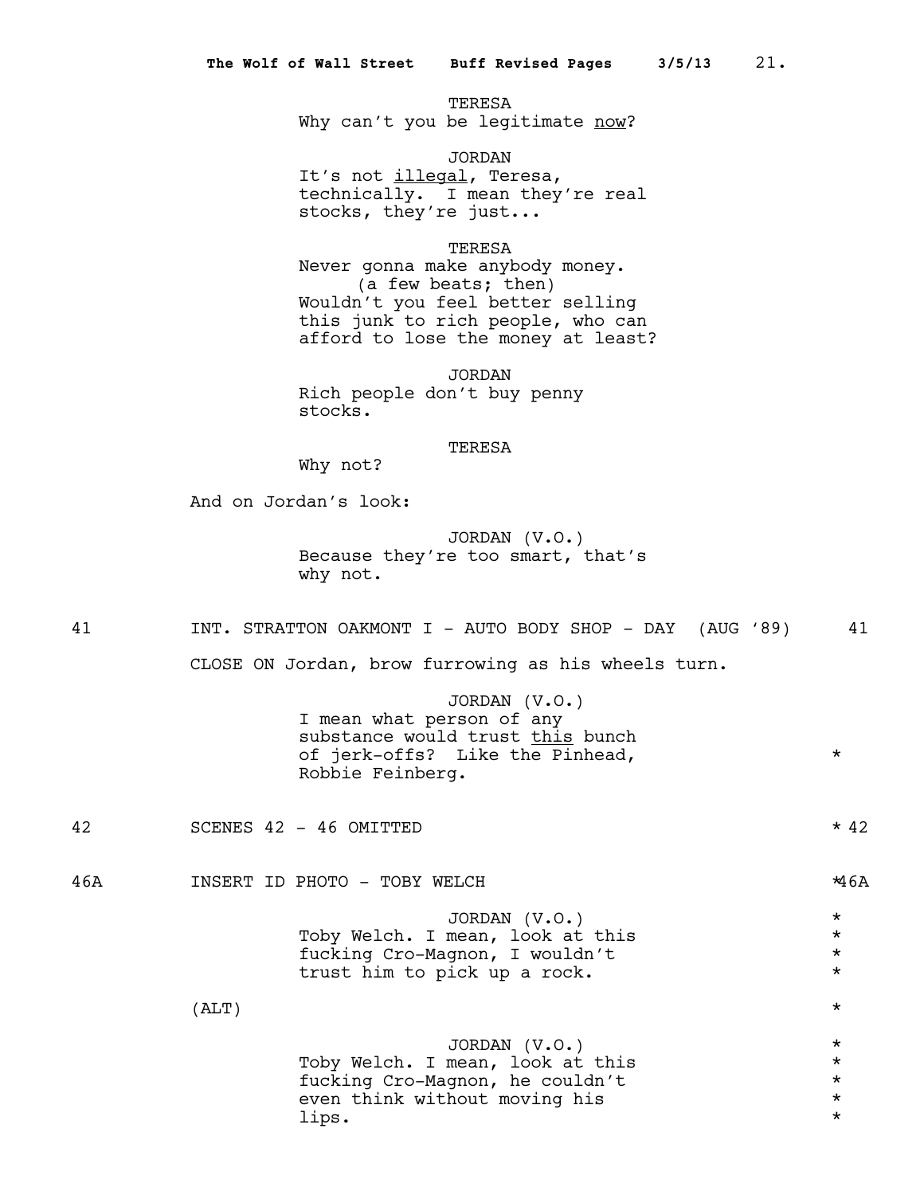TERESA
Why can't you be legitimate now?

JORDAN
It's not illegal, Teresa, technically. I mean they're real stocks, they're just...

TERESA
Never gonna make anybody money.
(a few beats; then)
Wouldn't you feel better selling this junk to rich people, who can afford to lose the money at least?

JORDAN
Rich people don't buy penny stocks.

TERESA
Why not?

And on Jordan's look:

JORDAN (V.O.)
Because they're too smart, that's why not.

41 INT. STRATTON OAKMONT I - AUTO BODY SHOP - DAY (AUG '89) 41

CLOSE ON Jordan, brow furrowing as his wheels turn.

JORDAN (V.O.)
I mean what person of any substance would trust this bunch of jerk-offs? Like the Pinhead, Robbie Feinberg. *

42 SCENES 42 - 46 OMITTED * 42

46A INSERT ID PHOTO - TOBY WELCH * 46A

JORDAN (V.O.) *
Toby Welch. I mean, look at this *
fucking Cro-Magnon, I wouldn't *
trust him to pick up a rock. *

(ALT) *

JORDAN (V.O.) *
Toby Welch. I mean, look at this *
fucking Cro-Magnon, he couldn't *
even think without moving his *
lips. *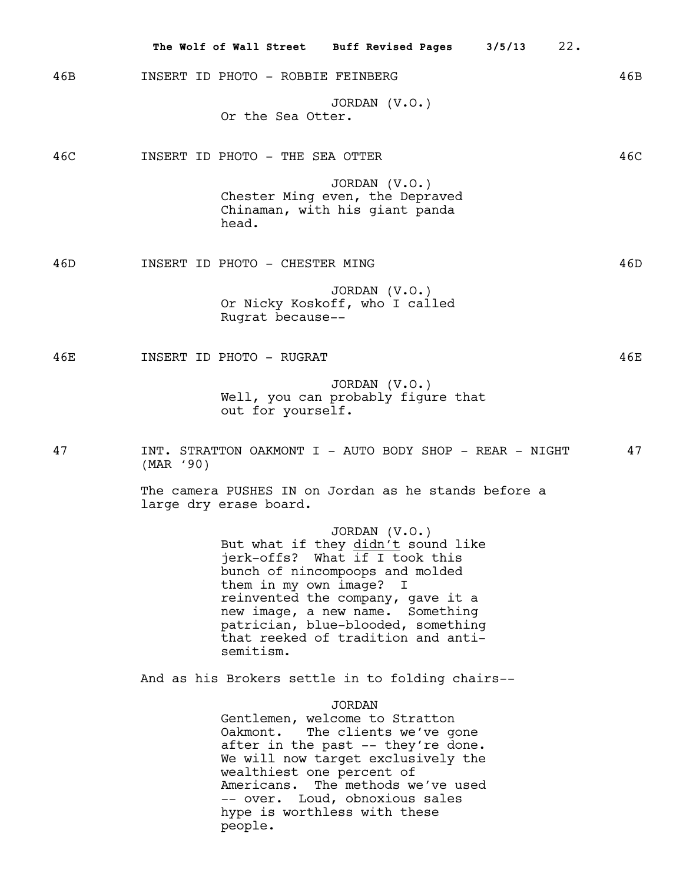46B INSERT ID PHOTO - ROBBIE FEINBERG 46B

JORDAN (V.O.)
Or the Sea Otter.

46C INSERT ID PHOTO - THE SEA OTTER 46C

JORDAN (V.O.)
Chester Ming even, the Depraved Chinaman, with his giant panda head.

46D INSERT ID PHOTO - CHESTER MING 46D

JORDAN (V.O.)
Or Nicky Koskoff, who I called Rugrat because--

46E INSERT ID PHOTO - RUGRAT 46E

JORDAN (V.O.)
Well, you can probably figure that out for yourself.

47 INT. STRATTON OAKMONT I - AUTO BODY SHOP - REAR - NIGHT (MAR '90) 47

The camera PUSHES IN on Jordan as he stands before a large dry erase board.

JORDAN (V.O.)
But what if they _didn't_ sound like jerk-offs? What if I took this bunch of nincompoops and molded them in my own image? I reinvented the company, gave it a new image, a new name. Something patrician, blue-blooded, something that reeked of tradition and anti-semitism.

And as his Brokers settle in to folding chairs--

JORDAN
Gentlemen, welcome to Stratton Oakmont. The clients we've gone after in the past -- they're done. We will now target exclusively the wealthiest one percent of Americans. The methods we've used -- over. Loud, obnoxious sales hype is worthless with these people.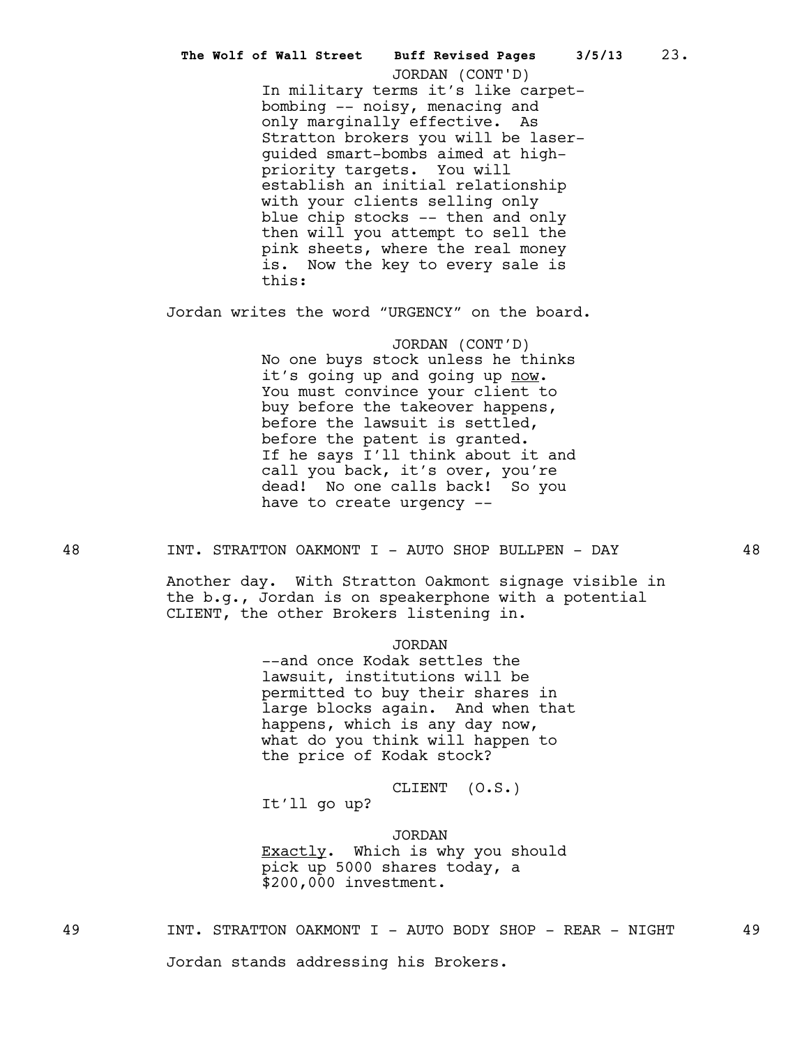JORDAN (CONT'D)
In military terms it's like carpet-bombing -- noisy, menacing and only marginally effective. As Stratton brokers you will be laser-guided smart-bombs aimed at high-priority targets. You will establish an initial relationship with your clients selling only blue chip stocks -- then and only then will you attempt to sell the pink sheets, where the real money is. Now the key to every sale is this:

Jordan writes the word "URGENCY" on the board.

JORDAN (CONT'D)
No one buys stock unless he thinks it's going up and going up <u>now</u>. You must convince your client to buy before the takeover happens, before the lawsuit is settled, before the patent is granted. If he says I'll think about it and call you back, it's over, you're dead! No one calls back! So you have to create urgency --

48 INT. STRATTON OAKMONT I - AUTO SHOP BULLPEN - DAY 48

Another day. With Stratton Oakmont signage visible in the b.g., Jordan is on speakerphone with a potential CLIENT, the other Brokers listening in.

JORDAN
--and once Kodak settles the lawsuit, institutions will be permitted to buy their shares in large blocks again. And when that happens, which is any day now, what do you think will happen to the price of Kodak stock?

CLIENT (O.S.)
It'll go up?

JORDAN
<u>Exactly</u>. Which is why you should pick up 5000 shares today, a $200,000 investment.

49 INT. STRATTON OAKMONT I - AUTO BODY SHOP - REAR - NIGHT 49

Jordan stands addressing his Brokers.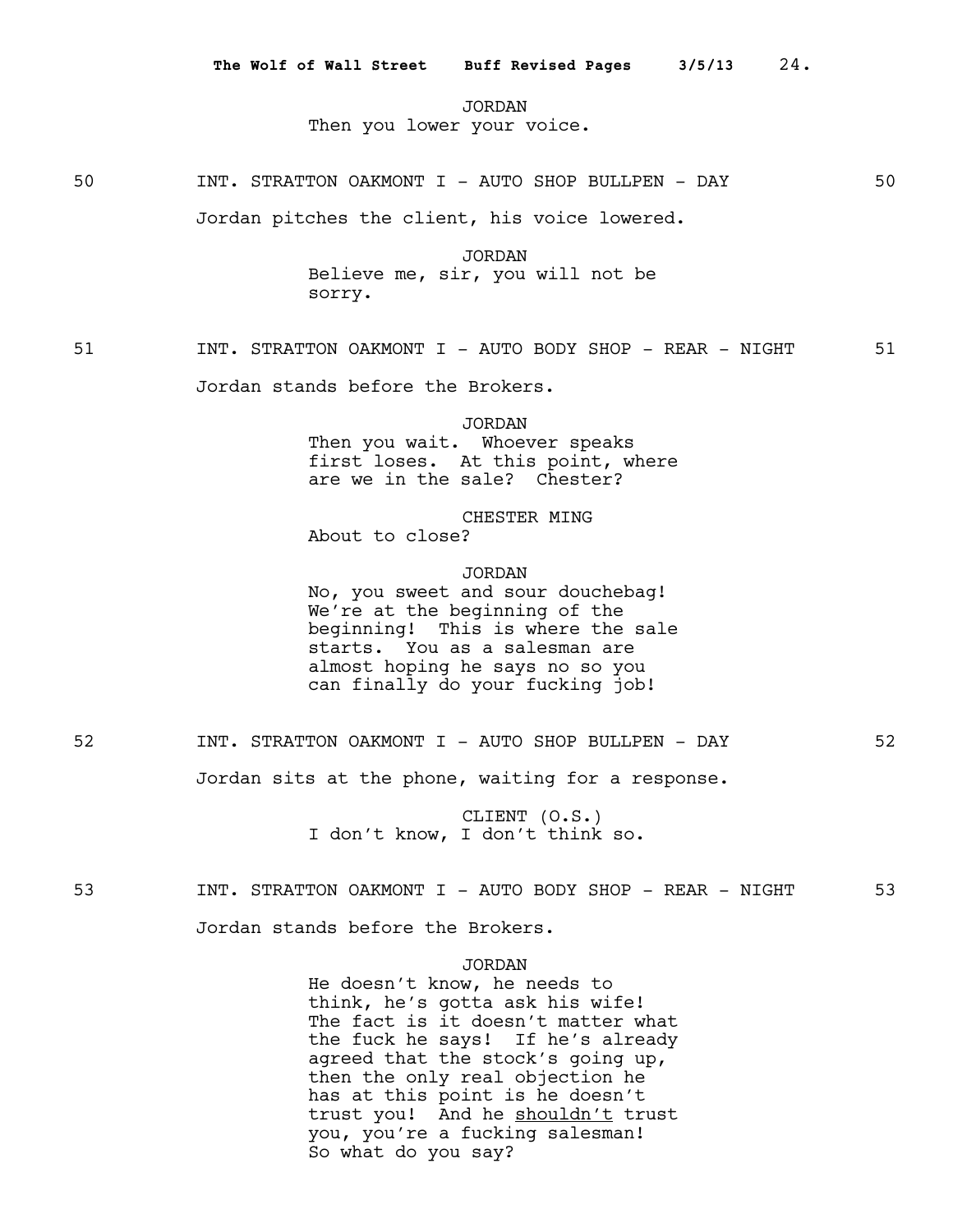JORDAN
Then you lower your voice.

50 INT. STRATTON OAKMONT I - AUTO SHOP BULLPEN - DAY 50

Jordan pitches the client, his voice lowered.

JORDAN
Believe me, sir, you will not be sorry.

51 INT. STRATTON OAKMONT I - AUTO BODY SHOP - REAR - NIGHT 51

Jordan stands before the Brokers.

JORDAN
Then you wait. Whoever speaks first loses. At this point, where are we in the sale? Chester?

CHESTER MING
About to close?

JORDAN
No, you sweet and sour douchebag! We're at the beginning of the beginning! This is where the sale starts. You as a salesman are almost hoping he says no so you can finally do your fucking job!

52 INT. STRATTON OAKMONT I - AUTO SHOP BULLPEN - DAY 52

Jordan sits at the phone, waiting for a response.

CLIENT (O.S.)
I don't know, I don't think so.

53 INT. STRATTON OAKMONT I - AUTO BODY SHOP - REAR - NIGHT 53

Jordan stands before the Brokers.

JORDAN
He doesn't know, he needs to think, he's gotta ask his wife! The fact is it doesn't matter what the fuck he says! If he's already agreed that the stock's going up, then the only real objection he has at this point is he doesn't trust you! And he <u>shouldn't</u> trust you, you're a fucking salesman! So what do you say?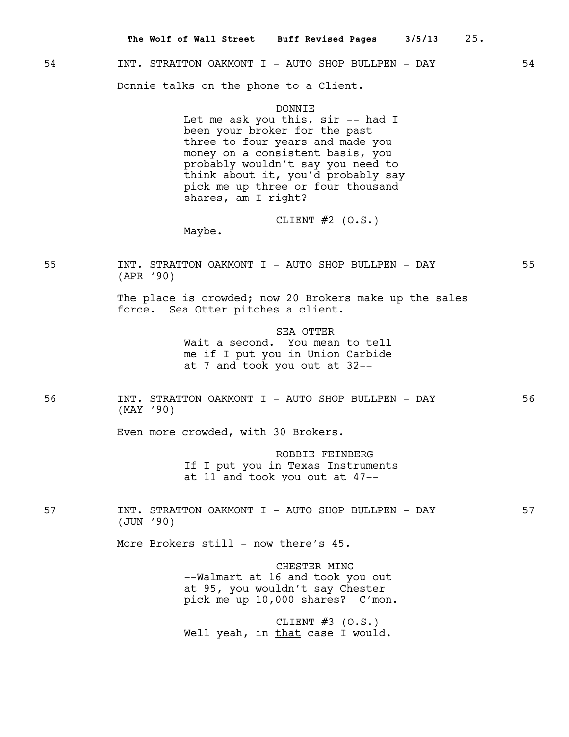54 INT. STRATTON OAKMONT I - AUTO SHOP BULLPEN - DAY 54

Donnie talks on the phone to a Client.

DONNIE
Let me ask you this, sir -- had I been your broker for the past three to four years and made you money on a consistent basis, you probably wouldn't say you need to think about it, you'd probably say pick me up three or four thousand shares, am I right?

CLIENT #2 (O.S.)
Maybe.

55 INT. STRATTON OAKMONT I - AUTO SHOP BULLPEN - DAY 55
(APR '90)

The place is crowded; now 20 Brokers make up the sales force. Sea Otter pitches a client.

SEA OTTER
Wait a second. You mean to tell me if I put you in Union Carbide at 7 and took you out at 32--

56 INT. STRATTON OAKMONT I - AUTO SHOP BULLPEN - DAY 56
(MAY '90)

Even more crowded, with 30 Brokers.

ROBBIE FEINBERG
If I put you in Texas Instruments at 11 and took you out at 47--

57 INT. STRATTON OAKMONT I - AUTO SHOP BULLPEN - DAY 57
(JUN '90)

More Brokers still - now there's 45.

CHESTER MING
--Walmart at 16 and took you out at 95, you wouldn't say Chester pick me up 10,000 shares? C'mon.

CLIENT #3 (O.S.)
Well yeah, in <u>that</u> case I would.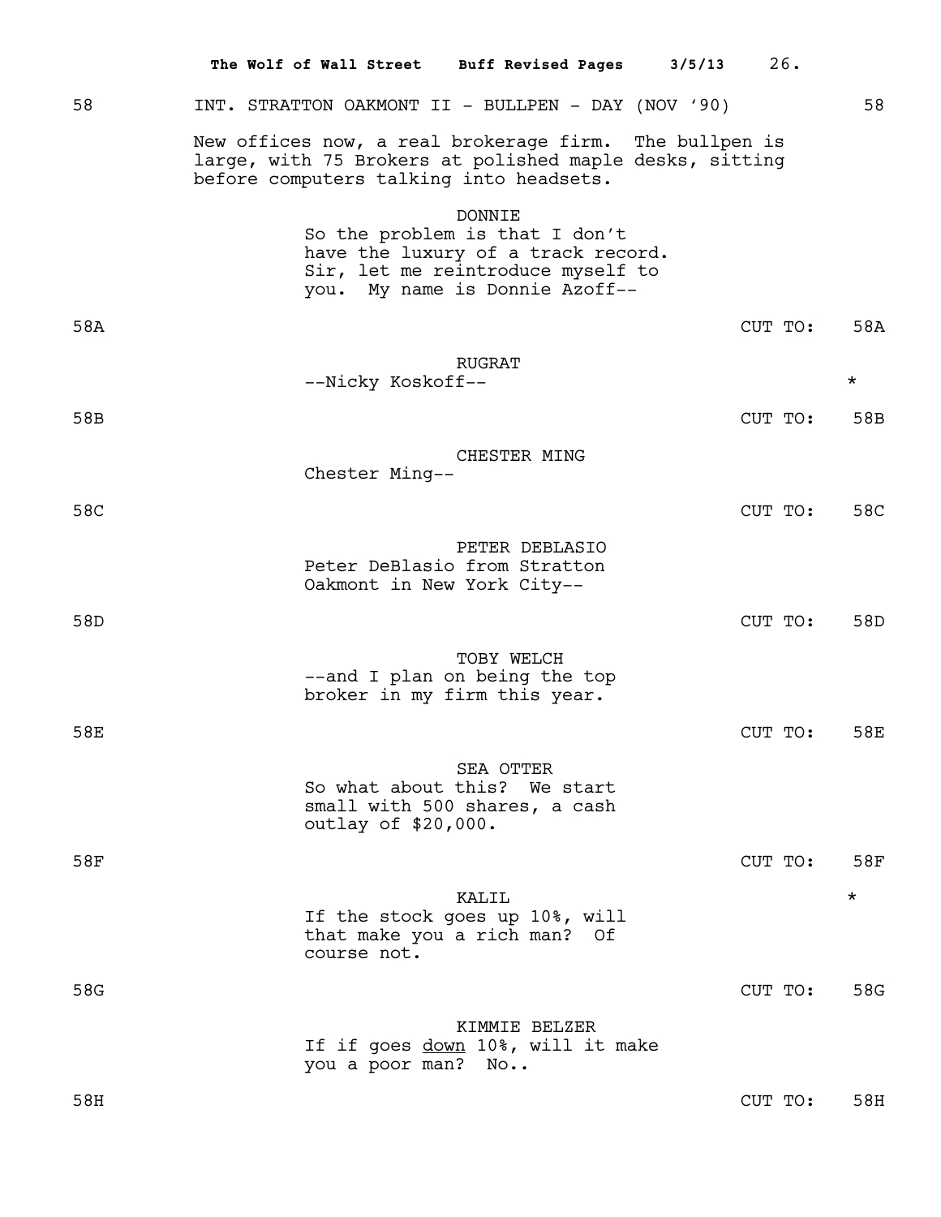58 INT. STRATTON OAKMONT II - BULLPEN - DAY (NOV '90) 58

New offices now, a real brokerage firm. The bullpen is large, with 75 Brokers at polished maple desks, sitting before computers talking into headsets.

DONNIE
So the problem is that I don't have the luxury of a track record. Sir, let me reintroduce myself to you. My name is Donnie Azoff--

58A CUT TO: 58A

RUGRAT
--Nicky Koskoff-- *

58B CUT TO: 58B

CHESTER MING
Chester Ming--

58C CUT TO: 58C

PETER DEBLASIO
Peter DeBlasio from Stratton Oakmont in New York City--

58D CUT TO: 58D

TOBY WELCH
--and I plan on being the top broker in my firm this year.

58E CUT TO: 58E

SEA OTTER
So what about this? We start small with 500 shares, a cash outlay of $20,000.

58F CUT TO: 58F

KALIL *
If the stock goes up 10%, will that make you a rich man? Of course not.

58G CUT TO: 58G

KIMMIE BELZER
If if goes <u>down</u> 10%, will it make you a poor man? No..

58H CUT TO: 58H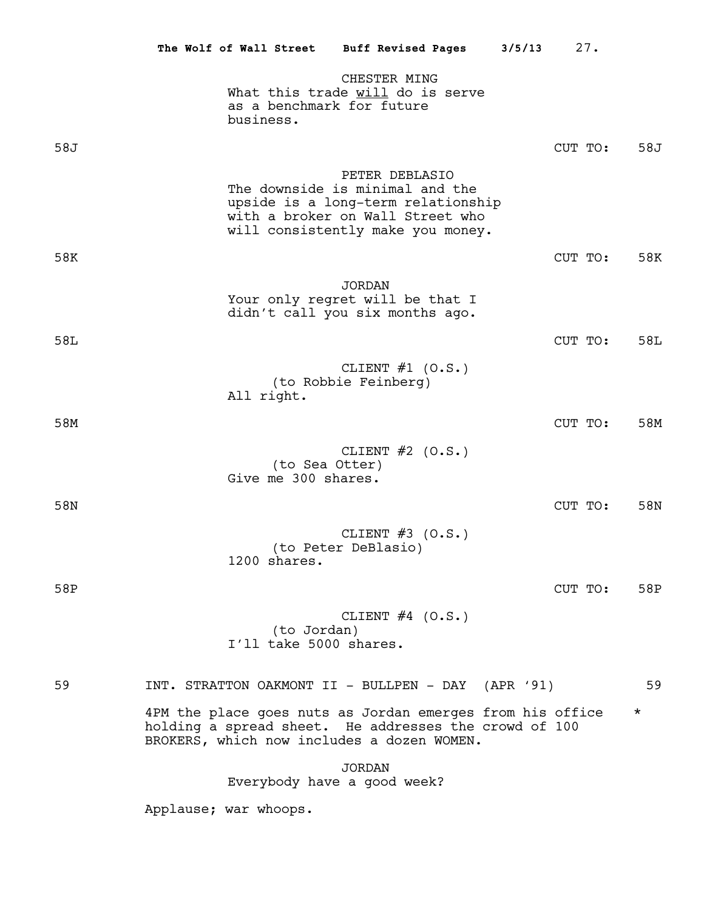CHESTER MING
What this trade *will* do is serve as a benchmark for future business.

58J CUT TO: 58J

PETER DEBLASIO
The downside is minimal and the upside is a long-term relationship with a broker on Wall Street who will consistently make you money.

58K CUT TO: 58K

JORDAN
Your only regret will be that I didn't call you six months ago.

58L CUT TO: 58L

CLIENT #1 (O.S.)
(to Robbie Feinberg)
All right.

58M CUT TO: 58M

CLIENT #2 (O.S.)
(to Sea Otter)
Give me 300 shares.

58N CUT TO: 58N

CLIENT #3 (O.S.)
(to Peter DeBlasio)
1200 shares.

58P CUT TO: 58P

CLIENT #4 (O.S.)
(to Jordan)
I'll take 5000 shares.

59 INT. STRATTON OAKMONT II - BULLPEN - DAY (APR '91) 59

4PM the place goes nuts as Jordan emerges from his office holding a spread sheet. He addresses the crowd of 100 BROKERS, which now includes a dozen WOMEN. *

JORDAN
Everybody have a good week?

Applause; war whoops.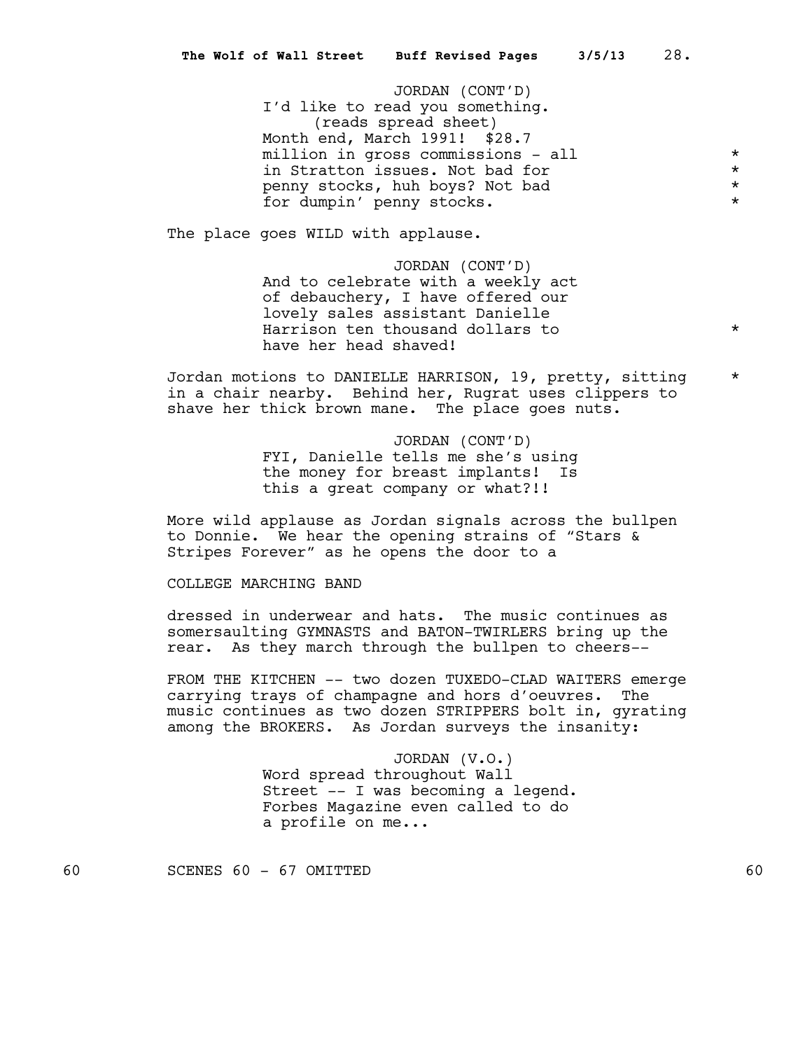JORDAN (CONT'D)
I'd like to read you something.
(reads spread sheet)
Month end, March 1991! $28.7 million in gross commissions - all in Stratton issues. Not bad for penny stocks, huh boys? Not bad for dumpin' penny stocks. *

The place goes WILD with applause.

JORDAN (CONT'D)
And to celebrate with a weekly act of debauchery, I have offered our lovely sales assistant Danielle Harrison ten thousand dollars to have her head shaved! *

Jordan motions to DANIELLE HARRISON, 19, pretty, sitting in a chair nearby. Behind her, Rugrat uses clippers to shave her thick brown mane. The place goes nuts. *

JORDAN (CONT'D)
FYI, Danielle tells me she's using the money for breast implants! Is this a great company or what?!!

More wild applause as Jordan signals across the bullpen to Donnie. We hear the opening strains of "Stars & Stripes Forever" as he opens the door to a

COLLEGE MARCHING BAND

dressed in underwear and hats. The music continues as somersaulting GYMNASTS and BATON-TWIRLERS bring up the rear. As they march through the bullpen to cheers--

FROM THE KITCHEN -- two dozen TUXEDO-CLAD WAITERS emerge carrying trays of champagne and hors d'oeuvres. The music continues as two dozen STRIPPERS bolt in, gyrating among the BROKERS. As Jordan surveys the insanity:

JORDAN (V.O.)
Word spread throughout Wall Street -- I was becoming a legend. Forbes Magazine even called to do a profile on me...

60 SCENES 60 - 67 OMITTED 60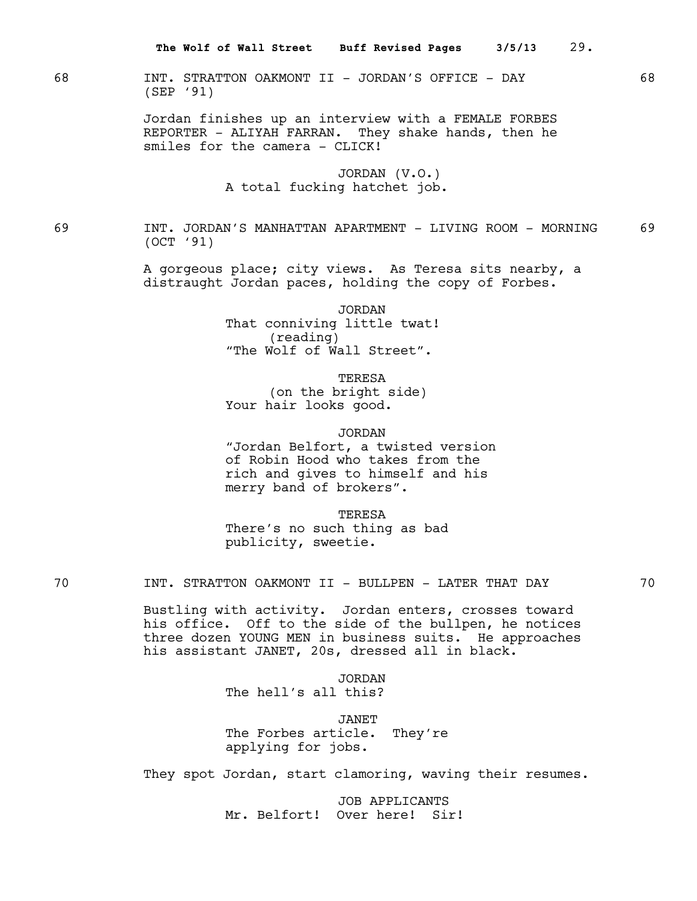68 INT. STRATTON OAKMONT II - JORDAN'S OFFICE - DAY (SEP '91) 68

Jordan finishes up an interview with a FEMALE FORBES REPORTER - ALIYAH FARRAN. They shake hands, then he smiles for the camera - CLICK!

JORDAN (V.O.)
A total fucking hatchet job.

69 INT. JORDAN'S MANHATTAN APARTMENT - LIVING ROOM - MORNING (OCT '91) 69

A gorgeous place; city views. As Teresa sits nearby, a distraught Jordan paces, holding the copy of Forbes.

JORDAN
That conniving little twat!
(reading)
"The Wolf of Wall Street".

TERESA
(on the bright side)
Your hair looks good.

JORDAN
"Jordan Belfort, a twisted version of Robin Hood who takes from the rich and gives to himself and his merry band of brokers".

TERESA
There's no such thing as bad publicity, sweetie.

70 INT. STRATTON OAKMONT II - BULLPEN - LATER THAT DAY 70

Bustling with activity. Jordan enters, crosses toward his office. Off to the side of the bullpen, he notices three dozen YOUNG MEN in business suits. He approaches his assistant JANET, 20s, dressed all in black.

JORDAN
The hell's all this?

JANET
The Forbes article. They're applying for jobs.

They spot Jordan, start clamoring, waving their resumes.

JOB APPLICANTS
Mr. Belfort! Over here! Sir!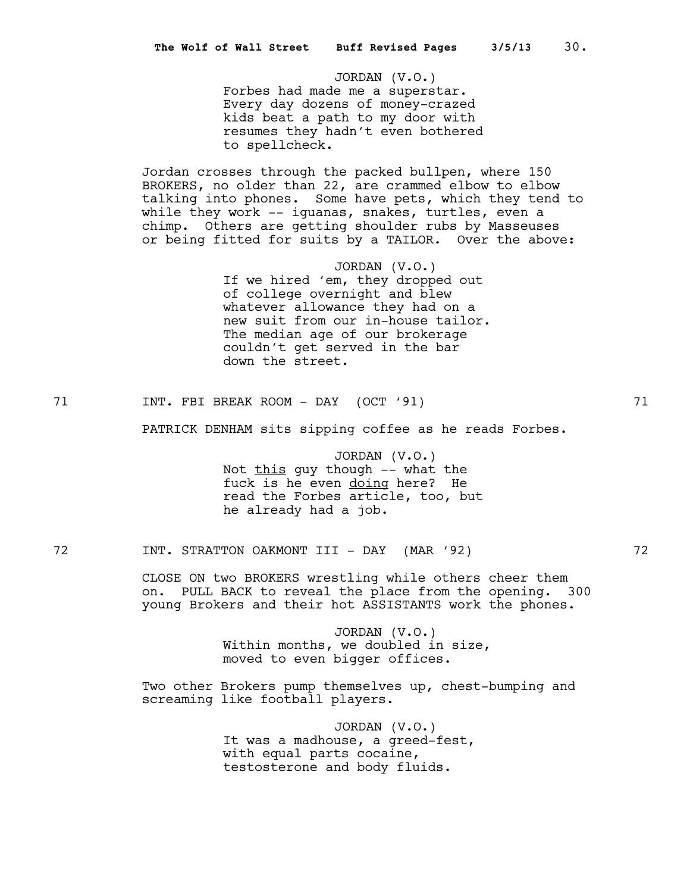JORDAN (V.O.)
Forbes had made me a superstar. Every day dozens of money-crazed kids beat a path to my door with resumes they hadn't even bothered to spellcheck.

Jordan crosses through the packed bullpen, where 150 BROKERS, no older than 22, are crammed elbow to elbow talking into phones. Some have pets, which they tend to while they work -- iguanas, snakes, turtles, even a chimp. Others are getting shoulder rubs by Masseuses or being fitted for suits by a TAILOR. Over the above:

JORDAN (V.O.)
If we hired 'em, they dropped out of college overnight and blew whatever allowance they had on a new suit from our in-house tailor. The median age of our brokerage couldn't get served in the bar down the street.

71 INT. FBI BREAK ROOM - DAY (OCT '91) 71

PATRICK DENHAM sits sipping coffee as he reads Forbes.

JORDAN (V.O.)
Not <u>this</u> guy though -- what the fuck is he even <u>doing</u> here? He read the Forbes article, too, but he already had a job.

72 INT. STRATTON OAKMONT III - DAY (MAR '92) 72

CLOSE ON two BROKERS wrestling while others cheer them on. PULL BACK to reveal the place from the opening. 300 young Brokers and their hot ASSISTANTS work the phones.

JORDAN (V.O.)
Within months, we doubled in size, moved to even bigger offices.

Two other Brokers pump themselves up, chest-bumping and screaming like football players.

JORDAN (V.O.)
It was a madhouse, a greed-fest, with equal parts cocaine, testosterone and body fluids.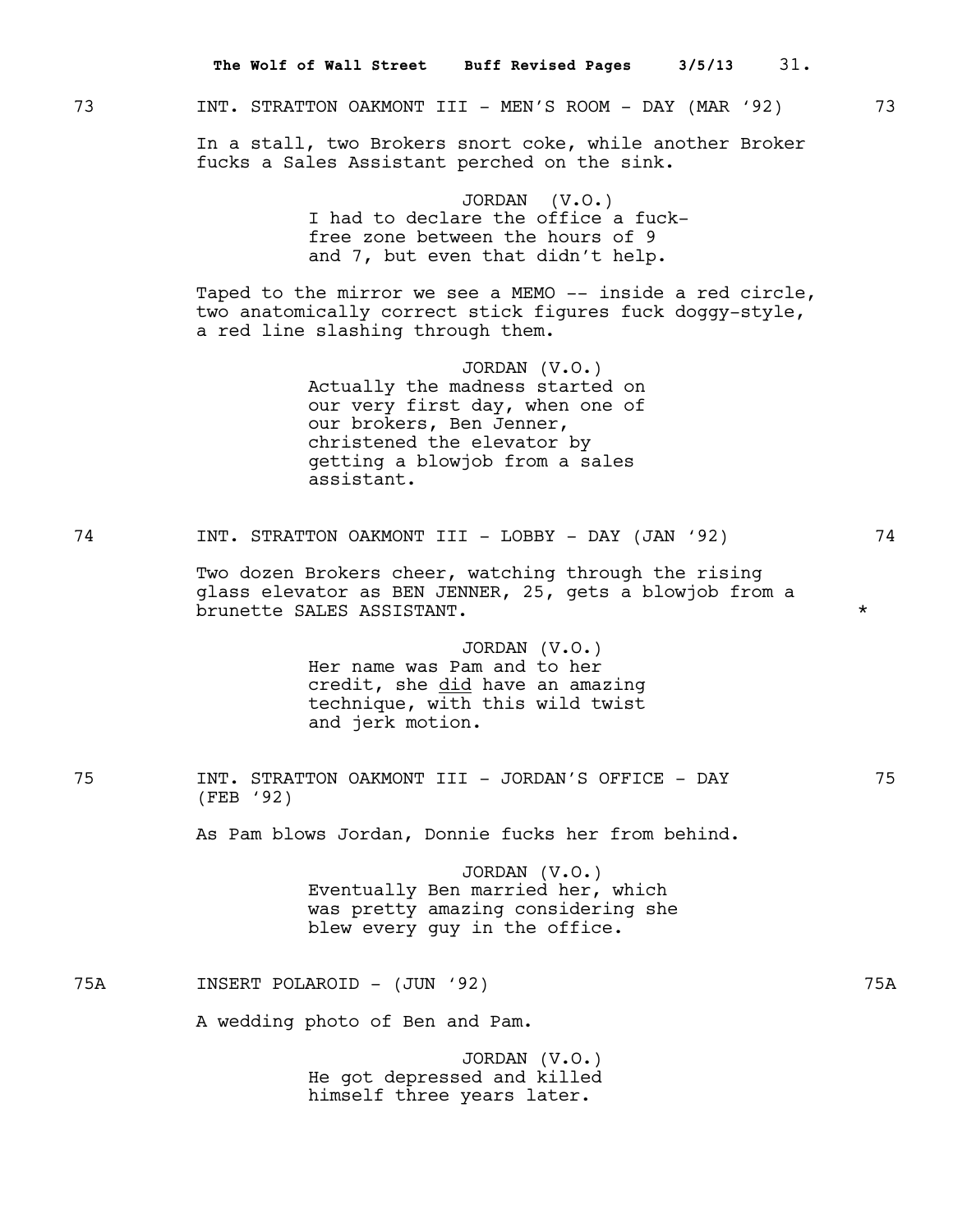73 INT. STRATTON OAKMONT III - MEN'S ROOM - DAY (MAR '92) 73

In a stall, two Brokers snort coke, while another Broker fucks a Sales Assistant perched on the sink.

JORDAN (V.O.)
I had to declare the office a fuck-free zone between the hours of 9 and 7, but even that didn't help.

Taped to the mirror we see a MEMO -- inside a red circle, two anatomically correct stick figures fuck doggy-style, a red line slashing through them.

JORDAN (V.O.)
Actually the madness started on our very first day, when one of our brokers, Ben Jenner, christened the elevator by getting a blowjob from a sales assistant.

74 INT. STRATTON OAKMONT III - LOBBY - DAY (JAN '92) 74

Two dozen Brokers cheer, watching through the rising glass elevator as BEN JENNER, 25, gets a blowjob from a brunette SALES ASSISTANT. *

JORDAN (V.O.)
Her name was Pam and to her credit, she <u>did</u> have an amazing technique, with this wild twist and jerk motion.

75 INT. STRATTON OAKMONT III - JORDAN'S OFFICE - DAY (FEB '92) 75

As Pam blows Jordan, Donnie fucks her from behind.

JORDAN (V.O.)
Eventually Ben married her, which was pretty amazing considering she blew every guy in the office.

75A INSERT POLAROID - (JUN '92) 75A

A wedding photo of Ben and Pam.

JORDAN (V.O.)
He got depressed and killed himself three years later.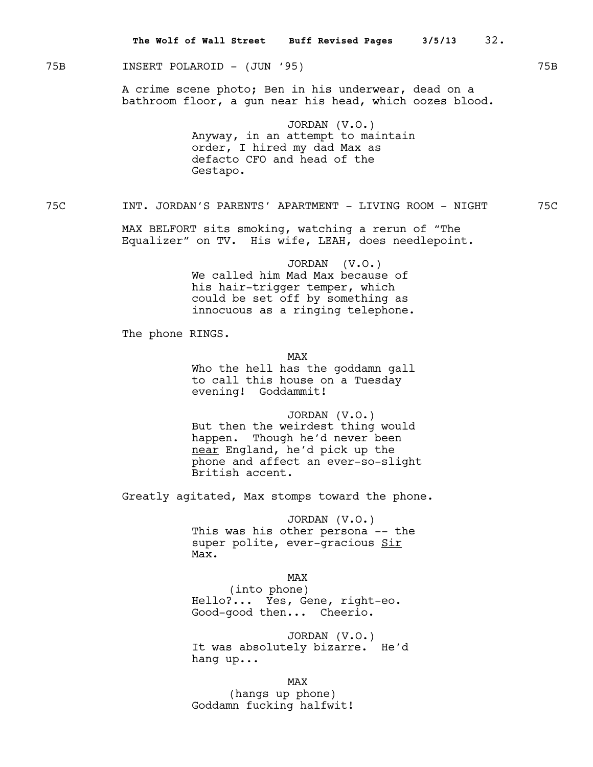75B INSERT POLAROID - (JUN '95) 75B

A crime scene photo; Ben in his underwear, dead on a bathroom floor, a gun near his head, which oozes blood.

JORDAN (V.O.)
Anyway, in an attempt to maintain order, I hired my dad Max as defacto CFO and head of the Gestapo.

75C INT. JORDAN'S PARENTS' APARTMENT - LIVING ROOM - NIGHT 75C

MAX BELFORT sits smoking, watching a rerun of "The Equalizer" on TV. His wife, LEAH, does needlepoint.

JORDAN (V.O.)
We called him Mad Max because of his hair-trigger temper, which could be set off by something as innocuous as a ringing telephone.

The phone RINGS.

MAX
Who the hell has the goddamn gall to call this house on a Tuesday evening! Goddammit!

JORDAN (V.O.)
But then the weirdest thing would happen. Though he'd never been near England, he'd pick up the phone and affect an ever-so-slight British accent.

Greatly agitated, Max stomps toward the phone.

JORDAN (V.O.)
This was his other persona -- the super polite, ever-gracious Sir Max.

MAX
(into phone)
Hello?... Yes, Gene, right-eo. Good-good then... Cheerio.

JORDAN (V.O.)
It was absolutely bizarre. He'd hang up...

MAX
(hangs up phone)
Goddamn fucking halfwit!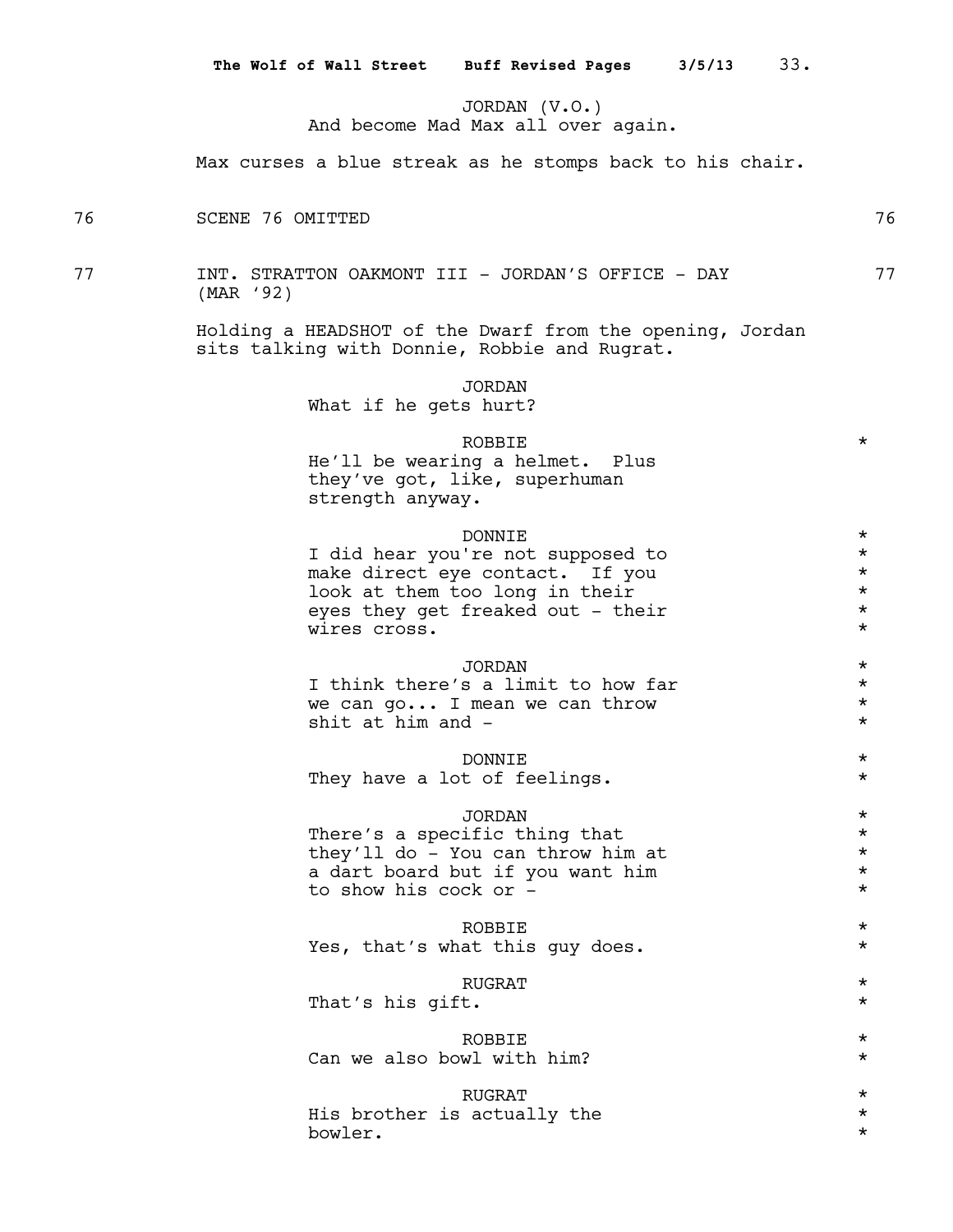JORDAN (V.O.)
And become Mad Max all over again.

Max curses a blue streak as he stomps back to his chair.

76 SCENE 76 OMITTED 76

77 INT. STRATTON OAKMONT III - JORDAN'S OFFICE - DAY 77
(MAR '92)

Holding a HEADSHOT of the Dwarf from the opening, Jordan sits talking with Donnie, Robbie and Rugrat.

JORDAN
What if he gets hurt?

ROBBIE *
He'll be wearing a helmet. Plus they've got, like, superhuman strength anyway.

DONNIE *
I did hear you're not supposed to make direct eye contact. If you look at them too long in their eyes they get freaked out - their wires cross. *

JORDAN *
I think there's a limit to how far we can go... I mean we can throw shit at him and - *

DONNIE *
They have a lot of feelings. *

JORDAN *
There's a specific thing that they'll do - You can throw him at a dart board but if you want him to show his cock or - *

ROBBIE *
Yes, that's what this guy does. *

RUGRAT *
That's his gift. *

ROBBIE *
Can we also bowl with him? *

RUGRAT *
His brother is actually the bowler. *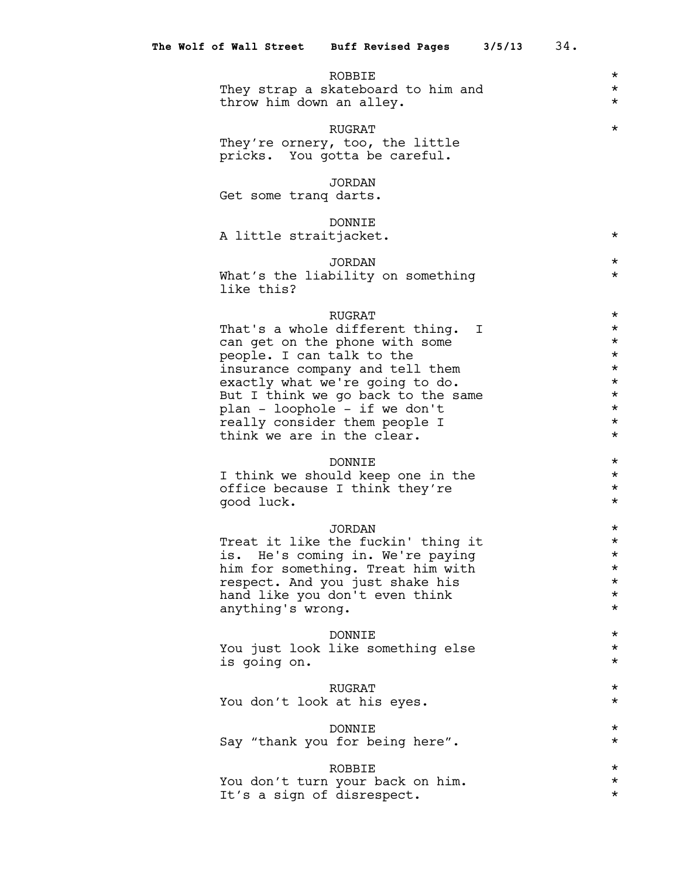ROBBIE
They strap a skateboard to him and throw him down an alley.

RUGRAT
They're ornery, too, the little pricks. You gotta be careful.

JORDAN
Get some tranq darts.

DONNIE
A little straitjacket.

JORDAN
What's the liability on something like this?

RUGRAT
That's a whole different thing. I can get on the phone with some people. I can talk to the insurance company and tell them exactly what we're going to do. But I think we go back to the same plan - loophole - if we don't really consider them people I think we are in the clear.

DONNIE
I think we should keep one in the office because I think they're good luck.

JORDAN
Treat it like the fuckin' thing it is. He's coming in. We're paying him for something. Treat him with respect. And you just shake his hand like you don't even think anything's wrong.

DONNIE
You just look like something else is going on.

RUGRAT
You don't look at his eyes.

DONNIE
Say "thank you for being here".

ROBBIE
You don't turn your back on him. It's a sign of disrespect.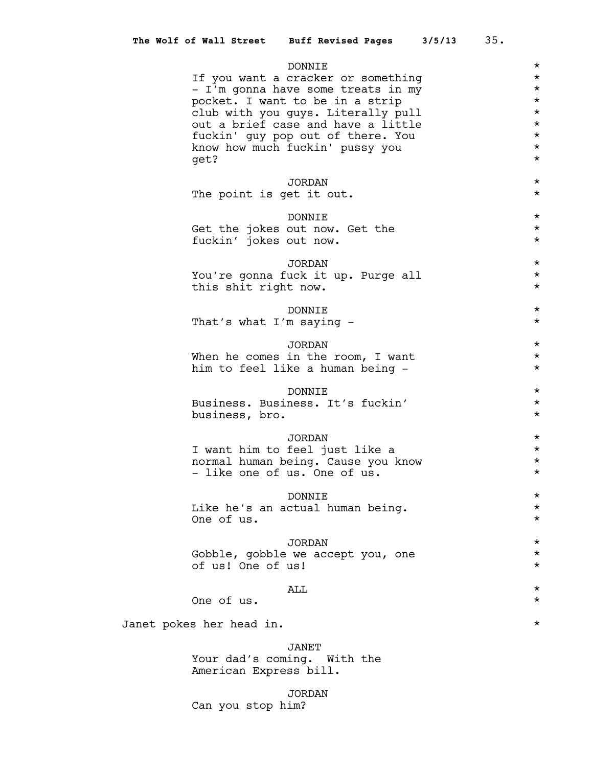DONNIE
If you want a cracker or something - I'm gonna have some treats in my pocket. I want to be in a strip club with you guys. Literally pull out a brief case and have a little fuckin' guy pop out of there. You know how much fuckin' pussy you get?

JORDAN
The point is get it out.

DONNIE
Get the jokes out now. Get the fuckin' jokes out now.

JORDAN
You're gonna fuck it up. Purge all this shit right now.

DONNIE
That's what I'm saying -

JORDAN
When he comes in the room, I want him to feel like a human being -

DONNIE
Business. Business. It's fuckin' business, bro.

JORDAN
I want him to feel just like a normal human being. Cause you know - like one of us. One of us.

DONNIE
Like he's an actual human being. One of us.

JORDAN
Gobble, gobble we accept you, one of us! One of us!

ALL
One of us.

Janet pokes her head in.

JANET
Your dad's coming. With the American Express bill.

JORDAN
Can you stop him?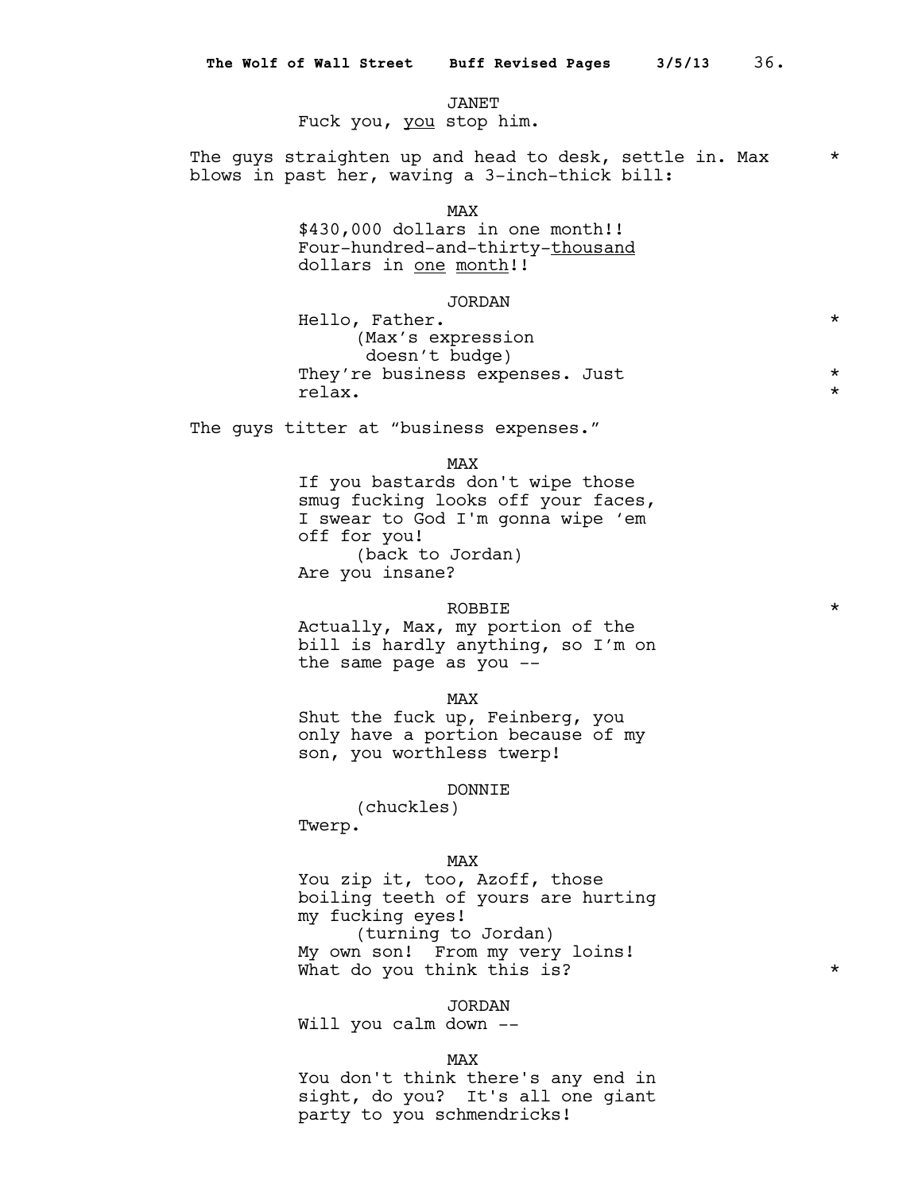JANET
Fuck you, _you_ stop him.

The guys straighten up and head to desk, settle in. Max blows in past her, waving a 3-inch-thick bill: *

MAX
$430,000 dollars in one month!! Four-hundred-and-thirty-_thousand_ dollars in _one month_!!

JORDAN
Hello, Father. *
(Max's expression doesn't budge)
They're business expenses. Just relax. *

The guys titter at "business expenses."

MAX
If you bastards don't wipe those smug fucking looks off your faces, I swear to God I'm gonna wipe 'em off for you!
(back to Jordan)
Are you insane?

ROBBIE *
Actually, Max, my portion of the bill is hardly anything, so I'm on the same page as you --

MAX
Shut the fuck up, Feinberg, you only have a portion because of my son, you worthless twerp!

DONNIE
(chuckles)
Twerp.

MAX
You zip it, too, Azoff, those boiling teeth of yours are hurting my fucking eyes!
(turning to Jordan)
My own son! From my very loins!
What do you think this is? *

JORDAN
Will you calm down --

MAX
You don't think there's any end in sight, do you? It's all one giant party to you schmendricks!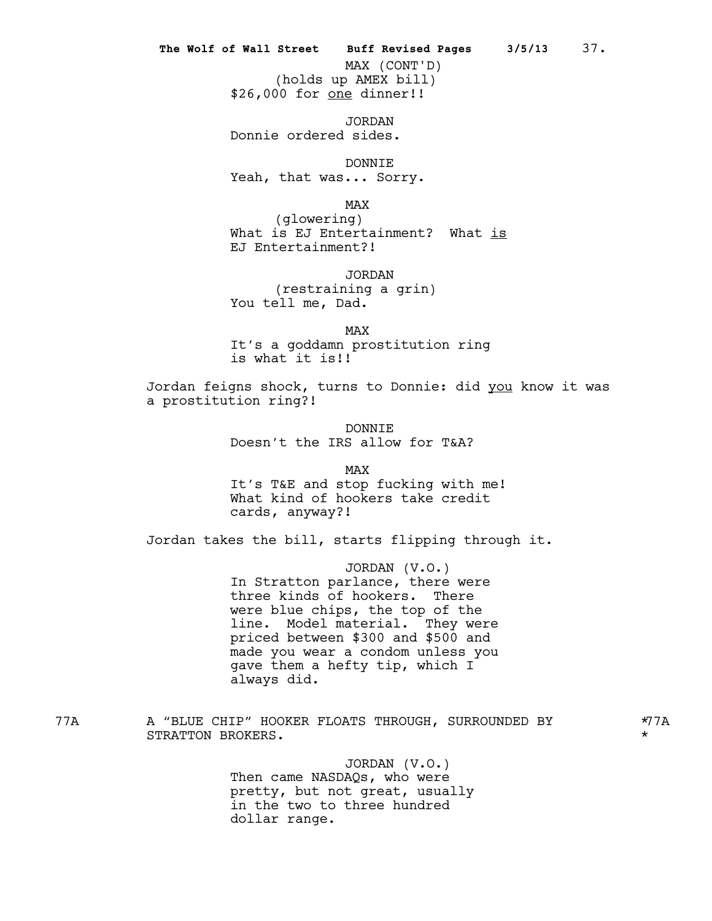MAX (CONT'D)
(holds up AMEX bill)
$26,000 for _one_ dinner!!

JORDAN
Donnie ordered sides.

DONNIE
Yeah, that was... Sorry.

MAX
(glowering)
What is EJ Entertainment? What _is_ EJ Entertainment?!

JORDAN
(restraining a grin)
You tell me, Dad.

MAX
It's a goddamn prostitution ring is what it is!!

Jordan feigns shock, turns to Donnie: did _you_ know it was a prostitution ring?!

DONNIE
Doesn't the IRS allow for T&A?

MAX
It's T&E and stop fucking with me! What kind of hookers take credit cards, anyway?!

Jordan takes the bill, starts flipping through it.

JORDAN (V.O.)
In Stratton parlance, there were three kinds of hookers. There were blue chips, the top of the line. Model material. They were priced between $300 and $500 and made you wear a condom unless you gave them a hefty tip, which I always did.

77A A "BLUE CHIP" HOOKER FLOATS THROUGH, SURROUNDED BY STRATTON BROKERS. *77A

JORDAN (V.O.)
Then came NASDAQs, who were pretty, but not great, usually in the two to three hundred dollar range.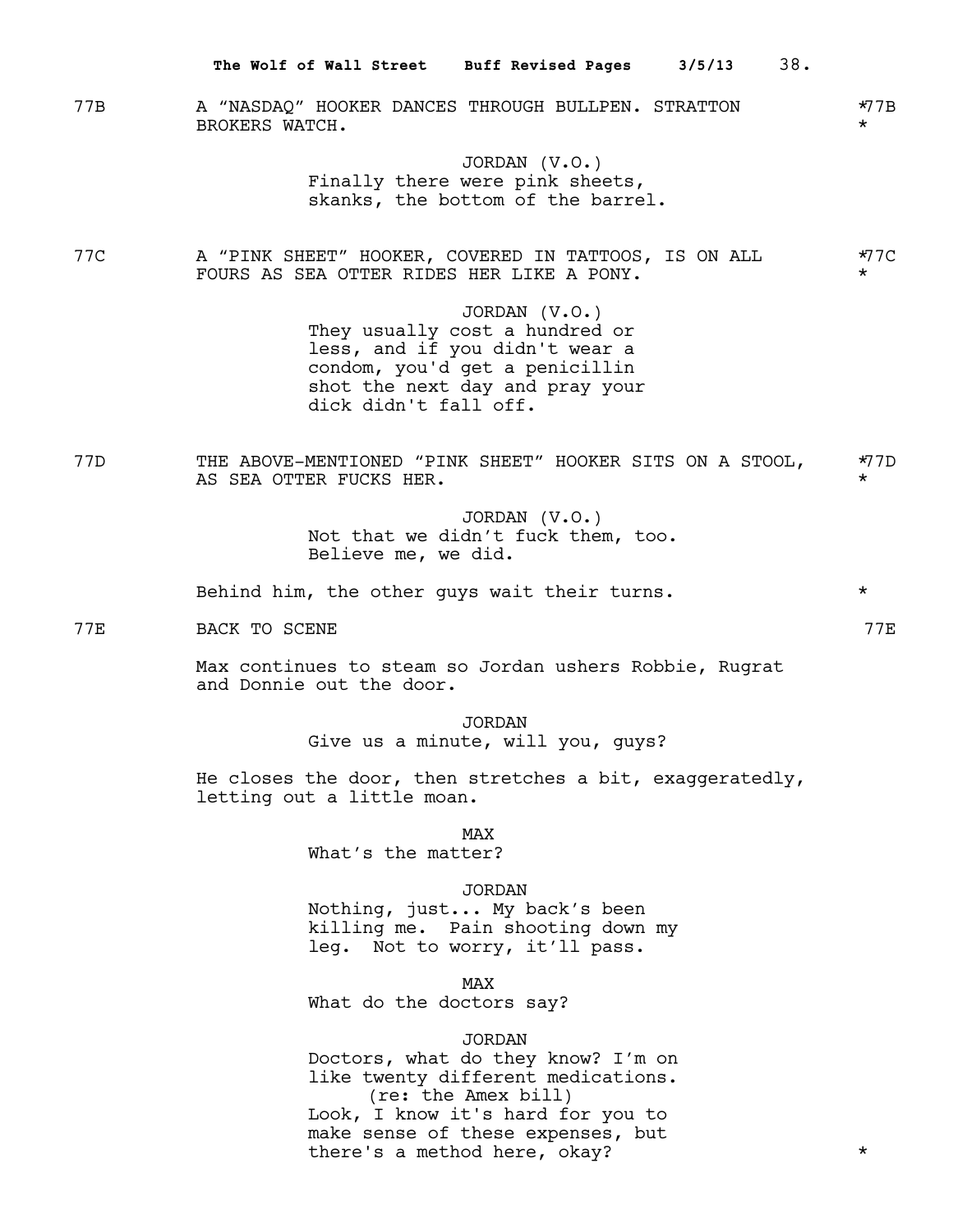77B A "NASDAQ" HOOKER DANCES THROUGH BULLPEN. STRATTON BROKERS WATCH. *77B *

JORDAN (V.O.)
Finally there were pink sheets, skanks, the bottom of the barrel.

77C A "PINK SHEET" HOOKER, COVERED IN TATTOOS, IS ON ALL FOURS AS SEA OTTER RIDES HER LIKE A PONY. *77C *

JORDAN (V.O.)
They usually cost a hundred or less, and if you didn't wear a condom, you'd get a penicillin shot the next day and pray your dick didn't fall off.

77D THE ABOVE-MENTIONED "PINK SHEET" HOOKER SITS ON A STOOL, AS SEA OTTER FUCKS HER. *77D *

JORDAN (V.O.)
Not that we didn't fuck them, too. Believe me, we did.

Behind him, the other guys wait their turns. *

77E BACK TO SCENE 77E

Max continues to steam so Jordan ushers Robbie, Rugrat and Donnie out the door.

JORDAN
Give us a minute, will you, guys?

He closes the door, then stretches a bit, exaggeratedly, letting out a little moan.

MAX
What's the matter?

JORDAN
Nothing, just... My back's been killing me. Pain shooting down my leg. Not to worry, it'll pass.

MAX
What do the doctors say?

JORDAN
Doctors, what do they know? I'm on like twenty different medications.
(re: the Amex bill)
Look, I know it's hard for you to make sense of these expenses, but there's a method here, okay? *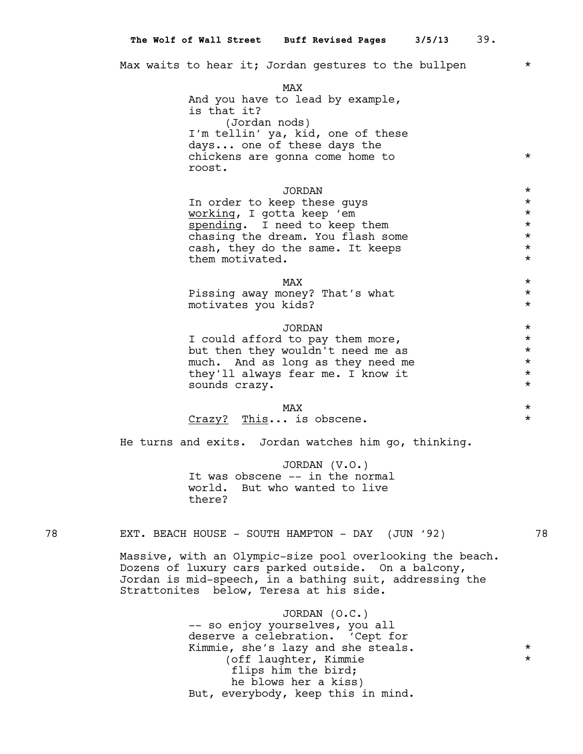Max waits to hear it; Jordan gestures to the bullpen *

MAX

And you have to lead by example, is that it?

(Jordan nods)

I'm tellin' ya, kid, one of these days... one of these days the chickens are gonna come home to roost. *

JORDAN *

In order to keep these guys <u>working</u>, I gotta keep 'em <u>spending</u>. I need to keep them chasing the dream. You flash some cash, they do the same. It keeps them motivated. *

MAX *

Pissing away money? That's what motivates you kids? *

JORDAN *

I could afford to pay them more, but then they wouldn't need me as much. And as long as they need me they'll always fear me. I know it sounds crazy. *

MAX *

<u>Crazy?</u> <u>This</u>... is obscene. *

He turns and exits. Jordan watches him go, thinking.

JORDAN (V.O.)

It was obscene -- in the normal world. But who wanted to live there?

**78 EXT. BEACH HOUSE - SOUTH HAMPTON - DAY (JUN '92) 78**

Massive, with an Olympic-size pool overlooking the beach. Dozens of luxury cars parked outside. On a balcony, Jordan is mid-speech, in a bathing suit, addressing the Strattonites below, Teresa at his side.

JORDAN (O.C.)

-- so enjoy yourselves, you all deserve a celebration. 'Cept for Kimmie, she's lazy and she steals. *

(off laughter, Kimmie flips him the bird; he blows her a kiss) *

But, everybody, keep this in mind.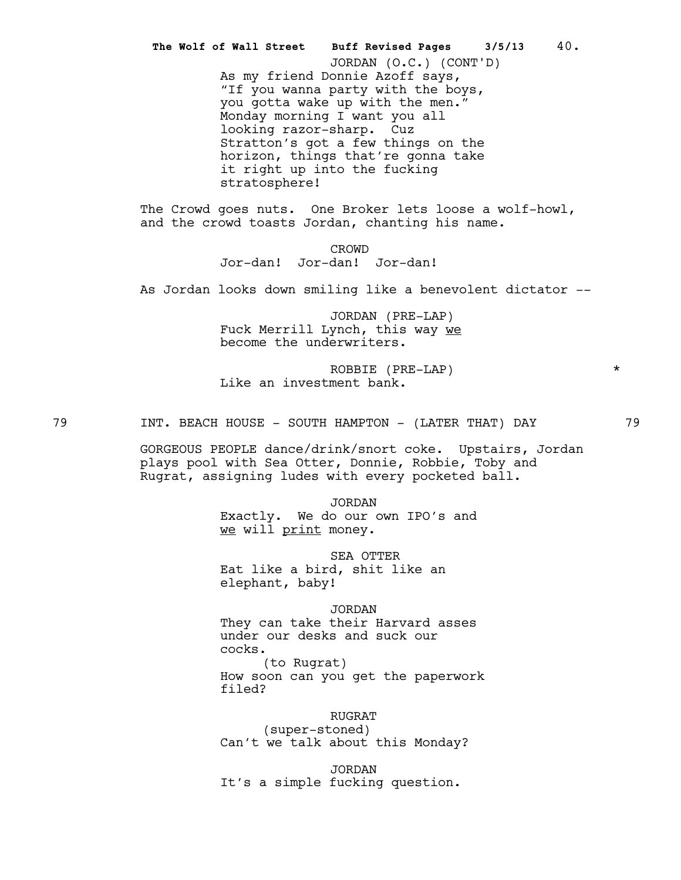JORDAN (O.C.) (CONT'D)
As my friend Donnie Azoff says, "If you wanna party with the boys, you gotta wake up with the men." Monday morning I want you all looking razor-sharp. Cuz Stratton's got a few things on the horizon, things that're gonna take it right up into the fucking stratosphere!

The Crowd goes nuts. One Broker lets loose a wolf-howl, and the crowd toasts Jordan, chanting his name.

CROWD
Jor-dan! Jor-dan! Jor-dan!

As Jordan looks down smiling like a benevolent dictator --

JORDAN (PRE-LAP)
Fuck Merrill Lynch, this way <u>we</u> become the underwriters.

ROBBIE (PRE-LAP) *
Like an investment bank.

79 INT. BEACH HOUSE - SOUTH HAMPTON - (LATER THAT) DAY 79

GORGEOUS PEOPLE dance/drink/snort coke. Upstairs, Jordan plays pool with Sea Otter, Donnie, Robbie, Toby and Rugrat, assigning ludes with every pocketed ball.

JORDAN
Exactly. We do our own IPO's and <u>we</u> will <u>print</u> money.

SEA OTTER
Eat like a bird, shit like an elephant, baby!

JORDAN
They can take their Harvard asses under our desks and suck our cocks.
(to Rugrat)
How soon can you get the paperwork filed?

RUGRAT
(super-stoned)
Can't we talk about this Monday?

JORDAN
It's a simple fucking question.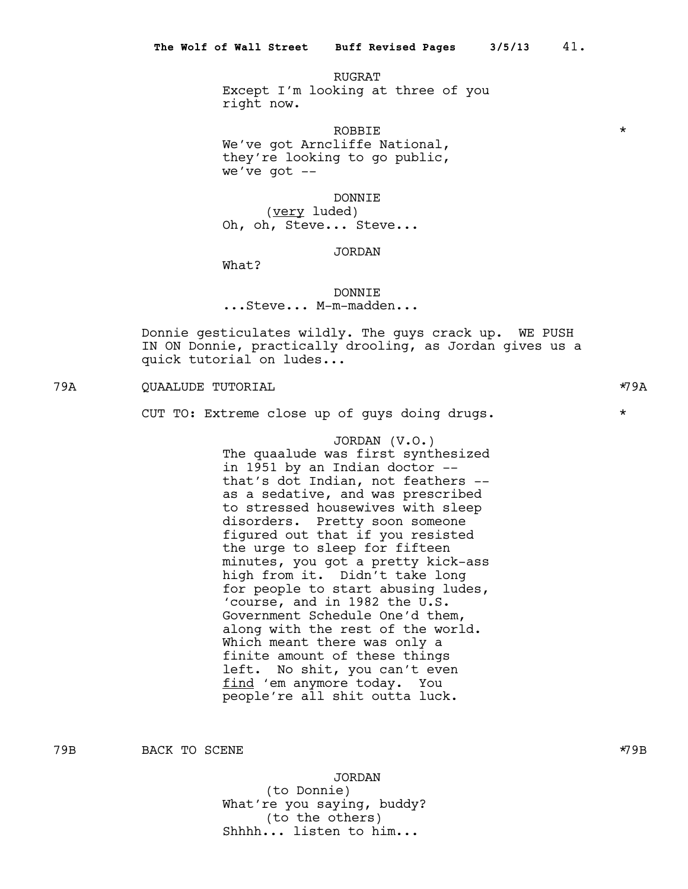RUGRAT
Except I'm looking at three of you right now.

ROBBIE *
We've got Arncliffe National, they're looking to go public, we've got --

DONNIE
(very luded)
Oh, oh, Steve... Steve...

JORDAN
What?

DONNIE
...Steve... M-m-madden...

Donnie gesticulates wildly. The guys crack up. WE PUSH IN ON Donnie, practically drooling, as Jordan gives us a quick tutorial on ludes...

79A QUAALUDE TUTORIAL *79A

CUT TO: Extreme close up of guys doing drugs. *

JORDAN (V.O.)
The quaalude was first synthesized in 1951 by an Indian doctor -- that's dot Indian, not feathers -- as a sedative, and was prescribed to stressed housewives with sleep disorders. Pretty soon someone figured out that if you resisted the urge to sleep for fifteen minutes, you got a pretty kick-ass high from it. Didn't take long for people to start abusing ludes, 'course, and in 1982 the U.S. Government Schedule One'd them, along with the rest of the world. Which meant there was only a finite amount of these things left. No shit, you can't even find 'em anymore today. You people're all shit outta luck.

79B BACK TO SCENE *79B

JORDAN
(to Donnie)
What're you saying, buddy?
(to the others)
Shhhh... listen to him...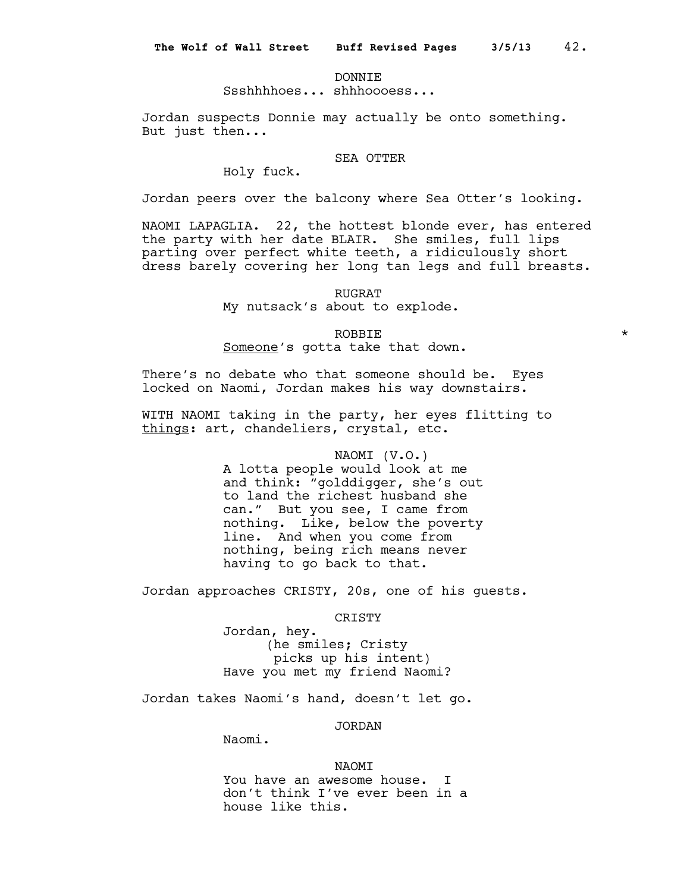DONNIE

Ssshhhhoes... shhhoooess...

Jordan suspects Donnie may actually be onto something. But just then...

SEA OTTER

Holy fuck.

Jordan peers over the balcony where Sea Otter's looking.

NAOMI LAPAGLIA. 22, the hottest blonde ever, has entered the party with her date BLAIR. She smiles, full lips parting over perfect white teeth, a ridiculously short dress barely covering her long tan legs and full breasts.

RUGRAT

My nutsack's about to explode.

ROBBIE *

<u>Someone</u>'s gotta take that down.

There's no debate who that someone should be. Eyes locked on Naomi, Jordan makes his way downstairs.

WITH NAOMI taking in the party, her eyes flitting to <u>things</u>: art, chandeliers, crystal, etc.

NAOMI (V.O.)

A lotta people would look at me and think: "golddigger, she's out to land the richest husband she can." But you see, I came from nothing. Like, below the poverty line. And when you come from nothing, being rich means never having to go back to that.

Jordan approaches CRISTY, 20s, one of his guests.

CRISTY

Jordan, hey.
(he smiles; Cristy picks up his intent)
Have you met my friend Naomi?

Jordan takes Naomi's hand, doesn't let go.

JORDAN

Naomi.

NAOMI

You have an awesome house. I don't think I've ever been in a house like this.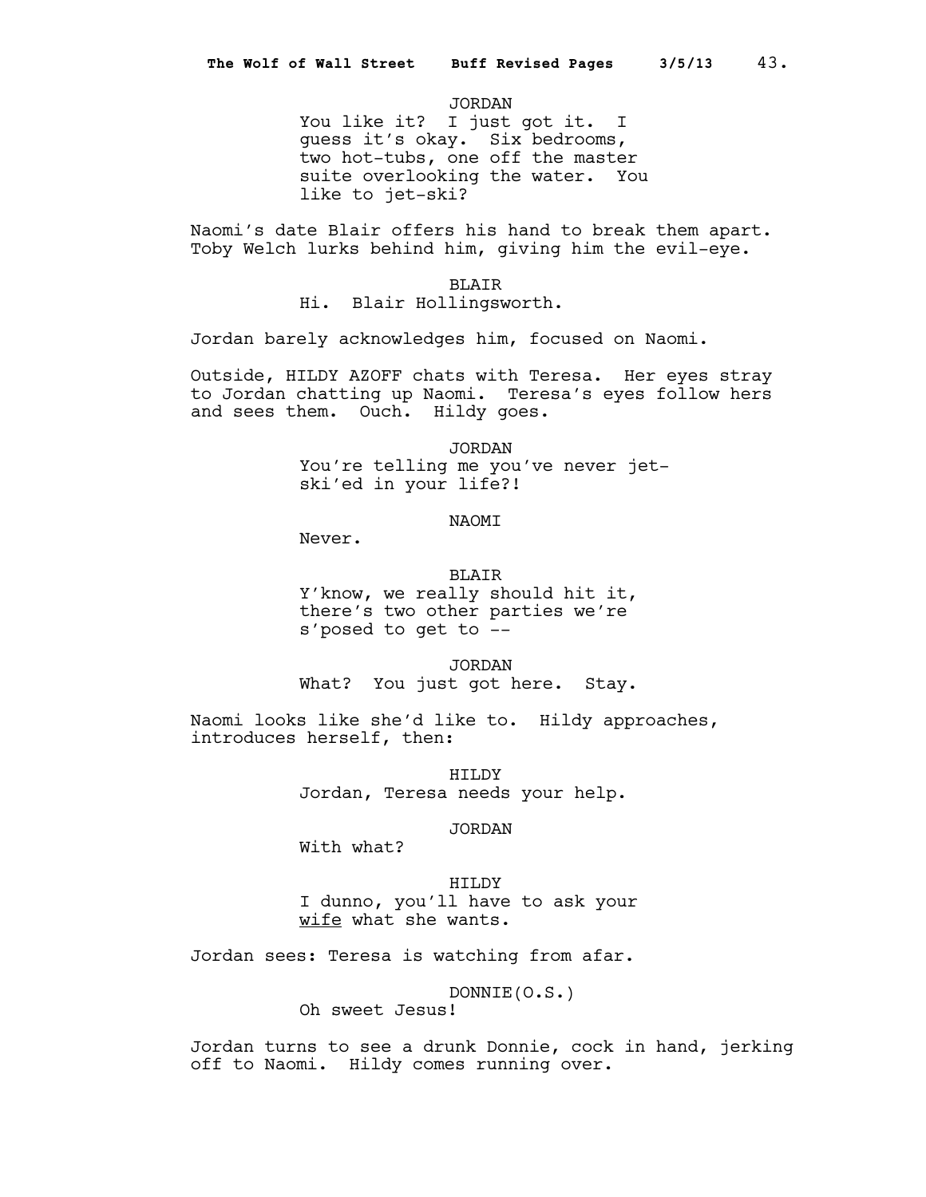JORDAN
You like it? I just got it. I guess it's okay. Six bedrooms, two hot-tubs, one off the master suite overlooking the water. You like to jet-ski?

Naomi's date Blair offers his hand to break them apart. Toby Welch lurks behind him, giving him the evil-eye.

BLAIR
Hi. Blair Hollingsworth.

Jordan barely acknowledges him, focused on Naomi.

Outside, HILDY AZOFF chats with Teresa. Her eyes stray to Jordan chatting up Naomi. Teresa's eyes follow hers and sees them. Ouch. Hildy goes.

JORDAN
You're telling me you've never jet-ski'ed in your life?!

NAOMI
Never.

BLAIR
Y'know, we really should hit it, there's two other parties we're s'posed to get to --

JORDAN
What? You just got here. Stay.

Naomi looks like she'd like to. Hildy approaches, introduces herself, then:

HILDY
Jordan, Teresa needs your help.

JORDAN
With what?

HILDY
I dunno, you'll have to ask your _wife_ what she wants.

Jordan sees: Teresa is watching from afar.

DONNIE(O.S.)
Oh sweet Jesus!

Jordan turns to see a drunk Donnie, cock in hand, jerking off to Naomi. Hildy comes running over.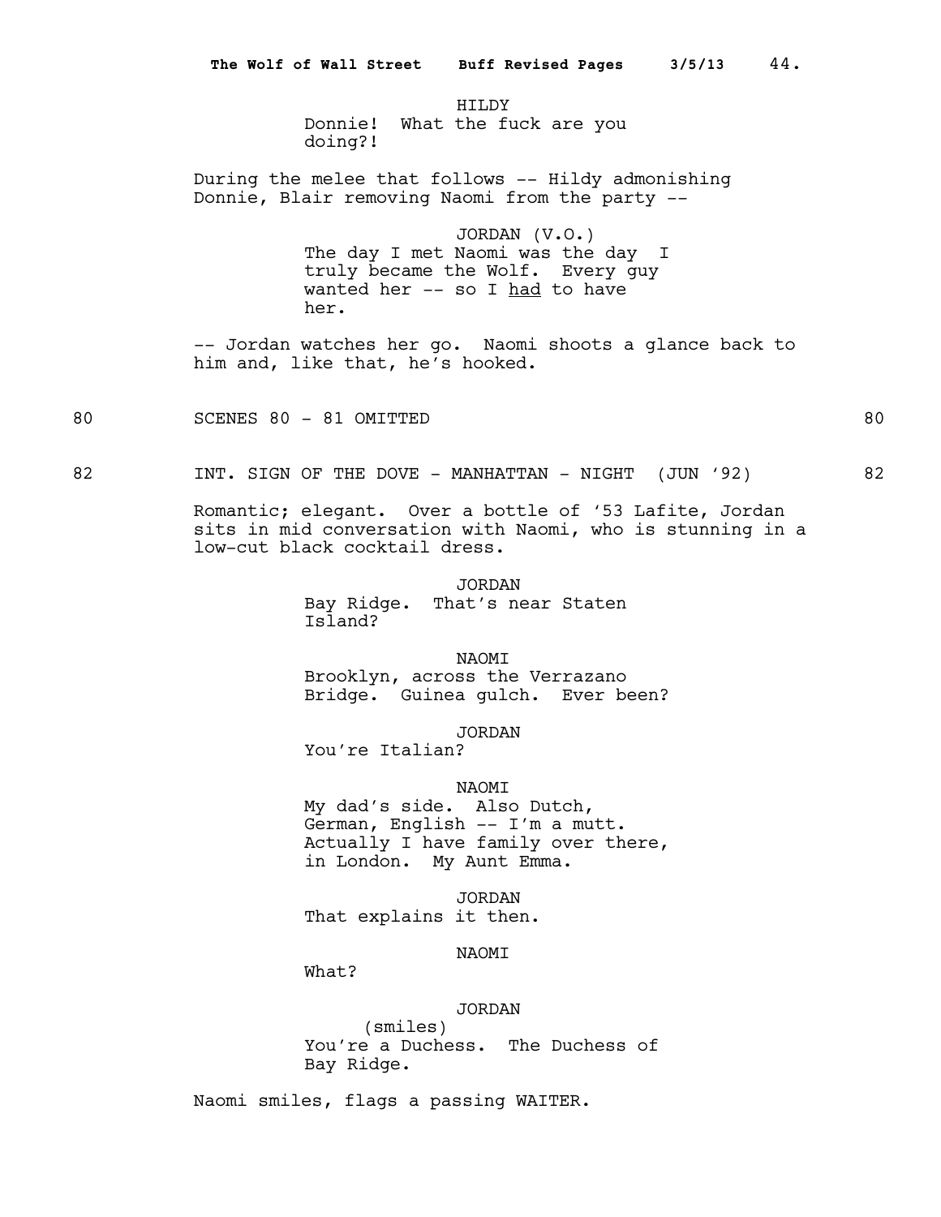HILDY
Donnie! What the fuck are you doing?!

During the melee that follows -- Hildy admonishing Donnie, Blair removing Naomi from the party --

JORDAN (V.O.)
The day I met Naomi was the day I truly became the Wolf. Every guy wanted her -- so I <u>had</u> to have her.

-- Jordan watches her go. Naomi shoots a glance back to him and, like that, he's hooked.

80 SCENES 80 - 81 OMITTED 80

82 INT. SIGN OF THE DOVE - MANHATTAN - NIGHT (JUN '92) 82

Romantic; elegant. Over a bottle of '53 Lafite, Jordan sits in mid conversation with Naomi, who is stunning in a low-cut black cocktail dress.

JORDAN
Bay Ridge. That's near Staten Island?

NAOMI
Brooklyn, across the Verrazano Bridge. Guinea gulch. Ever been?

JORDAN
You're Italian?

NAOMI
My dad's side. Also Dutch, German, English -- I'm a mutt. Actually I have family over there, in London. My Aunt Emma.

JORDAN
That explains it then.

NAOMI
What?

JORDAN
(smiles)
You're a Duchess. The Duchess of Bay Ridge.

Naomi smiles, flags a passing WAITER.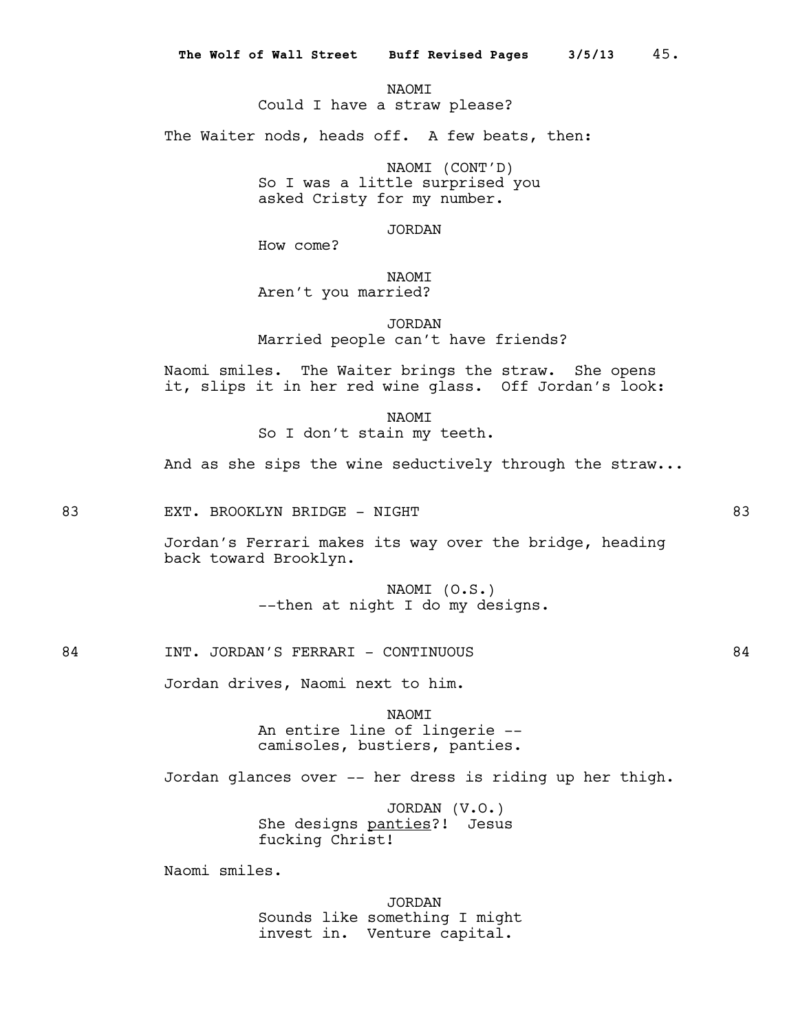NAOMI
Could I have a straw please?

The Waiter nods, heads off. A few beats, then:

NAOMI (CONT'D)
So I was a little surprised you asked Cristy for my number.

JORDAN
How come?

NAOMI
Aren't you married?

JORDAN
Married people can't have friends?

Naomi smiles. The Waiter brings the straw. She opens it, slips it in her red wine glass. Off Jordan's look:

NAOMI
So I don't stain my teeth.

And as she sips the wine seductively through the straw...

83 EXT. BROOKLYN BRIDGE - NIGHT 83

Jordan's Ferrari makes its way over the bridge, heading back toward Brooklyn.

NAOMI (O.S.)
--then at night I do my designs.

84 INT. JORDAN'S FERRARI - CONTINUOUS 84

Jordan drives, Naomi next to him.

NAOMI
An entire line of lingerie -- camisoles, bustiers, panties.

Jordan glances over -- her dress is riding up her thigh.

JORDAN (V.O.)
She designs <u>panties</u>?! Jesus fucking Christ!

Naomi smiles.

JORDAN
Sounds like something I might invest in. Venture capital.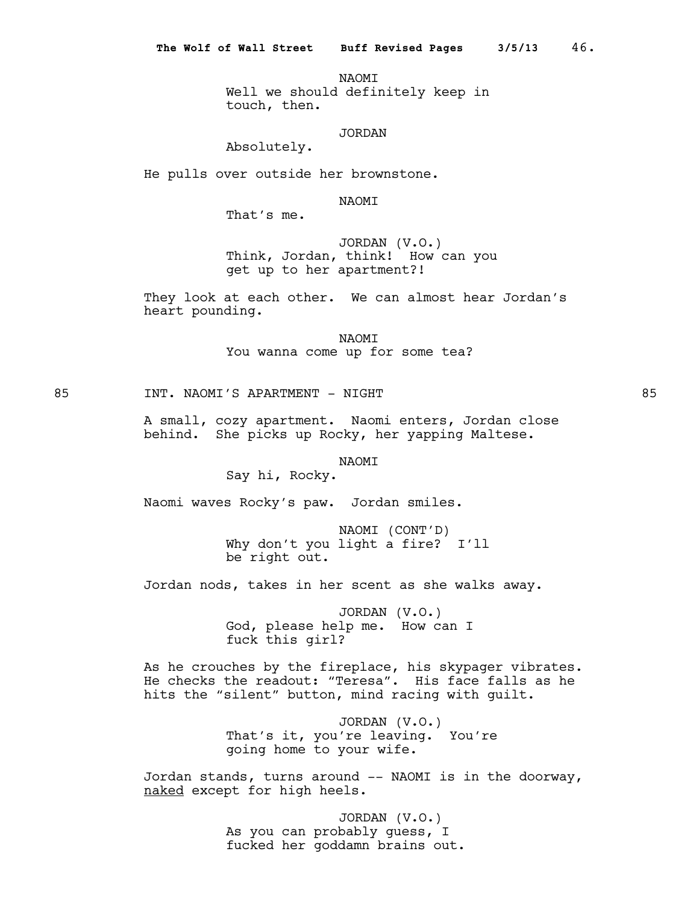NAOMI
Well we should definitely keep in touch, then.

JORDAN
Absolutely.

He pulls over outside her brownstone.

NAOMI
That's me.

JORDAN (V.O.)
Think, Jordan, think! How can you get up to her apartment?!

They look at each other. We can almost hear Jordan's heart pounding.

NAOMI
You wanna come up for some tea?

85 INT. NAOMI'S APARTMENT - NIGHT 85

A small, cozy apartment. Naomi enters, Jordan close behind. She picks up Rocky, her yapping Maltese.

NAOMI
Say hi, Rocky.

Naomi waves Rocky's paw. Jordan smiles.

NAOMI (CONT'D)
Why don't you light a fire? I'll be right out.

Jordan nods, takes in her scent as she walks away.

JORDAN (V.O.)
God, please help me. How can I fuck this girl?

As he crouches by the fireplace, his skypager vibrates. He checks the readout: "Teresa". His face falls as he hits the "silent" button, mind racing with guilt.

JORDAN (V.O.)
That's it, you're leaving. You're going home to your wife.

Jordan stands, turns around -- NAOMI is in the doorway, <u>naked</u> except for high heels.

JORDAN (V.O.)
As you can probably guess, I fucked her goddamn brains out.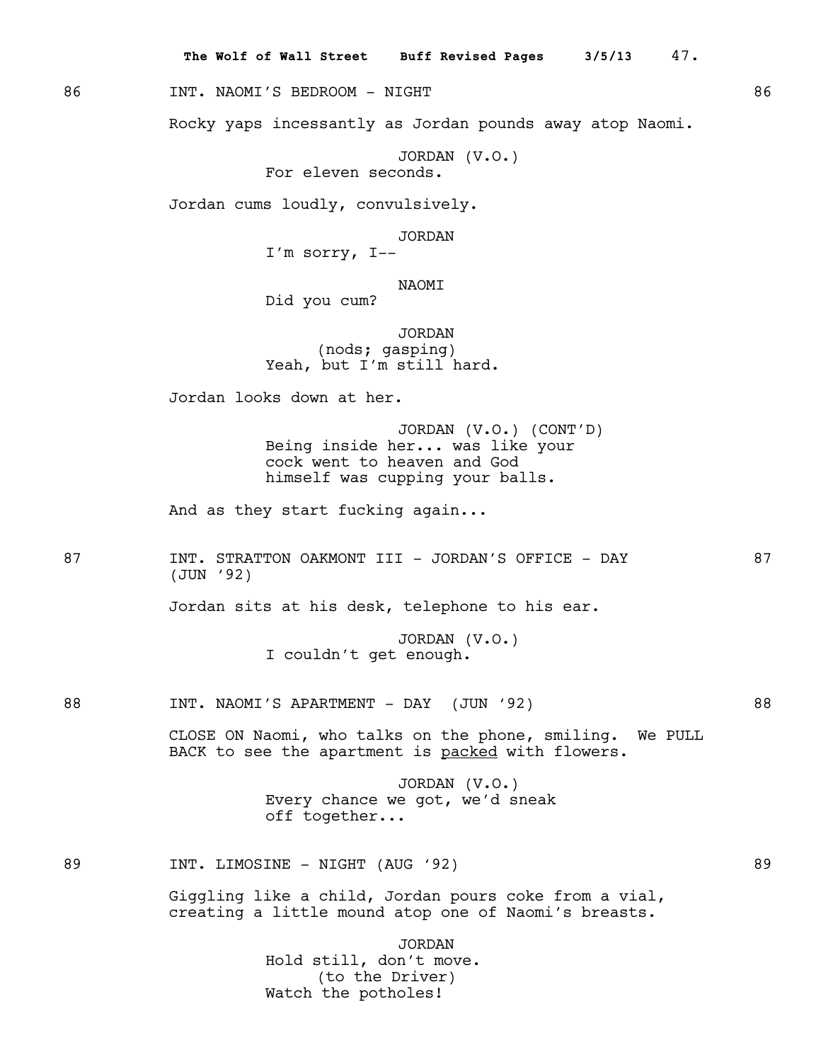86 INT. NAOMI'S BEDROOM - NIGHT 86

Rocky yaps incessantly as Jordan pounds away atop Naomi.

JORDAN (V.O.)
For eleven seconds.

Jordan cums loudly, convulsively.

JORDAN
I'm sorry, I--

NAOMI
Did you cum?

JORDAN
(nods; gasping)
Yeah, but I'm still hard.

Jordan looks down at her.

JORDAN (V.O.) (CONT'D)
Being inside her... was like your cock went to heaven and God himself was cupping your balls.

And as they start fucking again...

87 INT. STRATTON OAKMONT III - JORDAN'S OFFICE - DAY (JUN '92) 87

Jordan sits at his desk, telephone to his ear.

JORDAN (V.O.)
I couldn't get enough.

88 INT. NAOMI'S APARTMENT - DAY (JUN '92) 88

CLOSE ON Naomi, who talks on the phone, smiling. We PULL BACK to see the apartment is packed with flowers.

JORDAN (V.O.)
Every chance we got, we'd sneak off together...

89 INT. LIMOSINE - NIGHT (AUG '92) 89

Giggling like a child, Jordan pours coke from a vial, creating a little mound atop one of Naomi's breasts.

JORDAN
Hold still, don't move.
(to the Driver)
Watch the potholes!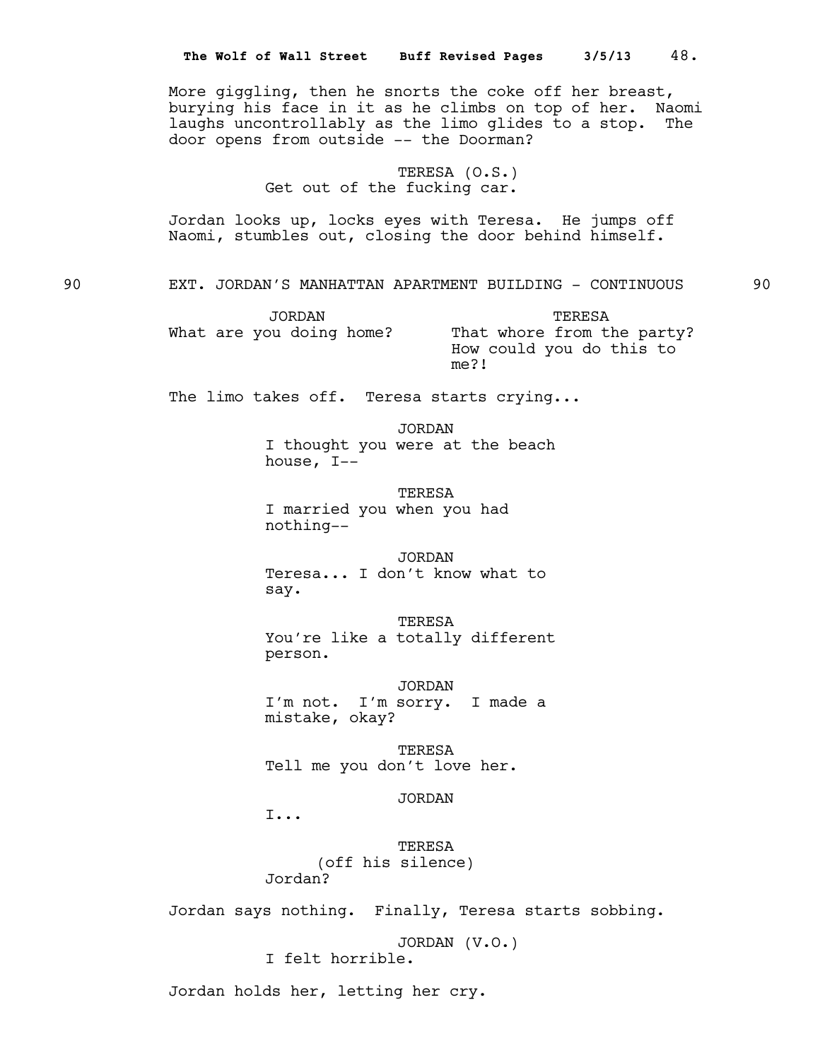More giggling, then he snorts the coke off her breast, burying his face in it as he climbs on top of her. Naomi laughs uncontrollably as the limo glides to a stop. The door opens from outside -- the Doorman?

TERESA (O.S.)
Get out of the fucking car.

Jordan looks up, locks eyes with Teresa. He jumps off Naomi, stumbles out, closing the door behind himself.

90 EXT. JORDAN'S MANHATTAN APARTMENT BUILDING - CONTINUOUS 90

JORDAN
What are you doing home?

TERESA
That whore from the party? How could you do this to me?!

The limo takes off. Teresa starts crying...

JORDAN
I thought you were at the beach house, I--

TERESA
I married you when you had nothing--

JORDAN
Teresa... I don't know what to say.

TERESA
You're like a totally different person.

JORDAN
I'm not. I'm sorry. I made a mistake, okay?

TERESA
Tell me you don't love her.

JORDAN
I...

TERESA
(off his silence)
Jordan?

Jordan says nothing. Finally, Teresa starts sobbing.

JORDAN (V.O.)
I felt horrible.

Jordan holds her, letting her cry.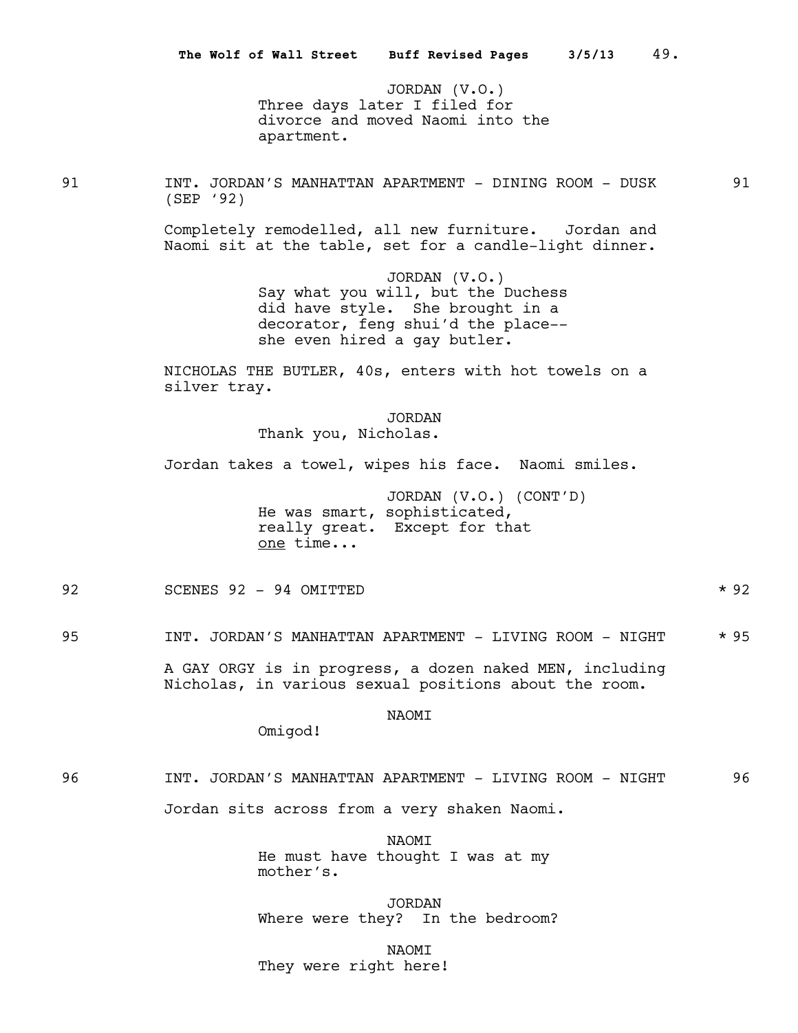JORDAN (V.O.)
Three days later I filed for divorce and moved Naomi into the apartment.

91 INT. JORDAN'S MANHATTAN APARTMENT - DINING ROOM - DUSK (SEP '92) 91

Completely remodelled, all new furniture. Jordan and Naomi sit at the table, set for a candle-light dinner.

JORDAN (V.O.)
Say what you will, but the Duchess did have style. She brought in a decorator, feng shui'd the place-- she even hired a gay butler.

NICHOLAS THE BUTLER, 40s, enters with hot towels on a silver tray.

JORDAN
Thank you, Nicholas.

Jordan takes a towel, wipes his face. Naomi smiles.

JORDAN (V.O.) (CONT'D)
He was smart, sophisticated, really great. Except for that <u>one</u> time...

92 SCENES 92 - 94 OMITTED * 92

95 INT. JORDAN'S MANHATTAN APARTMENT - LIVING ROOM - NIGHT * 95

A GAY ORGY is in progress, a dozen naked MEN, including Nicholas, in various sexual positions about the room.

NAOMI
Omigod!

96 INT. JORDAN'S MANHATTAN APARTMENT - LIVING ROOM - NIGHT 96

Jordan sits across from a very shaken Naomi.

NAOMI
He must have thought I was at my mother's.

JORDAN
Where were they? In the bedroom?

NAOMI
They were right here!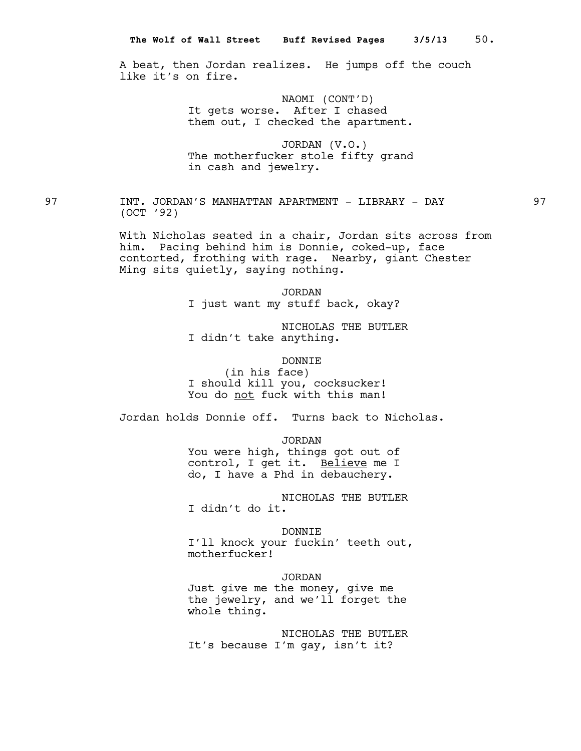A beat, then Jordan realizes. He jumps off the couch like it's on fire.

NAOMI (CONT'D)
It gets worse. After I chased them out, I checked the apartment.

JORDAN (V.O.)
The motherfucker stole fifty grand in cash and jewelry.

97 INT. JORDAN'S MANHATTAN APARTMENT - LIBRARY - DAY (OCT '92) 97

With Nicholas seated in a chair, Jordan sits across from him. Pacing behind him is Donnie, coked-up, face contorted, frothing with rage. Nearby, giant Chester Ming sits quietly, saying nothing.

JORDAN
I just want my stuff back, okay?

NICHOLAS THE BUTLER
I didn't take anything.

DONNIE
(in his face)
I should kill you, cocksucker! You do <u>not</u> fuck with this man!

Jordan holds Donnie off. Turns back to Nicholas.

JORDAN
You were high, things got out of control, I get it. <u>Believe</u> me I do, I have a Phd in debauchery.

NICHOLAS THE BUTLER
I didn't do it.

DONNIE
I'll knock your fuckin' teeth out, motherfucker!

JORDAN
Just give me the money, give me the jewelry, and we'll forget the whole thing.

NICHOLAS THE BUTLER
It's because I'm gay, isn't it?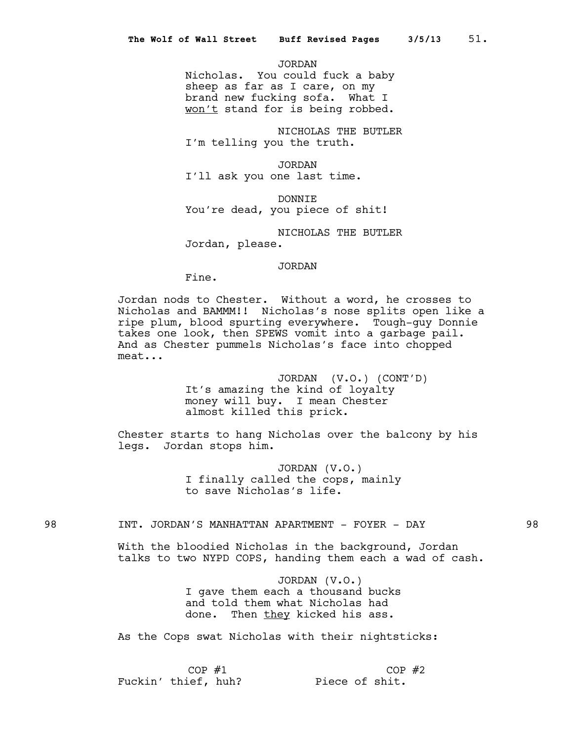JORDAN
Nicholas. You could fuck a baby sheep as far as I care, on my brand new fucking sofa. What I <u>won't</u> stand for is being robbed.

NICHOLAS THE BUTLER
I'm telling you the truth.

JORDAN
I'll ask you one last time.

DONNIE
You're dead, you piece of shit!

NICHOLAS THE BUTLER
Jordan, please.

JORDAN
Fine.

Jordan nods to Chester. Without a word, he crosses to Nicholas and BAMMM!! Nicholas's nose splits open like a ripe plum, blood spurting everywhere. Tough-guy Donnie takes one look, then SPEWS vomit into a garbage pail. And as Chester pummels Nicholas's face into chopped meat...

JORDAN (V.O.) (CONT'D)
It's amazing the kind of loyalty money will buy. I mean Chester almost killed this prick.

Chester starts to hang Nicholas over the balcony by his legs. Jordan stops him.

JORDAN (V.O.)
I finally called the cops, mainly to save Nicholas's life.

98 INT. JORDAN'S MANHATTAN APARTMENT - FOYER - DAY 98

With the bloodied Nicholas in the background, Jordan talks to two NYPD COPS, handing them each a wad of cash.

JORDAN (V.O.)
I gave them each a thousand bucks and told them what Nicholas had done. Then <u>they</u> kicked his ass.

As the Cops swat Nicholas with their nightsticks:

COP #1
Fuckin' thief, huh?

COP #2
Piece of shit.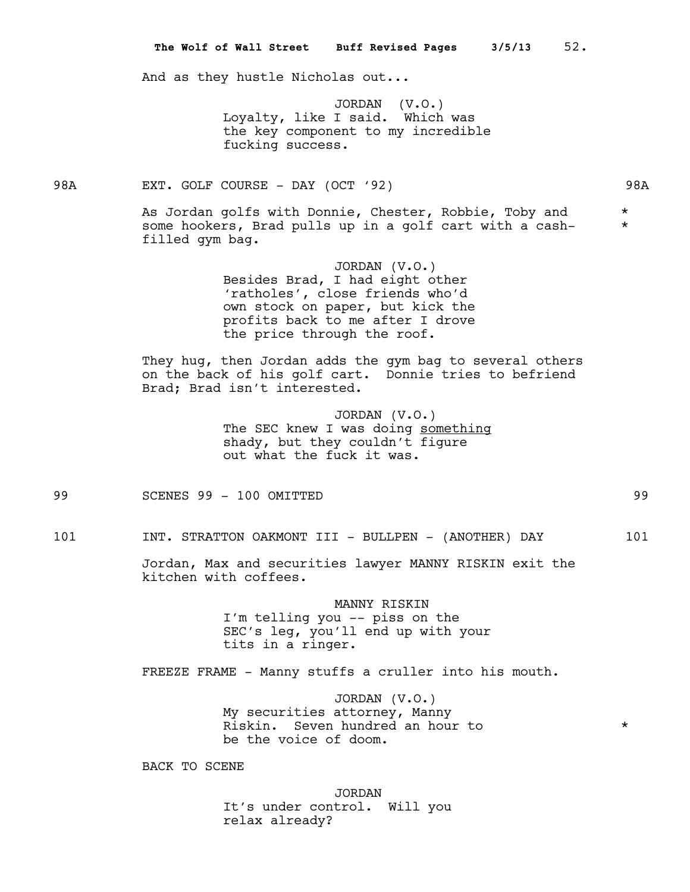And as they hustle Nicholas out...

JORDAN (V.O.)
Loyalty, like I said. Which was the key component to my incredible fucking success.

98A EXT. GOLF COURSE - DAY (OCT '92) 98A

As Jordan golfs with Donnie, Chester, Robbie, Toby and some hookers, Brad pulls up in a golf cart with a cash-filled gym bag. *

JORDAN (V.O.)
Besides Brad, I had eight other 'ratholes', close friends who'd own stock on paper, but kick the profits back to me after I drove the price through the roof.

They hug, then Jordan adds the gym bag to several others on the back of his golf cart. Donnie tries to befriend Brad; Brad isn't interested.

JORDAN (V.O.)
The SEC knew I was doing <u>something</u> shady, but they couldn't figure out what the fuck it was.

99 SCENES 99 - 100 OMITTED 99

101 INT. STRATTON OAKMONT III - BULLPEN - (ANOTHER) DAY 101

Jordan, Max and securities lawyer MANNY RISKIN exit the kitchen with coffees.

MANNY RISKIN
I'm telling you -- piss on the SEC's leg, you'll end up with your tits in a ringer.

FREEZE FRAME - Manny stuffs a cruller into his mouth.

JORDAN (V.O.)
My securities attorney, Manny Riskin. Seven hundred an hour to be the voice of doom. *

BACK TO SCENE

JORDAN
It's under control. Will you relax already?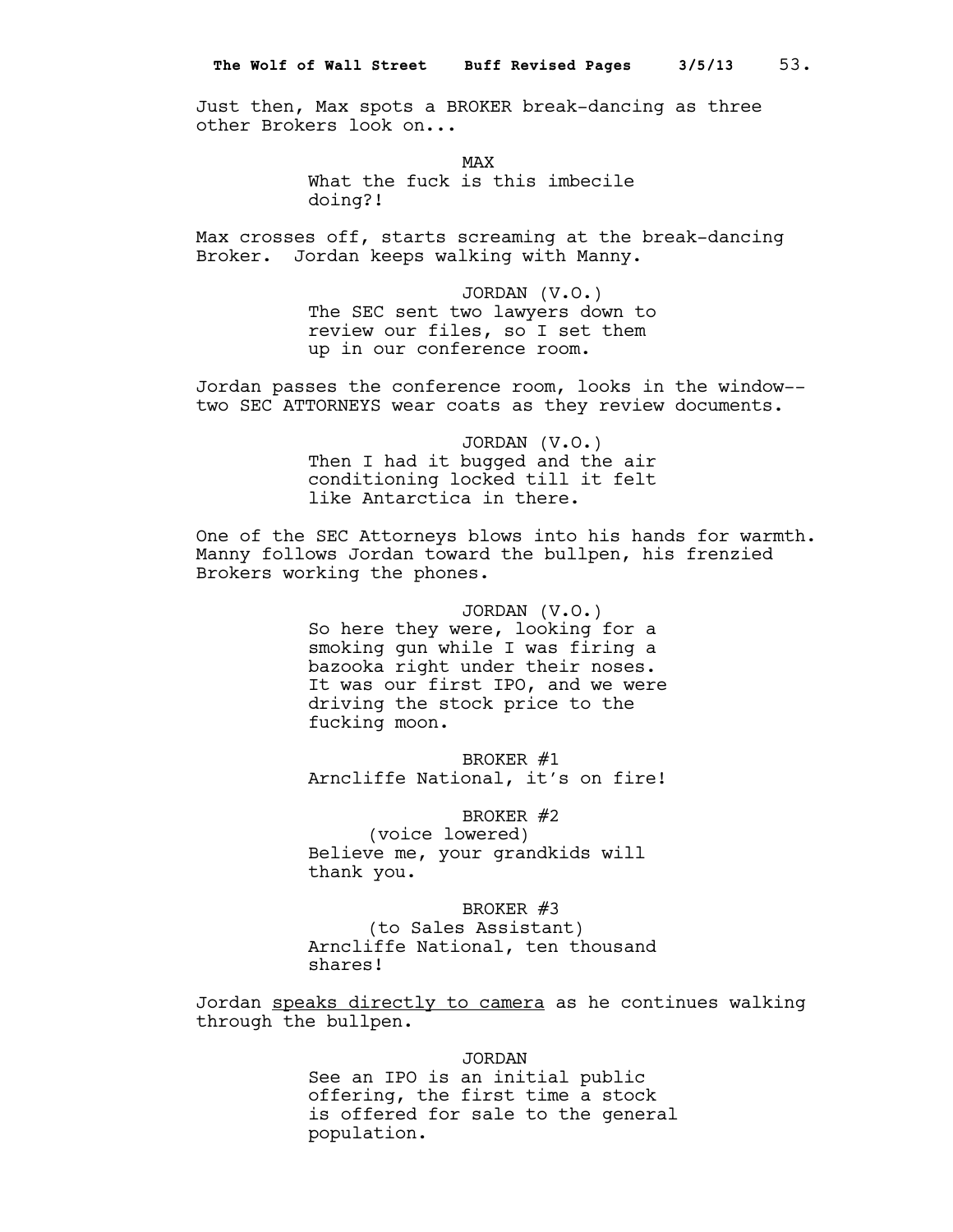Just then, Max spots a BROKER break-dancing as three other Brokers look on...

MAX
What the fuck is this imbecile doing?!

Max crosses off, starts screaming at the break-dancing Broker. Jordan keeps walking with Manny.

JORDAN (V.O.)
The SEC sent two lawyers down to review our files, so I set them up in our conference room.

Jordan passes the conference room, looks in the window-- two SEC ATTORNEYS wear coats as they review documents.

JORDAN (V.O.)
Then I had it bugged and the air conditioning locked till it felt like Antarctica in there.

One of the SEC Attorneys blows into his hands for warmth. Manny follows Jordan toward the bullpen, his frenzied Brokers working the phones.

JORDAN (V.O.)
So here they were, looking for a smoking gun while I was firing a bazooka right under their noses. It was our first IPO, and we were driving the stock price to the fucking moon.

BROKER #1
Arncliffe National, it's on fire!

BROKER #2
(voice lowered)
Believe me, your grandkids will thank you.

BROKER #3
(to Sales Assistant)
Arncliffe National, ten thousand shares!

Jordan <u>speaks directly to camera</u> as he continues walking through the bullpen.

JORDAN
See an IPO is an initial public offering, the first time a stock is offered for sale to the general population.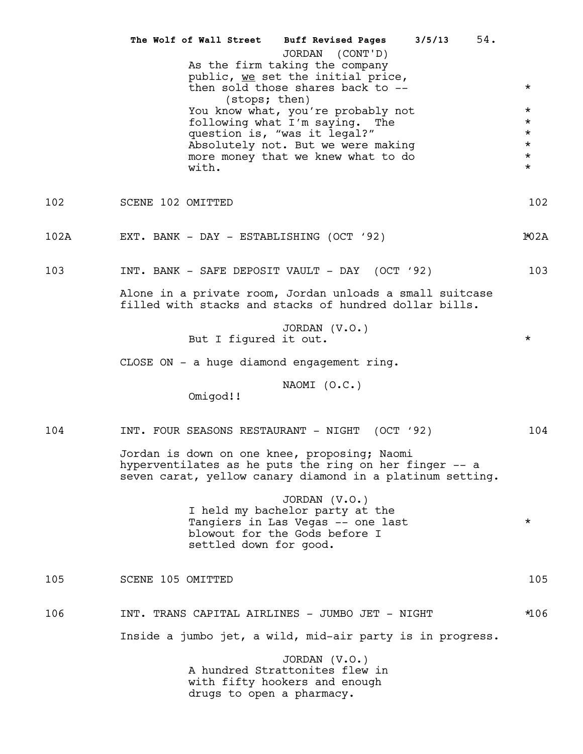JORDAN (CONT'D)
As the firm taking the company public, *we* set the initial price, then sold those shares back to --
(stops; then)
You know what, you're probably not following what I'm saying. The question is, "was it legal?" Absolutely not. But we were making more money that we knew what to do with.

102 SCENE 102 OMITTED 102

102A EXT. BANK - DAY - ESTABLISHING (OCT '92) 102A

103 INT. BANK - SAFE DEPOSIT VAULT - DAY (OCT '92) 103

Alone in a private room, Jordan unloads a small suitcase filled with stacks and stacks of hundred dollar bills.

JORDAN (V.O.)
But I figured it out.

CLOSE ON - a huge diamond engagement ring.

NAOMI (O.C.)
Omigod!!

104 INT. FOUR SEASONS RESTAURANT - NIGHT (OCT '92) 104

Jordan is down on one knee, proposing; Naomi hyperventilates as he puts the ring on her finger -- a seven carat, yellow canary diamond in a platinum setting.

JORDAN (V.O.)
I held my bachelor party at the Tangiers in Las Vegas -- one last blowout for the Gods before I settled down for good.

105 SCENE 105 OMITTED 105

106 INT. TRANS CAPITAL AIRLINES - JUMBO JET - NIGHT 106

Inside a jumbo jet, a wild, mid-air party is in progress.

JORDAN (V.O.)
A hundred Strattonites flew in with fifty hookers and enough drugs to open a pharmacy.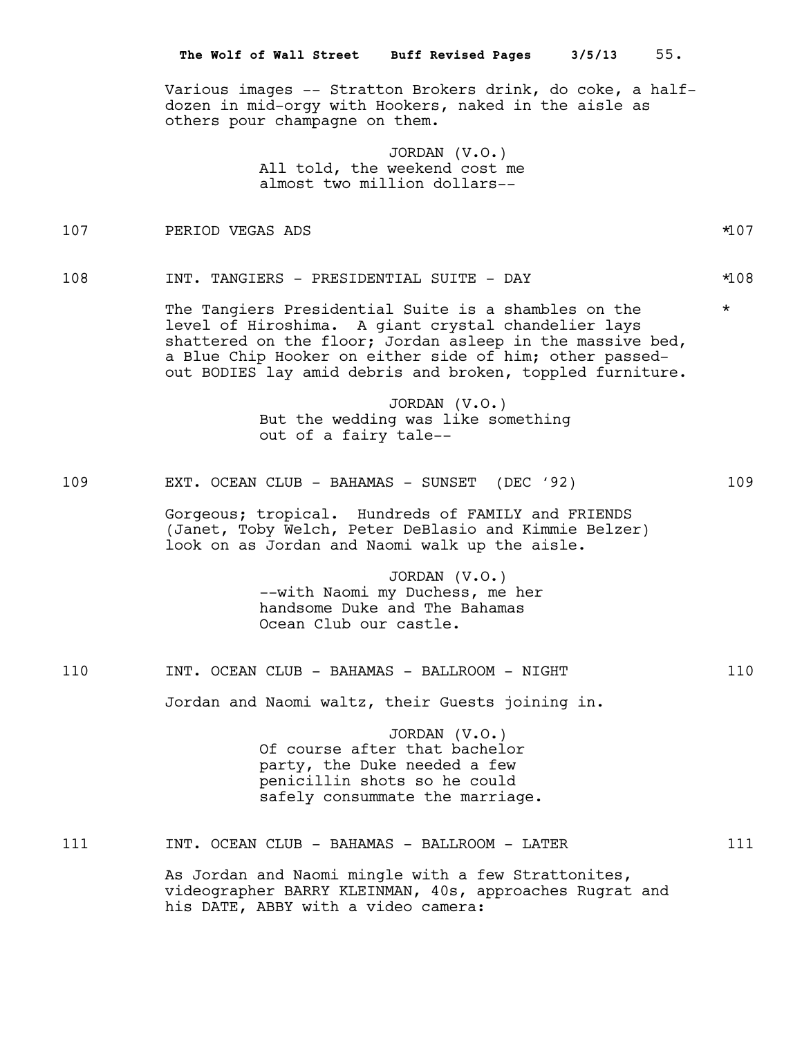Various images -- Stratton Brokers drink, do coke, a half-dozen in mid-orgy with Hookers, naked in the aisle as others pour champagne on them.

JORDAN (V.O.)
All told, the weekend cost me almost two million dollars--

107 PERIOD VEGAS ADS *107

108 INT. TANGIERS - PRESIDENTIAL SUITE - DAY *108

The Tangiers Presidential Suite is a shambles on the level of Hiroshima. A giant crystal chandelier lays shattered on the floor; Jordan asleep in the massive bed, a Blue Chip Hooker on either side of him; other passed-out BODIES lay amid debris and broken, toppled furniture. *

JORDAN (V.O.)
But the wedding was like something out of a fairy tale--

109 EXT. OCEAN CLUB - BAHAMAS - SUNSET (DEC '92) 109

Gorgeous; tropical. Hundreds of FAMILY and FRIENDS (Janet, Toby Welch, Peter DeBlasio and Kimmie Belzer) look on as Jordan and Naomi walk up the aisle.

JORDAN (V.O.)
--with Naomi my Duchess, me her handsome Duke and The Bahamas Ocean Club our castle.

110 INT. OCEAN CLUB - BAHAMAS - BALLROOM - NIGHT 110

Jordan and Naomi waltz, their Guests joining in.

JORDAN (V.O.)
Of course after that bachelor party, the Duke needed a few penicillin shots so he could safely consummate the marriage.

111 INT. OCEAN CLUB - BAHAMAS - BALLROOM - LATER 111

As Jordan and Naomi mingle with a few Strattonites, videographer BARRY KLEINMAN, 40s, approaches Rugrat and his DATE, ABBY with a video camera: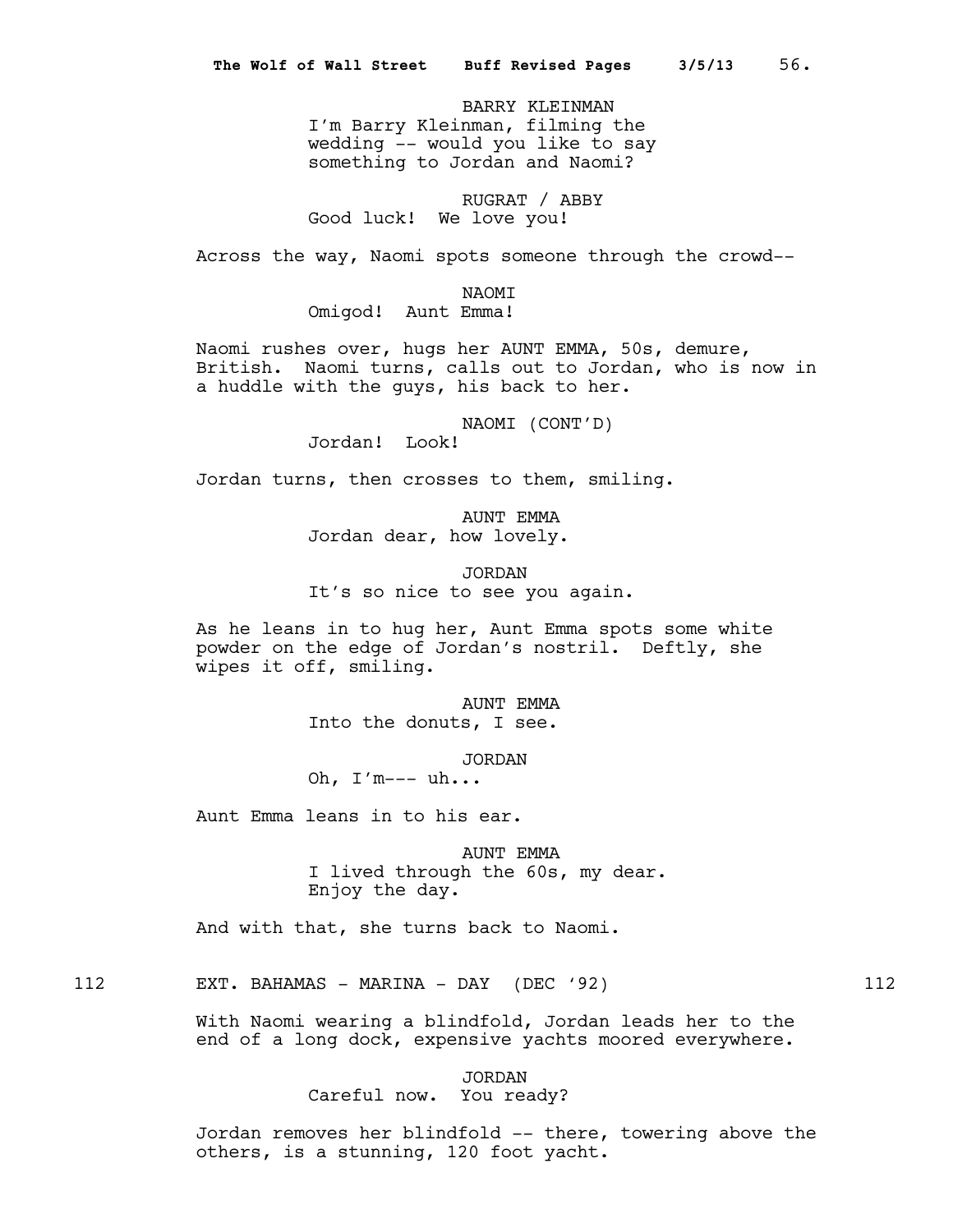BARRY KLEINMAN
I'm Barry Kleinman, filming the wedding -- would you like to say something to Jordan and Naomi?

RUGRAT / ABBY
Good luck! We love you!

Across the way, Naomi spots someone through the crowd--

NAOMI
Omigod! Aunt Emma!

Naomi rushes over, hugs her AUNT EMMA, 50s, demure, British. Naomi turns, calls out to Jordan, who is now in a huddle with the guys, his back to her.

NAOMI (CONT'D)
Jordan! Look!

Jordan turns, then crosses to them, smiling.

AUNT EMMA
Jordan dear, how lovely.

JORDAN
It's so nice to see you again.

As he leans in to hug her, Aunt Emma spots some white powder on the edge of Jordan's nostril. Deftly, she wipes it off, smiling.

AUNT EMMA
Into the donuts, I see.

JORDAN
Oh, I'm--- uh...

Aunt Emma leans in to his ear.

AUNT EMMA
I lived through the 60s, my dear. Enjoy the day.

And with that, she turns back to Naomi.

112 EXT. BAHAMAS - MARINA - DAY (DEC '92) 112

With Naomi wearing a blindfold, Jordan leads her to the end of a long dock, expensive yachts moored everywhere.

JORDAN
Careful now. You ready?

Jordan removes her blindfold -- there, towering above the others, is a stunning, 120 foot yacht.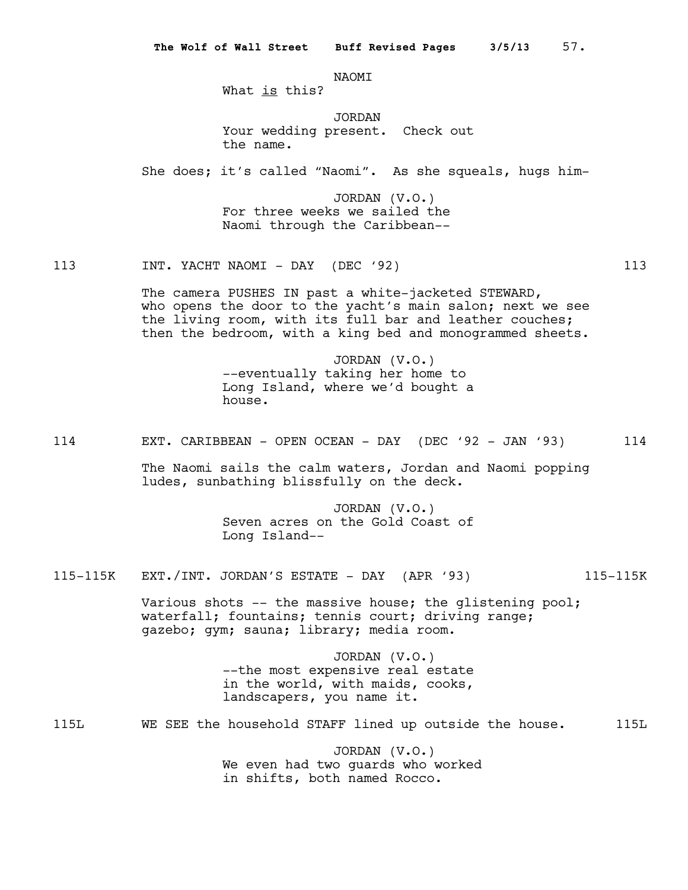NAOMI
What _is_ this?

JORDAN
Your wedding present. Check out the name.

She does; it's called "Naomi". As she squeals, hugs him-

JORDAN (V.O.)
For three weeks we sailed the Naomi through the Caribbean--

113 INT. YACHT NAOMI - DAY (DEC '92) 113

The camera PUSHES IN past a white-jacketed STEWARD, who opens the door to the yacht's main salon; next we see the living room, with its full bar and leather couches; then the bedroom, with a king bed and monogrammed sheets.

JORDAN (V.O.)
--eventually taking her home to Long Island, where we'd bought a house.

114 EXT. CARIBBEAN - OPEN OCEAN - DAY (DEC '92 - JAN '93) 114

The Naomi sails the calm waters, Jordan and Naomi popping ludes, sunbathing blissfully on the deck.

JORDAN (V.O.)
Seven acres on the Gold Coast of Long Island--

115-115K EXT./INT. JORDAN'S ESTATE - DAY (APR '93) 115-115K

Various shots -- the massive house; the glistening pool; waterfall; fountains; tennis court; driving range; gazebo; gym; sauna; library; media room.

JORDAN (V.O.)
--the most expensive real estate in the world, with maids, cooks, landscapers, you name it.

115L WE SEE the household STAFF lined up outside the house. 115L

JORDAN (V.O.)
We even had two guards who worked in shifts, both named Rocco.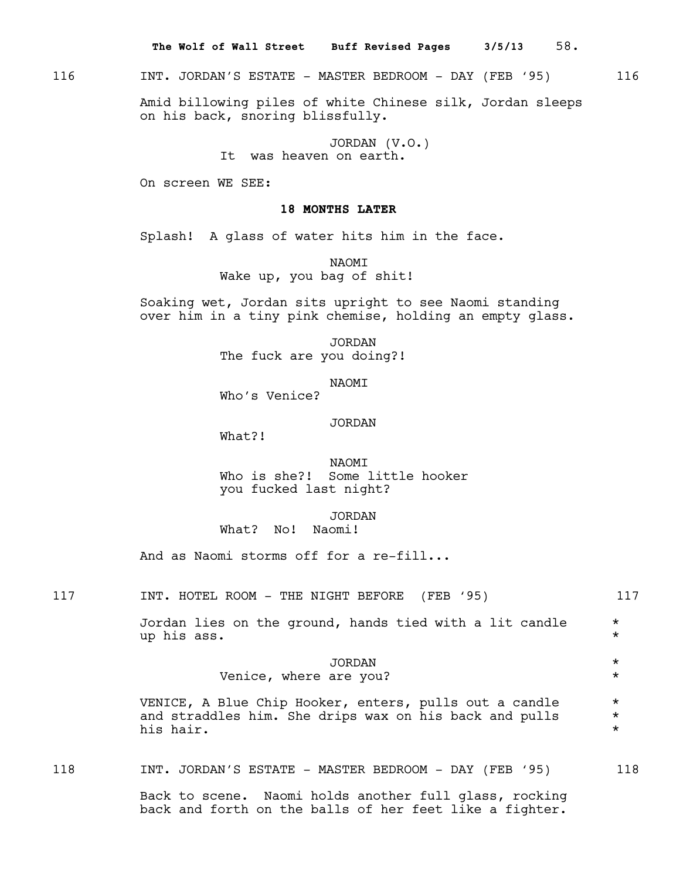116 INT. JORDAN'S ESTATE - MASTER BEDROOM - DAY (FEB '95) 116

Amid billowing piles of white Chinese silk, Jordan sleeps on his back, snoring blissfully.

JORDAN (V.O.)
It was heaven on earth.

On screen WE SEE:

**18 MONTHS LATER**

Splash! A glass of water hits him in the face.

NAOMI
Wake up, you bag of shit!

Soaking wet, Jordan sits upright to see Naomi standing over him in a tiny pink chemise, holding an empty glass.

JORDAN
The fuck are you doing?!

NAOMI
Who's Venice?

JORDAN
What?!

NAOMI
Who is she?! Some little hooker you fucked last night?

JORDAN
What? No! Naomi!

And as Naomi storms off for a re-fill...

117 INT. HOTEL ROOM - THE NIGHT BEFORE (FEB '95) 117

Jordan lies on the ground, hands tied with a lit candle up his ass. *

JORDAN
Venice, where are you? *

VENICE, A Blue Chip Hooker, enters, pulls out a candle and straddles him. She drips wax on his back and pulls his hair. *

118 INT. JORDAN'S ESTATE - MASTER BEDROOM - DAY (FEB '95) 118

Back to scene. Naomi holds another full glass, rocking back and forth on the balls of her feet like a fighter.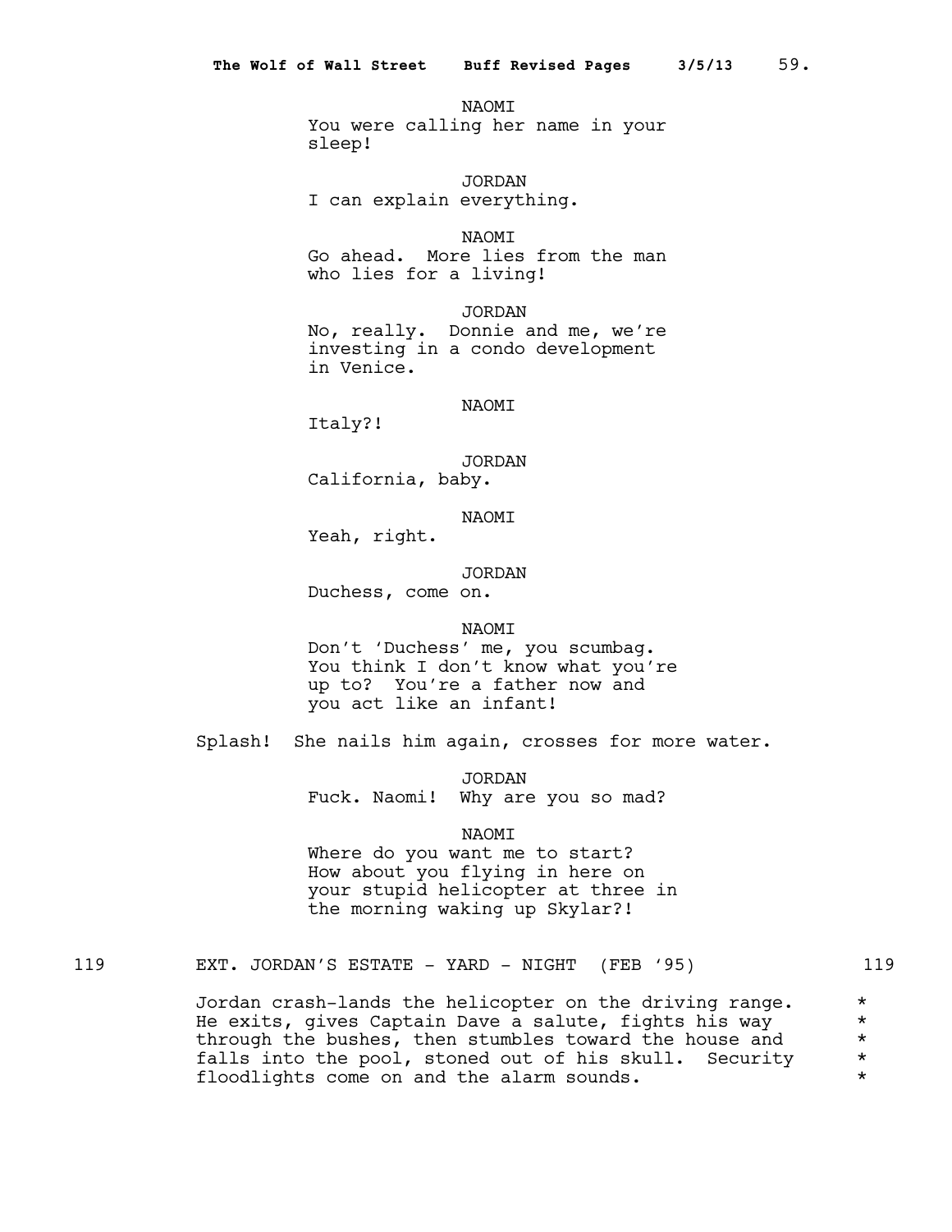NAOMI
You were calling her name in your sleep!

JORDAN
I can explain everything.

NAOMI
Go ahead. More lies from the man who lies for a living!

JORDAN
No, really. Donnie and me, we're investing in a condo development in Venice.

NAOMI
Italy?!

JORDAN
California, baby.

NAOMI
Yeah, right.

JORDAN
Duchess, come on.

NAOMI
Don't 'Duchess' me, you scumbag. You think I don't know what you're up to? You're a father now and you act like an infant!

Splash! She nails him again, crosses for more water.

JORDAN
Fuck. Naomi! Why are you so mad?

NAOMI
Where do you want me to start? How about you flying in here on your stupid helicopter at three in the morning waking up Skylar?!

119 EXT. JORDAN'S ESTATE - YARD - NIGHT (FEB '95) 119

Jordan crash-lands the helicopter on the driving range. He exits, gives Captain Dave a salute, fights his way through the bushes, then stumbles toward the house and falls into the pool, stoned out of his skull. Security floodlights come on and the alarm sounds. *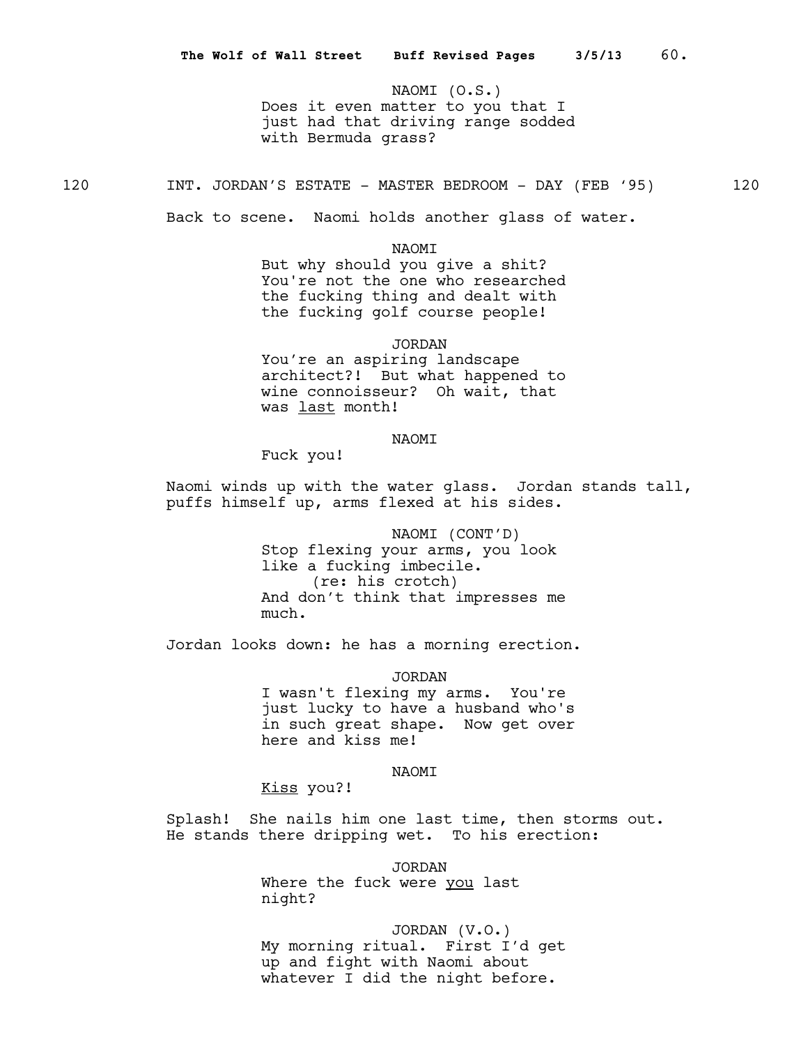NAOMI (O.S.)
Does it even matter to you that I just had that driving range sodded with Bermuda grass?

120 INT. JORDAN'S ESTATE - MASTER BEDROOM - DAY (FEB '95) 120

Back to scene. Naomi holds another glass of water.

NAOMI
But why should you give a shit? You're not the one who researched the fucking thing and dealt with the fucking golf course people!

JORDAN
You're an aspiring landscape architect?! But what happened to wine connoisseur? Oh wait, that was <u>last</u> month!

NAOMI
Fuck you!

Naomi winds up with the water glass. Jordan stands tall, puffs himself up, arms flexed at his sides.

NAOMI (CONT'D)
Stop flexing your arms, you look like a fucking imbecile.
(re: his crotch)
And don't think that impresses me much.

Jordan looks down: he has a morning erection.

JORDAN
I wasn't flexing my arms. You're just lucky to have a husband who's in such great shape. Now get over here and kiss me!

NAOMI
<u>Kiss</u> you?!

Splash! She nails him one last time, then storms out. He stands there dripping wet. To his erection:

JORDAN
Where the fuck were <u>you</u> last night?

JORDAN (V.O.)
My morning ritual. First I'd get up and fight with Naomi about whatever I did the night before.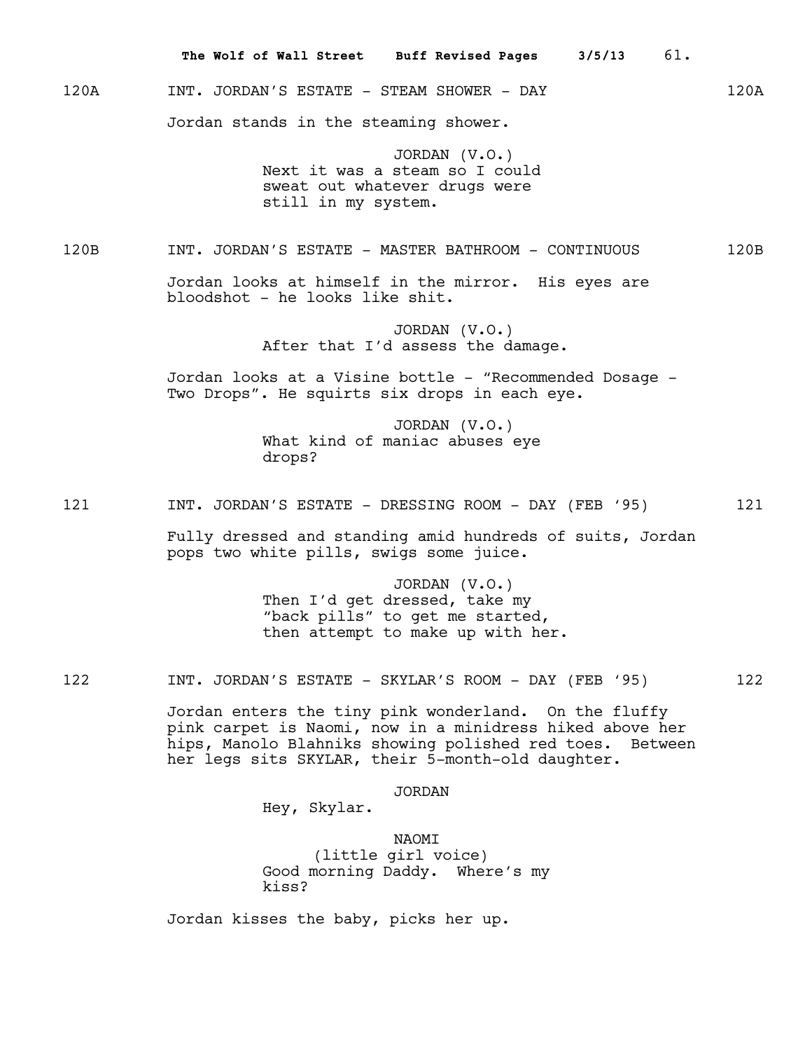120A INT. JORDAN'S ESTATE - STEAM SHOWER - DAY 120A

Jordan stands in the steaming shower.

JORDAN (V.O.)
Next it was a steam so I could sweat out whatever drugs were still in my system.

120B INT. JORDAN'S ESTATE - MASTER BATHROOM - CONTINUOUS 120B

Jordan looks at himself in the mirror. His eyes are bloodshot - he looks like shit.

JORDAN (V.O.)
After that I'd assess the damage.

Jordan looks at a Visine bottle - "Recommended Dosage - Two Drops". He squirts six drops in each eye.

JORDAN (V.O.)
What kind of maniac abuses eye drops?

121 INT. JORDAN'S ESTATE - DRESSING ROOM - DAY (FEB '95) 121

Fully dressed and standing amid hundreds of suits, Jordan pops two white pills, swigs some juice.

JORDAN (V.O.)
Then I'd get dressed, take my "back pills" to get me started, then attempt to make up with her.

122 INT. JORDAN'S ESTATE - SKYLAR'S ROOM - DAY (FEB '95) 122

Jordan enters the tiny pink wonderland. On the fluffy pink carpet is Naomi, now in a minidress hiked above her hips, Manolo Blahniks showing polished red toes. Between her legs sits SKYLAR, their 5-month-old daughter.

JORDAN
Hey, Skylar.

NAOMI
(little girl voice)
Good morning Daddy. Where's my kiss?

Jordan kisses the baby, picks her up.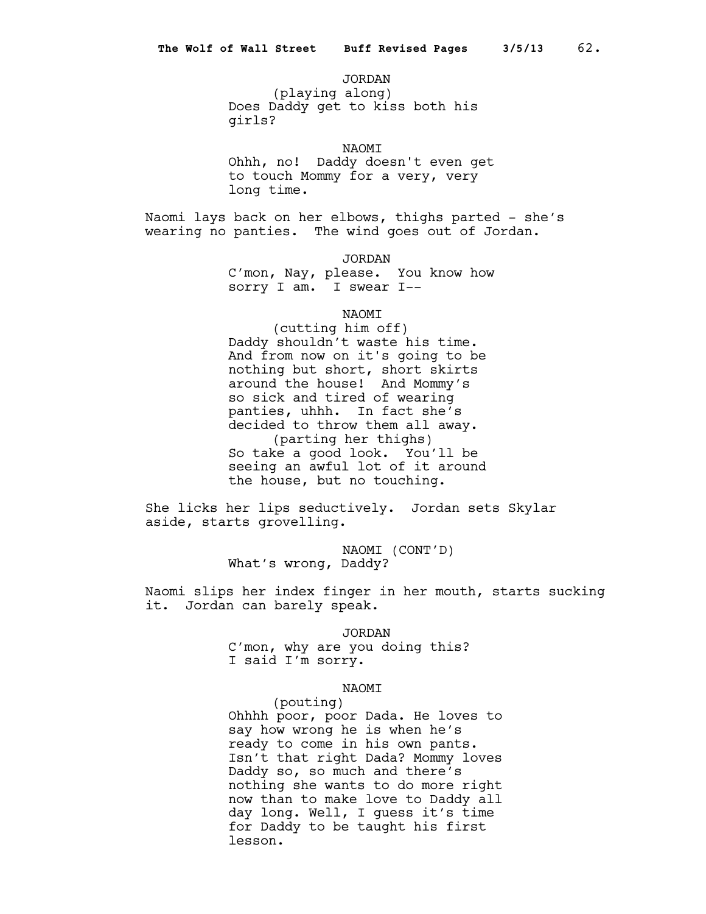JORDAN
(playing along)
Does Daddy get to kiss both his girls?

NAOMI
Ohhh, no! Daddy doesn't even get to touch Mommy for a very, very long time.

Naomi lays back on her elbows, thighs parted - she's wearing no panties. The wind goes out of Jordan.

JORDAN
C'mon, Nay, please. You know how sorry I am. I swear I--

NAOMI
(cutting him off)
Daddy shouldn't waste his time. And from now on it's going to be nothing but short, short skirts around the house! And Mommy's so sick and tired of wearing panties, uhhh. In fact she's decided to throw them all away.
(parting her thighs)
So take a good look. You'll be seeing an awful lot of it around the house, but no touching.

She licks her lips seductively. Jordan sets Skylar aside, starts grovelling.

NAOMI (CONT'D)
What's wrong, Daddy?

Naomi slips her index finger in her mouth, starts sucking it. Jordan can barely speak.

JORDAN
C'mon, why are you doing this? I said I'm sorry.

NAOMI
(pouting)
Ohhhh poor, poor Dada. He loves to say how wrong he is when he's ready to come in his own pants. Isn't that right Dada? Mommy loves Daddy so, so much and there's nothing she wants to do more right now than to make love to Daddy all day long. Well, I guess it's time for Daddy to be taught his first lesson.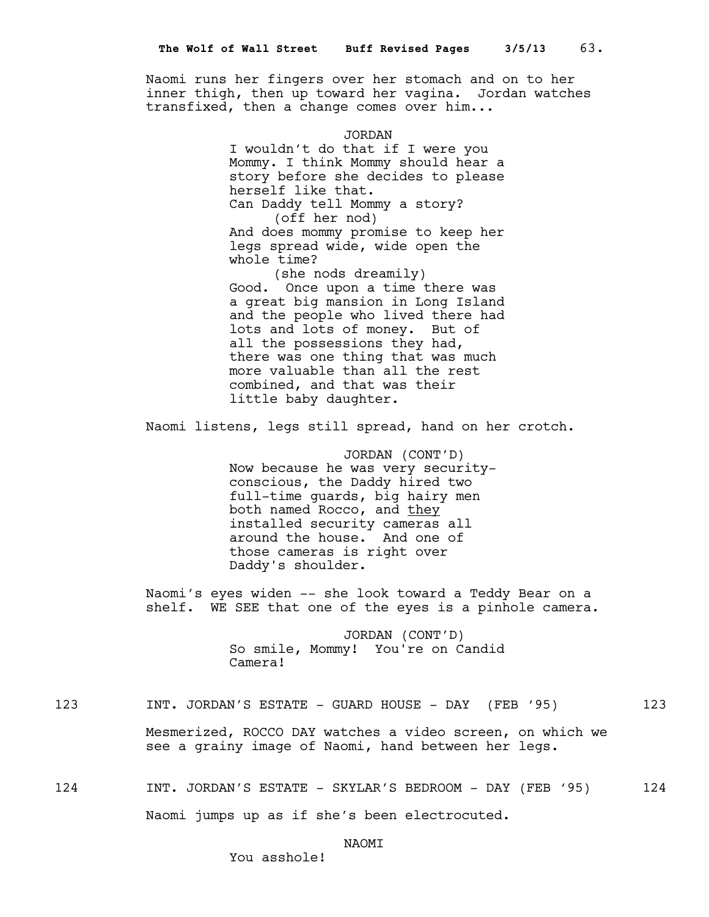Naomi runs her fingers over her stomach and on to her inner thigh, then up toward her vagina. Jordan watches transfixed, then a change comes over him...

JORDAN

I wouldn't do that if I were you Mommy. I think Mommy should hear a story before she decides to please herself like that.
Can Daddy tell Mommy a story?

(off her nod)

And does mommy promise to keep her legs spread wide, wide open the whole time?

(she nods dreamily)

Good. Once upon a time there was a great big mansion in Long Island and the people who lived there had lots and lots of money. But of all the possessions they had, there was one thing that was much more valuable than all the rest combined, and that was their little baby daughter.

Naomi listens, legs still spread, hand on her crotch.

JORDAN (CONT'D)

Now because he was very security-conscious, the Daddy hired two full-time guards, big hairy men both named Rocco, and they installed security cameras all around the house. And one of those cameras is right over Daddy's shoulder.

Naomi's eyes widen -- she look toward a Teddy Bear on a shelf. WE SEE that one of the eyes is a pinhole camera.

JORDAN (CONT'D)

So smile, Mommy! You're on Candid Camera!

123 INT. JORDAN'S ESTATE - GUARD HOUSE - DAY (FEB '95) 123

Mesmerized, ROCCO DAY watches a video screen, on which we see a grainy image of Naomi, hand between her legs.

124 INT. JORDAN'S ESTATE - SKYLAR'S BEDROOM - DAY (FEB '95) 124

Naomi jumps up as if she's been electrocuted.

NAOMI

You asshole!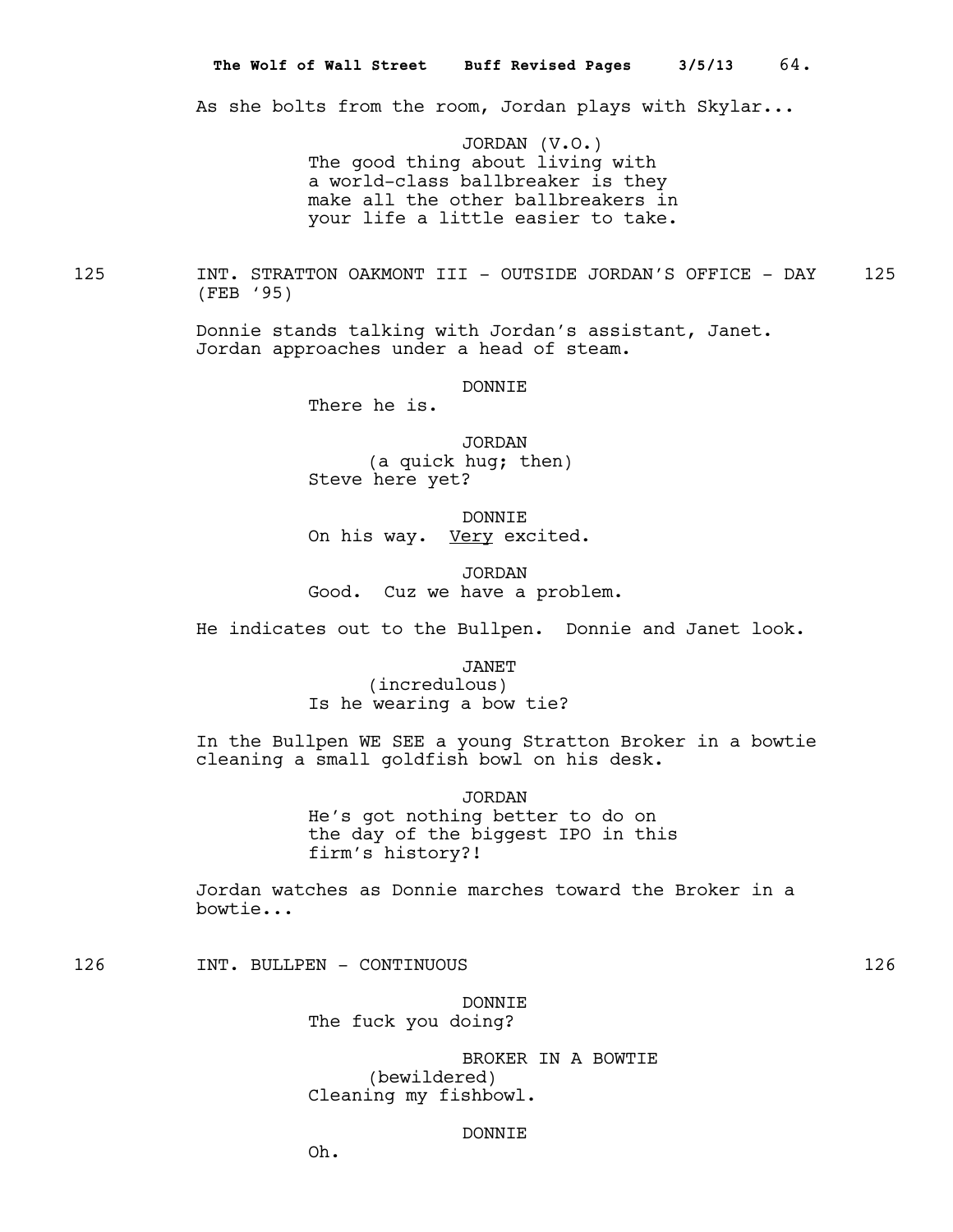As she bolts from the room, Jordan plays with Skylar...

JORDAN (V.O.)
The good thing about living with a world-class ballbreaker is they make all the other ballbreakers in your life a little easier to take.

125 INT. STRATTON OAKMONT III - OUTSIDE JORDAN'S OFFICE - DAY (FEB '95) 125

Donnie stands talking with Jordan's assistant, Janet. Jordan approaches under a head of steam.

DONNIE
There he is.

JORDAN
(a quick hug; then)
Steve here yet?

DONNIE
On his way. Very excited.

JORDAN
Good. Cuz we have a problem.

He indicates out to the Bullpen. Donnie and Janet look.

JANET
(incredulous)
Is he wearing a bow tie?

In the Bullpen WE SEE a young Stratton Broker in a bowtie cleaning a small goldfish bowl on his desk.

JORDAN
He's got nothing better to do on the day of the biggest IPO in this firm's history?!

Jordan watches as Donnie marches toward the Broker in a bowtie...

126 INT. BULLPEN - CONTINUOUS 126

DONNIE
The fuck you doing?

BROKER IN A BOWTIE
(bewildered)
Cleaning my fishbowl.

DONNIE
Oh.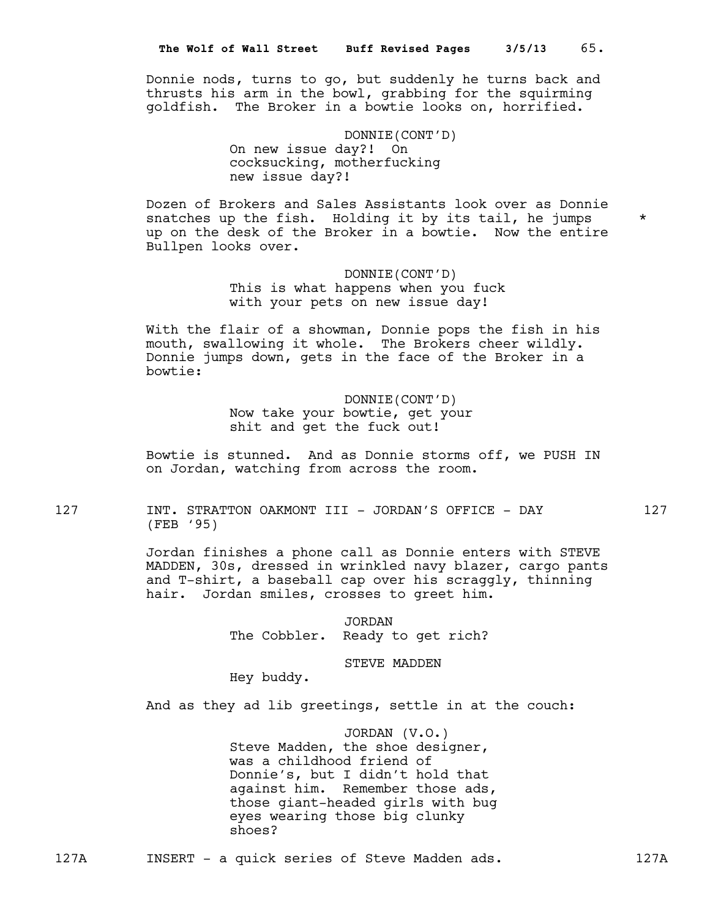Donnie nods, turns to go, but suddenly he turns back and thrusts his arm in the bowl, grabbing for the squirming goldfish. The Broker in a bowtie looks on, horrified.

DONNIE(CONT'D)
On new issue day?! On cocksucking, motherfucking new issue day?!

Dozen of Brokers and Sales Assistants look over as Donnie snatches up the fish. Holding it by its tail, he jumps up on the desk of the Broker in a bowtie. Now the entire Bullpen looks over. *

DONNIE(CONT'D)
This is what happens when you fuck with your pets on new issue day!

With the flair of a showman, Donnie pops the fish in his mouth, swallowing it whole. The Brokers cheer wildly. Donnie jumps down, gets in the face of the Broker in a bowtie:

DONNIE(CONT'D)
Now take your bowtie, get your shit and get the fuck out!

Bowtie is stunned. And as Donnie storms off, we PUSH IN on Jordan, watching from across the room.

127 INT. STRATTON OAKMONT III - JORDAN'S OFFICE - DAY (FEB '95) 127

Jordan finishes a phone call as Donnie enters with STEVE MADDEN, 30s, dressed in wrinkled navy blazer, cargo pants and T-shirt, a baseball cap over his scraggly, thinning hair. Jordan smiles, crosses to greet him.

JORDAN
The Cobbler. Ready to get rich?

STEVE MADDEN
Hey buddy.

And as they ad lib greetings, settle in at the couch:

JORDAN (V.O.)
Steve Madden, the shoe designer, was a childhood friend of Donnie's, but I didn't hold that against him. Remember those ads, those giant-headed girls with bug eyes wearing those big clunky shoes?

127A INSERT - a quick series of Steve Madden ads. 127A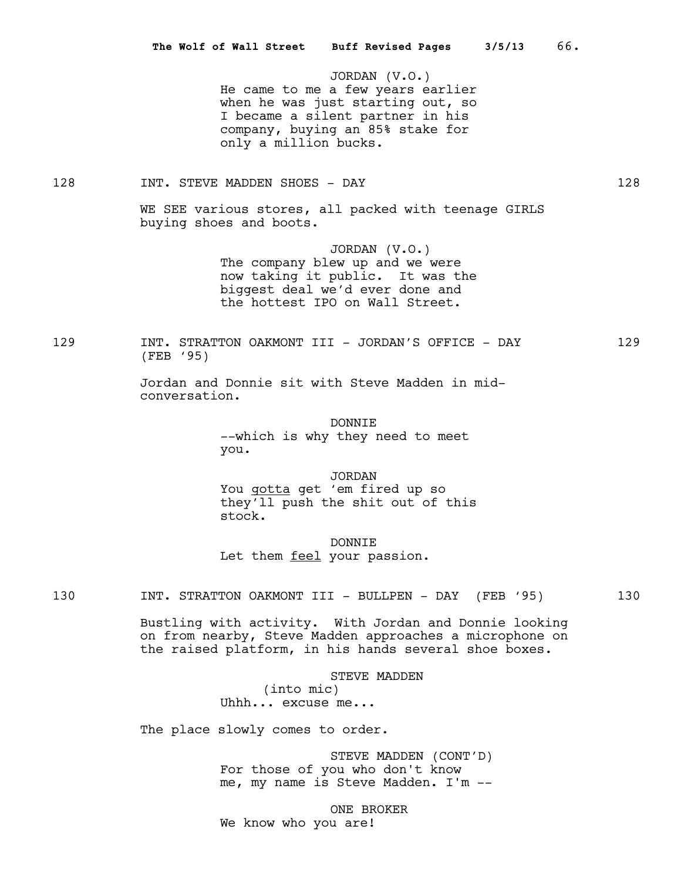JORDAN (V.O.)
He came to me a few years earlier when he was just starting out, so I became a silent partner in his company, buying an 85% stake for only a million bucks.

128 INT. STEVE MADDEN SHOES - DAY 128

WE SEE various stores, all packed with teenage GIRLS buying shoes and boots.

JORDAN (V.O.)
The company blew up and we were now taking it public. It was the biggest deal we'd ever done and the hottest IPO on Wall Street.

129 INT. STRATTON OAKMONT III - JORDAN'S OFFICE - DAY (FEB '95) 129

Jordan and Donnie sit with Steve Madden in mid-conversation.

DONNIE
--which is why they need to meet you.

JORDAN
You <u>gotta</u> get 'em fired up so they'll push the shit out of this stock.

DONNIE
Let them <u>feel</u> your passion.

130 INT. STRATTON OAKMONT III - BULLPEN - DAY (FEB '95) 130

Bustling with activity. With Jordan and Donnie looking on from nearby, Steve Madden approaches a microphone on the raised platform, in his hands several shoe boxes.

STEVE MADDEN
(into mic)
Uhhh... excuse me...

The place slowly comes to order.

STEVE MADDEN (CONT'D)
For those of you who don't know me, my name is Steve Madden. I'm --

ONE BROKER
We know who you are!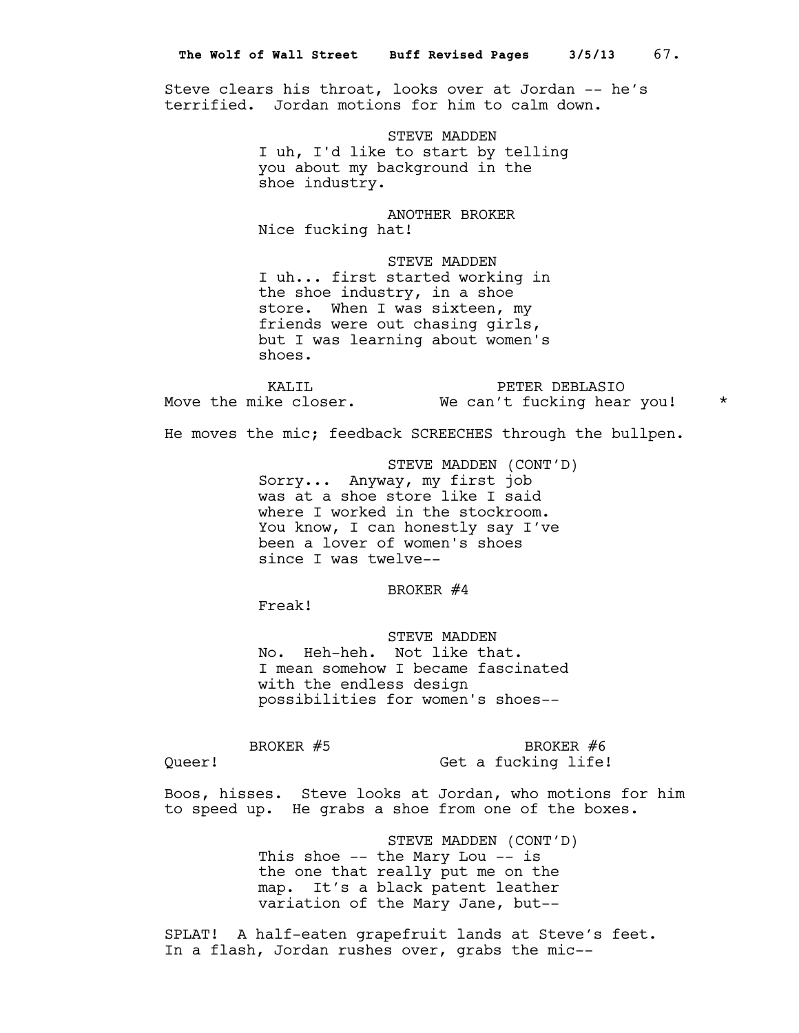Steve clears his throat, looks over at Jordan -- he's terrified. Jordan motions for him to calm down.

STEVE MADDEN
I uh, I'd like to start by telling you about my background in the shoe industry.

ANOTHER BROKER
Nice fucking hat!

STEVE MADDEN
I uh... first started working in the shoe industry, in a shoe store. When I was sixteen, my friends were out chasing girls, but I was learning about women's shoes.

KALIL
Move the mike closer.

PETER DEBLASIO
We can't fucking hear you! *

He moves the mic; feedback SCREECHES through the bullpen.

STEVE MADDEN (CONT'D)
Sorry... Anyway, my first job was at a shoe store like I said where I worked in the stockroom. You know, I can honestly say I've been a lover of women's shoes since I was twelve--

BROKER #4
Freak!

STEVE MADDEN
No. Heh-heh. Not like that. I mean somehow I became fascinated with the endless design possibilities for women's shoes--

BROKER #5
Queer!

BROKER #6
Get a fucking life!

Boos, hisses. Steve looks at Jordan, who motions for him to speed up. He grabs a shoe from one of the boxes.

STEVE MADDEN (CONT'D)
This shoe -- the Mary Lou -- is the one that really put me on the map. It's a black patent leather variation of the Mary Jane, but--

SPLAT! A half-eaten grapefruit lands at Steve's feet. In a flash, Jordan rushes over, grabs the mic--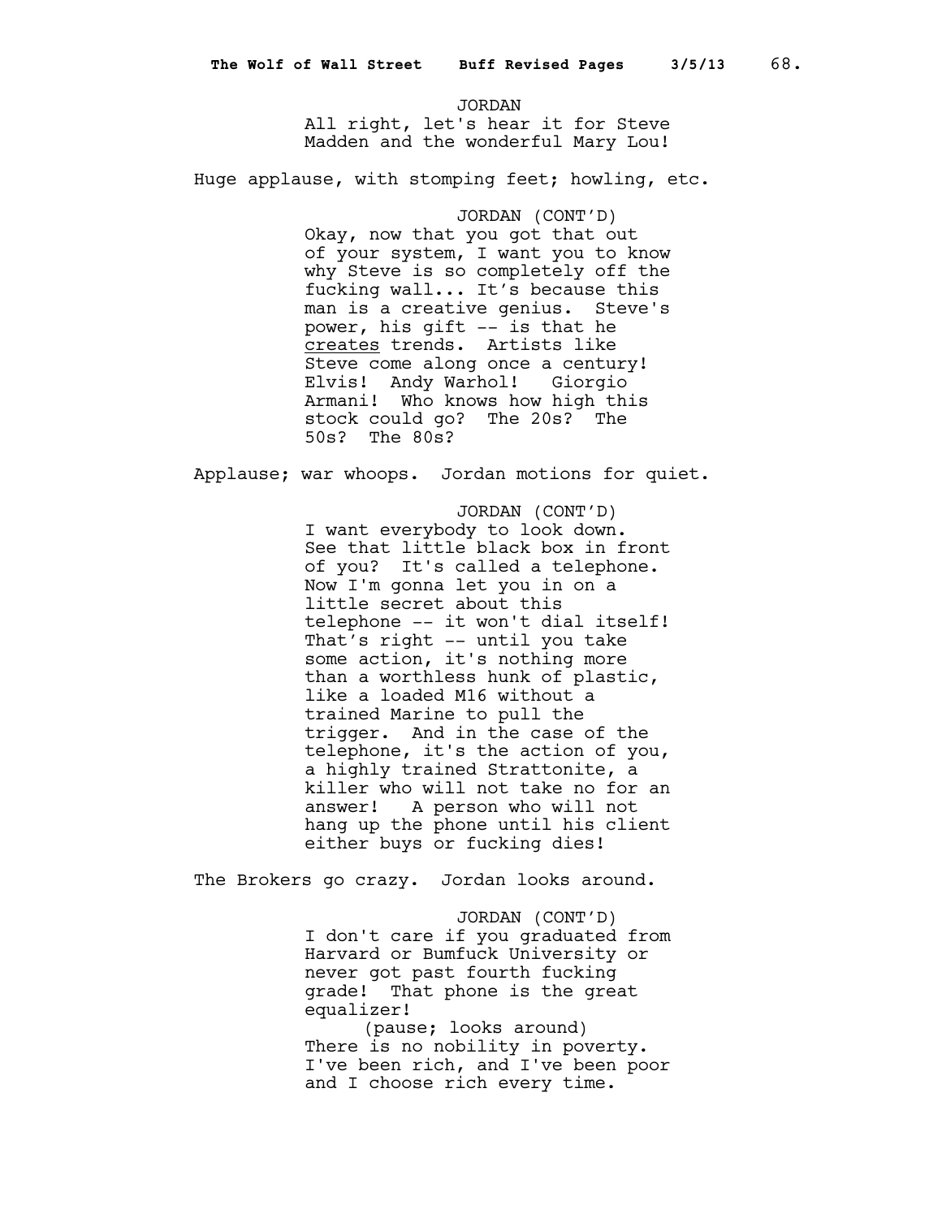JORDAN

All right, let's hear it for Steve Madden and the wonderful Mary Lou!

Huge applause, with stomping feet; howling, etc.

JORDAN (CONT'D)

Okay, now that you got that out of your system, I want you to know why Steve is so completely off the fucking wall... It's because this man is a creative genius. Steve's power, his gift -- is that he <u>creates</u> trends. Artists like Steve come along once a century! Elvis! Andy Warhol! Giorgio Armani! Who knows how high this stock could go? The 20s? The 50s? The 80s?

Applause; war whoops. Jordan motions for quiet.

JORDAN (CONT'D)

I want everybody to look down. See that little black box in front of you? It's called a telephone. Now I'm gonna let you in on a little secret about this telephone -- it won't dial itself! That's right -- until you take some action, it's nothing more than a worthless hunk of plastic, like a loaded M16 without a trained Marine to pull the trigger. And in the case of the telephone, it's the action of you, a highly trained Strattonite, a killer who will not take no for an answer! A person who will not hang up the phone until his client either buys or fucking dies!

The Brokers go crazy. Jordan looks around.

JORDAN (CONT'D)

I don't care if you graduated from Harvard or Bumfuck University or never got past fourth fucking grade! That phone is the great equalizer!

(pause; looks around)

There is no nobility in poverty. I've been rich, and I've been poor and I choose rich every time.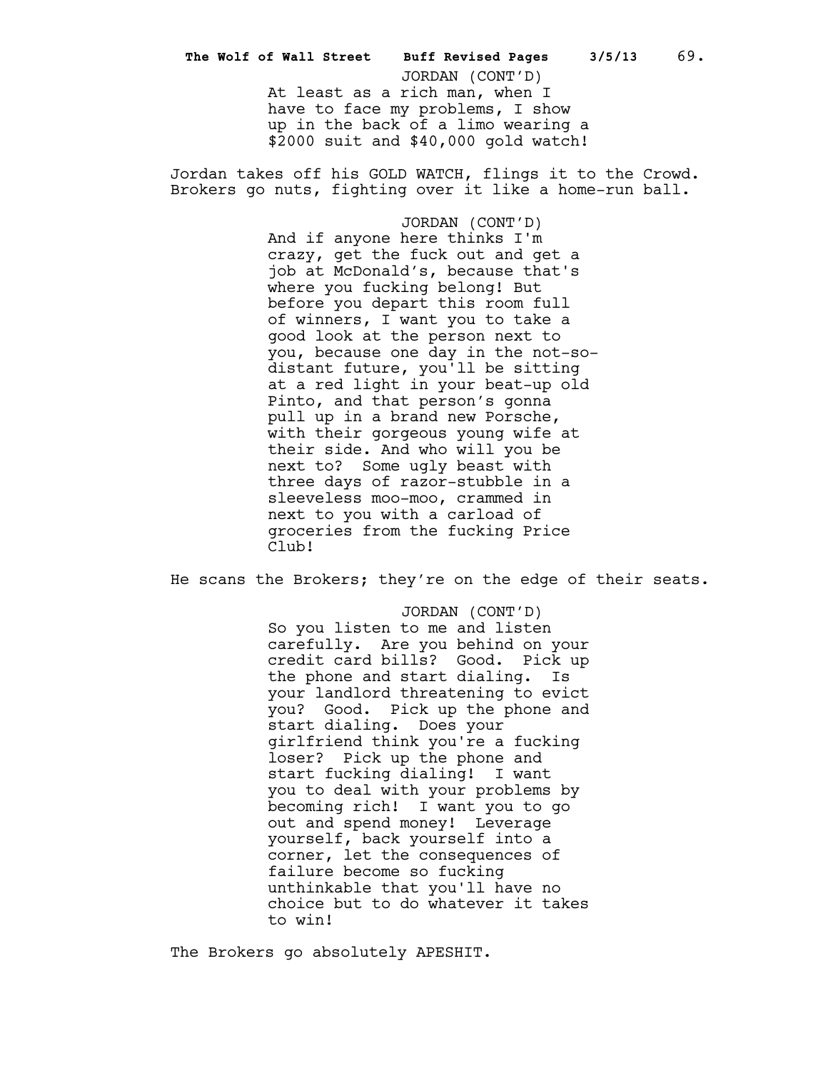JORDAN (CONT'D)
At least as a rich man, when I have to face my problems, I show up in the back of a limo wearing a $2000 suit and $40,000 gold watch!

Jordan takes off his GOLD WATCH, flings it to the Crowd. Brokers go nuts, fighting over it like a home-run ball.

JORDAN (CONT'D)
And if anyone here thinks I'm crazy, get the fuck out and get a job at McDonald's, because that's where you fucking belong! But before you depart this room full of winners, I want you to take a good look at the person next to you, because one day in the not-so-distant future, you'll be sitting at a red light in your beat-up old Pinto, and that person's gonna pull up in a brand new Porsche, with their gorgeous young wife at their side. And who will you be next to? Some ugly beast with three days of razor-stubble in a sleeveless moo-moo, crammed in next to you with a carload of groceries from the fucking Price Club!

He scans the Brokers; they're on the edge of their seats.

JORDAN (CONT'D)
So you listen to me and listen carefully. Are you behind on your credit card bills? Good. Pick up the phone and start dialing. Is your landlord threatening to evict you? Good. Pick up the phone and start dialing. Does your girlfriend think you're a fucking loser? Pick up the phone and start fucking dialing! I want you to deal with your problems by becoming rich! I want you to go out and spend money! Leverage yourself, back yourself into a corner, let the consequences of failure become so fucking unthinkable that you'll have no choice but to do whatever it takes to win!

The Brokers go absolutely APESHIT.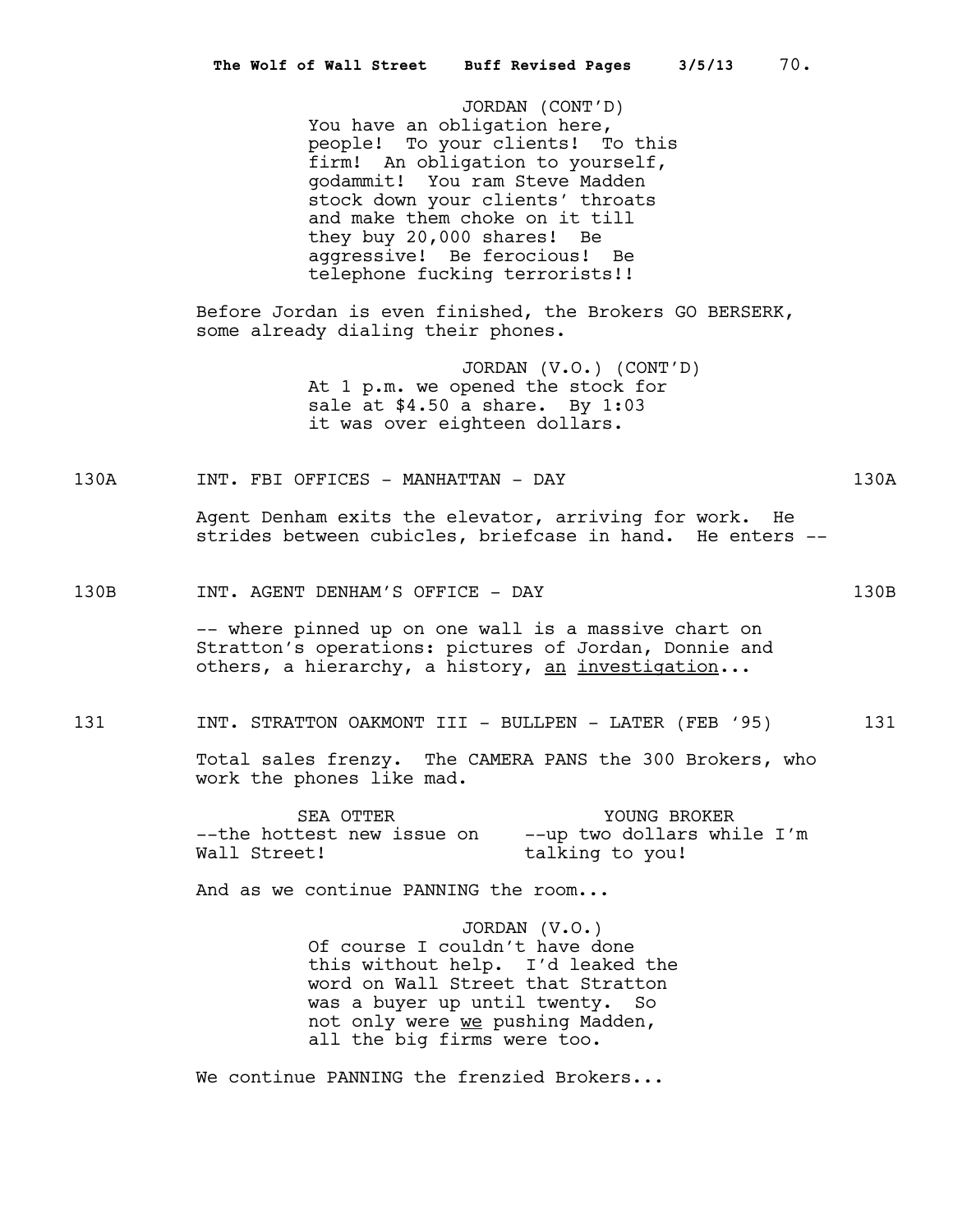JORDAN (CONT'D)
You have an obligation here, people! To your clients! To this firm! An obligation to yourself, godammit! You ram Steve Madden stock down your clients' throats and make them choke on it till they buy 20,000 shares! Be aggressive! Be ferocious! Be telephone fucking terrorists!!

Before Jordan is even finished, the Brokers GO BERSERK, some already dialing their phones.

JORDAN (V.O.) (CONT'D)
At 1 p.m. we opened the stock for sale at $4.50 a share. By 1:03 it was over eighteen dollars.

130A INT. FBI OFFICES - MANHATTAN - DAY 130A

Agent Denham exits the elevator, arriving for work. He strides between cubicles, briefcase in hand. He enters --

130B INT. AGENT DENHAM'S OFFICE - DAY 130B

-- where pinned up on one wall is a massive chart on Stratton's operations: pictures of Jordan, Donnie and others, a hierarchy, a history, <u>an investigation</u>...

131 INT. STRATTON OAKMONT III - BULLPEN - LATER (FEB '95) 131

Total sales frenzy. The CAMERA PANS the 300 Brokers, who work the phones like mad.

SEA OTTER
--the hottest new issue on Wall Street!

YOUNG BROKER
--up two dollars while I'm talking to you!

And as we continue PANNING the room...

JORDAN (V.O.)
Of course I couldn't have done this without help. I'd leaked the word on Wall Street that Stratton was a buyer up until twenty. So not only were <u>we</u> pushing Madden, all the big firms were too.

We continue PANNING the frenzied Brokers...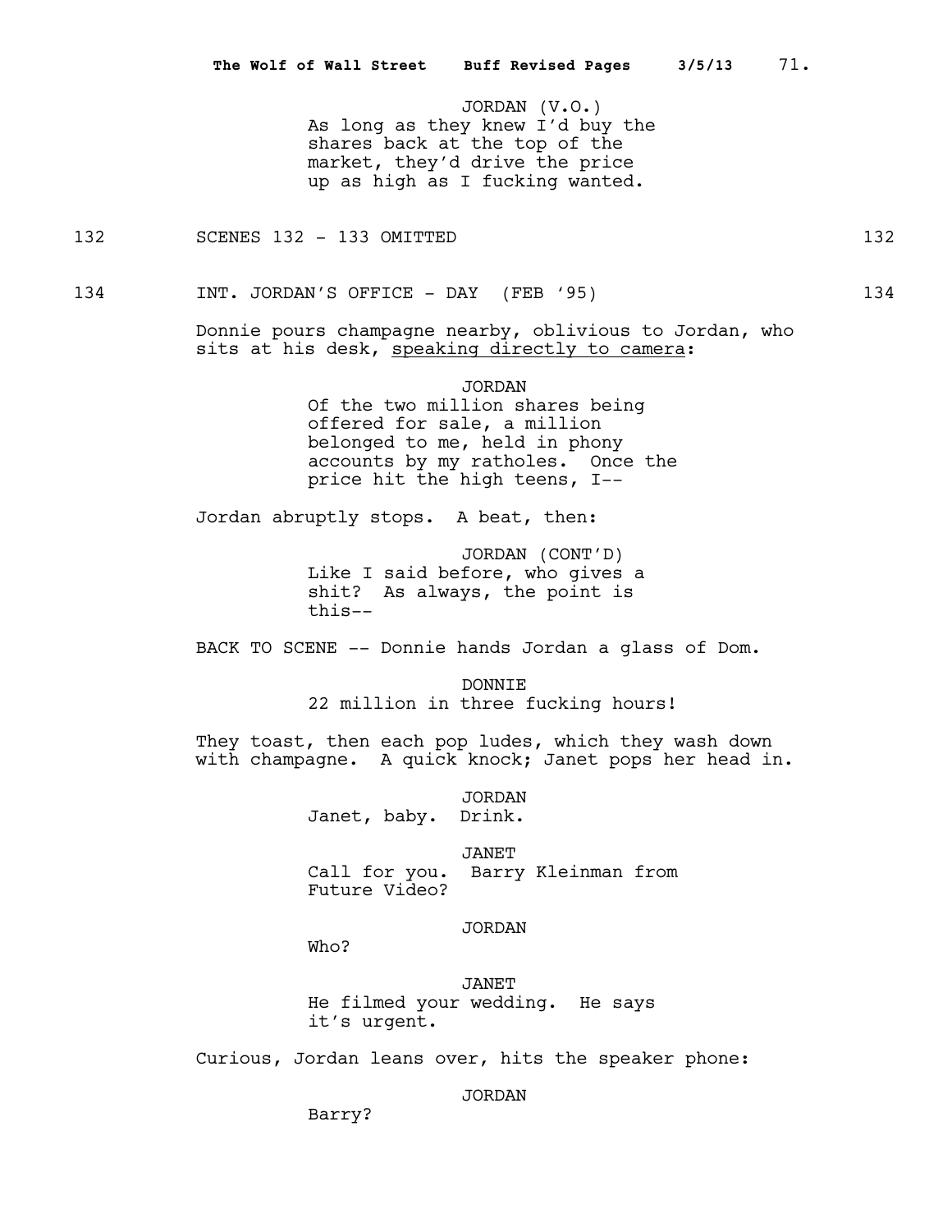JORDAN (V.O.)
As long as they knew I'd buy the shares back at the top of the market, they'd drive the price up as high as I fucking wanted.

132 SCENES 132 - 133 OMITTED 132

134 INT. JORDAN'S OFFICE - DAY (FEB '95) 134

Donnie pours champagne nearby, oblivious to Jordan, who sits at his desk, speaking directly to camera:

JORDAN
Of the two million shares being offered for sale, a million belonged to me, held in phony accounts by my ratholes. Once the price hit the high teens, I--

Jordan abruptly stops. A beat, then:

JORDAN (CONT'D)
Like I said before, who gives a shit? As always, the point is this--

BACK TO SCENE -- Donnie hands Jordan a glass of Dom.

DONNIE
22 million in three fucking hours!

They toast, then each pop ludes, which they wash down with champagne. A quick knock; Janet pops her head in.

JORDAN
Janet, baby. Drink.

JANET
Call for you. Barry Kleinman from Future Video?

JORDAN
Who?

JANET
He filmed your wedding. He says it's urgent.

Curious, Jordan leans over, hits the speaker phone:

JORDAN
Barry?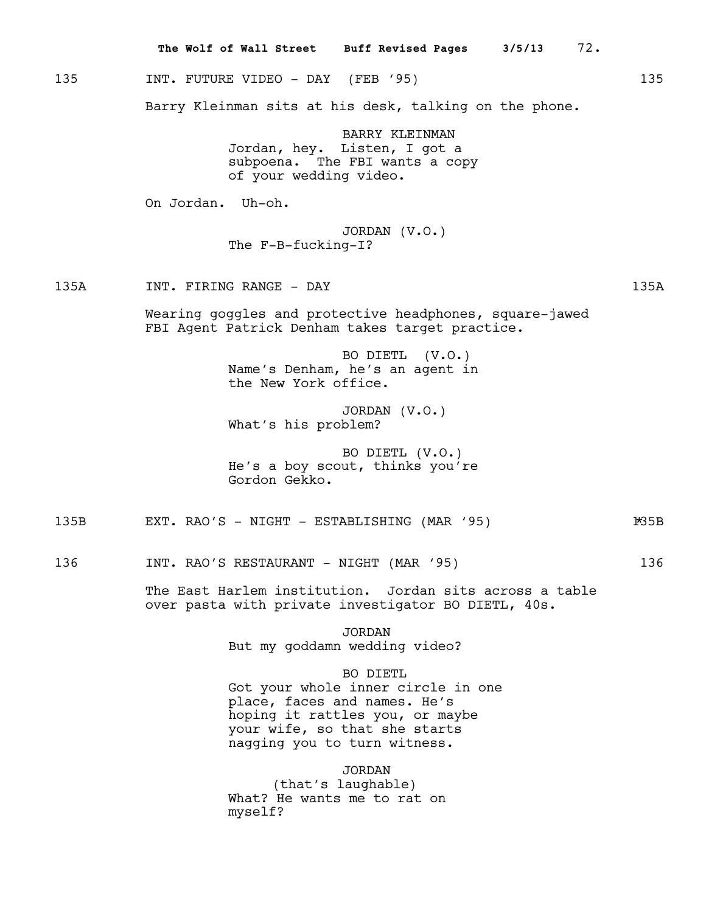135 INT. FUTURE VIDEO - DAY (FEB '95) 135

Barry Kleinman sits at his desk, talking on the phone.

BARRY KLEINMAN
Jordan, hey. Listen, I got a subpoena. The FBI wants a copy of your wedding video.

On Jordan. Uh-oh.

JORDAN (V.O.)
The F-B-fucking-I?

135A INT. FIRING RANGE - DAY 135A

Wearing goggles and protective headphones, square-jawed FBI Agent Patrick Denham takes target practice.

BO DIETL (V.O.)
Name's Denham, he's an agent in the New York office.

JORDAN (V.O.)
What's his problem?

BO DIETL (V.O.)
He's a boy scout, thinks you're Gordon Gekko.

135B EXT. RAO'S - NIGHT - ESTABLISHING (MAR '95) *135B

136 INT. RAO'S RESTAURANT - NIGHT (MAR '95) 136

The East Harlem institution. Jordan sits across a table over pasta with private investigator BO DIETL, 40s.

JORDAN
But my goddamn wedding video?

BO DIETL
Got your whole inner circle in one place, faces and names. He's hoping it rattles you, or maybe your wife, so that she starts nagging you to turn witness.

JORDAN
(that's laughable)
What? He wants me to rat on myself?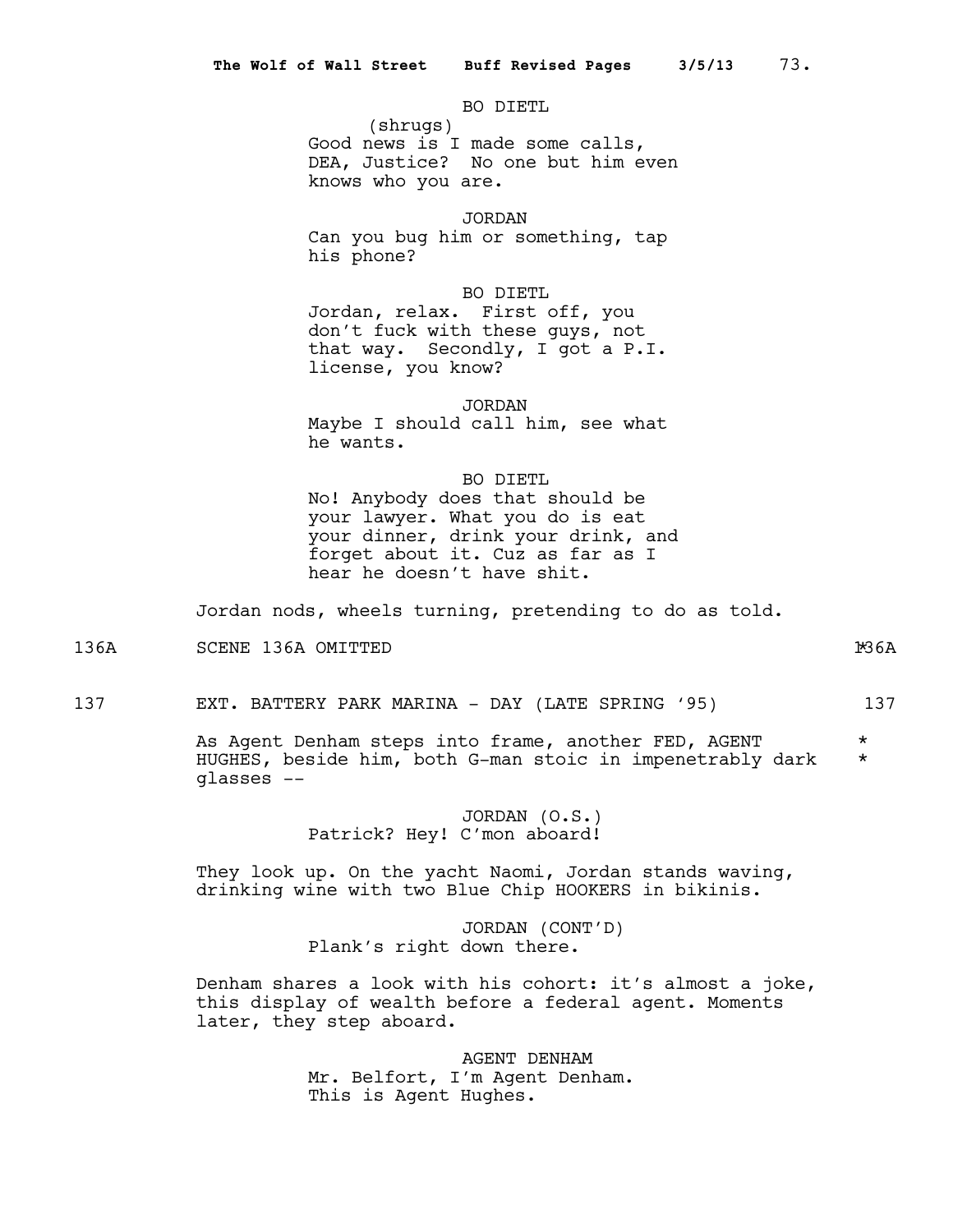BO DIETL
(shrugs)
Good news is I made some calls, DEA, Justice? No one but him even knows who you are.

JORDAN
Can you bug him or something, tap his phone?

BO DIETL
Jordan, relax. First off, you don't fuck with these guys, not that way. Secondly, I got a P.I. license, you know?

JORDAN
Maybe I should call him, see what he wants.

BO DIETL
No! Anybody does that should be your lawyer. What you do is eat your dinner, drink your drink, and forget about it. Cuz as far as I hear he doesn't have shit.

Jordan nods, wheels turning, pretending to do as told.

136A SCENE 136A OMITTED * 136A

137 EXT. BATTERY PARK MARINA - DAY (LATE SPRING '95) 137

As Agent Denham steps into frame, another FED, AGENT HUGHES, beside him, both G-man stoic in impenetrably dark glasses -- * *

JORDAN (O.S.)
Patrick? Hey! C'mon aboard!

They look up. On the yacht Naomi, Jordan stands waving, drinking wine with two Blue Chip HOOKERS in bikinis.

JORDAN (CONT'D)
Plank's right down there.

Denham shares a look with his cohort: it's almost a joke, this display of wealth before a federal agent. Moments later, they step aboard.

AGENT DENHAM
Mr. Belfort, I'm Agent Denham. This is Agent Hughes.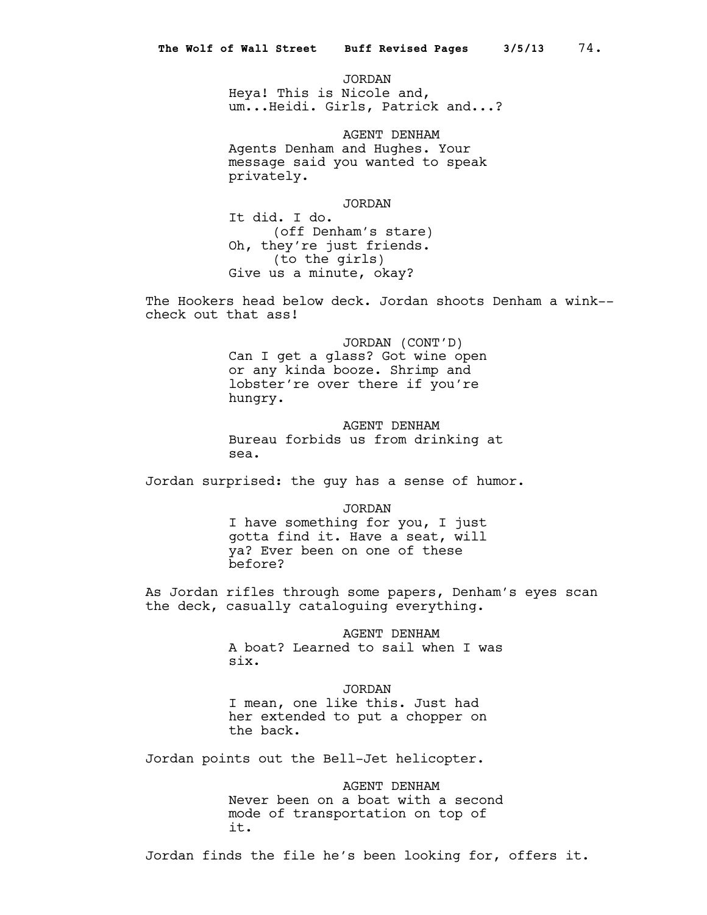JORDAN
Heya! This is Nicole and, um...Heidi. Girls, Patrick and...?

AGENT DENHAM
Agents Denham and Hughes. Your message said you wanted to speak privately.

JORDAN
It did. I do.
(off Denham's stare)
Oh, they're just friends.
(to the girls)
Give us a minute, okay?

The Hookers head below deck. Jordan shoots Denham a wink--check out that ass!

JORDAN (CONT'D)
Can I get a glass? Got wine open or any kinda booze. Shrimp and lobster're over there if you're hungry.

AGENT DENHAM
Bureau forbids us from drinking at sea.

Jordan surprised: the guy has a sense of humor.

JORDAN
I have something for you, I just gotta find it. Have a seat, will ya? Ever been on one of these before?

As Jordan rifles through some papers, Denham's eyes scan the deck, casually cataloguing everything.

AGENT DENHAM
A boat? Learned to sail when I was six.

JORDAN
I mean, one like this. Just had her extended to put a chopper on the back.

Jordan points out the Bell-Jet helicopter.

AGENT DENHAM
Never been on a boat with a second mode of transportation on top of it.

Jordan finds the file he's been looking for, offers it.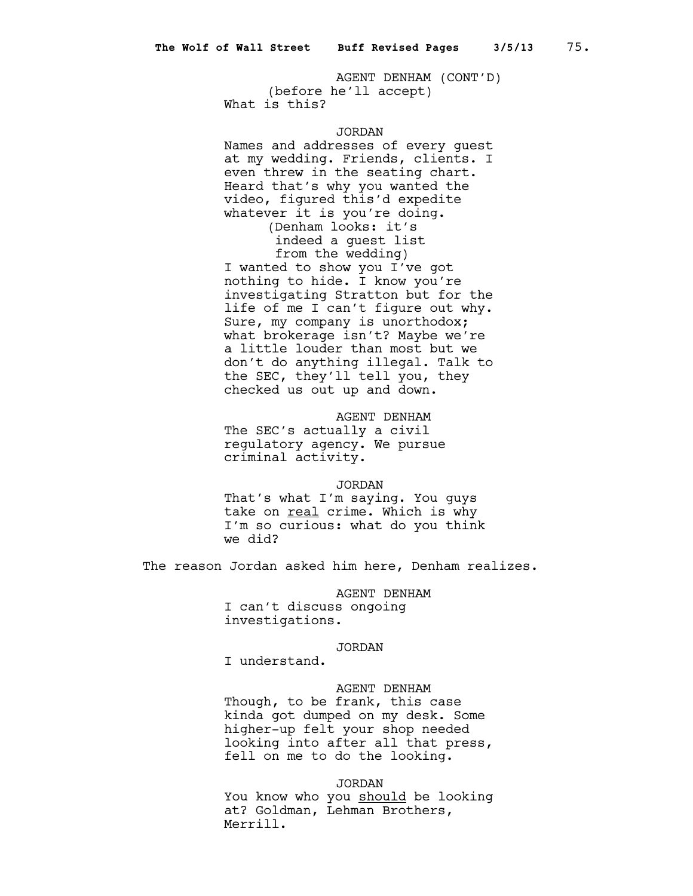AGENT DENHAM (CONT'D)
(before he'll accept)
What is this?

JORDAN
Names and addresses of every guest at my wedding. Friends, clients. I even threw in the seating chart. Heard that's why you wanted the video, figured this'd expedite whatever it is you're doing.
(Denham looks: it's indeed a guest list from the wedding)
I wanted to show you I've got nothing to hide. I know you're investigating Stratton but for the life of me I can't figure out why. Sure, my company is unorthodox; what brokerage isn't? Maybe we're a little louder than most but we don't do anything illegal. Talk to the SEC, they'll tell you, they checked us out up and down.

AGENT DENHAM
The SEC's actually a civil regulatory agency. We pursue criminal activity.

JORDAN
That's what I'm saying. You guys take on <u>real</u> crime. Which is why I'm so curious: what do you think we did?

The reason Jordan asked him here, Denham realizes.

AGENT DENHAM
I can't discuss ongoing investigations.

JORDAN
I understand.

AGENT DENHAM
Though, to be frank, this case kinda got dumped on my desk. Some higher-up felt your shop needed looking into after all that press, fell on me to do the looking.

JORDAN
You know who you <u>should</u> be looking at? Goldman, Lehman Brothers, Merrill.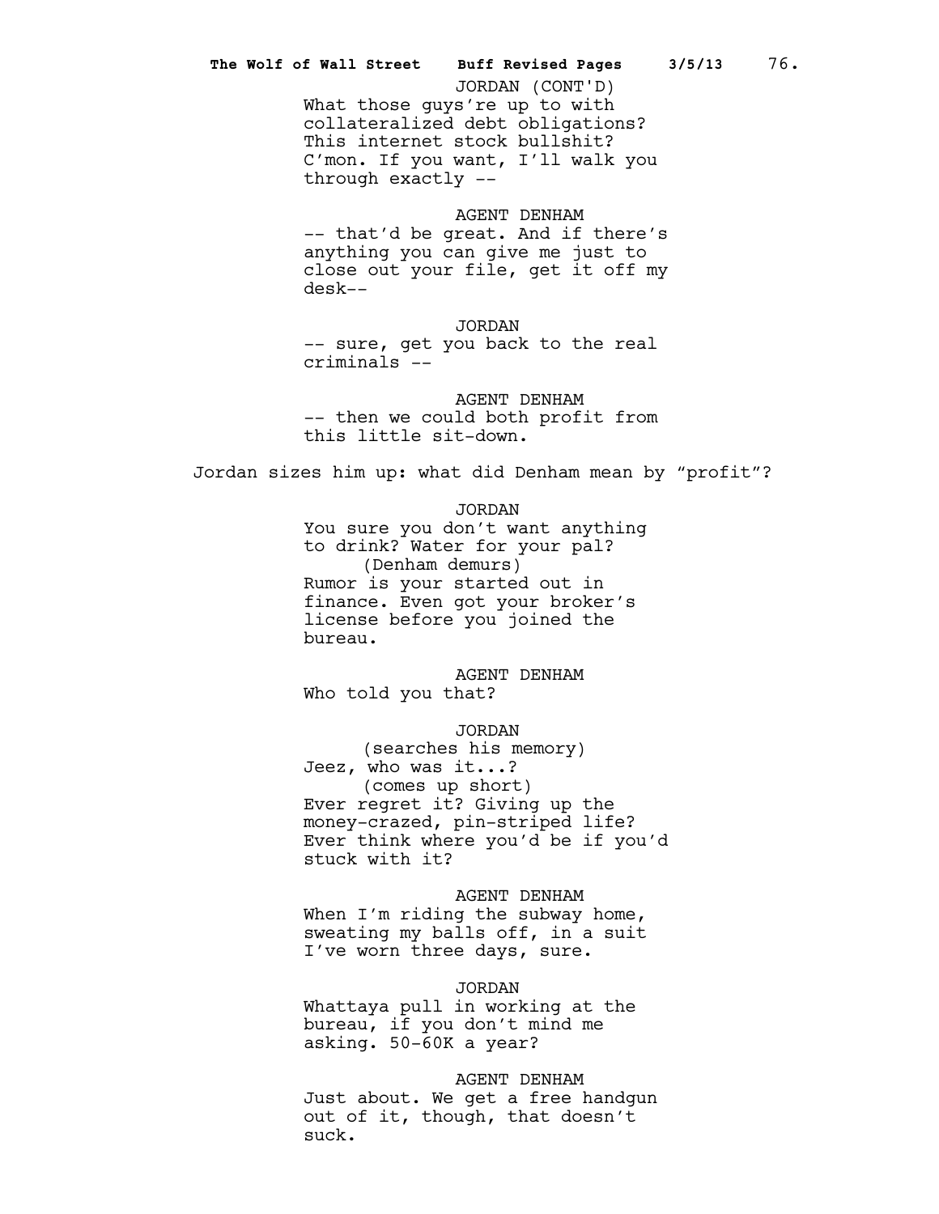JORDAN (CONT'D)
What those guys're up to with collateralized debt obligations? This internet stock bullshit? C'mon. If you want, I'll walk you through exactly --

AGENT DENHAM
-- that'd be great. And if there's anything you can give me just to close out your file, get it off my desk--

JORDAN
-- sure, get you back to the real criminals --

AGENT DENHAM
-- then we could both profit from this little sit-down.

Jordan sizes him up: what did Denham mean by "profit"?

JORDAN
You sure you don't want anything to drink? Water for your pal?
(Denham demurs)
Rumor is your started out in finance. Even got your broker's license before you joined the bureau.

AGENT DENHAM
Who told you that?

JORDAN
(searches his memory)
Jeez, who was it...?
(comes up short)
Ever regret it? Giving up the money-crazed, pin-striped life? Ever think where you'd be if you'd stuck with it?

AGENT DENHAM
When I'm riding the subway home, sweating my balls off, in a suit I've worn three days, sure.

JORDAN
Whattaya pull in working at the bureau, if you don't mind me asking. 50-60K a year?

AGENT DENHAM
Just about. We get a free handgun out of it, though, that doesn't suck.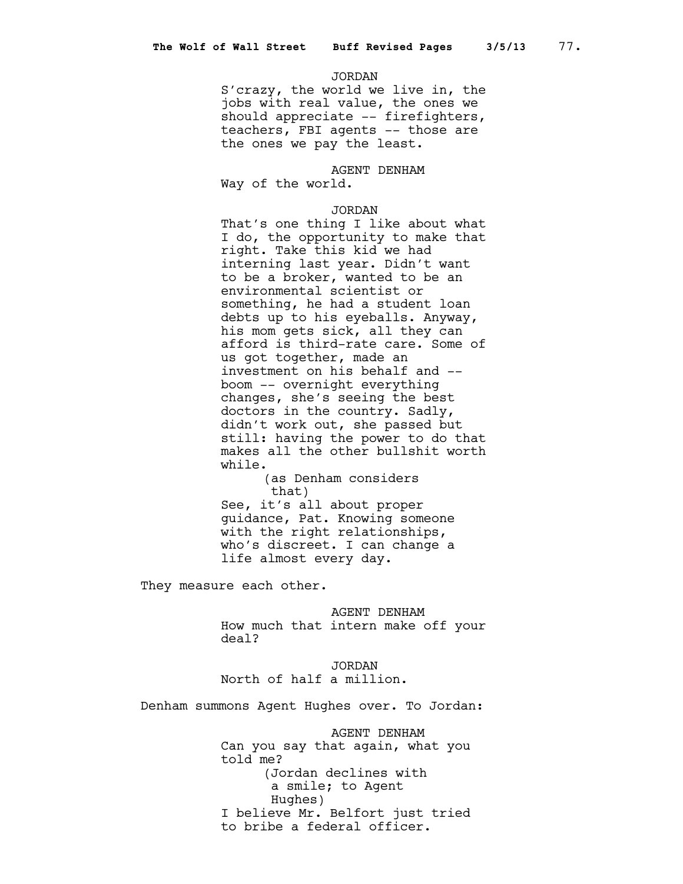JORDAN

S'crazy, the world we live in, the jobs with real value, the ones we should appreciate -- firefighters, teachers, FBI agents -- those are the ones we pay the least.

AGENT DENHAM

Way of the world.

JORDAN

That's one thing I like about what I do, the opportunity to make that right. Take this kid we had interning last year. Didn't want to be a broker, wanted to be an environmental scientist or something, he had a student loan debts up to his eyeballs. Anyway, his mom gets sick, all they can afford is third-rate care. Some of us got together, made an investment on his behalf and -- boom -- overnight everything changes, she's seeing the best doctors in the country. Sadly, didn't work out, she passed but still: having the power to do that makes all the other bullshit worth while.

(as Denham considers that)

See, it's all about proper guidance, Pat. Knowing someone with the right relationships, who's discreet. I can change a life almost every day.

They measure each other.

AGENT DENHAM

How much that intern make off your deal?

JORDAN

North of half a million.

Denham summons Agent Hughes over. To Jordan:

AGENT DENHAM

Can you say that again, what you told me?

(Jordan declines with a smile; to Agent Hughes)

I believe Mr. Belfort just tried to bribe a federal officer.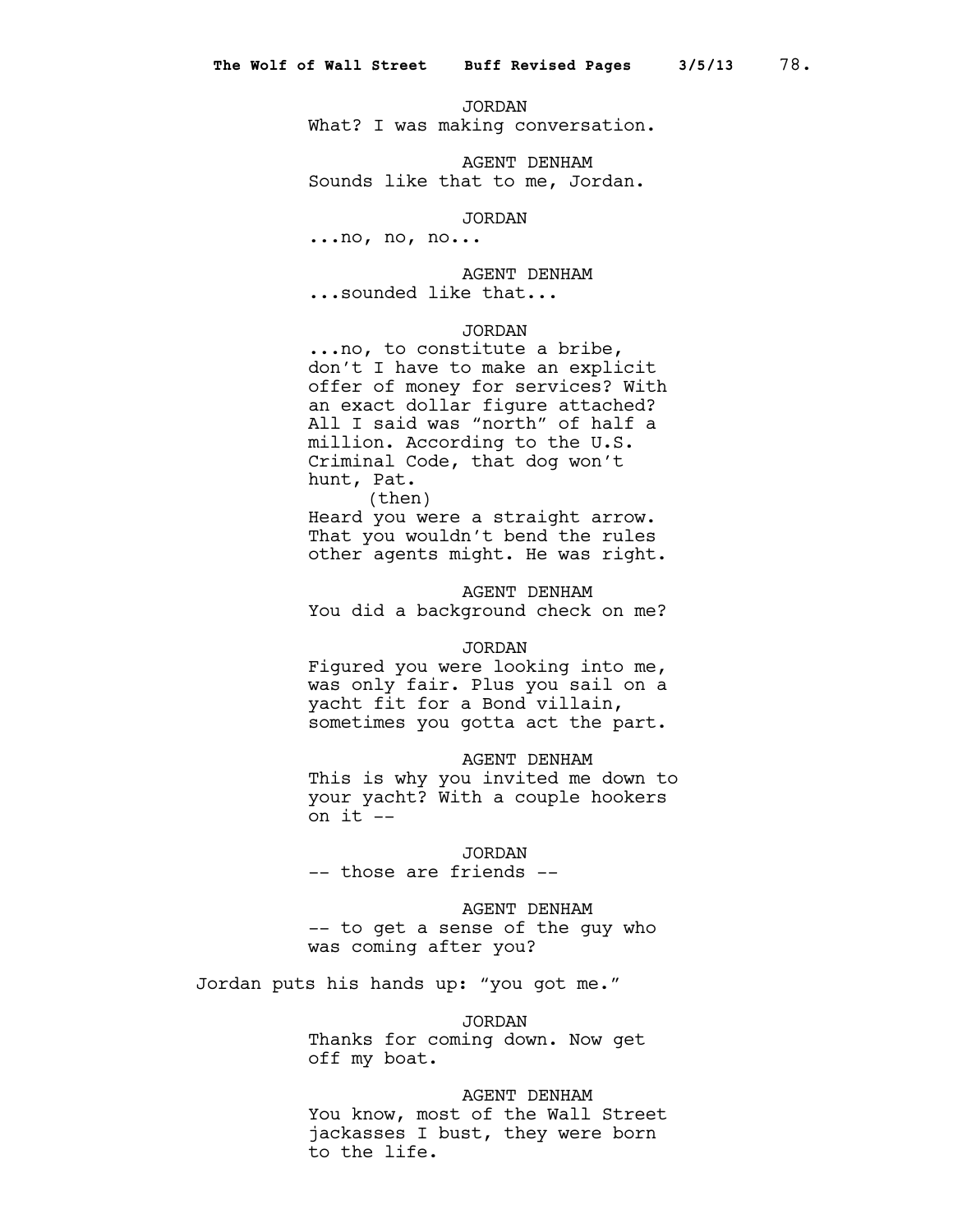JORDAN
What? I was making conversation.

AGENT DENHAM
Sounds like that to me, Jordan.

JORDAN
...no, no, no...

AGENT DENHAM
...sounded like that...

JORDAN
...no, to constitute a bribe, don't I have to make an explicit offer of money for services? With an exact dollar figure attached? All I said was "north" of half a million. According to the U.S. Criminal Code, that dog won't hunt, Pat.
(then)
Heard you were a straight arrow. That you wouldn't bend the rules other agents might. He was right.

AGENT DENHAM
You did a background check on me?

JORDAN
Figured you were looking into me, was only fair. Plus you sail on a yacht fit for a Bond villain, sometimes you gotta act the part.

AGENT DENHAM
This is why you invited me down to your yacht? With a couple hookers on it --

JORDAN
-- those are friends --

AGENT DENHAM
-- to get a sense of the guy who was coming after you?

Jordan puts his hands up: "you got me."

JORDAN
Thanks for coming down. Now get off my boat.

AGENT DENHAM
You know, most of the Wall Street jackasses I bust, they were born to the life.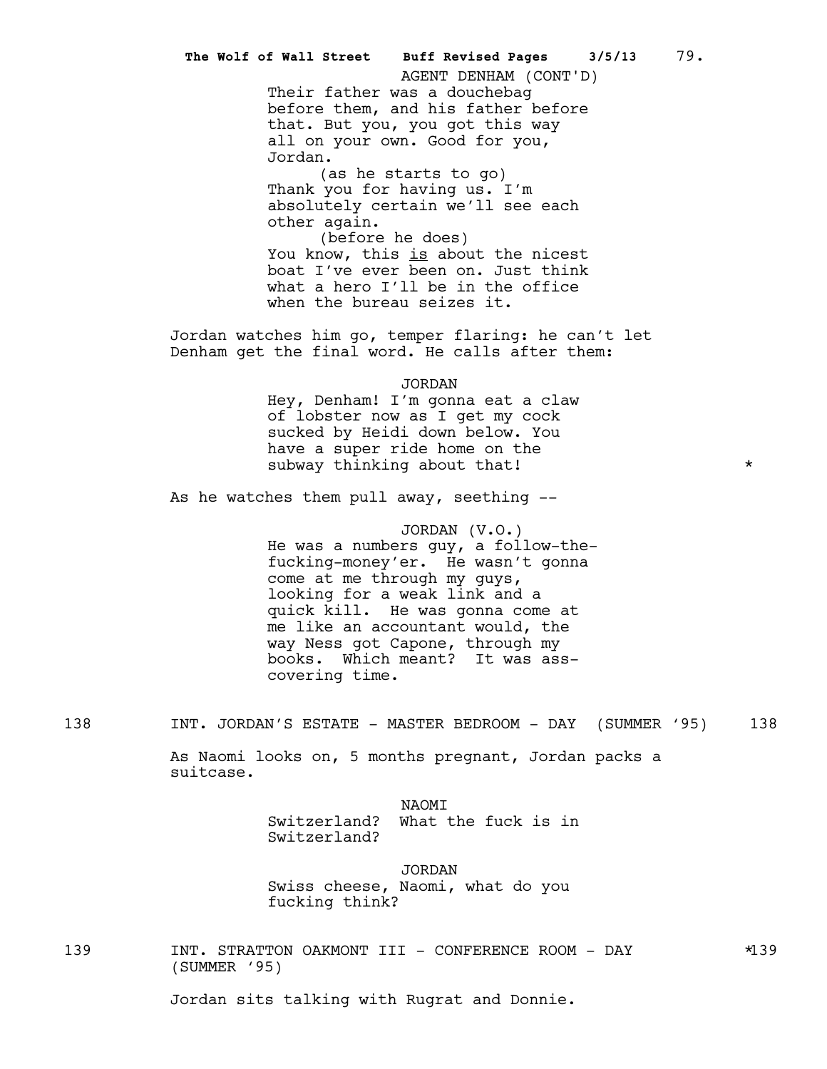AGENT DENHAM (CONT'D)

Their father was a douchebag before them, and his father before that. But you, you got this way all on your own. Good for you, Jordan.

(as he starts to go)

Thank you for having us. I'm absolutely certain we'll see each other again.

(before he does)

You know, this *is* about the nicest boat I've ever been on. Just think what a hero I'll be in the office when the bureau seizes it.

Jordan watches him go, temper flaring: he can't let Denham get the final word. He calls after them:

JORDAN

Hey, Denham! I'm gonna eat a claw of lobster now as I get my cock sucked by Heidi down below. You have a super ride home on the subway thinking about that! *

As he watches them pull away, seething --

JORDAN (V.O.)

He was a numbers guy, a follow-the-fucking-money'er. He wasn't gonna come at me through my guys, looking for a weak link and a quick kill. He was gonna come at me like an accountant would, the way Ness got Capone, through my books. Which meant? It was ass-covering time.

138 INT. JORDAN'S ESTATE - MASTER BEDROOM - DAY (SUMMER '95) 138

As Naomi looks on, 5 months pregnant, Jordan packs a suitcase.

NAOMI

Switzerland? What the fuck is in Switzerland?

JORDAN

Swiss cheese, Naomi, what do you fucking think?

139 INT. STRATTON OAKMONT III - CONFERENCE ROOM - DAY (SUMMER '95) *139

Jordan sits talking with Rugrat and Donnie.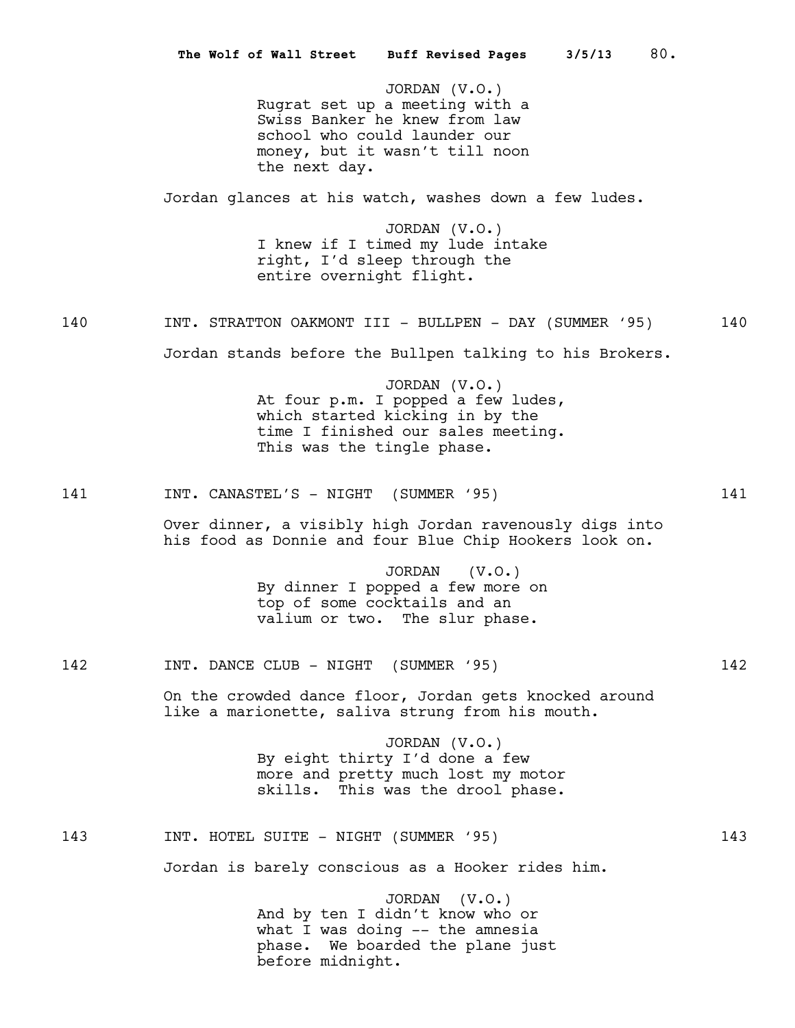JORDAN (V.O.)
Rugrat set up a meeting with a Swiss Banker he knew from law school who could launder our money, but it wasn't till noon the next day.

Jordan glances at his watch, washes down a few ludes.

JORDAN (V.O.)
I knew if I timed my lude intake right, I'd sleep through the entire overnight flight.

140 INT. STRATTON OAKMONT III - BULLPEN - DAY (SUMMER '95) 140

Jordan stands before the Bullpen talking to his Brokers.

JORDAN (V.O.)
At four p.m. I popped a few ludes, which started kicking in by the time I finished our sales meeting. This was the tingle phase.

141 INT. CANASTEL'S - NIGHT (SUMMER '95) 141

Over dinner, a visibly high Jordan ravenously digs into his food as Donnie and four Blue Chip Hookers look on.

JORDAN (V.O.)
By dinner I popped a few more on top of some cocktails and an valium or two. The slur phase.

142 INT. DANCE CLUB - NIGHT (SUMMER '95) 142

On the crowded dance floor, Jordan gets knocked around like a marionette, saliva strung from his mouth.

JORDAN (V.O.)
By eight thirty I'd done a few more and pretty much lost my motor skills. This was the drool phase.

143 INT. HOTEL SUITE - NIGHT (SUMMER '95) 143

Jordan is barely conscious as a Hooker rides him.

JORDAN (V.O.)
And by ten I didn't know who or what I was doing -- the amnesia phase. We boarded the plane just before midnight.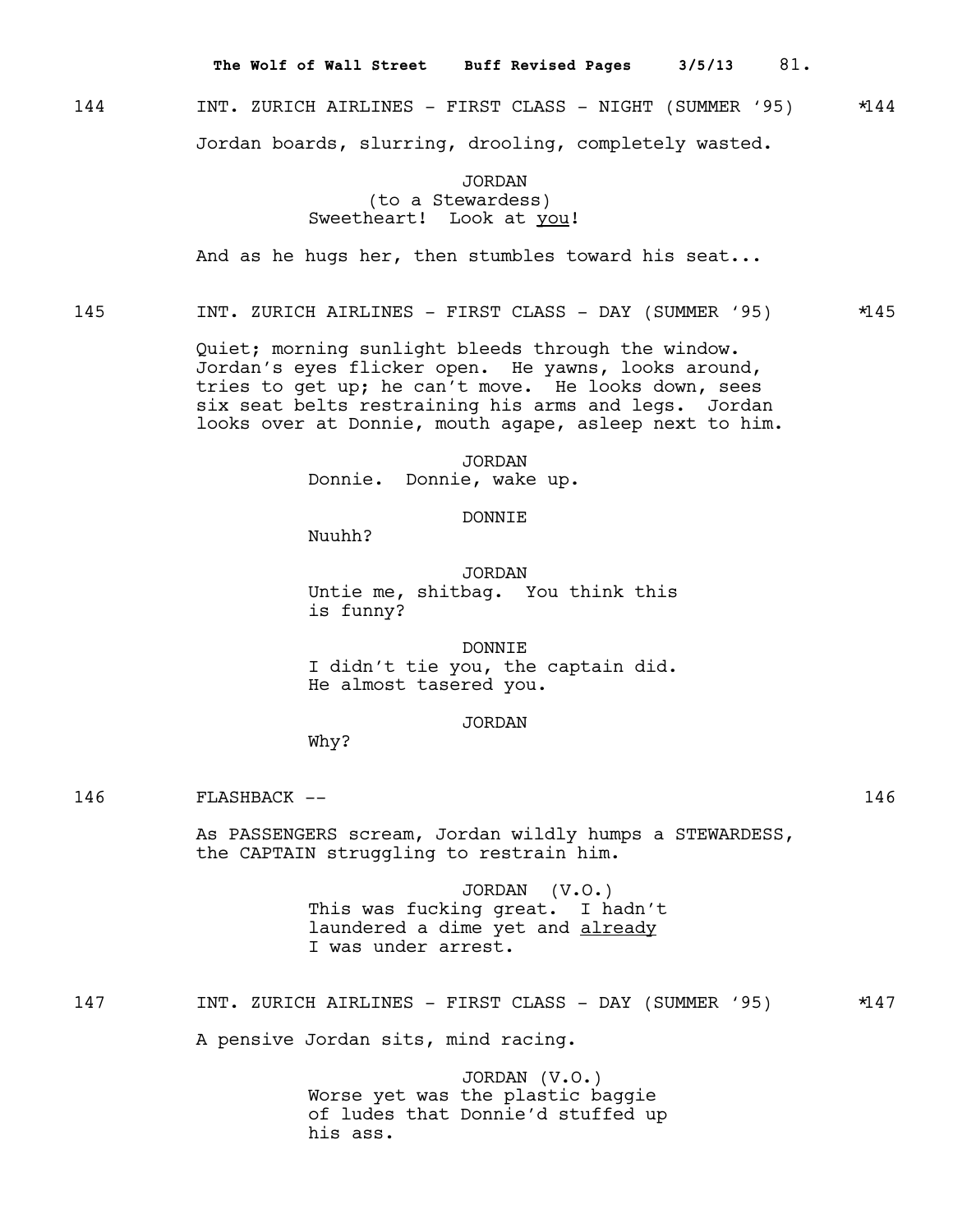144 INT. ZURICH AIRLINES - FIRST CLASS - NIGHT (SUMMER '95) *144

Jordan boards, slurring, drooling, completely wasted.

JORDAN
(to a Stewardess)
Sweetheart! Look at _you_!

And as he hugs her, then stumbles toward his seat...

145 INT. ZURICH AIRLINES - FIRST CLASS - DAY (SUMMER '95) *145

Quiet; morning sunlight bleeds through the window. Jordan's eyes flicker open. He yawns, looks around, tries to get up; he can't move. He looks down, sees six seat belts restraining his arms and legs. Jordan looks over at Donnie, mouth agape, asleep next to him.

JORDAN
Donnie. Donnie, wake up.

DONNIE
Nuuhh?

JORDAN
Untie me, shitbag. You think this is funny?

DONNIE
I didn't tie you, the captain did. He almost tasered you.

JORDAN
Why?

146 FLASHBACK -- 146

As PASSENGERS scream, Jordan wildly humps a STEWARDESS, the CAPTAIN struggling to restrain him.

JORDAN (V.O.)
This was fucking great. I hadn't laundered a dime yet and _already_ I was under arrest.

147 INT. ZURICH AIRLINES - FIRST CLASS - DAY (SUMMER '95) *147

A pensive Jordan sits, mind racing.

JORDAN (V.O.)
Worse yet was the plastic baggie of ludes that Donnie'd stuffed up his ass.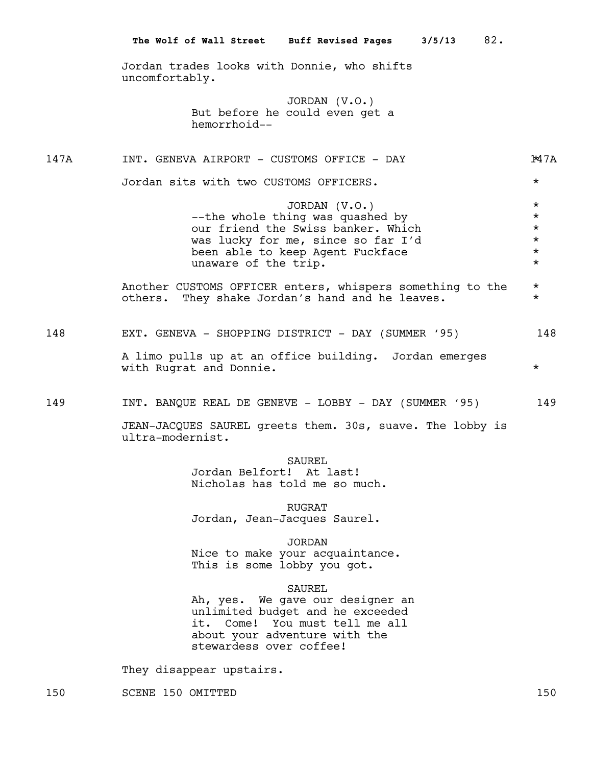Jordan trades looks with Donnie, who shifts uncomfortably.

JORDAN (V.O.)
But before he could even get a hemorrhoid--

147A INT. GENEVA AIRPORT - CUSTOMS OFFICE - DAY 147A

Jordan sits with two CUSTOMS OFFICERS. *

JORDAN (V.O.)
--the whole thing was quashed by our friend the Swiss banker. Which was lucky for me, since so far I'd been able to keep Agent Fuckface unaware of the trip. *

Another CUSTOMS OFFICER enters, whispers something to the others. They shake Jordan's hand and he leaves. *

148 EXT. GENEVA - SHOPPING DISTRICT - DAY (SUMMER '95) 148

A limo pulls up at an office building. Jordan emerges with Rugrat and Donnie. *

149 INT. BANQUE REAL DE GENEVE - LOBBY - DAY (SUMMER '95) 149

JEAN-JACQUES SAUREL greets them. 30s, suave. The lobby is ultra-modernist.

SAUREL
Jordan Belfort! At last! Nicholas has told me so much.

RUGRAT
Jordan, Jean-Jacques Saurel.

JORDAN
Nice to make your acquaintance. This is some lobby you got.

SAUREL
Ah, yes. We gave our designer an unlimited budget and he exceeded it. Come! You must tell me all about your adventure with the stewardess over coffee!

They disappear upstairs.

150 SCENE 150 OMITTED 150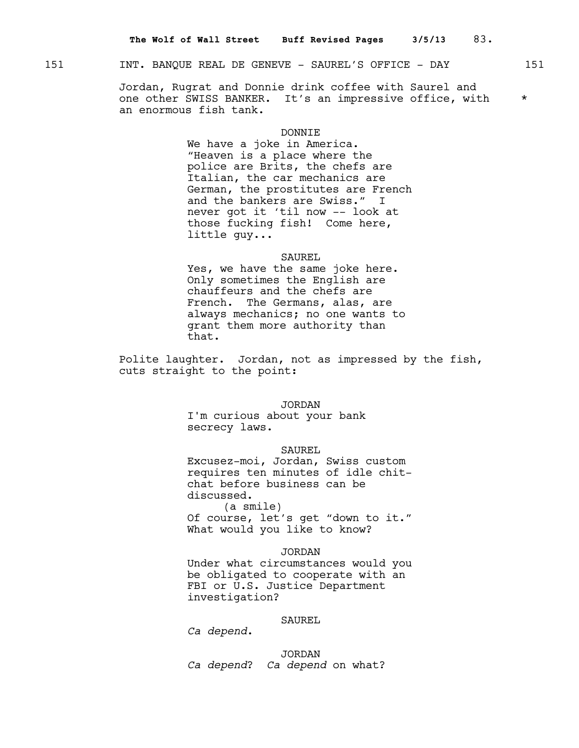151 INT. BANQUE REAL DE GENEVE - SAUREL'S OFFICE - DAY 151

Jordan, Rugrat and Donnie drink coffee with Saurel and one other SWISS BANKER. It's an impressive office, with an enormous fish tank. *

DONNIE
We have a joke in America. "Heaven is a place where the police are Brits, the chefs are Italian, the car mechanics are German, the prostitutes are French and the bankers are Swiss." I never got it 'til now -- look at those fucking fish! Come here, little guy...

SAUREL
Yes, we have the same joke here. Only sometimes the English are chauffeurs and the chefs are French. The Germans, alas, are always mechanics; no one wants to grant them more authority than that.

Polite laughter. Jordan, not as impressed by the fish, cuts straight to the point:

JORDAN
I'm curious about your bank secrecy laws.

SAUREL
Excusez-moi, Jordan, Swiss custom requires ten minutes of idle chit-chat before business can be discussed.
(a smile)
Of course, let's get "down to it." What would you like to know?

JORDAN
Under what circumstances would you be obligated to cooperate with an FBI or U.S. Justice Department investigation?

SAUREL
*Ca depend*.

JORDAN
*Ca depend*? *Ca depend* on what?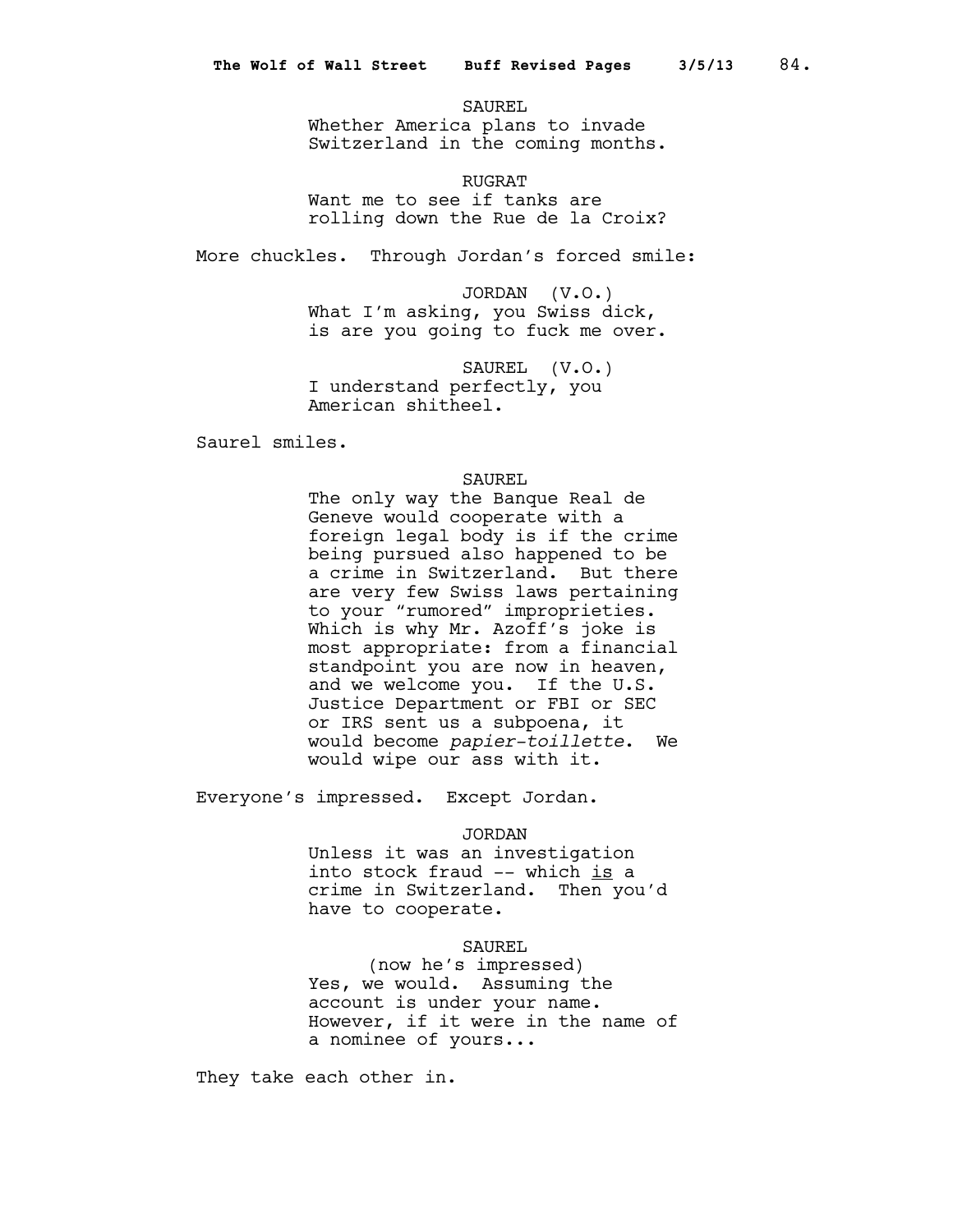SAUREL
Whether America plans to invade Switzerland in the coming months.

RUGRAT
Want me to see if tanks are rolling down the Rue de la Croix?

More chuckles. Through Jordan's forced smile:

JORDAN (V.O.)
What I'm asking, you Swiss dick, is are you going to fuck me over.

SAUREL (V.O.)
I understand perfectly, you American shitheel.

Saurel smiles.

SAUREL
The only way the Banque Real de Geneve would cooperate with a foreign legal body is if the crime being pursued also happened to be a crime in Switzerland. But there are very few Swiss laws pertaining to your "rumored" improprieties. Which is why Mr. Azoff's joke is most appropriate: from a financial standpoint you are now in heaven, and we welcome you. If the U.S. Justice Department or FBI or SEC or IRS sent us a subpoena, it would become *papier-toillette*. We would wipe our ass with it.

Everyone's impressed. Except Jordan.

JORDAN
Unless it was an investigation into stock fraud -- which is a crime in Switzerland. Then you'd have to cooperate.

SAUREL
(now he's impressed)
Yes, we would. Assuming the account is under your name. However, if it were in the name of a nominee of yours...

They take each other in.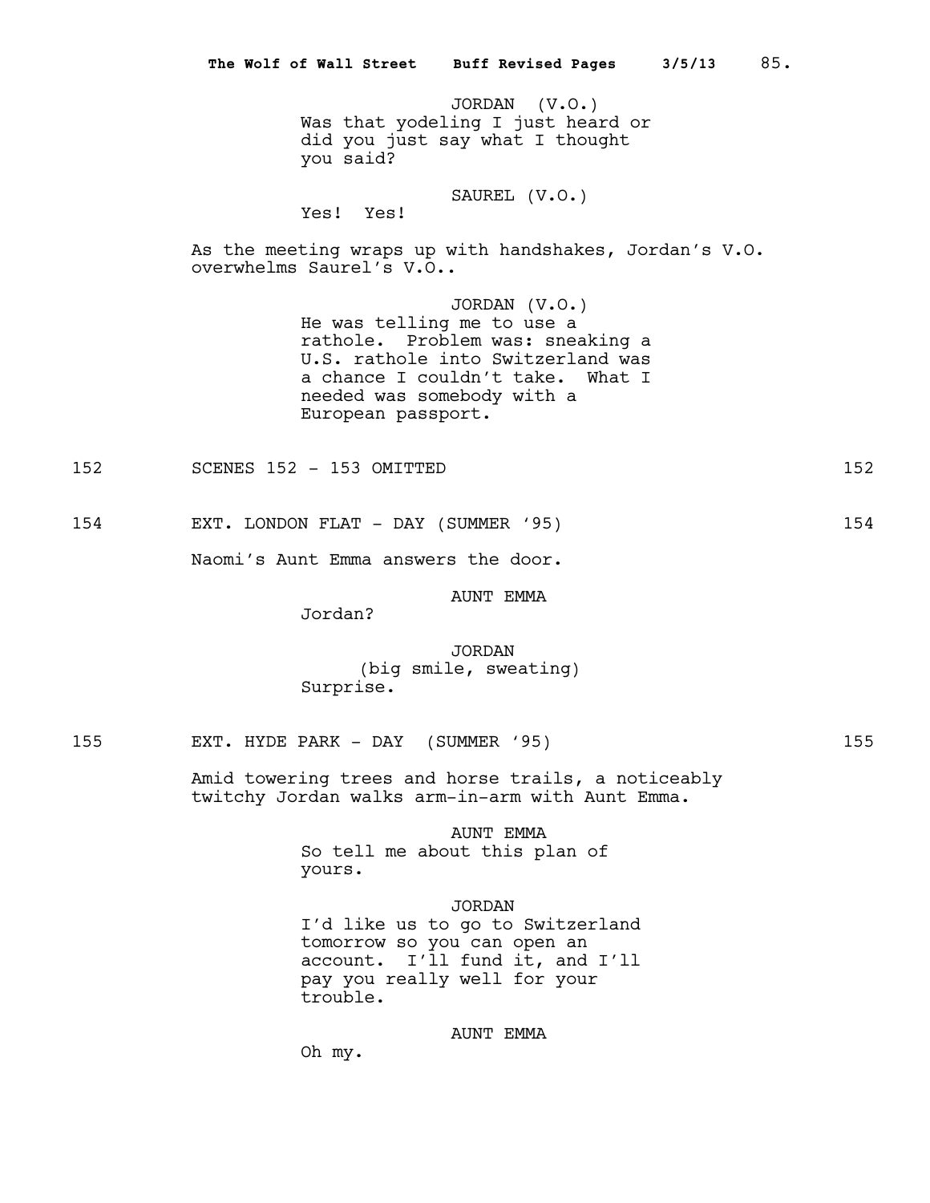JORDAN (V.O.)
Was that yodeling I just heard or did you just say what I thought you said?

SAUREL (V.O.)
Yes! Yes!

As the meeting wraps up with handshakes, Jordan's V.O. overwhelms Saurel's V.O..

JORDAN (V.O.)
He was telling me to use a rathole. Problem was: sneaking a U.S. rathole into Switzerland was a chance I couldn't take. What I needed was somebody with a European passport.

152 SCENES 152 - 153 OMITTED 152

154 EXT. LONDON FLAT - DAY (SUMMER '95) 154

Naomi's Aunt Emma answers the door.

AUNT EMMA
Jordan?

JORDAN
(big smile, sweating)
Surprise.

155 EXT. HYDE PARK - DAY (SUMMER '95) 155

Amid towering trees and horse trails, a noticeably twitchy Jordan walks arm-in-arm with Aunt Emma.

AUNT EMMA
So tell me about this plan of yours.

JORDAN
I'd like us to go to Switzerland tomorrow so you can open an account. I'll fund it, and I'll pay you really well for your trouble.

AUNT EMMA
Oh my.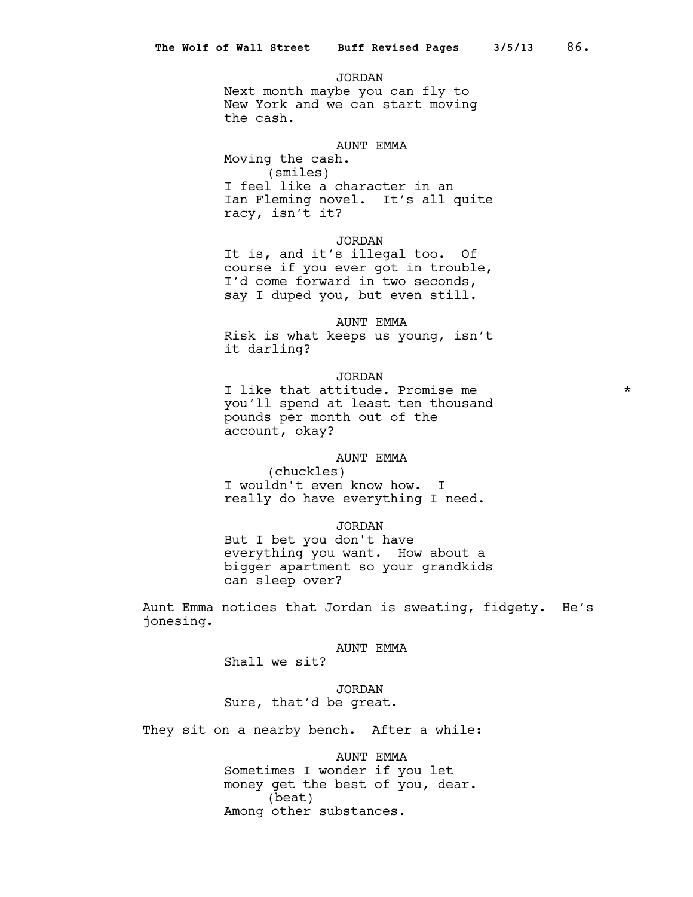JORDAN
Next month maybe you can fly to New York and we can start moving the cash.

AUNT EMMA
Moving the cash.
(smiles)
I feel like a character in an Ian Fleming novel. It's all quite racy, isn't it?

JORDAN
It is, and it's illegal too. Of course if you ever got in trouble, I'd come forward in two seconds, say I duped you, but even still.

AUNT EMMA
Risk is what keeps us young, isn't it darling?

JORDAN
I like that attitude. Promise me you'll spend at least ten thousand pounds per month out of the account, okay? *

AUNT EMMA
(chuckles)
I wouldn't even know how. I really do have everything I need.

JORDAN
But I bet you don't have everything you want. How about a bigger apartment so your grandkids can sleep over?

Aunt Emma notices that Jordan is sweating, fidgety. He's jonesing.

AUNT EMMA
Shall we sit?

JORDAN
Sure, that'd be great.

They sit on a nearby bench. After a while:

AUNT EMMA
Sometimes I wonder if you let money get the best of you, dear.
(beat)
Among other substances.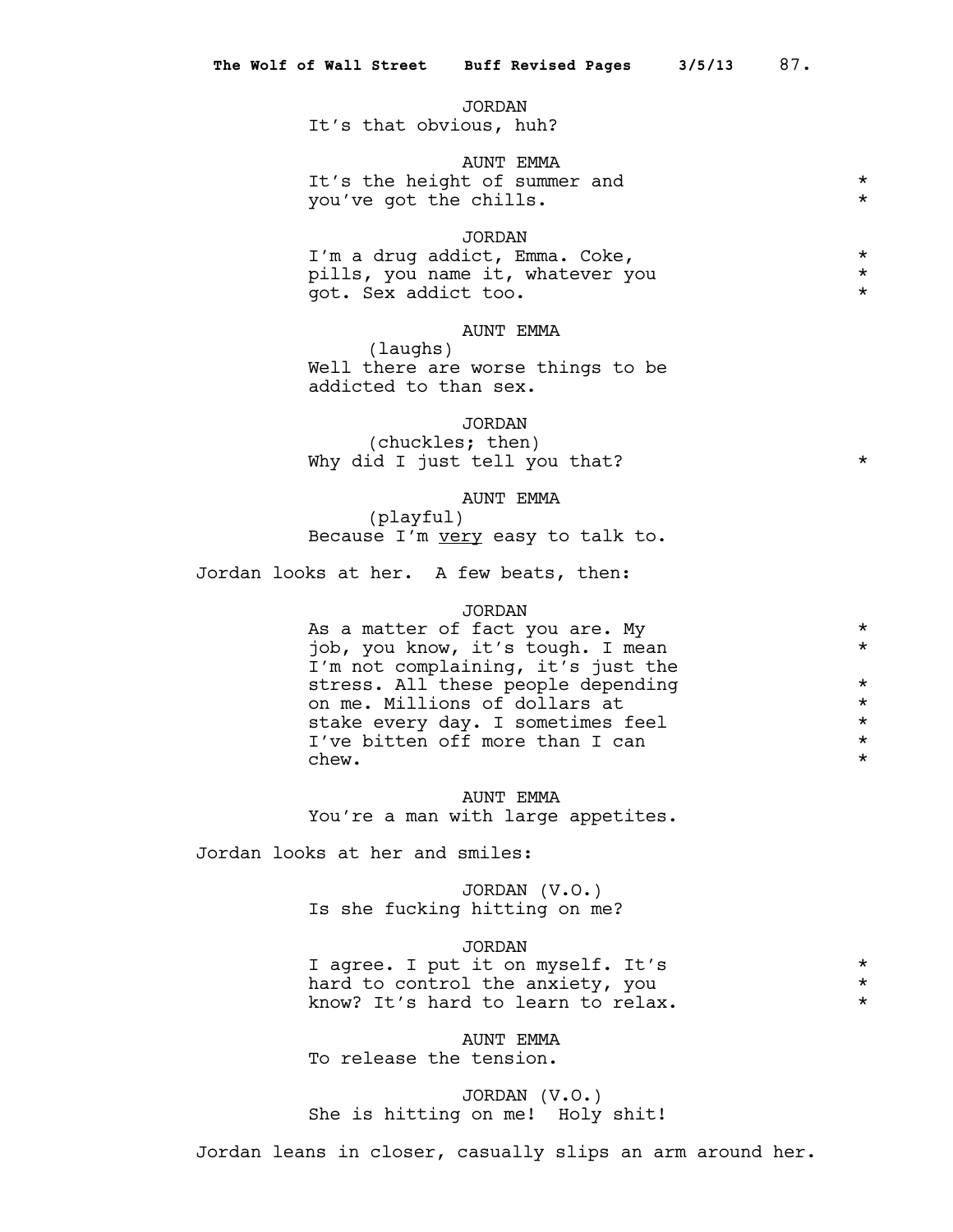JORDAN
It's that obvious, huh?

AUNT EMMA
It's the height of summer and you've got the chills.

JORDAN
I'm a drug addict, Emma. Coke, pills, you name it, whatever you got. Sex addict too.

AUNT EMMA
(laughs)
Well there are worse things to be addicted to than sex.

JORDAN
(chuckles; then)
Why did I just tell you that?

AUNT EMMA
(playful)
Because I'm <u>very</u> easy to talk to.

Jordan looks at her. A few beats, then:

JORDAN
As a matter of fact you are. My job, you know, it's tough. I mean I'm not complaining, it's just the stress. All these people depending on me. Millions of dollars at stake every day. I sometimes feel I've bitten off more than I can chew.

AUNT EMMA
You're a man with large appetites.

Jordan looks at her and smiles:

JORDAN (V.O.)
Is she fucking hitting on me?

JORDAN
I agree. I put it on myself. It's hard to control the anxiety, you know? It's hard to learn to relax.

AUNT EMMA
To release the tension.

JORDAN (V.O.)
She is hitting on me! Holy shit!

Jordan leans in closer, casually slips an arm around her.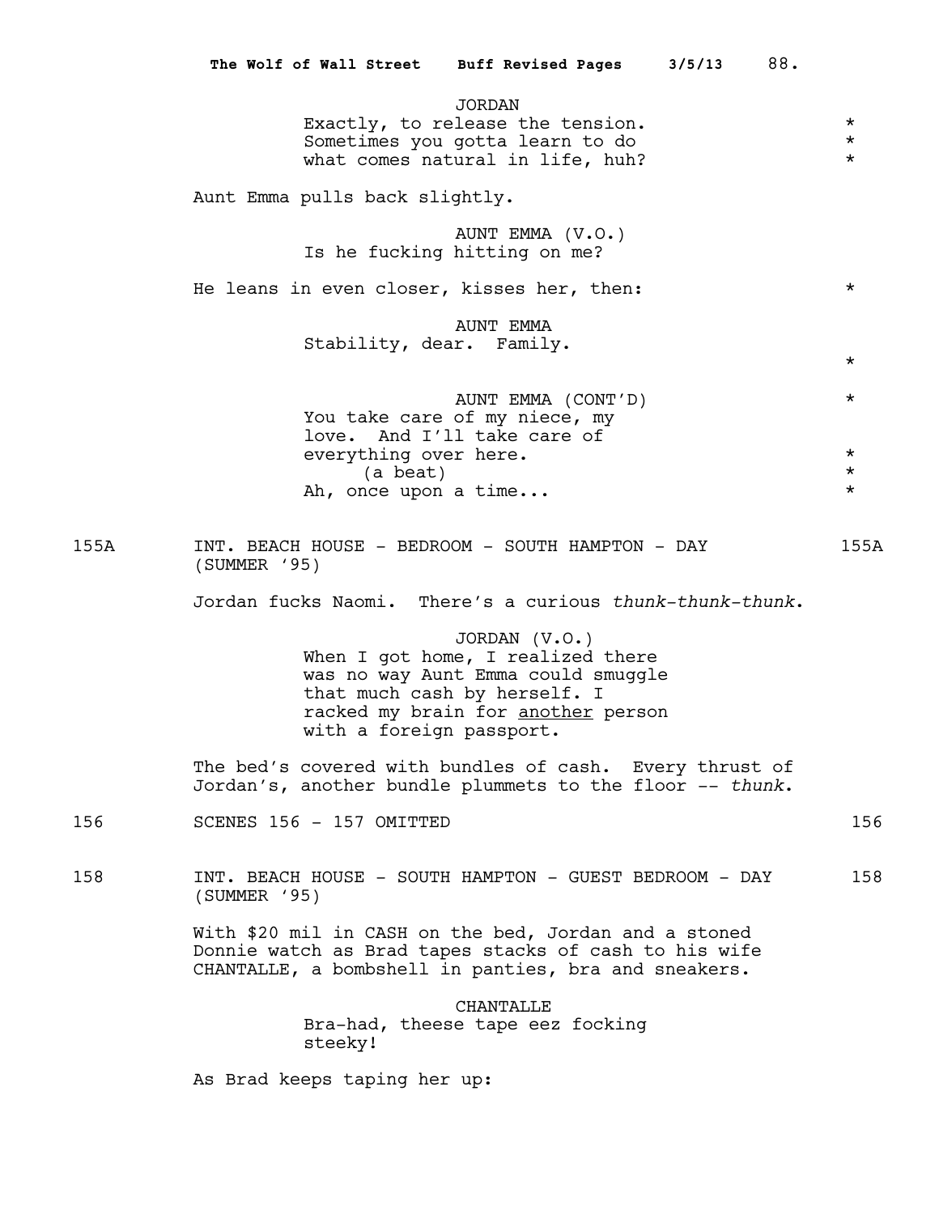JORDAN
Exactly, to release the tension. *
Sometimes you gotta learn to do *
what comes natural in life, huh? *

Aunt Emma pulls back slightly.

AUNT EMMA (V.O.)
Is he fucking hitting on me?

He leans in even closer, kisses her, then: *

AUNT EMMA
Stability, dear. Family.
*

AUNT EMMA (CONT'D) *
You take care of my niece, my
love. And I'll take care of
everything over here. *
(a beat) *
Ah, once upon a time... *

155A INT. BEACH HOUSE - BEDROOM - SOUTH HAMPTON - DAY (SUMMER '95) 155A

Jordan fucks Naomi. There's a curious *thunk-thunk-thunk*.

JORDAN (V.O.)
When I got home, I realized there
was no way Aunt Emma could smuggle
that much cash by herself. I
racked my brain for <u>another</u> person
with a foreign passport.

The bed's covered with bundles of cash. Every thrust of Jordan's, another bundle plummets to the floor -- *thunk*.

156 SCENES 156 - 157 OMITTED 156

158 INT. BEACH HOUSE - SOUTH HAMPTON - GUEST BEDROOM - DAY (SUMMER '95) 158

With $20 mil in CASH on the bed, Jordan and a stoned Donnie watch as Brad tapes stacks of cash to his wife CHANTALLE, a bombshell in panties, bra and sneakers.

CHANTALLE
Bra-had, theese tape eez focking
steeky!

As Brad keeps taping her up: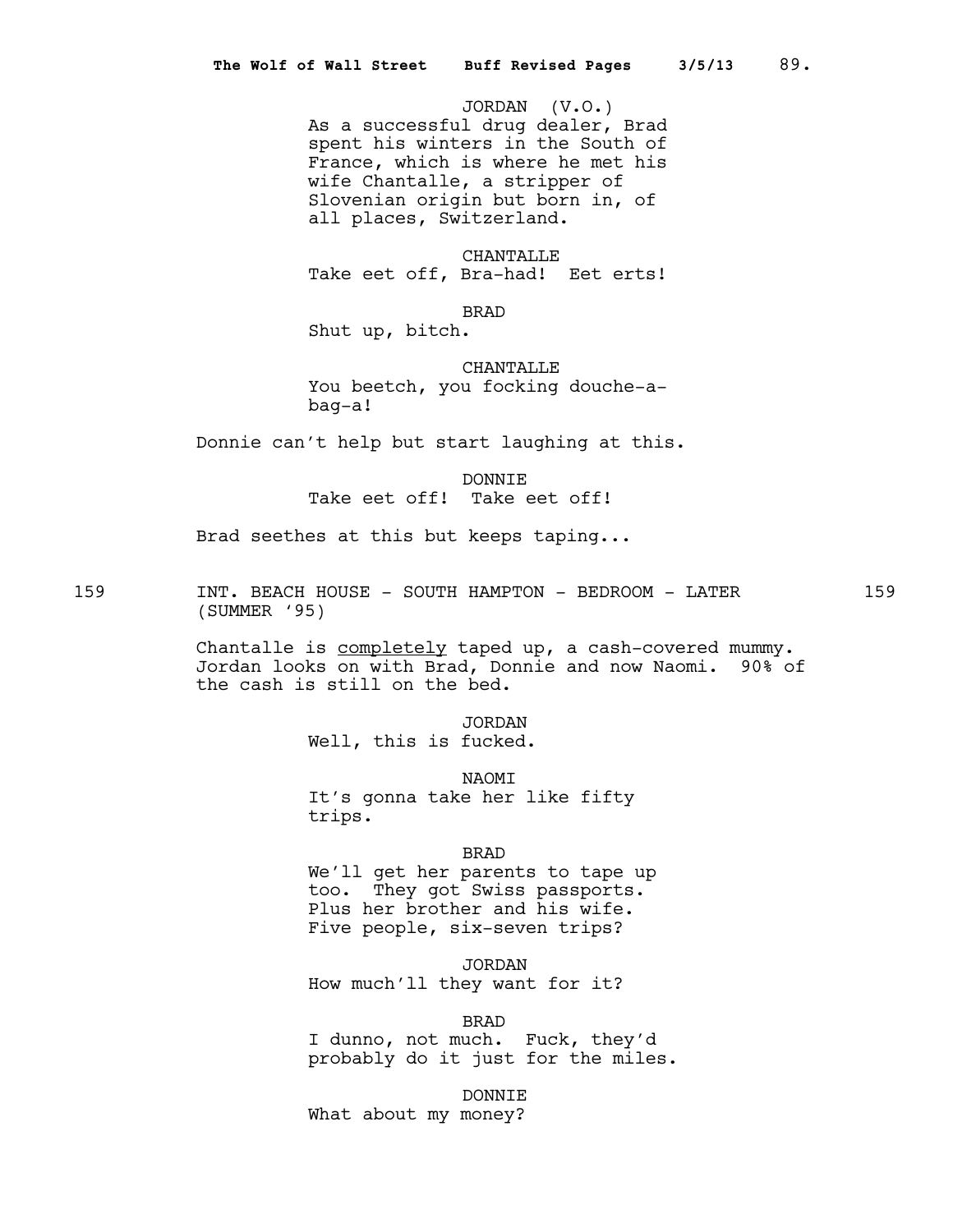JORDAN (V.O.)
As a successful drug dealer, Brad spent his winters in the South of France, which is where he met his wife Chantalle, a stripper of Slovenian origin but born in, of all places, Switzerland.

CHANTALLE
Take eet off, Bra-had! Eet erts!

BRAD
Shut up, bitch.

CHANTALLE
You beetch, you focking douche-a-bag-a!

Donnie can't help but start laughing at this.

DONNIE
Take eet off! Take eet off!

Brad seethes at this but keeps taping...

159 INT. BEACH HOUSE - SOUTH HAMPTON - BEDROOM - LATER (SUMMER '95) 159

Chantalle is completely taped up, a cash-covered mummy. Jordan looks on with Brad, Donnie and now Naomi. 90% of the cash is still on the bed.

JORDAN
Well, this is fucked.

NAOMI
It's gonna take her like fifty trips.

BRAD
We'll get her parents to tape up too. They got Swiss passports. Plus her brother and his wife. Five people, six-seven trips?

JORDAN
How much'll they want for it?

BRAD
I dunno, not much. Fuck, they'd probably do it just for the miles.

DONNIE
What about my money?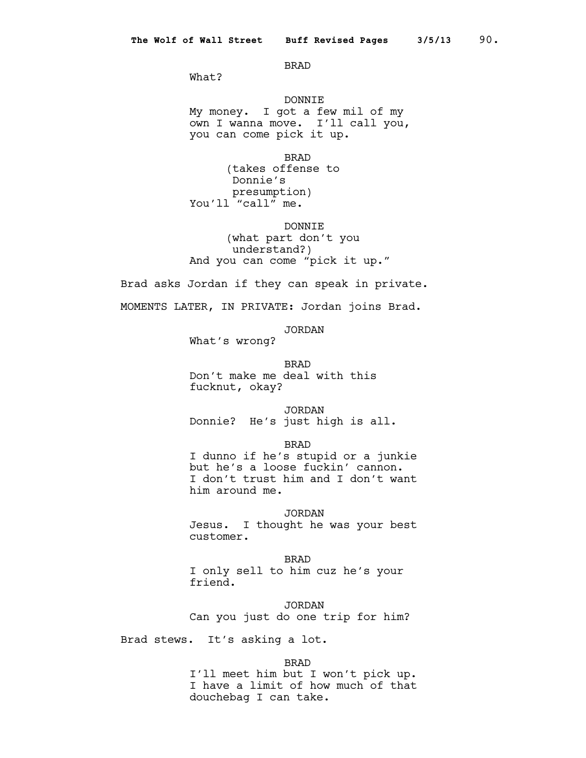BRAD

What?

DONNIE

My money. I got a few mil of my own I wanna move. I'll call you, you can come pick it up.

BRAD

(takes offense to Donnie's presumption)

You'll "call" me.

DONNIE

(what part don't you understand?)

And you can come "pick it up."

Brad asks Jordan if they can speak in private.

MOMENTS LATER, IN PRIVATE: Jordan joins Brad.

JORDAN

What's wrong?

BRAD

Don't make me deal with this fucknut, okay?

JORDAN

Donnie? He's just high is all.

BRAD

I dunno if he's stupid or a junkie but he's a loose fuckin' cannon. I don't trust him and I don't want him around me.

JORDAN

Jesus. I thought he was your best customer.

BRAD

I only sell to him cuz he's your friend.

JORDAN

Can you just do one trip for him?

Brad stews. It's asking a lot.

BRAD

I'll meet him but I won't pick up. I have a limit of how much of that douchebag I can take.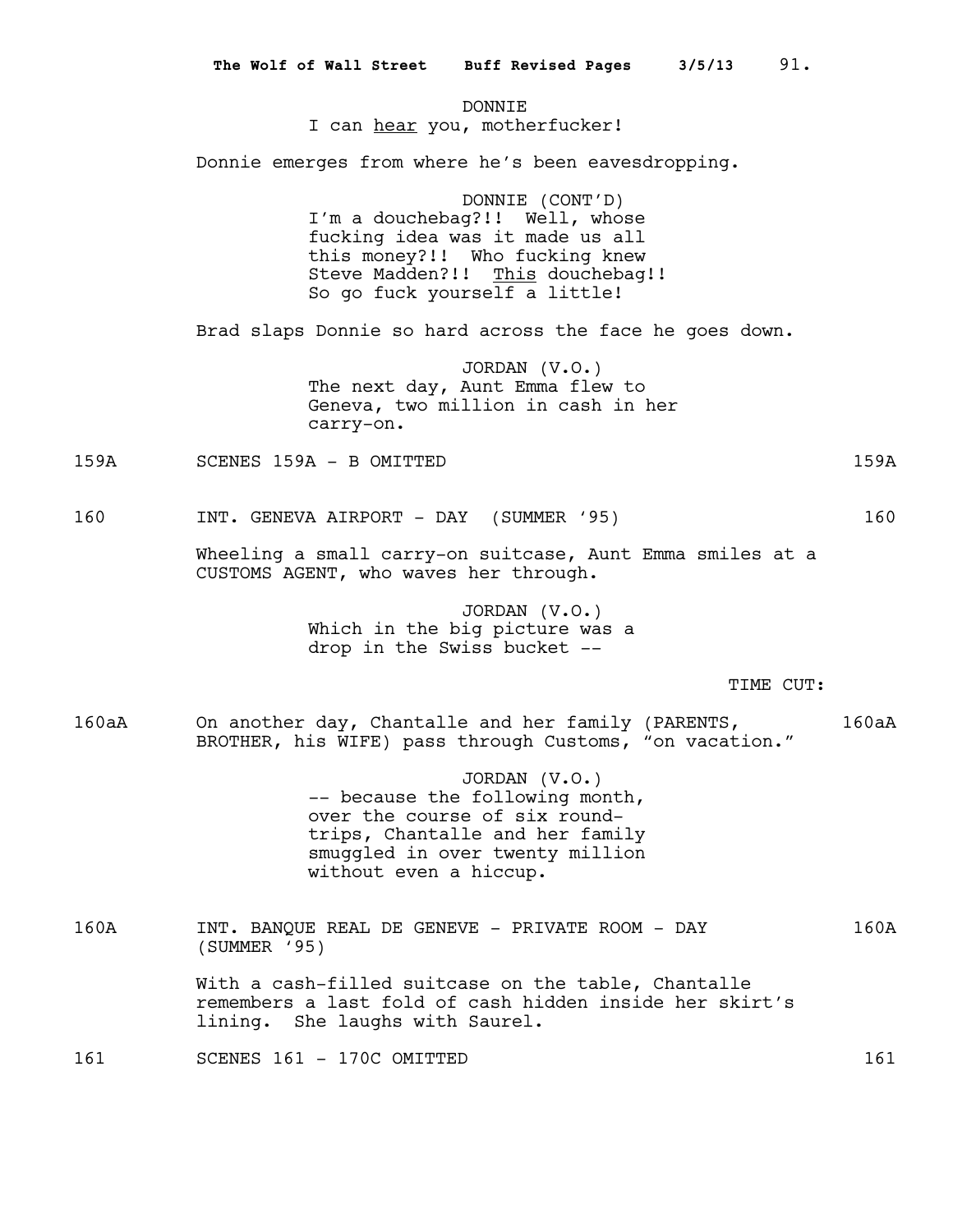DONNIE
I can <u>hear</u> you, motherfucker!

Donnie emerges from where he's been eavesdropping.

DONNIE (CONT'D)
I'm a douchebag?!! Well, whose fucking idea was it made us all this money?!! Who fucking knew Steve Madden?!! <u>This</u> douchebag!! So go fuck yourself a little!

Brad slaps Donnie so hard across the face he goes down.

JORDAN (V.O.)
The next day, Aunt Emma flew to Geneva, two million in cash in her carry-on.

159A SCENES 159A - B OMITTED 159A

160 INT. GENEVA AIRPORT - DAY (SUMMER '95) 160

Wheeling a small carry-on suitcase, Aunt Emma smiles at a CUSTOMS AGENT, who waves her through.

JORDAN (V.O.)
Which in the big picture was a drop in the Swiss bucket --

TIME CUT:

160aA On another day, Chantalle and her family (PARENTS, BROTHER, his WIFE) pass through Customs, "on vacation." 160aA

JORDAN (V.O.)
-- because the following month, over the course of six round-trips, Chantalle and her family smuggled in over twenty million without even a hiccup.

160A INT. BANQUE REAL DE GENEVE - PRIVATE ROOM - DAY (SUMMER '95) 160A

With a cash-filled suitcase on the table, Chantalle remembers a last fold of cash hidden inside her skirt's lining. She laughs with Saurel.

161 SCENES 161 - 170C OMITTED 161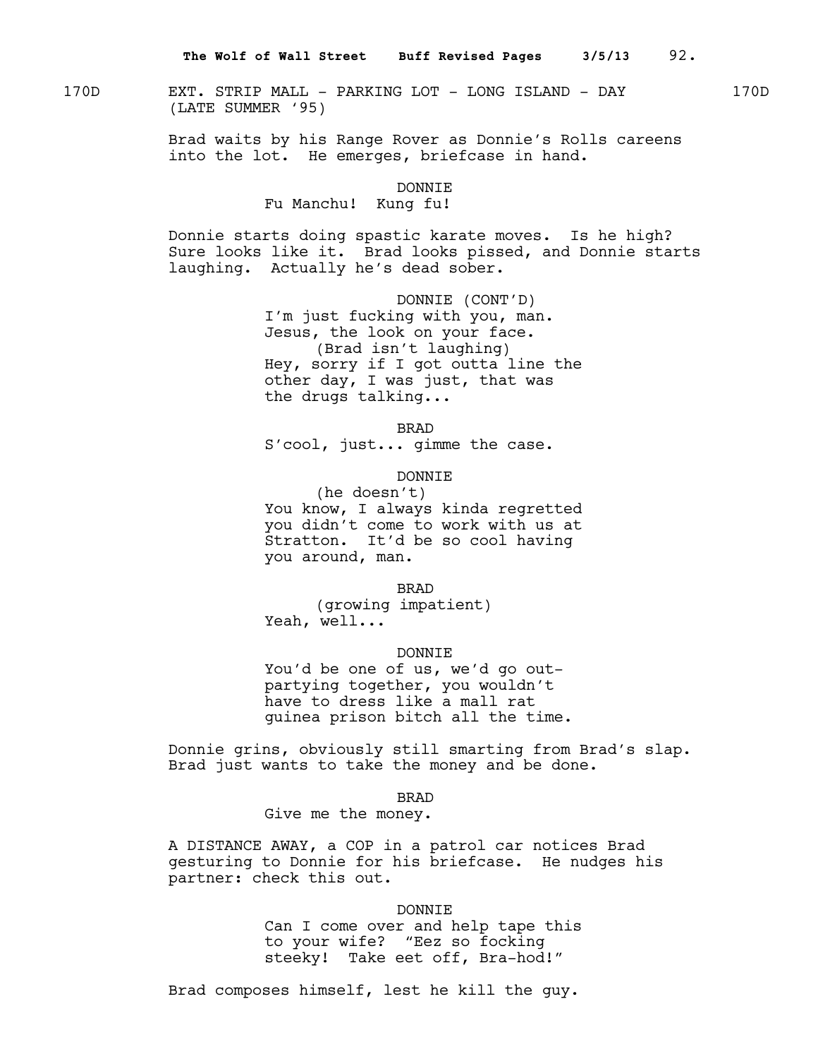170D EXT. STRIP MALL - PARKING LOT - LONG ISLAND - DAY (LATE SUMMER '95) 170D

Brad waits by his Range Rover as Donnie's Rolls careens into the lot. He emerges, briefcase in hand.

DONNIE
Fu Manchu! Kung fu!

Donnie starts doing spastic karate moves. Is he high? Sure looks like it. Brad looks pissed, and Donnie starts laughing. Actually he's dead sober.

DONNIE (CONT'D)
I'm just fucking with you, man. Jesus, the look on your face.
(Brad isn't laughing)
Hey, sorry if I got outta line the other day, I was just, that was the drugs talking...

BRAD
S'cool, just... gimme the case.

DONNIE
(he doesn't)
You know, I always kinda regretted you didn't come to work with us at Stratton. It'd be so cool having you around, man.

BRAD
(growing impatient)
Yeah, well...

DONNIE
You'd be one of us, we'd go out-partying together, you wouldn't have to dress like a mall rat guinea prison bitch all the time.

Donnie grins, obviously still smarting from Brad's slap. Brad just wants to take the money and be done.

BRAD
Give me the money.

A DISTANCE AWAY, a COP in a patrol car notices Brad gesturing to Donnie for his briefcase. He nudges his partner: check this out.

DONNIE
Can I come over and help tape this to your wife? "Eez so focking steeky! Take eet off, Bra-hod!"

Brad composes himself, lest he kill the guy.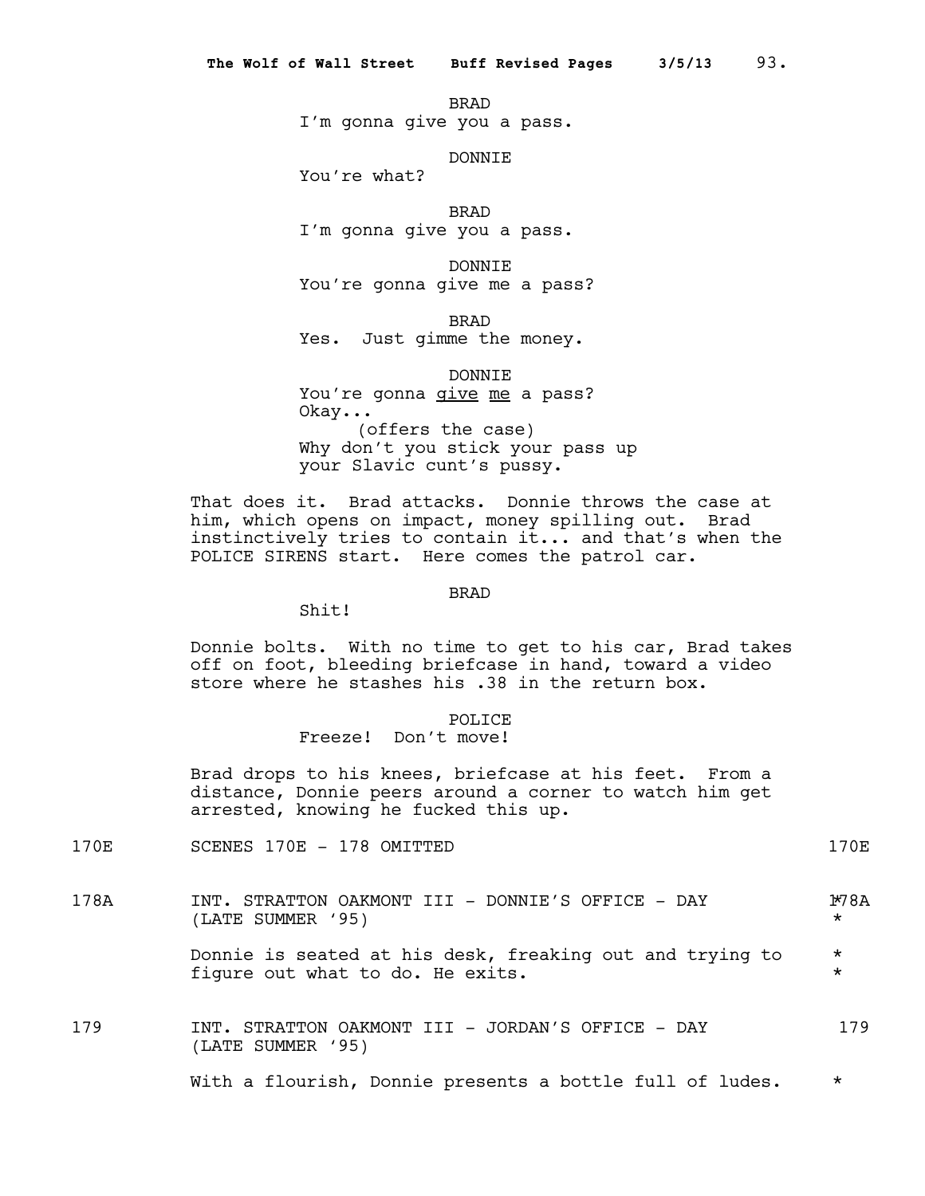BRAD
I'm gonna give you a pass.

DONNIE
You're what?

BRAD
I'm gonna give you a pass.

DONNIE
You're gonna give me a pass?

BRAD
Yes. Just gimme the money.

DONNIE
You're gonna give me a pass?
Okay...
(offers the case)
Why don't you stick your pass up your Slavic cunt's pussy.

That does it. Brad attacks. Donnie throws the case at him, which opens on impact, money spilling out. Brad instinctively tries to contain it... and that's when the POLICE SIRENS start. Here comes the patrol car.

BRAD
Shit!

Donnie bolts. With no time to get to his car, Brad takes off on foot, bleeding briefcase in hand, toward a video store where he stashes his .38 in the return box.

POLICE
Freeze! Don't move!

Brad drops to his knees, briefcase at his feet. From a distance, Donnie peers around a corner to watch him get arrested, knowing he fucked this up.

170E SCENES 170E - 178 OMITTED 170E

178A INT. STRATTON OAKMONT III - DONNIE'S OFFICE - DAY (LATE SUMMER '95) 178A *

Donnie is seated at his desk, freaking out and trying to figure out what to do. He exits. *

179 INT. STRATTON OAKMONT III - JORDAN'S OFFICE - DAY (LATE SUMMER '95) 179

With a flourish, Donnie presents a bottle full of ludes. *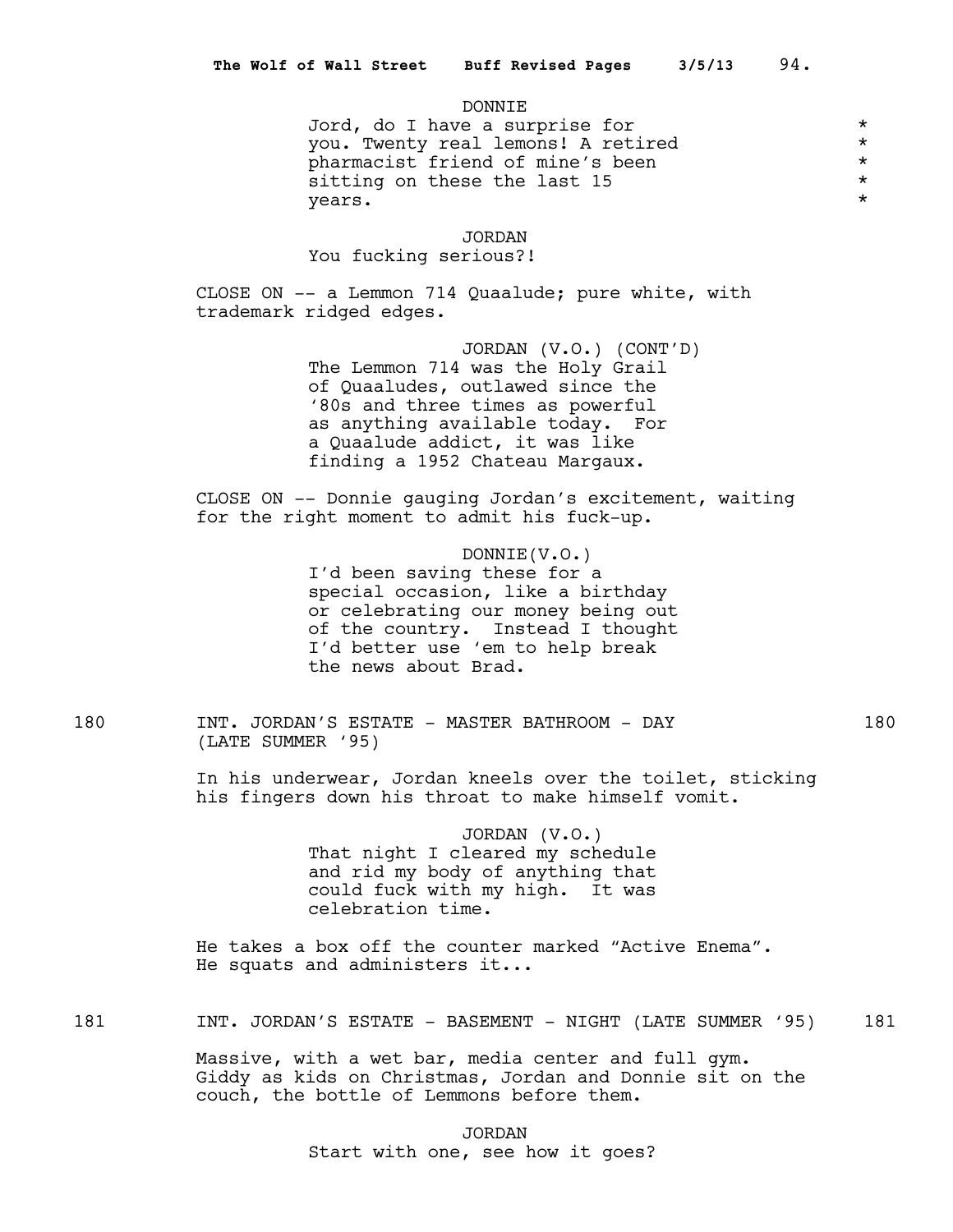DONNIE
Jord, do I have a surprise for you. Twenty real lemons! A retired pharmacist friend of mine's been sitting on these the last 15 years. *

JORDAN
You fucking serious?!

CLOSE ON -- a Lemmon 714 Quaalude; pure white, with trademark ridged edges.

JORDAN (V.O.) (CONT'D)
The Lemmon 714 was the Holy Grail of Quaaludes, outlawed since the '80s and three times as powerful as anything available today. For a Quaalude addict, it was like finding a 1952 Chateau Margaux.

CLOSE ON -- Donnie gauging Jordan's excitement, waiting for the right moment to admit his fuck-up.

DONNIE(V.O.)
I'd been saving these for a special occasion, like a birthday or celebrating our money being out of the country. Instead I thought I'd better use 'em to help break the news about Brad.

180 INT. JORDAN'S ESTATE - MASTER BATHROOM - DAY (LATE SUMMER '95) 180

In his underwear, Jordan kneels over the toilet, sticking his fingers down his throat to make himself vomit.

JORDAN (V.O.)
That night I cleared my schedule and rid my body of anything that could fuck with my high. It was celebration time.

He takes a box off the counter marked "Active Enema". He squats and administers it...

181 INT. JORDAN'S ESTATE - BASEMENT - NIGHT (LATE SUMMER '95) 181

Massive, with a wet bar, media center and full gym. Giddy as kids on Christmas, Jordan and Donnie sit on the couch, the bottle of Lemmons before them.

JORDAN
Start with one, see how it goes?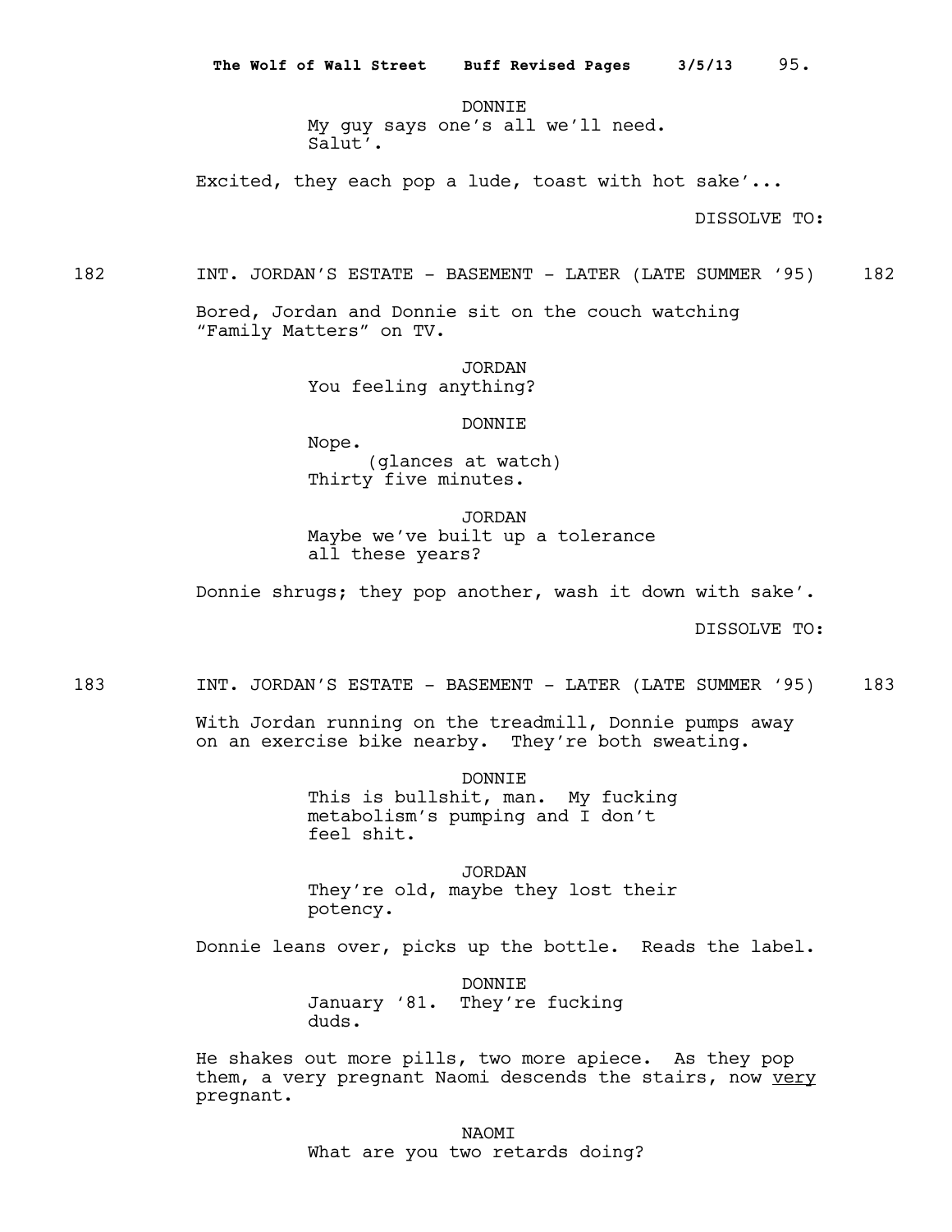DONNIE
My guy says one's all we'll need.
Salut'.

Excited, they each pop a lude, toast with hot sake'...

DISSOLVE TO:

182 INT. JORDAN'S ESTATE - BASEMENT - LATER (LATE SUMMER '95) 182

Bored, Jordan and Donnie sit on the couch watching "Family Matters" on TV.

JORDAN
You feeling anything?

DONNIE
Nope.
(glances at watch)
Thirty five minutes.

JORDAN
Maybe we've built up a tolerance all these years?

Donnie shrugs; they pop another, wash it down with sake'.

DISSOLVE TO:

183 INT. JORDAN'S ESTATE - BASEMENT - LATER (LATE SUMMER '95) 183

With Jordan running on the treadmill, Donnie pumps away on an exercise bike nearby. They're both sweating.

DONNIE
This is bullshit, man. My fucking metabolism's pumping and I don't feel shit.

JORDAN
They're old, maybe they lost their potency.

Donnie leans over, picks up the bottle. Reads the label.

DONNIE
January '81. They're fucking duds.

He shakes out more pills, two more apiece. As they pop them, a very pregnant Naomi descends the stairs, now <u>very</u> pregnant.

NAOMI
What are you two retards doing?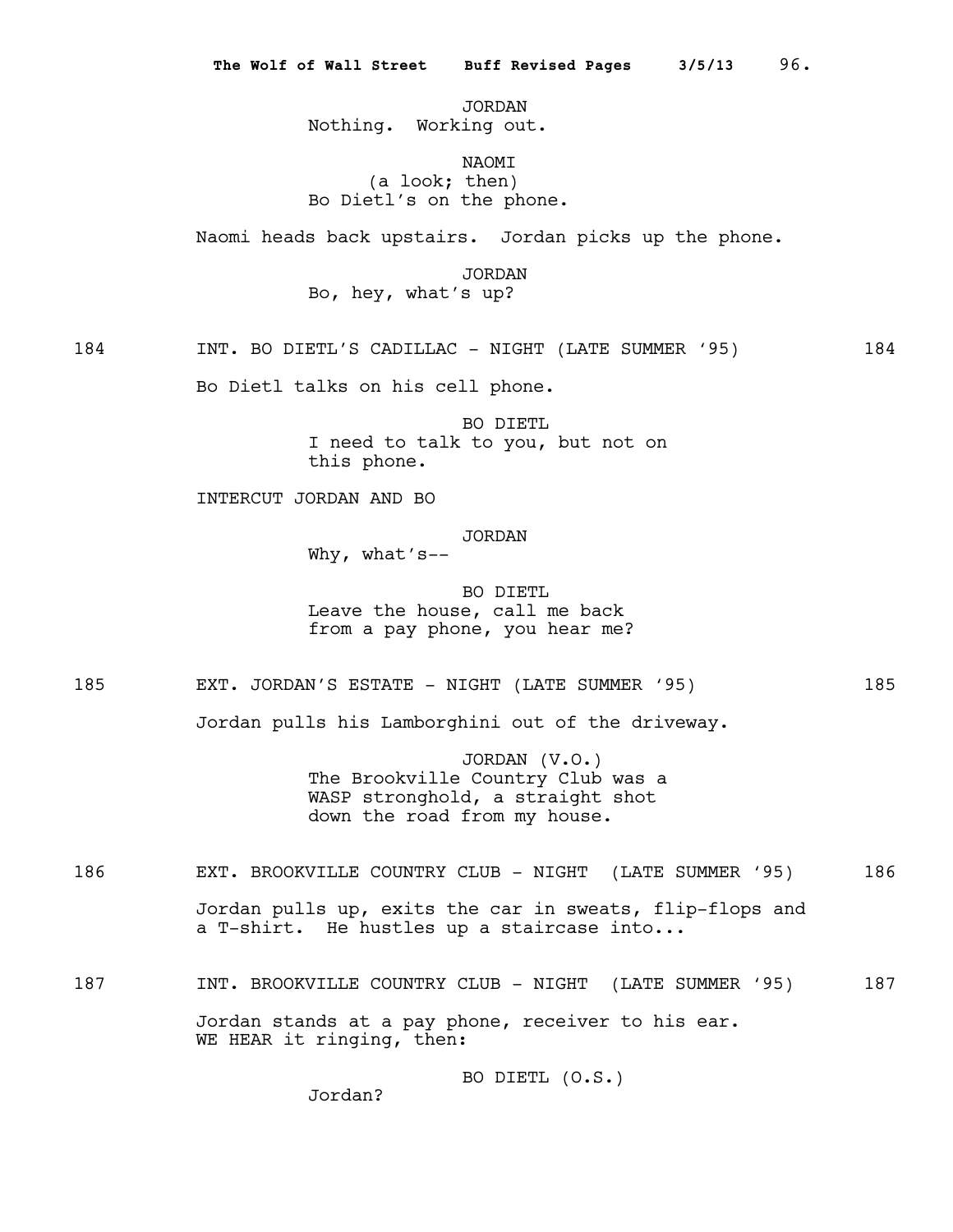JORDAN
Nothing. Working out.

NAOMI
(a look; then)
Bo Dietl's on the phone.

Naomi heads back upstairs. Jordan picks up the phone.

JORDAN
Bo, hey, what's up?

184 INT. BO DIETL'S CADILLAC - NIGHT (LATE SUMMER '95) 184

Bo Dietl talks on his cell phone.

BO DIETL
I need to talk to you, but not on this phone.

INTERCUT JORDAN AND BO

JORDAN
Why, what's--

BO DIETL
Leave the house, call me back from a pay phone, you hear me?

185 EXT. JORDAN'S ESTATE - NIGHT (LATE SUMMER '95) 185

Jordan pulls his Lamborghini out of the driveway.

JORDAN (V.O.)
The Brookville Country Club was a WASP stronghold, a straight shot down the road from my house.

186 EXT. BROOKVILLE COUNTRY CLUB - NIGHT (LATE SUMMER '95) 186

Jordan pulls up, exits the car in sweats, flip-flops and a T-shirt. He hustles up a staircase into...

187 INT. BROOKVILLE COUNTRY CLUB - NIGHT (LATE SUMMER '95) 187

Jordan stands at a pay phone, receiver to his ear. WE HEAR it ringing, then:

BO DIETL (O.S.)
Jordan?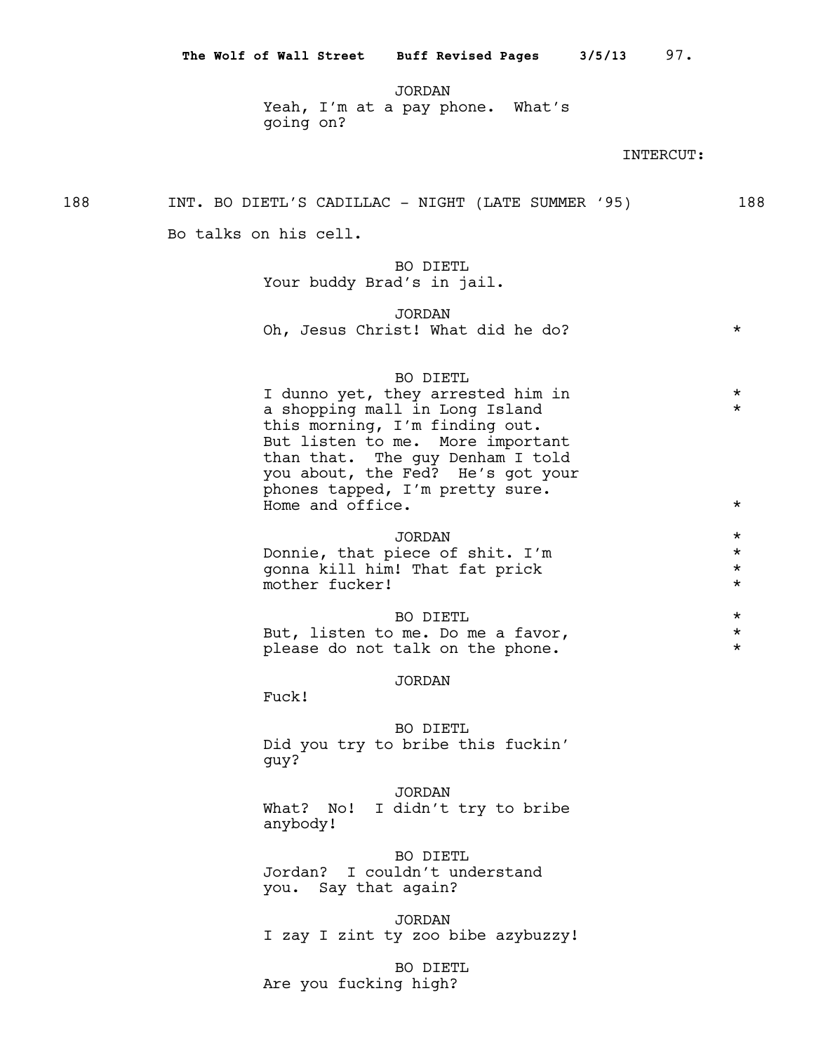JORDAN
Yeah, I'm at a pay phone. What's going on?

INTERCUT:

188 INT. BO DIETL'S CADILLAC - NIGHT (LATE SUMMER '95) 188

Bo talks on his cell.

BO DIETL
Your buddy Brad's in jail.

JORDAN
Oh, Jesus Christ! What did he do? *

BO DIETL
I dunno yet, they arrested him in *
a shopping mall in Long Island *
this morning, I'm finding out.
But listen to me. More important
than that. The guy Denham I told
you about, the Fed? He's got your
phones tapped, I'm pretty sure.
Home and office. *

JORDAN *
Donnie, that piece of shit. I'm *
gonna kill him! That fat prick *
mother fucker! *

BO DIETL *
But, listen to me. Do me a favor, *
please do not talk on the phone. *

JORDAN
Fuck!

BO DIETL
Did you try to bribe this fuckin' guy?

JORDAN
What? No! I didn't try to bribe anybody!

BO DIETL
Jordan? I couldn't understand you. Say that again?

JORDAN
I zay I zint ty zoo bibe azybuzzy!

BO DIETL
Are you fucking high?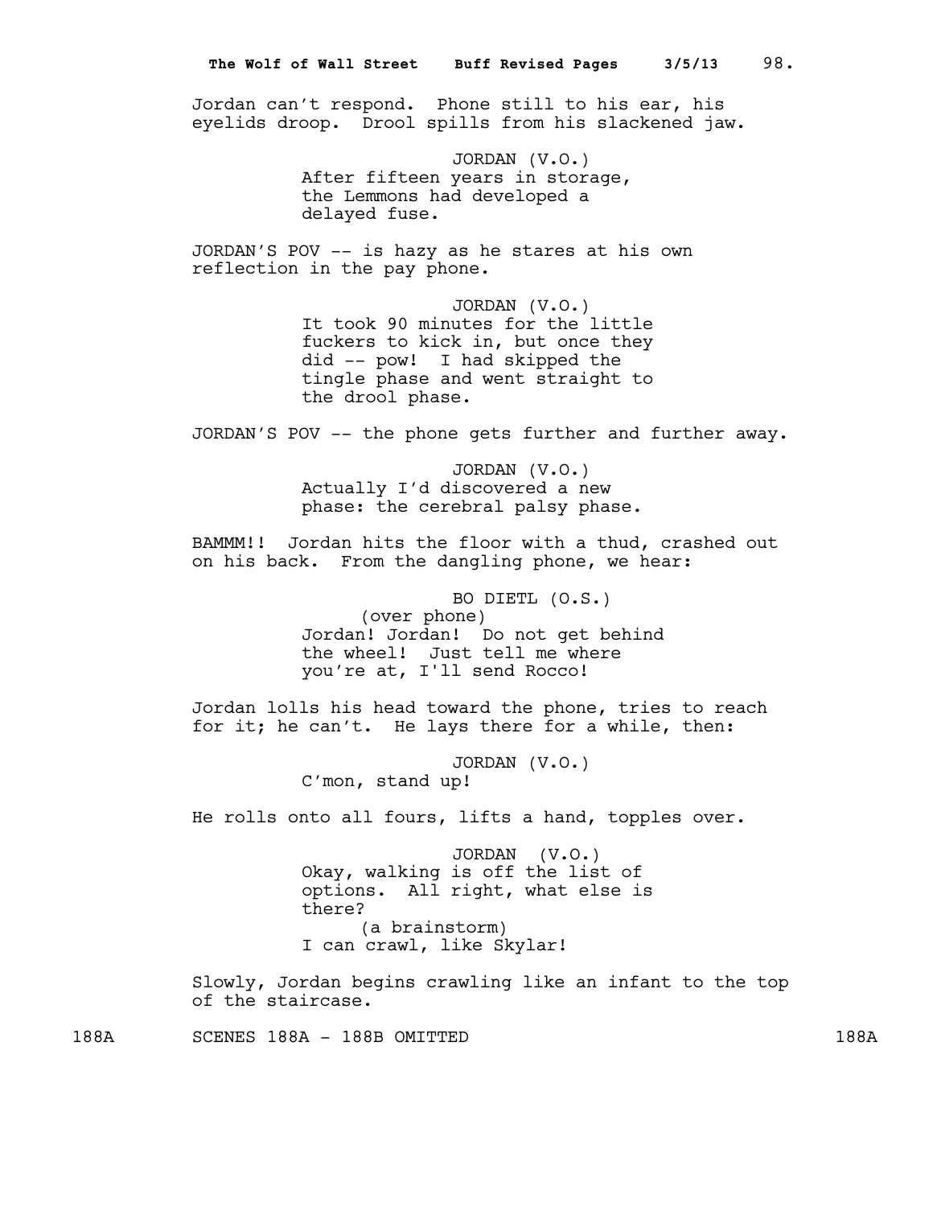Jordan can't respond. Phone still to his ear, his eyelids droop. Drool spills from his slackened jaw.

JORDAN (V.O.)
After fifteen years in storage, the Lemmons had developed a delayed fuse.

JORDAN'S POV -- is hazy as he stares at his own reflection in the pay phone.

JORDAN (V.O.)
It took 90 minutes for the little fuckers to kick in, but once they did -- pow! I had skipped the tingle phase and went straight to the drool phase.

JORDAN'S POV -- the phone gets further and further away.

JORDAN (V.O.)
Actually I'd discovered a new phase: the cerebral palsy phase.

BAMMM!! Jordan hits the floor with a thud, crashed out on his back. From the dangling phone, we hear:

BO DIETL (O.S.)
(over phone)
Jordan! Jordan! Do not get behind the wheel! Just tell me where you're at, I'll send Rocco!

Jordan lolls his head toward the phone, tries to reach for it; he can't. He lays there for a while, then:

JORDAN (V.O.)
C'mon, stand up!

He rolls onto all fours, lifts a hand, topples over.

JORDAN (V.O.)
Okay, walking is off the list of options. All right, what else is there?
(a brainstorm)
I can crawl, like Skylar!

Slowly, Jordan begins crawling like an infant to the top of the staircase.

188A SCENES 188A - 188B OMITTED 188A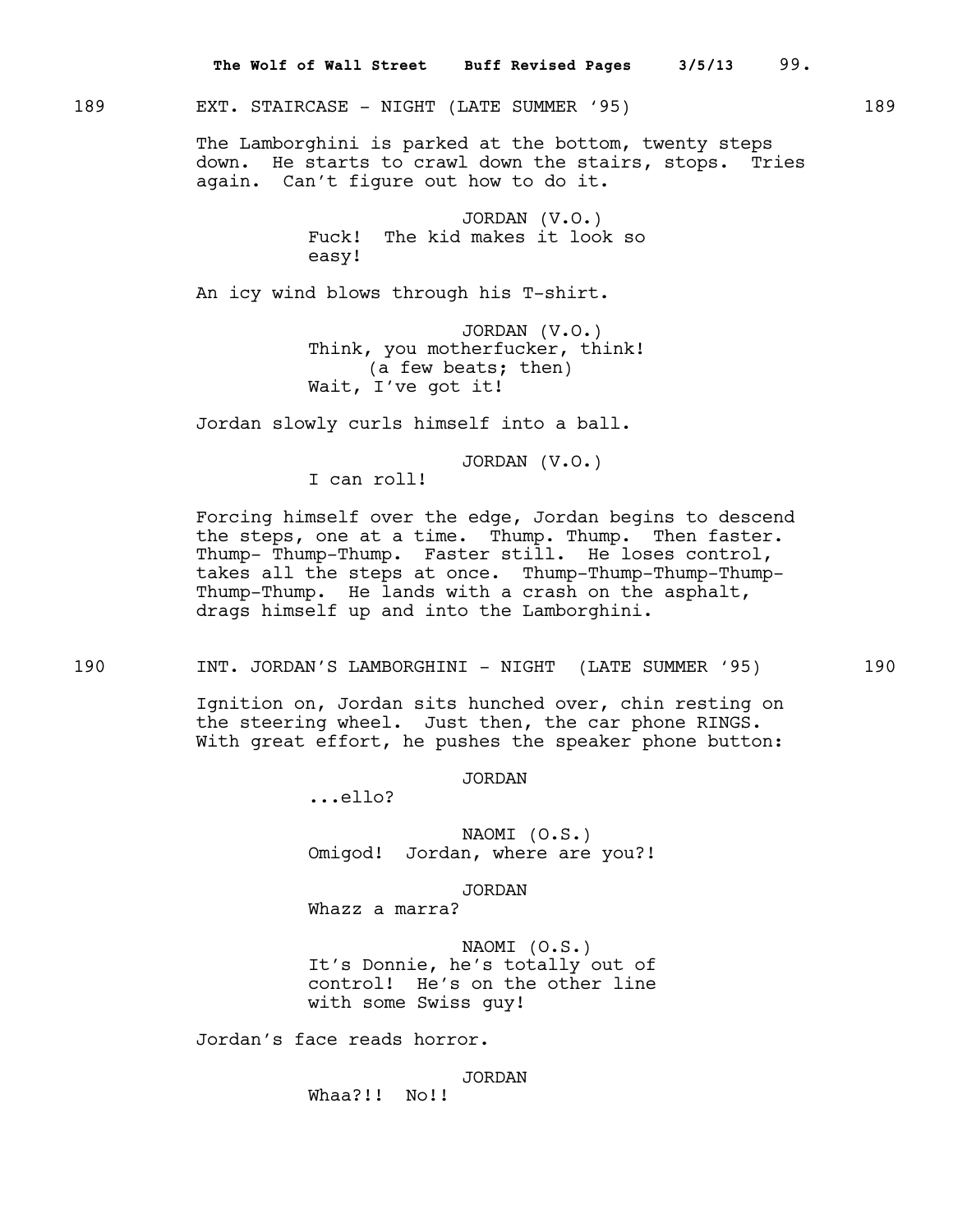189 EXT. STAIRCASE - NIGHT (LATE SUMMER '95) 189

The Lamborghini is parked at the bottom, twenty steps down. He starts to crawl down the stairs, stops. Tries again. Can't figure out how to do it.

JORDAN (V.O.)
Fuck! The kid makes it look so easy!

An icy wind blows through his T-shirt.

JORDAN (V.O.)
Think, you motherfucker, think!
(a few beats; then)
Wait, I've got it!

Jordan slowly curls himself into a ball.

JORDAN (V.O.)
I can roll!

Forcing himself over the edge, Jordan begins to descend the steps, one at a time. Thump. Thump. Then faster. Thump- Thump-Thump. Faster still. He loses control, takes all the steps at once. Thump-Thump-Thump-Thump-Thump-Thump. He lands with a crash on the asphalt, drags himself up and into the Lamborghini.

190 INT. JORDAN'S LAMBORGHINI - NIGHT (LATE SUMMER '95) 190

Ignition on, Jordan sits hunched over, chin resting on the steering wheel. Just then, the car phone RINGS. With great effort, he pushes the speaker phone button:

JORDAN
...ello?

NAOMI (O.S.)
Omigod! Jordan, where are you?!

JORDAN
Whazz a marra?

NAOMI (O.S.)
It's Donnie, he's totally out of control! He's on the other line with some Swiss guy!

Jordan's face reads horror.

JORDAN
Whaa?!! No!!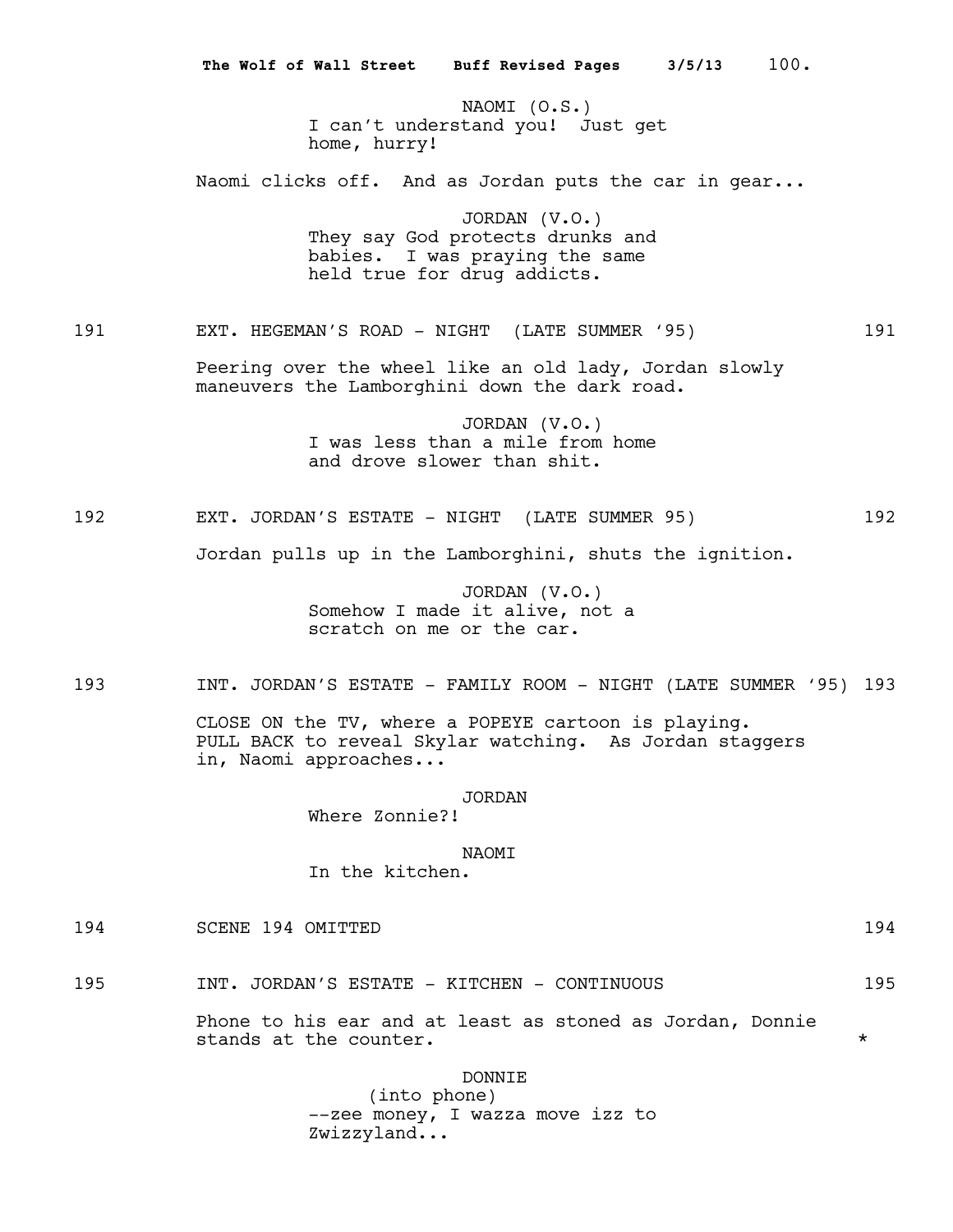NAOMI (O.S.)
I can't understand you! Just get home, hurry!

Naomi clicks off. And as Jordan puts the car in gear...

JORDAN (V.O.)
They say God protects drunks and babies. I was praying the same held true for drug addicts.

191 EXT. HEGEMAN'S ROAD - NIGHT (LATE SUMMER '95) 191

Peering over the wheel like an old lady, Jordan slowly maneuvers the Lamborghini down the dark road.

JORDAN (V.O.)
I was less than a mile from home and drove slower than shit.

192 EXT. JORDAN'S ESTATE - NIGHT (LATE SUMMER 95) 192

Jordan pulls up in the Lamborghini, shuts the ignition.

JORDAN (V.O.)
Somehow I made it alive, not a scratch on me or the car.

193 INT. JORDAN'S ESTATE - FAMILY ROOM - NIGHT (LATE SUMMER '95) 193

CLOSE ON the TV, where a POPEYE cartoon is playing. PULL BACK to reveal Skylar watching. As Jordan staggers in, Naomi approaches...

JORDAN
Where Zonnie?!

NAOMI
In the kitchen.

194 SCENE 194 OMITTED 194

195 INT. JORDAN'S ESTATE - KITCHEN - CONTINUOUS 195

Phone to his ear and at least as stoned as Jordan, Donnie stands at the counter. *

DONNIE
(into phone)
--zee money, I wazza move izz to Zwizzyland...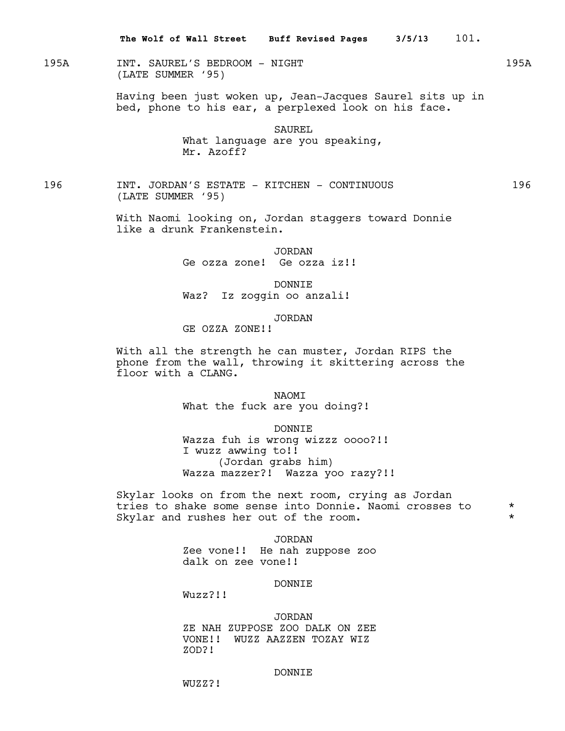195A INT. SAUREL'S BEDROOM - NIGHT 195A
(LATE SUMMER '95)

Having been just woken up, Jean-Jacques Saurel sits up in bed, phone to his ear, a perplexed look on his face.

SAUREL
What language are you speaking, Mr. Azoff?

196 INT. JORDAN'S ESTATE - KITCHEN - CONTINUOUS 196
(LATE SUMMER '95)

With Naomi looking on, Jordan staggers toward Donnie like a drunk Frankenstein.

JORDAN
Ge ozza zone! Ge ozza iz!!

DONNIE
Waz? Iz zoggin oo anzali!

JORDAN
GE OZZA ZONE!!

With all the strength he can muster, Jordan RIPS the phone from the wall, throwing it skittering across the floor with a CLANG.

NAOMI
What the fuck are you doing?!

DONNIE
Wazza fuh is wrong wizzz oooo?!!
I wuzz awwing to!!
(Jordan grabs him)
Wazza mazzer?! Wazza yoo razy?!!

Skylar looks on from the next room, crying as Jordan tries to shake some sense into Donnie. Naomi crosses to Skylar and rushes her out of the room. *

JORDAN
Zee vone!! He nah zuppose zoo dalk on zee vone!!

DONNIE
Wuzz?!!

JORDAN
ZE NAH ZUPPOSE ZOO DALK ON ZEE VONE!! WUZZ AAZZEN TOZAY WIZ ZOD?!

DONNIE
WUZZ?!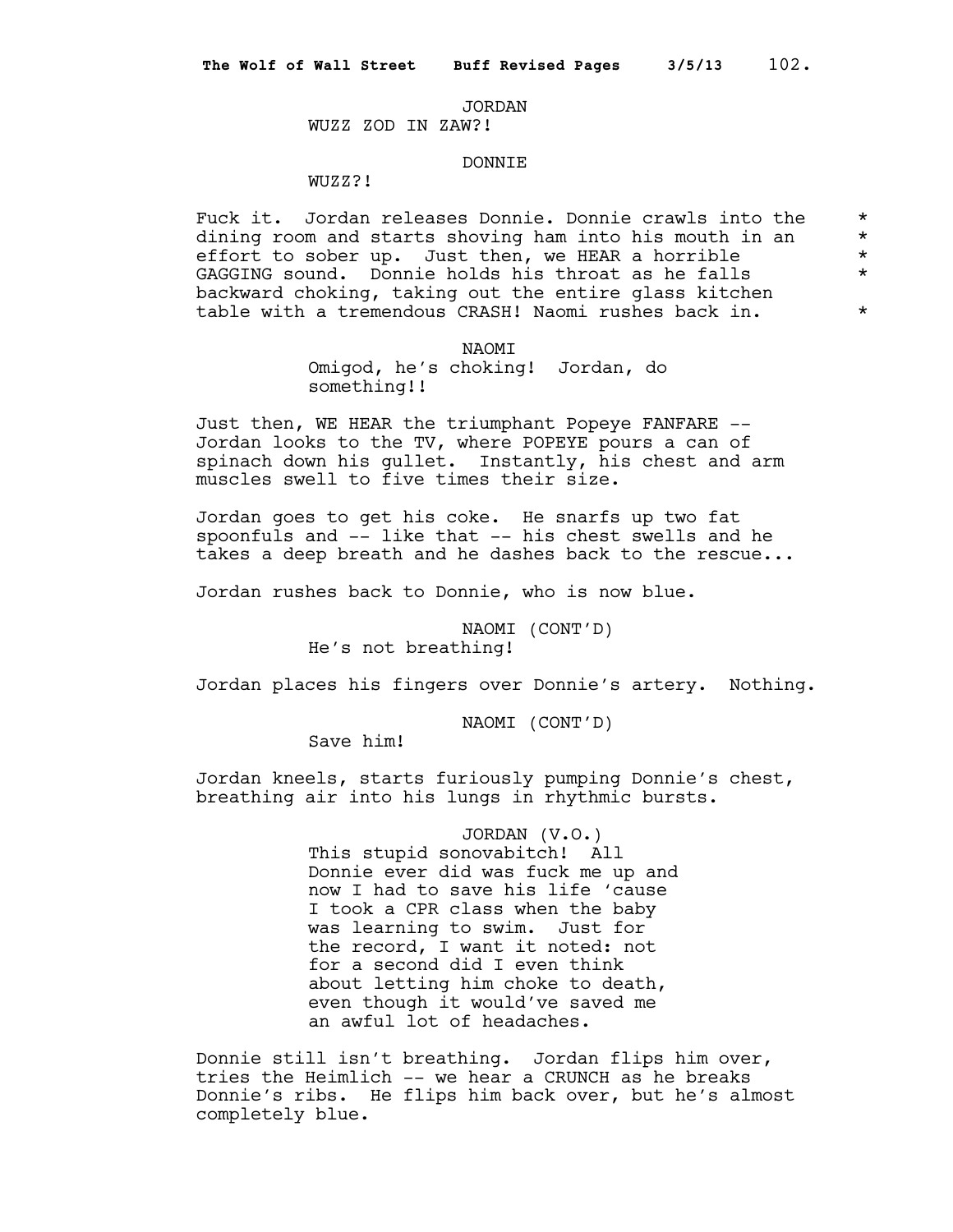JORDAN

WUZZ ZOD IN ZAW?!

DONNIE

WUZZ?!

Fuck it. Jordan releases Donnie. Donnie crawls into the dining room and starts shoving ham into his mouth in an effort to sober up. Just then, we HEAR a horrible GAGGING sound. Donnie holds his throat as he falls backward choking, taking out the entire glass kitchen table with a tremendous CRASH! Naomi rushes back in. *

NAOMI

Omigod, he's choking! Jordan, do something!!

Just then, WE HEAR the triumphant Popeye FANFARE -- Jordan looks to the TV, where POPEYE pours a can of spinach down his gullet. Instantly, his chest and arm muscles swell to five times their size.

Jordan goes to get his coke. He snarfs up two fat spoonfuls and -- like that -- his chest swells and he takes a deep breath and he dashes back to the rescue...

Jordan rushes back to Donnie, who is now blue.

NAOMI (CONT'D)

He's not breathing!

Jordan places his fingers over Donnie's artery. Nothing.

NAOMI (CONT'D)

Save him!

Jordan kneels, starts furiously pumping Donnie's chest, breathing air into his lungs in rhythmic bursts.

JORDAN (V.O.)

This stupid sonovabitch! All Donnie ever did was fuck me up and now I had to save his life 'cause I took a CPR class when the baby was learning to swim. Just for the record, I want it noted: not for a second did I even think about letting him choke to death, even though it would've saved me an awful lot of headaches.

Donnie still isn't breathing. Jordan flips him over, tries the Heimlich -- we hear a CRUNCH as he breaks Donnie's ribs. He flips him back over, but he's almost completely blue.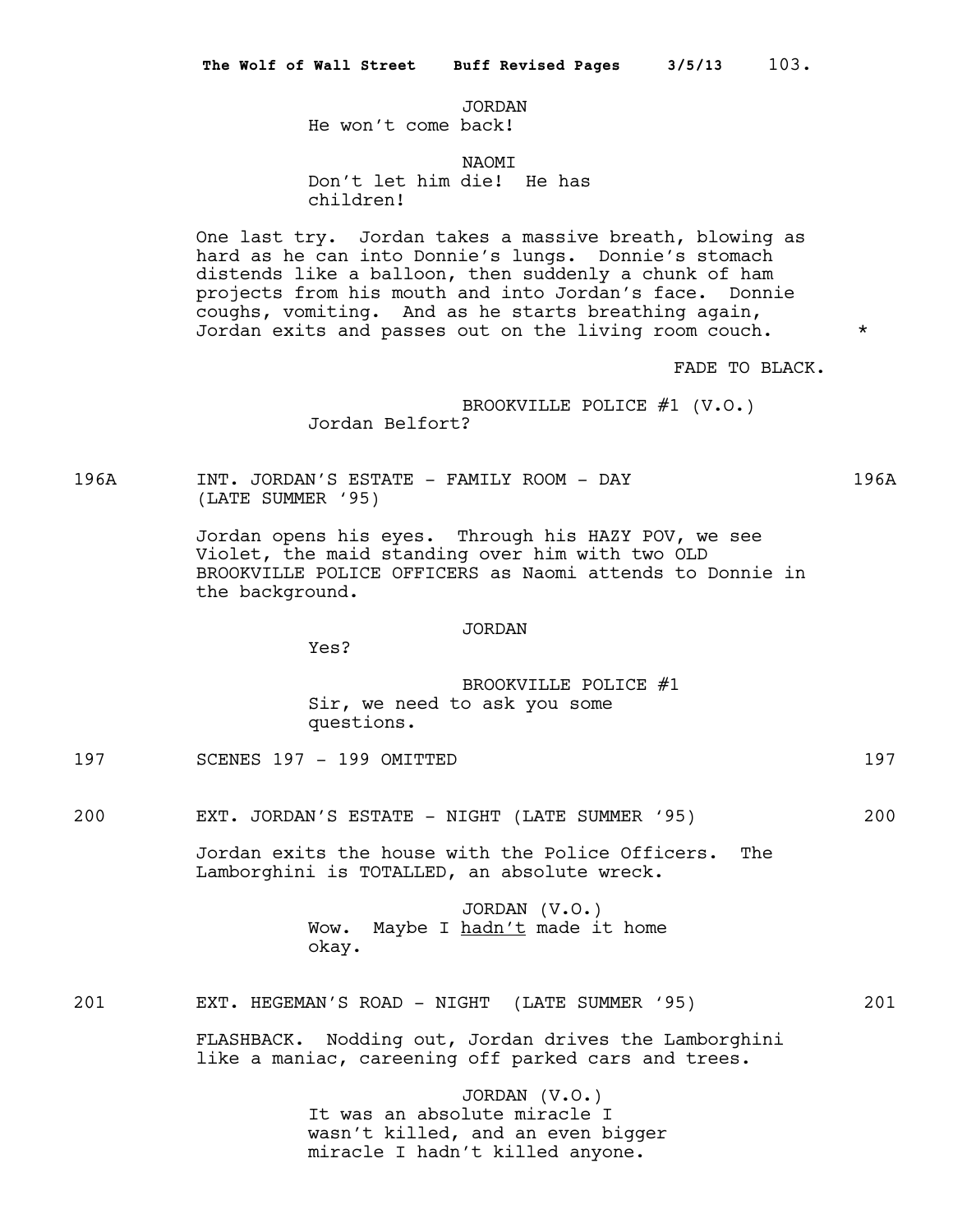JORDAN
He won't come back!

NAOMI
Don't let him die! He has children!

One last try. Jordan takes a massive breath, blowing as hard as he can into Donnie's lungs. Donnie's stomach distends like a balloon, then suddenly a chunk of ham projects from his mouth and into Jordan's face. Donnie coughs, vomiting. And as he starts breathing again, Jordan exits and passes out on the living room couch. *

FADE TO BLACK.

BROOKVILLE POLICE #1 (V.O.)
Jordan Belfort?

196A INT. JORDAN'S ESTATE - FAMILY ROOM - DAY (LATE SUMMER '95) 196A

Jordan opens his eyes. Through his HAZY POV, we see Violet, the maid standing over him with two OLD BROOKVILLE POLICE OFFICERS as Naomi attends to Donnie in the background.

JORDAN
Yes?

BROOKVILLE POLICE #1
Sir, we need to ask you some questions.

197 SCENES 197 - 199 OMITTED 197

200 EXT. JORDAN'S ESTATE - NIGHT (LATE SUMMER '95) 200

Jordan exits the house with the Police Officers. The Lamborghini is TOTALLED, an absolute wreck.

JORDAN (V.O.)
Wow. Maybe I hadn't made it home okay.

201 EXT. HEGEMAN'S ROAD - NIGHT (LATE SUMMER '95) 201

FLASHBACK. Nodding out, Jordan drives the Lamborghini like a maniac, careening off parked cars and trees.

JORDAN (V.O.)
It was an absolute miracle I wasn't killed, and an even bigger miracle I hadn't killed anyone.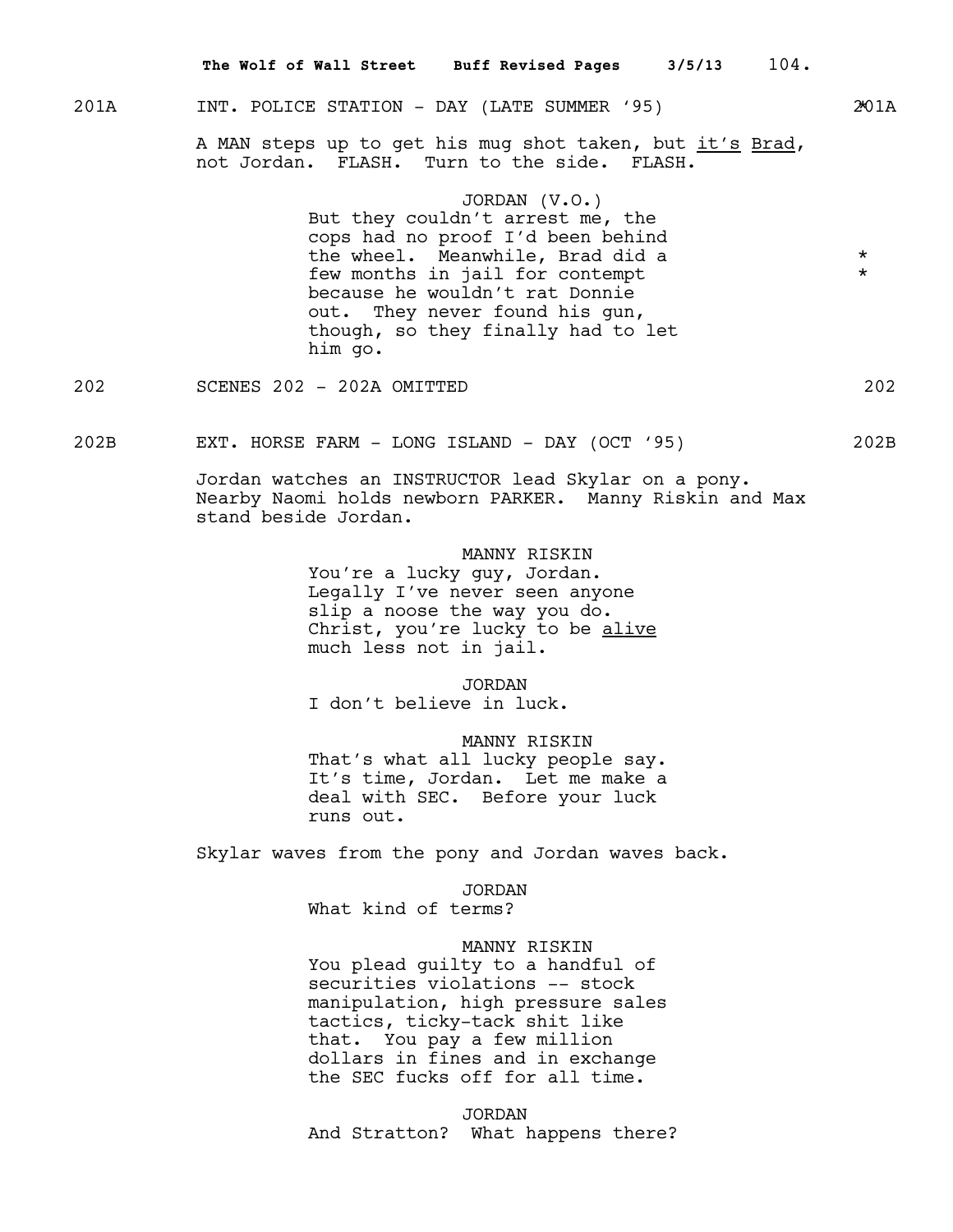201A INT. POLICE STATION - DAY (LATE SUMMER '95) 201A

A MAN steps up to get his mug shot taken, but it's Brad, not Jordan. FLASH. Turn to the side. FLASH.

JORDAN (V.O.)
But they couldn't arrest me, the cops had no proof I'd been behind the wheel. Meanwhile, Brad did a few months in jail for contempt because he wouldn't rat Donnie out. They never found his gun, though, so they finally had to let him go. *
*

202 SCENES 202 - 202A OMITTED 202

202B EXT. HORSE FARM - LONG ISLAND - DAY (OCT '95) 202B

Jordan watches an INSTRUCTOR lead Skylar on a pony. Nearby Naomi holds newborn PARKER. Manny Riskin and Max stand beside Jordan.

MANNY RISKIN
You're a lucky guy, Jordan. Legally I've never seen anyone slip a noose the way you do. Christ, you're lucky to be alive much less not in jail.

JORDAN
I don't believe in luck.

MANNY RISKIN
That's what all lucky people say. It's time, Jordan. Let me make a deal with SEC. Before your luck runs out.

Skylar waves from the pony and Jordan waves back.

JORDAN
What kind of terms?

MANNY RISKIN
You plead guilty to a handful of securities violations -- stock manipulation, high pressure sales tactics, ticky-tack shit like that. You pay a few million dollars in fines and in exchange the SEC fucks off for all time.

JORDAN
And Stratton? What happens there?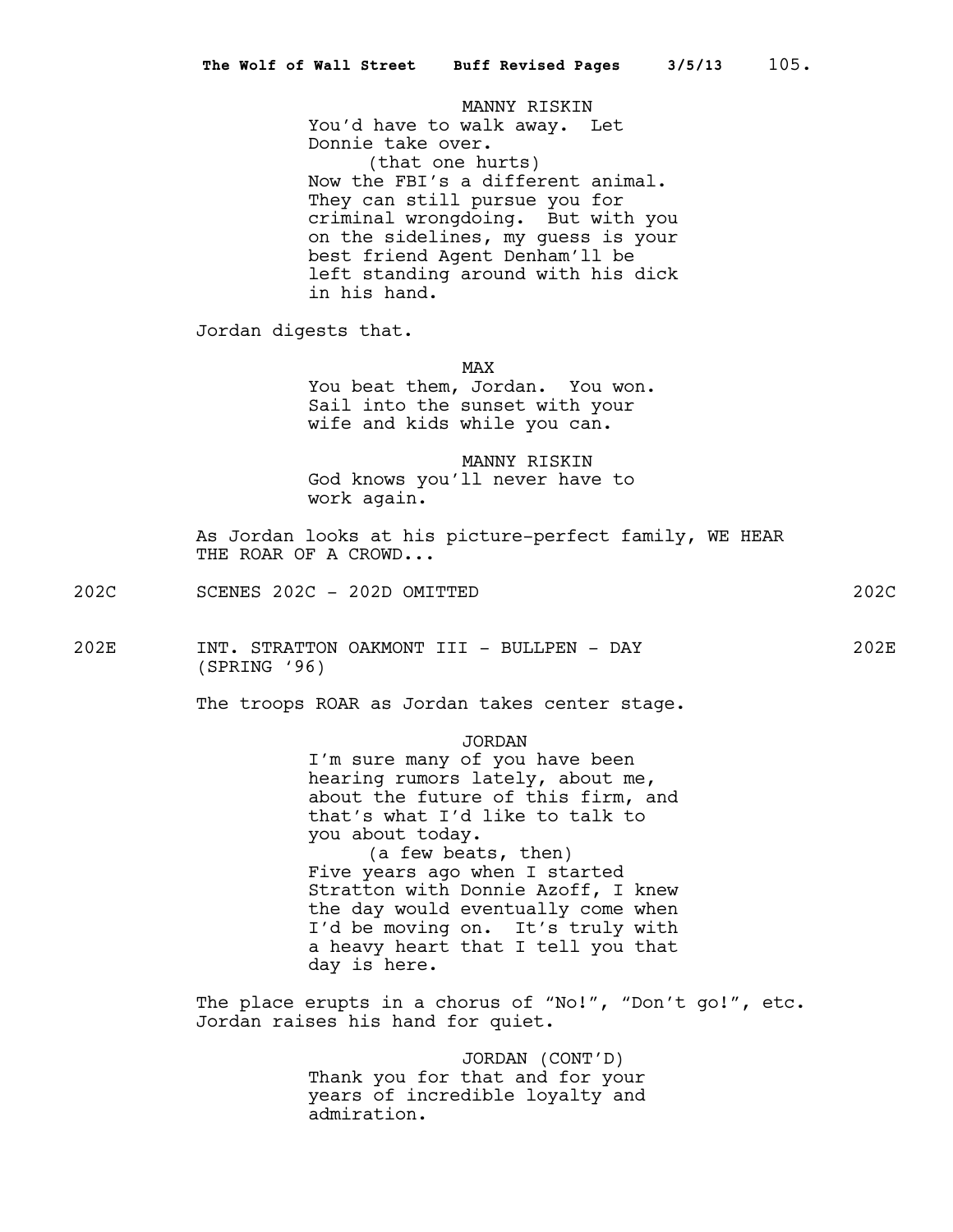MANNY RISKIN

You'd have to walk away. Let Donnie take over.

(that one hurts)

Now the FBI's a different animal. They can still pursue you for criminal wrongdoing. But with you on the sidelines, my guess is your best friend Agent Denham'll be left standing around with his dick in his hand.

Jordan digests that.

MAX

You beat them, Jordan. You won. Sail into the sunset with your wife and kids while you can.

MANNY RISKIN

God knows you'll never have to work again.

As Jordan looks at his picture-perfect family, WE HEAR THE ROAR OF A CROWD...

202C SCENES 202C - 202D OMITTED 202C

202E INT. STRATTON OAKMONT III - BULLPEN - DAY (SPRING '96) 202E

The troops ROAR as Jordan takes center stage.

JORDAN

I'm sure many of you have been hearing rumors lately, about me, about the future of this firm, and that's what I'd like to talk to you about today.

(a few beats, then)

Five years ago when I started Stratton with Donnie Azoff, I knew the day would eventually come when I'd be moving on. It's truly with a heavy heart that I tell you that day is here.

The place erupts in a chorus of "No!", "Don't go!", etc. Jordan raises his hand for quiet.

JORDAN (CONT'D)

Thank you for that and for your years of incredible loyalty and admiration.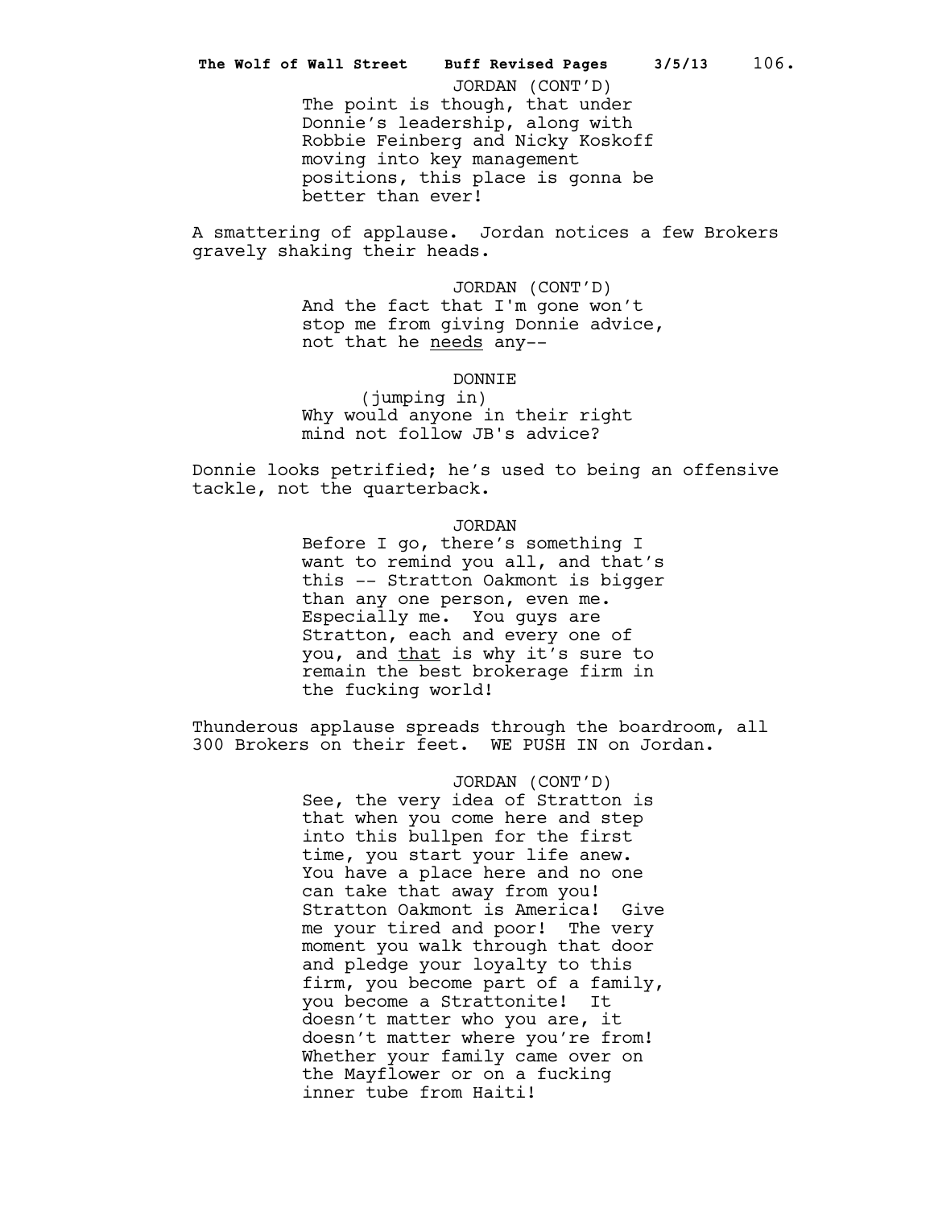JORDAN (CONT'D)
The point is though, that under Donnie's leadership, along with Robbie Feinberg and Nicky Koskoff moving into key management positions, this place is gonna be better than ever!

A smattering of applause. Jordan notices a few Brokers gravely shaking their heads.

JORDAN (CONT'D)
And the fact that I'm gone won't stop me from giving Donnie advice, not that he <u>needs</u> any--

DONNIE
(jumping in)
Why would anyone in their right mind not follow JB's advice?

Donnie looks petrified; he's used to being an offensive tackle, not the quarterback.

JORDAN
Before I go, there's something I want to remind you all, and that's this -- Stratton Oakmont is bigger than any one person, even me. Especially me. You guys are Stratton, each and every one of you, and <u>that</u> is why it's sure to remain the best brokerage firm in the fucking world!

Thunderous applause spreads through the boardroom, all 300 Brokers on their feet. WE PUSH IN on Jordan.

JORDAN (CONT'D)
See, the very idea of Stratton is that when you come here and step into this bullpen for the first time, you start your life anew. You have a place here and no one can take that away from you! Stratton Oakmont is America! Give me your tired and poor! The very moment you walk through that door and pledge your loyalty to this firm, you become part of a family, you become a Strattonite! It doesn't matter who you are, it doesn't matter where you're from! Whether your family came over on the Mayflower or on a fucking inner tube from Haiti!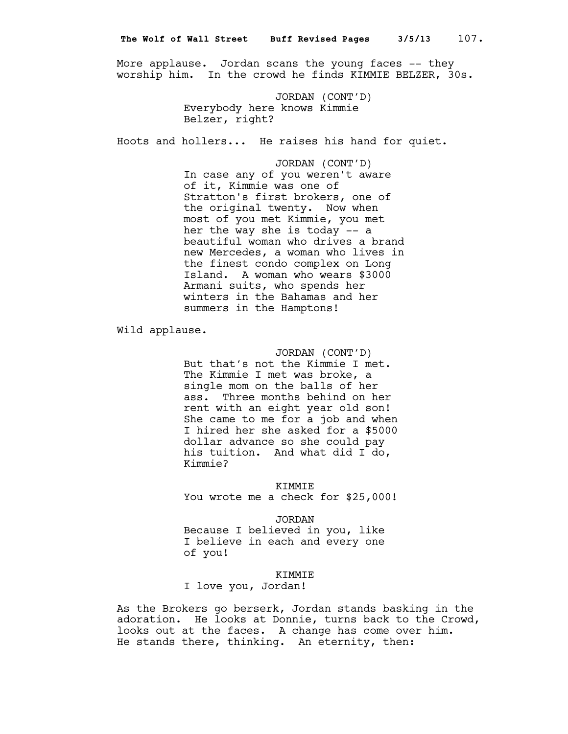More applause. Jordan scans the young faces -- they worship him. In the crowd he finds KIMMIE BELZER, 30s.

JORDAN (CONT'D)
Everybody here knows Kimmie Belzer, right?

Hoots and hollers... He raises his hand for quiet.

JORDAN (CONT'D)
In case any of you weren't aware of it, Kimmie was one of Stratton's first brokers, one of the original twenty. Now when most of you met Kimmie, you met her the way she is today -- a beautiful woman who drives a brand new Mercedes, a woman who lives in the finest condo complex on Long Island. A woman who wears $3000 Armani suits, who spends her winters in the Bahamas and her summers in the Hamptons!

Wild applause.

JORDAN (CONT'D)
But that's not the Kimmie I met. The Kimmie I met was broke, a single mom on the balls of her ass. Three months behind on her rent with an eight year old son! She came to me for a job and when I hired her she asked for a $5000 dollar advance so she could pay his tuition. And what did I do, Kimmie?

KIMMIE
You wrote me a check for $25,000!

JORDAN
Because I believed in you, like I believe in each and every one of you!

KIMMIE
I love you, Jordan!

As the Brokers go berserk, Jordan stands basking in the adoration. He looks at Donnie, turns back to the Crowd, looks out at the faces. A change has come over him. He stands there, thinking. An eternity, then: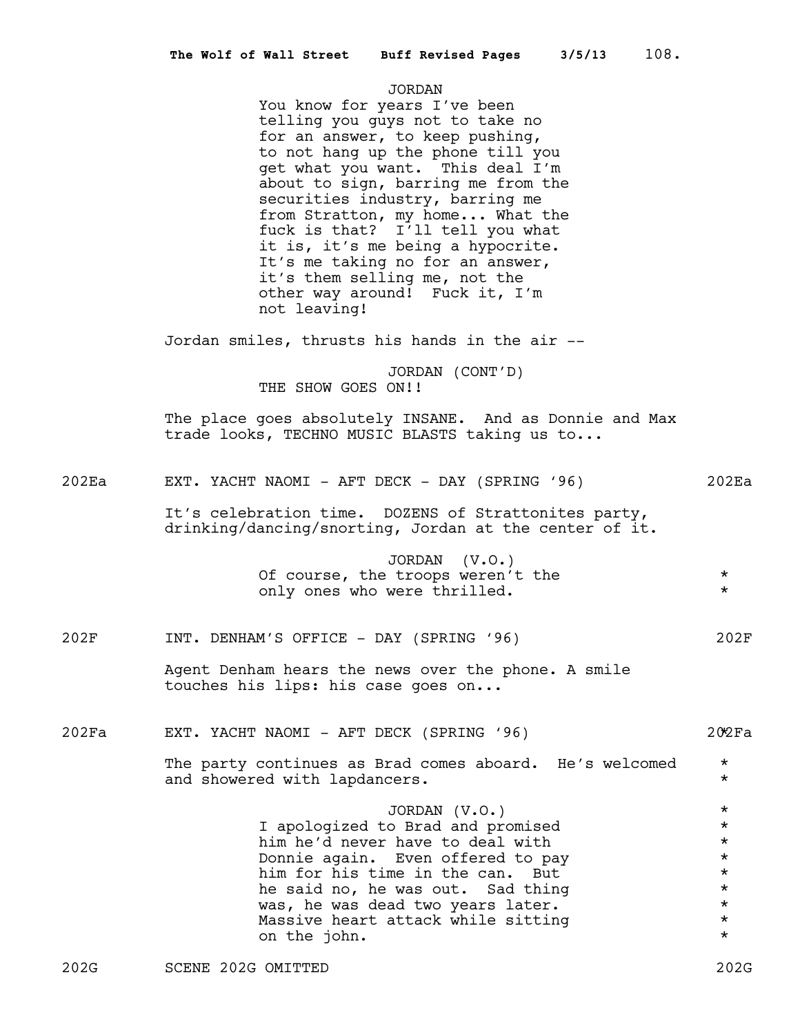JORDAN
You know for years I've been telling you guys not to take no for an answer, to keep pushing, to not hang up the phone till you get what you want. This deal I'm about to sign, barring me from the securities industry, barring me from Stratton, my home... What the fuck is that? I'll tell you what it is, it's me being a hypocrite. It's me taking no for an answer, it's them selling me, not the other way around! Fuck it, I'm not leaving!

Jordan smiles, thrusts his hands in the air --

JORDAN (CONT'D)
THE SHOW GOES ON!!

The place goes absolutely INSANE. And as Donnie and Max trade looks, TECHNO MUSIC BLASTS taking us to...

202Ea EXT. YACHT NAOMI - AFT DECK - DAY (SPRING '96) 202Ea

It's celebration time. DOZENS of Strattonites party, drinking/dancing/snorting, Jordan at the center of it.

JORDAN (V.O.)
Of course, the troops weren't the only ones who were thrilled. *

202F INT. DENHAM'S OFFICE - DAY (SPRING '96) 202F

Agent Denham hears the news over the phone. A smile touches his lips: his case goes on...

202Fa EXT. YACHT NAOMI - AFT DECK (SPRING '96) 202Fa *

The party continues as Brad comes aboard. He's welcomed and showered with lapdancers. *

JORDAN (V.O.)
I apologized to Brad and promised him he'd never have to deal with Donnie again. Even offered to pay him for his time in the can. But he said no, he was out. Sad thing was, he was dead two years later. Massive heart attack while sitting on the john. *

202G SCENE 202G OMITTED 202G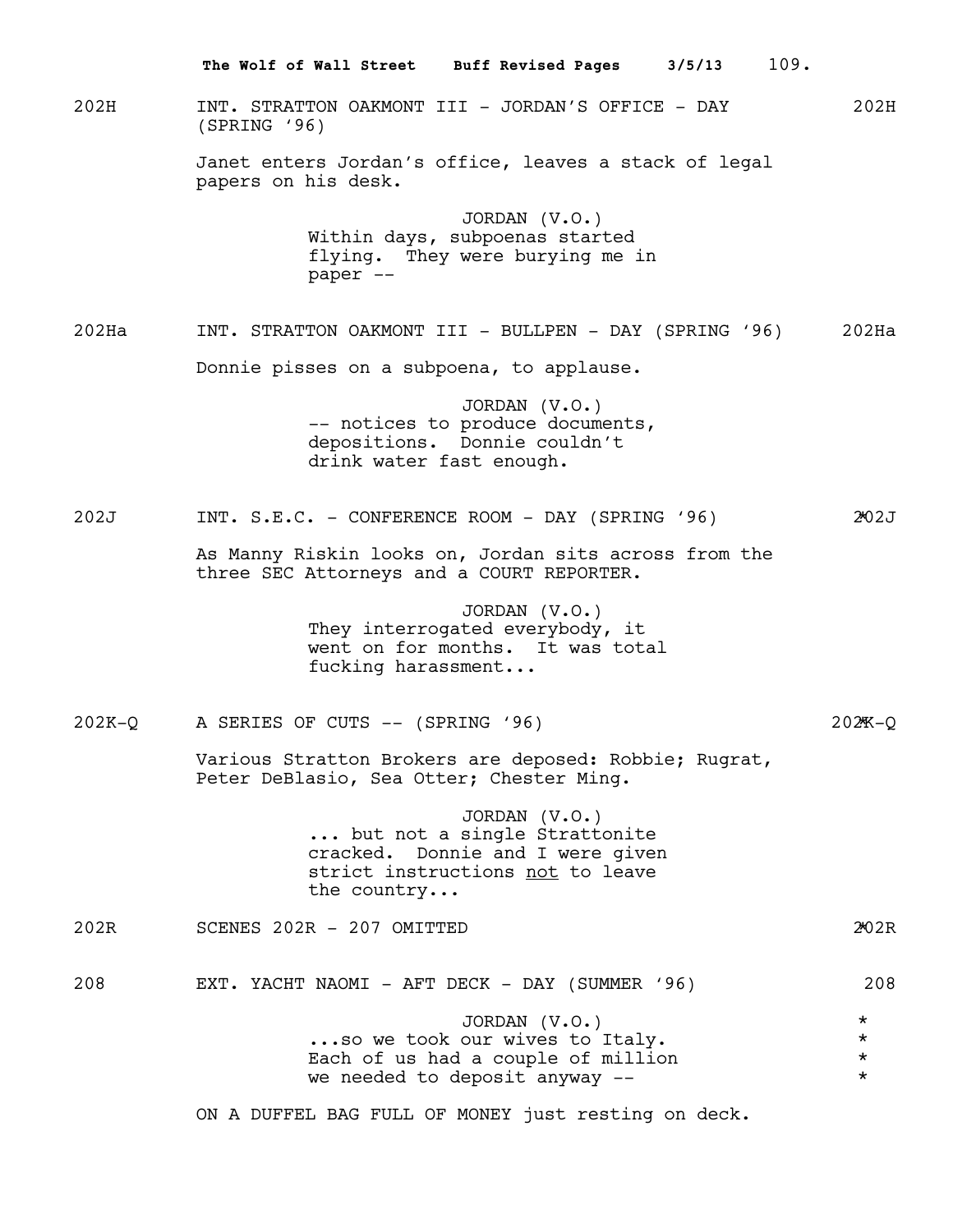202H INT. STRATTON OAKMONT III - JORDAN'S OFFICE - DAY (SPRING '96) 202H

Janet enters Jordan's office, leaves a stack of legal papers on his desk.

JORDAN (V.O.)
Within days, subpoenas started flying. They were burying me in paper --

202Ha INT. STRATTON OAKMONT III - BULLPEN - DAY (SPRING '96) 202Ha

Donnie pisses on a subpoena, to applause.

JORDAN (V.O.)
-- notices to produce documents, depositions. Donnie couldn't drink water fast enough.

202J INT. S.E.C. - CONFERENCE ROOM - DAY (SPRING '96) *202J

As Manny Riskin looks on, Jordan sits across from the three SEC Attorneys and a COURT REPORTER.

JORDAN (V.O.)
They interrogated everybody, it went on for months. It was total fucking harassment...

202K-Q A SERIES OF CUTS -- (SPRING '96) *202K-Q

Various Stratton Brokers are deposed: Robbie; Rugrat, Peter DeBlasio, Sea Otter; Chester Ming.

JORDAN (V.O.)
... but not a single Strattonite cracked. Donnie and I were given strict instructions <u>not</u> to leave the country...

202R SCENES 202R - 207 OMITTED *202R

208 EXT. YACHT NAOMI - AFT DECK - DAY (SUMMER '96) 208

JORDAN (V.O.)
...so we took our wives to Italy. *
Each of us had a couple of million *
we needed to deposit anyway -- *

ON A DUFFEL BAG FULL OF MONEY just resting on deck.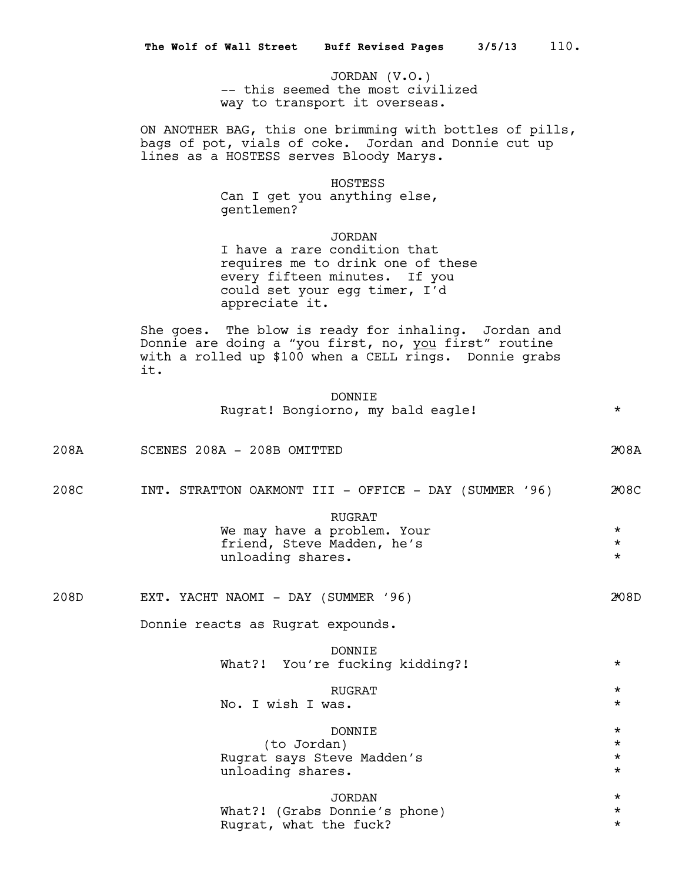JORDAN (V.O.)
-- this seemed the most civilized way to transport it overseas.

ON ANOTHER BAG, this one brimming with bottles of pills, bags of pot, vials of coke. Jordan and Donnie cut up lines as a HOSTESS serves Bloody Marys.

HOSTESS
Can I get you anything else, gentlemen?

JORDAN
I have a rare condition that requires me to drink one of these every fifteen minutes. If you could set your egg timer, I'd appreciate it.

She goes. The blow is ready for inhaling. Jordan and Donnie are doing a "you first, no, _you_ first" routine with a rolled up $100 when a CELL rings. Donnie grabs it.

DONNIE
Rugrat! Bongiorno, my bald eagle! *

208A SCENES 208A - 208B OMITTED 208A

208C INT. STRATTON OAKMONT III - OFFICE - DAY (SUMMER '96) 208C

RUGRAT
We may have a problem. Your friend, Steve Madden, he's unloading shares. *

208D EXT. YACHT NAOMI - DAY (SUMMER '96) 208D

Donnie reacts as Rugrat expounds.

DONNIE
What?! You're fucking kidding?! *

RUGRAT
No. I wish I was. *

DONNIE
(to Jordan)
Rugrat says Steve Madden's unloading shares. *

JORDAN
What?! (Grabs Donnie's phone)
Rugrat, what the fuck? *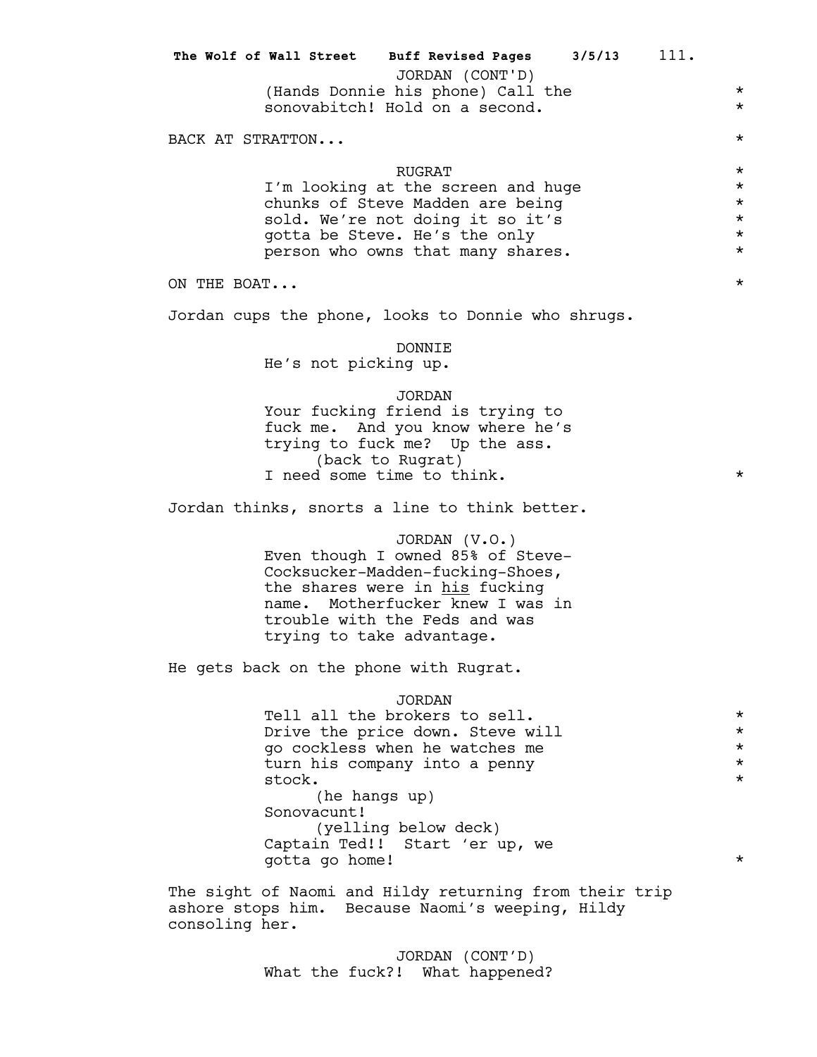JORDAN (CONT'D)
(Hands Donnie his phone) Call the sonovabitch! Hold on a second. *

BACK AT STRATTON... *

RUGRAT *
I'm looking at the screen and huge chunks of Steve Madden are being sold. We're not doing it so it's gotta be Steve. He's the only person who owns that many shares. *

ON THE BOAT... *

Jordan cups the phone, looks to Donnie who shrugs.

DONNIE
He's not picking up.

JORDAN
Your fucking friend is trying to fuck me. And you know where he's trying to fuck me? Up the ass.
(back to Rugrat)
I need some time to think. *

Jordan thinks, snorts a line to think better.

JORDAN (V.O.)
Even though I owned 85% of Steve-Cocksucker-Madden-fucking-Shoes, the shares were in <u>his</u> fucking name. Motherfucker knew I was in trouble with the Feds and was trying to take advantage.

He gets back on the phone with Rugrat.

JORDAN
Tell all the brokers to sell. Drive the price down. Steve will go cockless when he watches me turn his company into a penny stock. *
(he hangs up)
Sonovacunt!
(yelling below deck)
Captain Ted!! Start 'er up, we gotta go home! *

The sight of Naomi and Hildy returning from their trip ashore stops him. Because Naomi's weeping, Hildy consoling her.

JORDAN (CONT'D)
What the fuck?! What happened?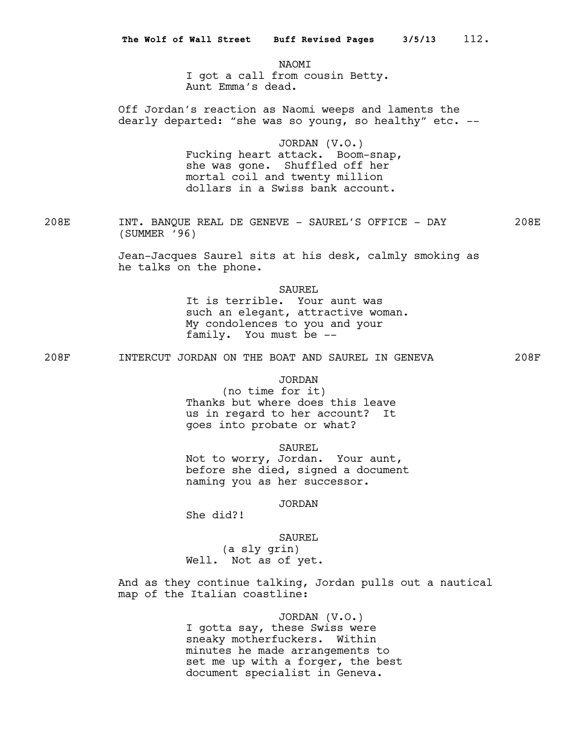NAOMI
I got a call from cousin Betty.
Aunt Emma's dead.

Off Jordan's reaction as Naomi weeps and laments the dearly departed: "she was so young, so healthy" etc. --

JORDAN (V.O.)
Fucking heart attack. Boom-snap, she was gone. Shuffled off her mortal coil and twenty million dollars in a Swiss bank account.

208E INT. BANQUE REAL DE GENEVE - SAUREL'S OFFICE - DAY (SUMMER '96) 208E

Jean-Jacques Saurel sits at his desk, calmly smoking as he talks on the phone.

SAUREL
It is terrible. Your aunt was such an elegant, attractive woman. My condolences to you and your family. You must be --

208F INTERCUT JORDAN ON THE BOAT AND SAUREL IN GENEVA 208F

JORDAN
(no time for it)
Thanks but where does this leave us in regard to her account? It goes into probate or what?

SAUREL
Not to worry, Jordan. Your aunt, before she died, signed a document naming you as her successor.

JORDAN
She did?!

SAUREL
(a sly grin)
Well. Not as of yet.

And as they continue talking, Jordan pulls out a nautical map of the Italian coastline:

JORDAN (V.O.)
I gotta say, these Swiss were sneaky motherfuckers. Within minutes he made arrangements to set me up with a forger, the best document specialist in Geneva.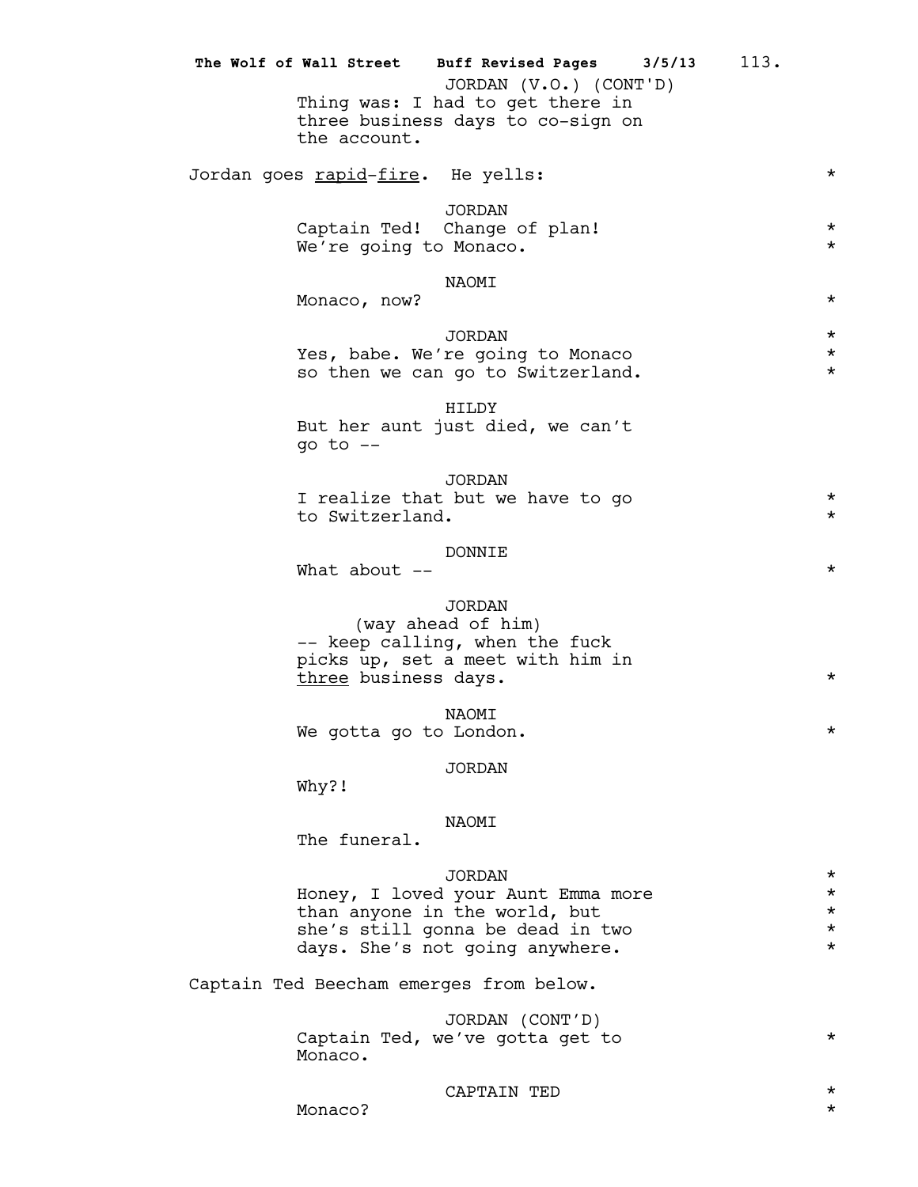JORDAN (V.O.) (CONT'D)
Thing was: I had to get there in three business days to co-sign on the account.

Jordan goes rapid-fire. He yells: *

JORDAN
Captain Ted! Change of plan! *
We're going to Monaco. *

NAOMI
Monaco, now? *

JORDAN *
Yes, babe. We're going to Monaco *
so then we can go to Switzerland. *

HILDY
But her aunt just died, we can't go to --

JORDAN
I realize that but we have to go *
to Switzerland. *

DONNIE
What about -- *

JORDAN
(way ahead of him)
-- keep calling, when the fuck picks up, set a meet with him in three business days. *

NAOMI
We gotta go to London. *

JORDAN
Why?!

NAOMI
The funeral.

JORDAN *
Honey, I loved your Aunt Emma more *
than anyone in the world, but *
she's still gonna be dead in two *
days. She's not going anywhere. *

Captain Ted Beecham emerges from below.

JORDAN (CONT'D)
Captain Ted, we've gotta get to *
Monaco.

CAPTAIN TED *
Monaco? *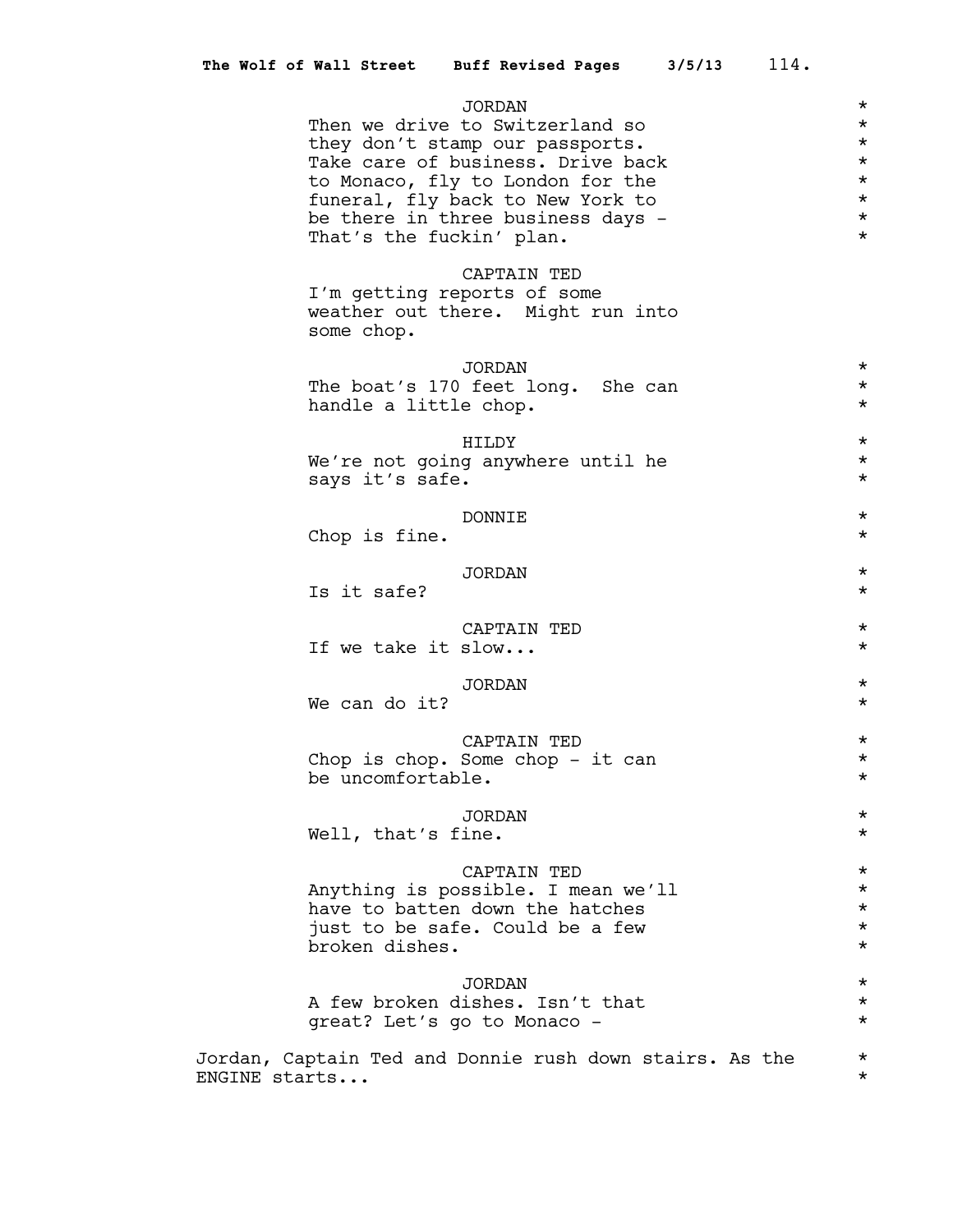JORDAN
Then we drive to Switzerland so they don't stamp our passports. Take care of business. Drive back to Monaco, fly to London for the funeral, fly back to New York to be there in three business days - That's the fuckin' plan.

CAPTAIN TED
I'm getting reports of some weather out there. Might run into some chop.

JORDAN
The boat's 170 feet long. She can handle a little chop.

HILDY
We're not going anywhere until he says it's safe.

DONNIE
Chop is fine.

JORDAN
Is it safe?

CAPTAIN TED
If we take it slow...

JORDAN
We can do it?

CAPTAIN TED
Chop is chop. Some chop - it can be uncomfortable.

JORDAN
Well, that's fine.

CAPTAIN TED
Anything is possible. I mean we'll have to batten down the hatches just to be safe. Could be a few broken dishes.

JORDAN
A few broken dishes. Isn't that great? Let's go to Monaco -

Jordan, Captain Ted and Donnie rush down stairs. As the ENGINE starts...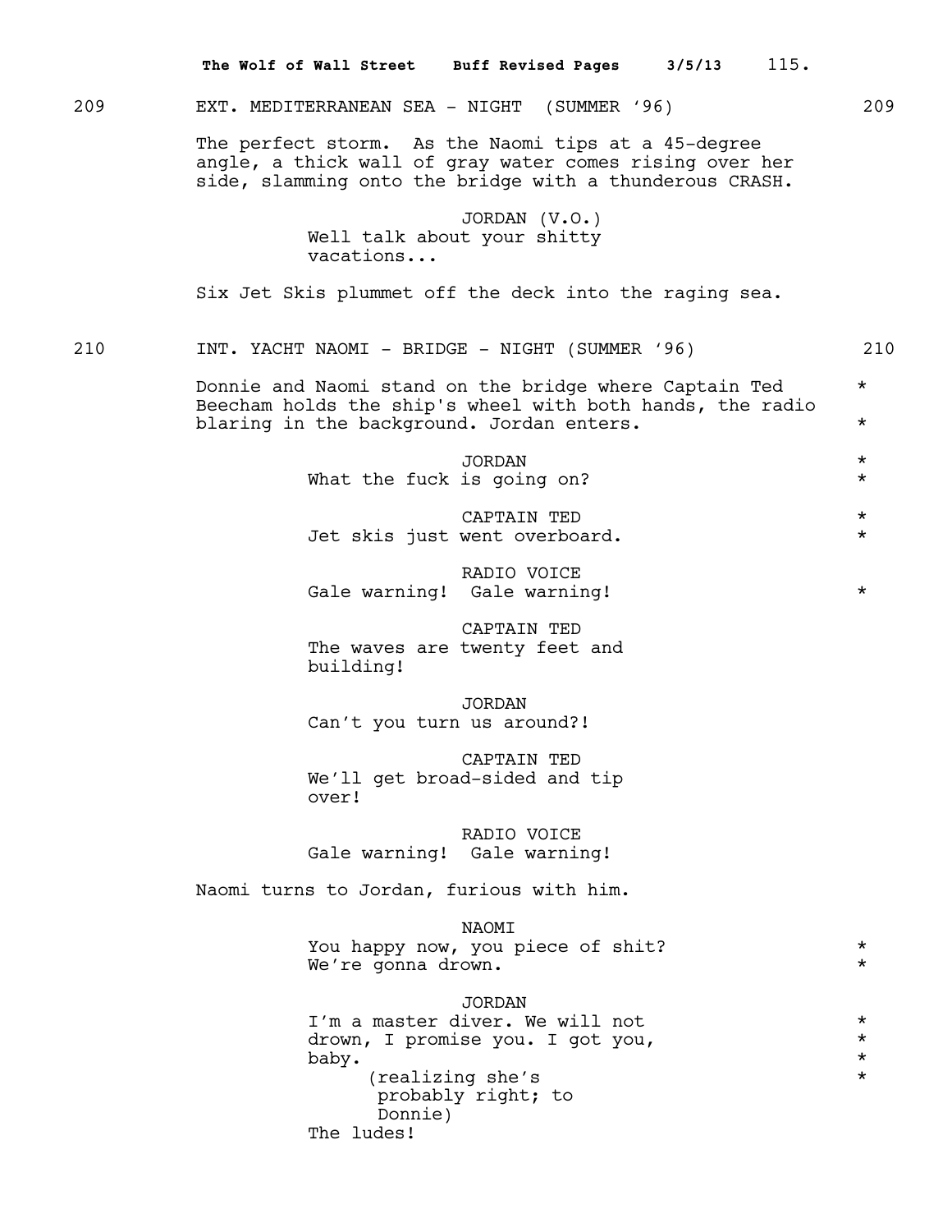209 EXT. MEDITERRANEAN SEA - NIGHT (SUMMER '96) 209

The perfect storm. As the Naomi tips at a 45-degree angle, a thick wall of gray water comes rising over her side, slamming onto the bridge with a thunderous CRASH.

JORDAN (V.O.)
Well talk about your shitty vacations...

Six Jet Skis plummet off the deck into the raging sea.

210 INT. YACHT NAOMI - BRIDGE - NIGHT (SUMMER '96) 210

Donnie and Naomi stand on the bridge where Captain Ted Beecham holds the ship's wheel with both hands, the radio blaring in the background. Jordan enters. *

JORDAN
What the fuck is going on? *

CAPTAIN TED
Jet skis just went overboard. *

RADIO VOICE
Gale warning! Gale warning! *

CAPTAIN TED
The waves are twenty feet and building!

JORDAN
Can't you turn us around?!

CAPTAIN TED
We'll get broad-sided and tip over!

RADIO VOICE
Gale warning! Gale warning!

Naomi turns to Jordan, furious with him.

NAOMI
You happy now, you piece of shit? *
We're gonna drown. *

JORDAN
I'm a master diver. We will not drown, I promise you. I got you, baby. *
(realizing she's probably right; to Donnie) *
The ludes!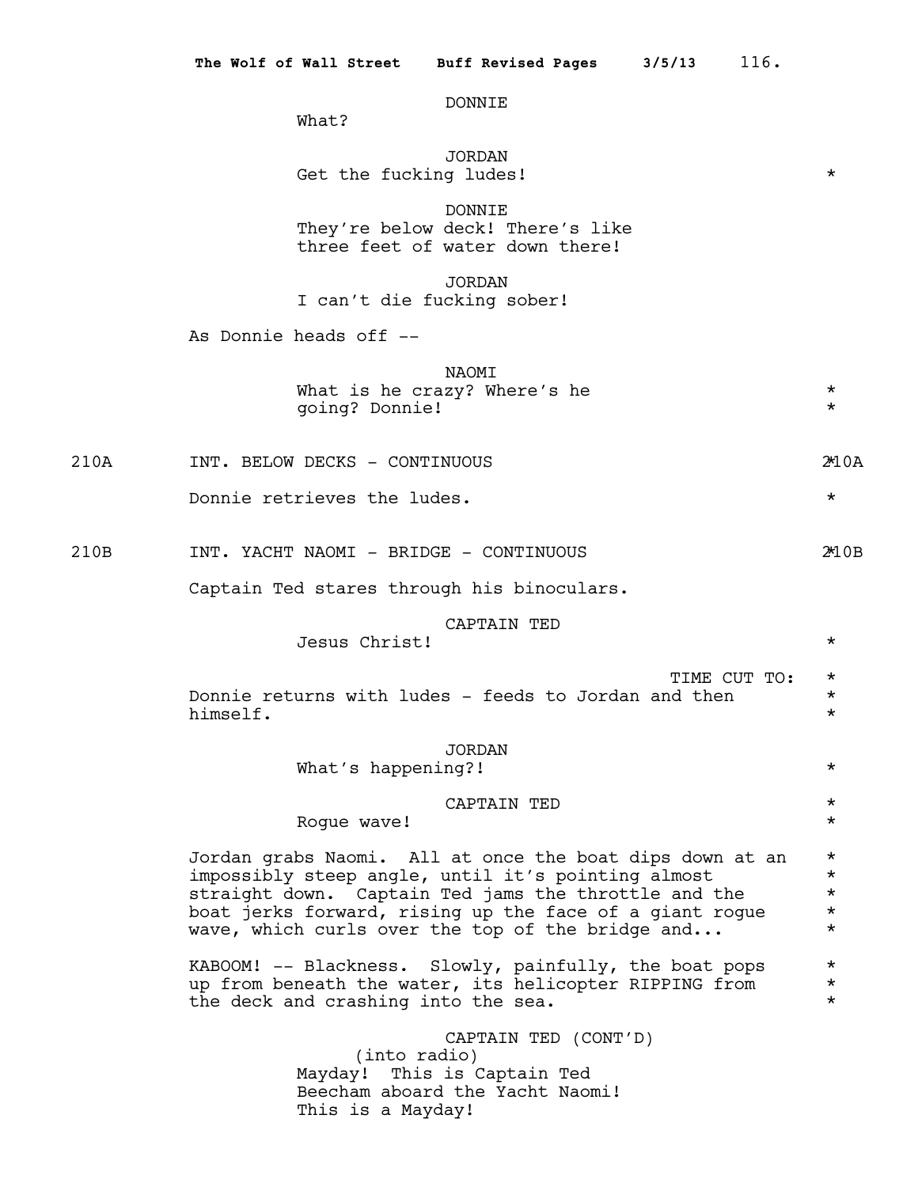DONNIE
What?

JORDAN
Get the fucking ludes! *

DONNIE
They're below deck! There's like three feet of water down there!

JORDAN
I can't die fucking sober!

As Donnie heads off --

NAOMI
What is he crazy? Where's he going? Donnie! *

210A INT. BELOW DECKS - CONTINUOUS *210A

Donnie retrieves the ludes. *

210B INT. YACHT NAOMI - BRIDGE - CONTINUOUS *210B

Captain Ted stares through his binoculars.

CAPTAIN TED
Jesus Christ! *

TIME CUT TO: *

Donnie returns with ludes - feeds to Jordan and then himself. *

JORDAN
What's happening?! *

CAPTAIN TED *
Rogue wave! *

Jordan grabs Naomi. All at once the boat dips down at an impossibly steep angle, until it's pointing almost straight down. Captain Ted jams the throttle and the boat jerks forward, rising up the face of a giant rogue wave, which curls over the top of the bridge and... *

KABOOM! -- Blackness. Slowly, painfully, the boat pops up from beneath the water, its helicopter RIPPING from the deck and crashing into the sea. *

CAPTAIN TED (CONT'D)
(into radio)
Mayday! This is Captain Ted Beecham aboard the Yacht Naomi! This is a Mayday!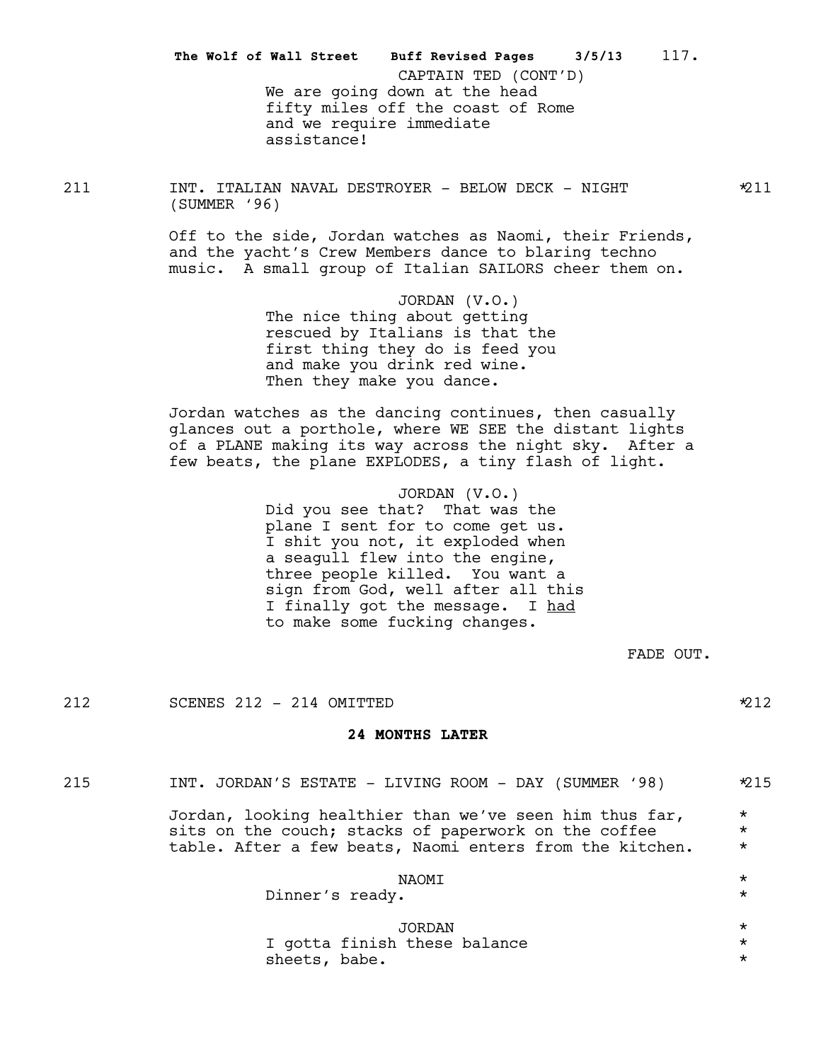CAPTAIN TED (CONT'D)
We are going down at the head fifty miles off the coast of Rome and we require immediate assistance!

211 INT. ITALIAN NAVAL DESTROYER - BELOW DECK - NIGHT (SUMMER '96) *211

Off to the side, Jordan watches as Naomi, their Friends, and the yacht's Crew Members dance to blaring techno music. A small group of Italian SAILORS cheer them on.

JORDAN (V.O.)
The nice thing about getting rescued by Italians is that the first thing they do is feed you and make you drink red wine. Then they make you dance.

Jordan watches as the dancing continues, then casually glances out a porthole, where WE SEE the distant lights of a PLANE making its way across the night sky. After a few beats, the plane EXPLODES, a tiny flash of light.

JORDAN (V.O.)
Did you see that? That was the plane I sent for to come get us. I shit you not, it exploded when a seagull flew into the engine, three people killed. You want a sign from God, well after all this I finally got the message. I had to make some fucking changes.

FADE OUT.

212 SCENES 212 - 214 OMITTED *212

**24 MONTHS LATER**

215 INT. JORDAN'S ESTATE - LIVING ROOM - DAY (SUMMER '98) *215

Jordan, looking healthier than we've seen him thus far, sits on the couch; stacks of paperwork on the coffee table. After a few beats, Naomi enters from the kitchen. *

NAOMI
Dinner's ready. *

JORDAN
I gotta finish these balance sheets, babe. *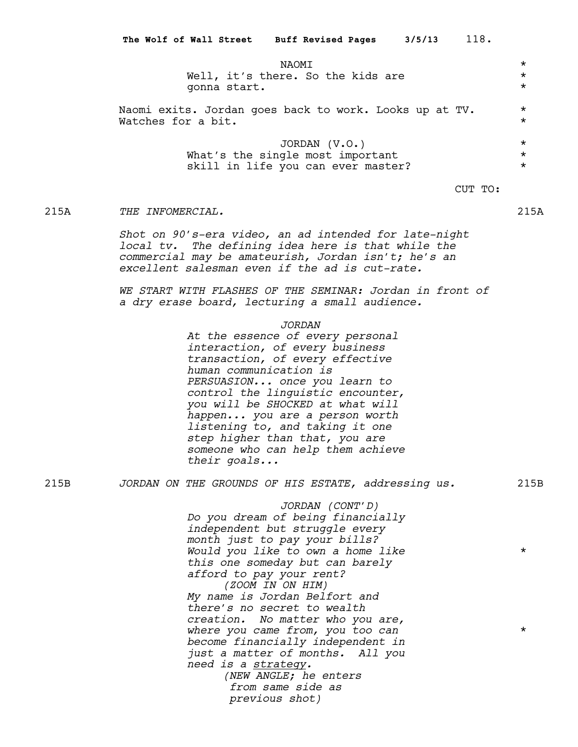NAOMI
Well, it's there. So the kids are gonna start.

Naomi exits. Jordan goes back to work. Looks up at TV. Watches for a bit.

JORDAN (V.O.)
What's the single most important skill in life you can ever master?

CUT TO:

215A *THE INFOMERCIAL.* 215A

*Shot on 90's-era video, an ad intended for late-night local tv. The defining idea here is that while the commercial may be amateurish, Jordan isn't; he's an excellent salesman even if the ad is cut-rate.*

*WE START WITH FLASHES OF THE SEMINAR: Jordan in front of a dry erase board, lecturing a small audience.*

*JORDAN*
*At the essence of every personal interaction, of every business transaction, of every effective human communication is PERSUASION... once you learn to control the linguistic encounter, you will be SHOCKED at what will happen... you are a person worth listening to, and taking it one step higher than that, you are someone who can help them achieve their goals...*

215B *JORDAN ON THE GROUNDS OF HIS ESTATE, addressing us.* 215B

*JORDAN (CONT'D)*
*Do you dream of being financially independent but struggle every month just to pay your bills? Would you like to own a home like this one someday but can barely afford to pay your rent?*
*(ZOOM IN ON HIM)*
*My name is Jordan Belfort and there's no secret to wealth creation. No matter who you are, where you came from, you too can become financially independent in just a matter of months. All you need is a* _*strategy*_*.*
*(NEW ANGLE; he enters from same side as previous shot)*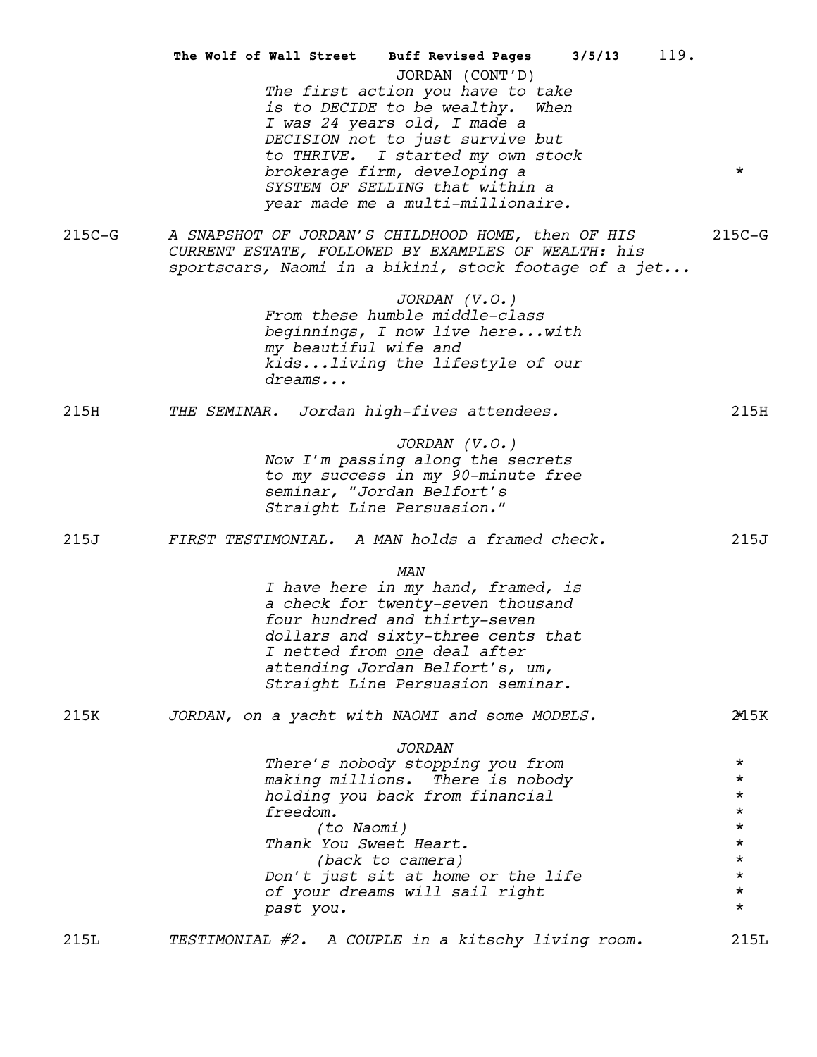JORDAN (CONT'D)
*The first action you have to take is to DECIDE to be wealthy. When I was 24 years old, I made a DECISION not to just survive but to THRIVE. I started my own stock brokerage firm, developing a SYSTEM OF SELLING that within a year made me a multi-millionaire.* *

215C-G *A SNAPSHOT OF JORDAN'S CHILDHOOD HOME, then OF HIS CURRENT ESTATE, FOLLOWED BY EXAMPLES OF WEALTH: his sportscars, Naomi in a bikini, stock footage of a jet...* 215C-G

*JORDAN (V.O.)*
*From these humble middle-class beginnings, I now live here...with my beautiful wife and kids...living the lifestyle of our dreams...*

215H *THE SEMINAR. Jordan high-fives attendees.* 215H

*JORDAN (V.O.)*
*Now I'm passing along the secrets to my success in my 90-minute free seminar, "Jordan Belfort's Straight Line Persuasion."*

215J *FIRST TESTIMONIAL. A MAN holds a framed check.* 215J

*MAN*
*I have here in my hand, framed, is a check for twenty-seven thousand four hundred and thirty-seven dollars and sixty-three cents that I netted from* ***one*** *deal after attending Jordan Belfort's, um, Straight Line Persuasion seminar.*

215K *JORDAN, on a yacht with NAOMI and some MODELS.* 215K *

*JORDAN*
*There's nobody stopping you from making millions. There is nobody holding you back from financial freedom.* *
*(to Naomi)* *
*Thank You Sweet Heart.* *
*(back to camera)* *
*Don't just sit at home or the life of your dreams will sail right past you.* *

215L *TESTIMONIAL #2. A COUPLE in a kitschy living room.* 215L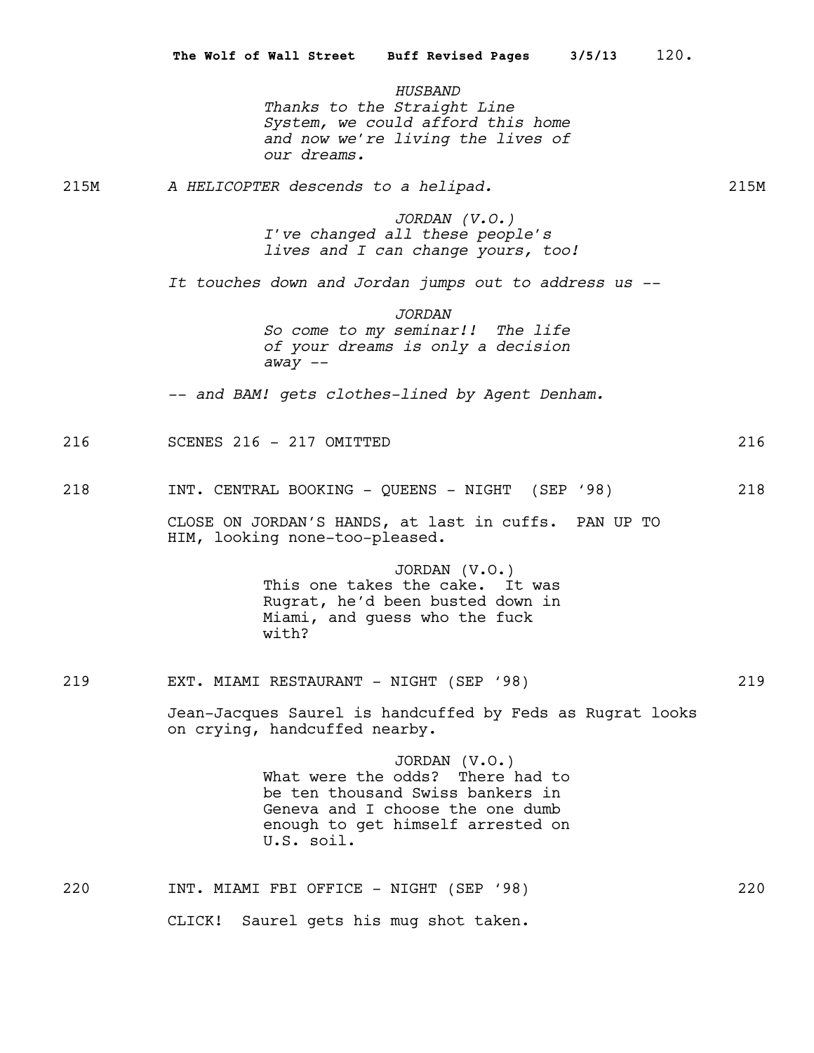*HUSBAND*
*Thanks to the Straight Line System, we could afford this home and now we're living the lives of our dreams.*

215M *A HELICOPTER descends to a helipad.* 215M

*JORDAN (V.O.)*
*I've changed all these people's lives and I can change yours, too!*

*It touches down and Jordan jumps out to address us --*

*JORDAN*
*So come to my seminar!! The life of your dreams is only a decision away --*

*-- and BAM! gets clothes-lined by Agent Denham.*

216 SCENES 216 - 217 OMITTED 216

218 INT. CENTRAL BOOKING - QUEENS - NIGHT (SEP '98) 218

CLOSE ON JORDAN'S HANDS, at last in cuffs. PAN UP TO HIM, looking none-too-pleased.

JORDAN (V.O.)
This one takes the cake. It was Rugrat, he'd been busted down in Miami, and guess who the fuck with?

219 EXT. MIAMI RESTAURANT - NIGHT (SEP '98) 219

Jean-Jacques Saurel is handcuffed by Feds as Rugrat looks on crying, handcuffed nearby.

JORDAN (V.O.)
What were the odds? There had to be ten thousand Swiss bankers in Geneva and I choose the one dumb enough to get himself arrested on U.S. soil.

220 INT. MIAMI FBI OFFICE - NIGHT (SEP '98) 220

CLICK! Saurel gets his mug shot taken.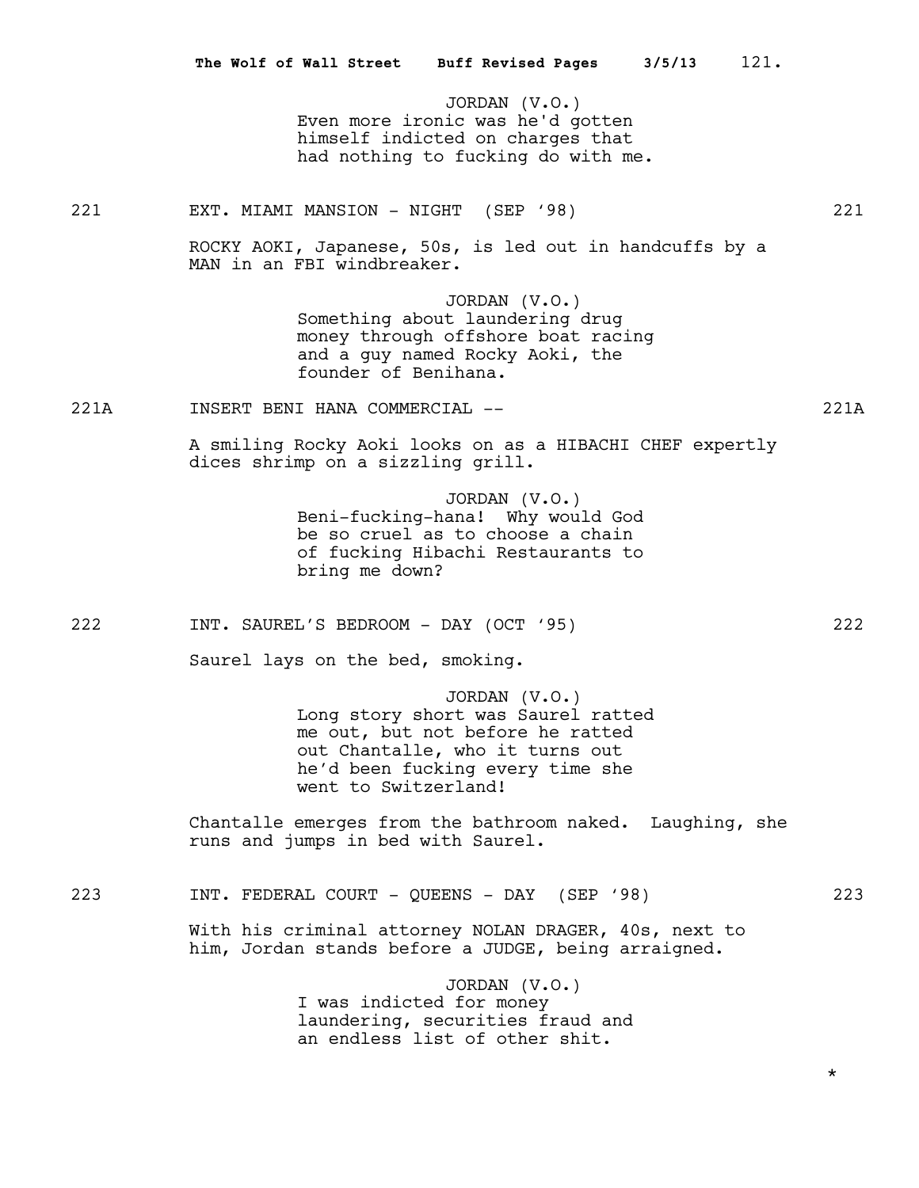JORDAN (V.O.)
Even more ironic was he'd gotten himself indicted on charges that had nothing to fucking do with me.

221 EXT. MIAMI MANSION - NIGHT (SEP '98) 221

ROCKY AOKI, Japanese, 50s, is led out in handcuffs by a MAN in an FBI windbreaker.

JORDAN (V.O.)
Something about laundering drug money through offshore boat racing and a guy named Rocky Aoki, the founder of Benihana.

221A INSERT BENI HANA COMMERCIAL -- 221A

A smiling Rocky Aoki looks on as a HIBACHI CHEF expertly dices shrimp on a sizzling grill.

JORDAN (V.O.)
Beni-fucking-hana! Why would God be so cruel as to choose a chain of fucking Hibachi Restaurants to bring me down?

222 INT. SAUREL'S BEDROOM - DAY (OCT '95) 222

Saurel lays on the bed, smoking.

JORDAN (V.O.)
Long story short was Saurel ratted me out, but not before he ratted out Chantalle, who it turns out he'd been fucking every time she went to Switzerland!

Chantalle emerges from the bathroom naked. Laughing, she runs and jumps in bed with Saurel.

223 INT. FEDERAL COURT - QUEENS - DAY (SEP '98) 223

With his criminal attorney NOLAN DRAGER, 40s, next to him, Jordan stands before a JUDGE, being arraigned.

JORDAN (V.O.)
I was indicted for money laundering, securities fraud and an endless list of other shit.

*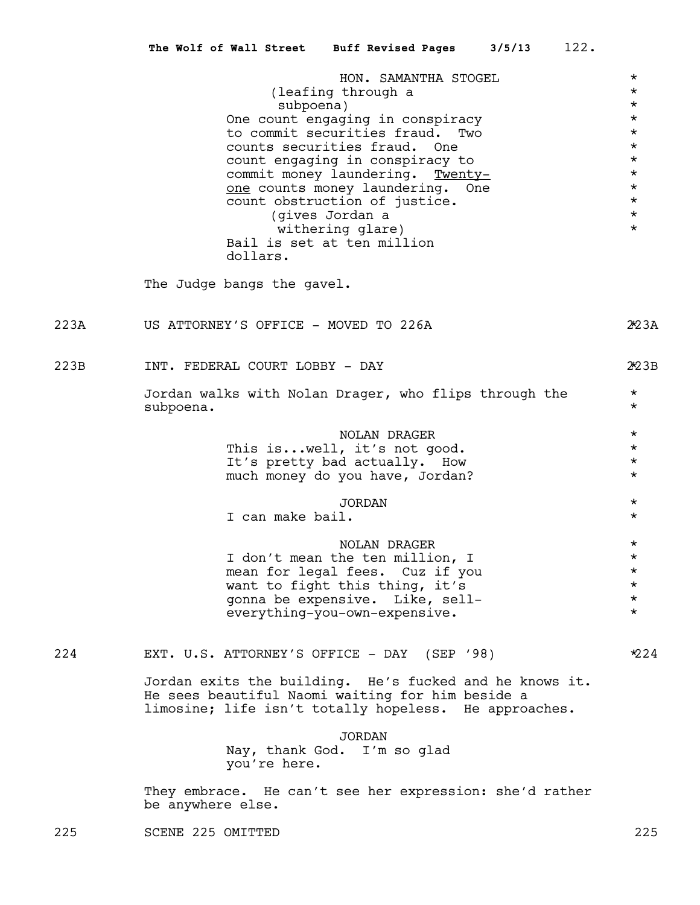HON. SAMANTHA STOGEL
(leafing through a subpoena)
One count engaging in conspiracy to commit securities fraud. Two counts securities fraud. One count engaging in conspiracy to commit money laundering. _Twenty-one_ counts money laundering. One count obstruction of justice.
(gives Jordan a withering glare)
Bail is set at ten million dollars.

The Judge bangs the gavel.

223A US ATTORNEY'S OFFICE - MOVED TO 226A 223A

223B INT. FEDERAL COURT LOBBY - DAY 223B

Jordan walks with Nolan Drager, who flips through the subpoena.

NOLAN DRAGER
This is...well, it's not good. It's pretty bad actually. How much money do you have, Jordan?

JORDAN
I can make bail.

NOLAN DRAGER
I don't mean the ten million, I mean for legal fees. Cuz if you want to fight this thing, it's gonna be expensive. Like, sell-everything-you-own-expensive.

224 EXT. U.S. ATTORNEY'S OFFICE - DAY (SEP '98) 224

Jordan exits the building. He's fucked and he knows it. He sees beautiful Naomi waiting for him beside a limosine; life isn't totally hopeless. He approaches.

JORDAN
Nay, thank God. I'm so glad you're here.

They embrace. He can't see her expression: she'd rather be anywhere else.

225 SCENE 225 OMITTED 225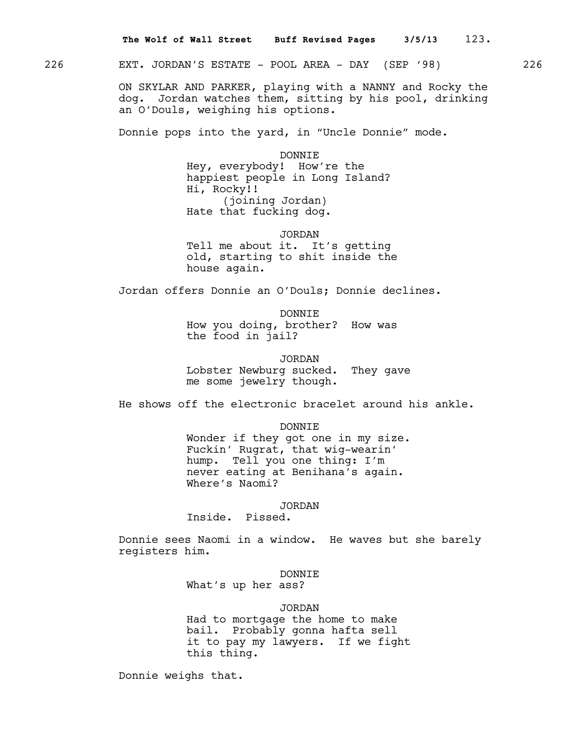226 EXT. JORDAN'S ESTATE - POOL AREA - DAY (SEP '98) 226

ON SKYLAR AND PARKER, playing with a NANNY and Rocky the dog. Jordan watches them, sitting by his pool, drinking an O'Douls, weighing his options.

Donnie pops into the yard, in "Uncle Donnie" mode.

DONNIE
Hey, everybody! How're the happiest people in Long Island? Hi, Rocky!!
(joining Jordan)
Hate that fucking dog.

JORDAN
Tell me about it. It's getting old, starting to shit inside the house again.

Jordan offers Donnie an O'Douls; Donnie declines.

DONNIE
How you doing, brother? How was the food in jail?

JORDAN
Lobster Newburg sucked. They gave me some jewelry though.

He shows off the electronic bracelet around his ankle.

DONNIE
Wonder if they got one in my size. Fuckin' Rugrat, that wig-wearin' hump. Tell you one thing: I'm never eating at Benihana's again. Where's Naomi?

JORDAN
Inside. Pissed.

Donnie sees Naomi in a window. He waves but she barely registers him.

DONNIE
What's up her ass?

JORDAN
Had to mortgage the home to make bail. Probably gonna hafta sell it to pay my lawyers. If we fight this thing.

Donnie weighs that.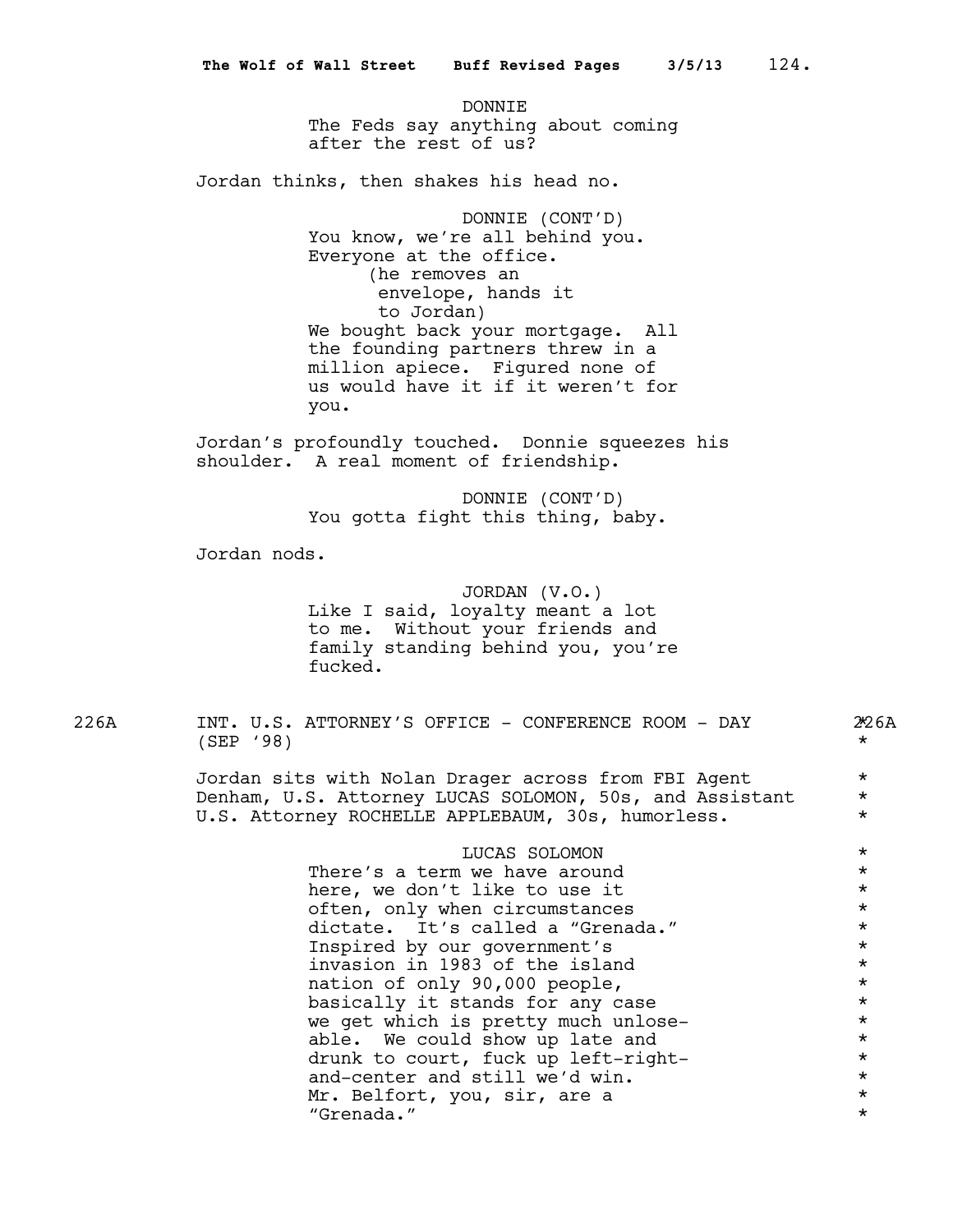DONNIE
The Feds say anything about coming after the rest of us?

Jordan thinks, then shakes his head no.

DONNIE (CONT'D)
You know, we're all behind you. Everyone at the office.
(he removes an envelope, hands it to Jordan)
We bought back your mortgage. All the founding partners threw in a million apiece. Figured none of us would have it if it weren't for you.

Jordan's profoundly touched. Donnie squeezes his shoulder. A real moment of friendship.

DONNIE (CONT'D)
You gotta fight this thing, baby.

Jordan nods.

JORDAN (V.O.)
Like I said, loyalty meant a lot to me. Without your friends and family standing behind you, you're fucked.

226A INT. U.S. ATTORNEY'S OFFICE - CONFERENCE ROOM - DAY (SEP '98) 226A *

Jordan sits with Nolan Drager across from FBI Agent Denham, U.S. Attorney LUCAS SOLOMON, 50s, and Assistant U.S. Attorney ROCHELLE APPLEBAUM, 30s, humorless. *

LUCAS SOLOMON
There's a term we have around here, we don't like to use it often, only when circumstances dictate. It's called a "Grenada." Inspired by our government's invasion in 1983 of the island nation of only 90,000 people, basically it stands for any case we get which is pretty much unlose-able. We could show up late and drunk to court, fuck up left-right-and-center and still we'd win. Mr. Belfort, you, sir, are a "Grenada." *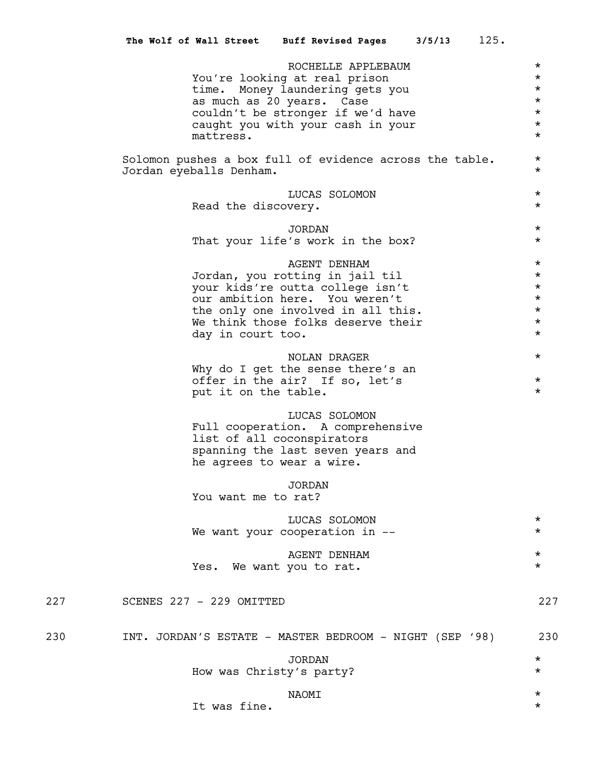ROCHELLE APPLEBAUM
You're looking at real prison time. Money laundering gets you as much as 20 years. Case couldn't be stronger if we'd have caught you with your cash in your mattress.

Solomon pushes a box full of evidence across the table. Jordan eyeballs Denham.

LUCAS SOLOMON
Read the discovery.

JORDAN
That your life's work in the box?

AGENT DENHAM
Jordan, you rotting in jail til your kids're outta college isn't our ambition here. You weren't the only one involved in all this. We think those folks deserve their day in court too.

NOLAN DRAGER
Why do I get the sense there's an offer in the air? If so, let's put it on the table.

LUCAS SOLOMON
Full cooperation. A comprehensive list of all coconspirators spanning the last seven years and he agrees to wear a wire.

JORDAN
You want me to rat?

LUCAS SOLOMON
We want your cooperation in --

AGENT DENHAM
Yes. We want you to rat.

227 SCENES 227 - 229 OMITTED 227

230 INT. JORDAN'S ESTATE - MASTER BEDROOM - NIGHT (SEP '98) 230

JORDAN
How was Christy's party?

NAOMI
It was fine.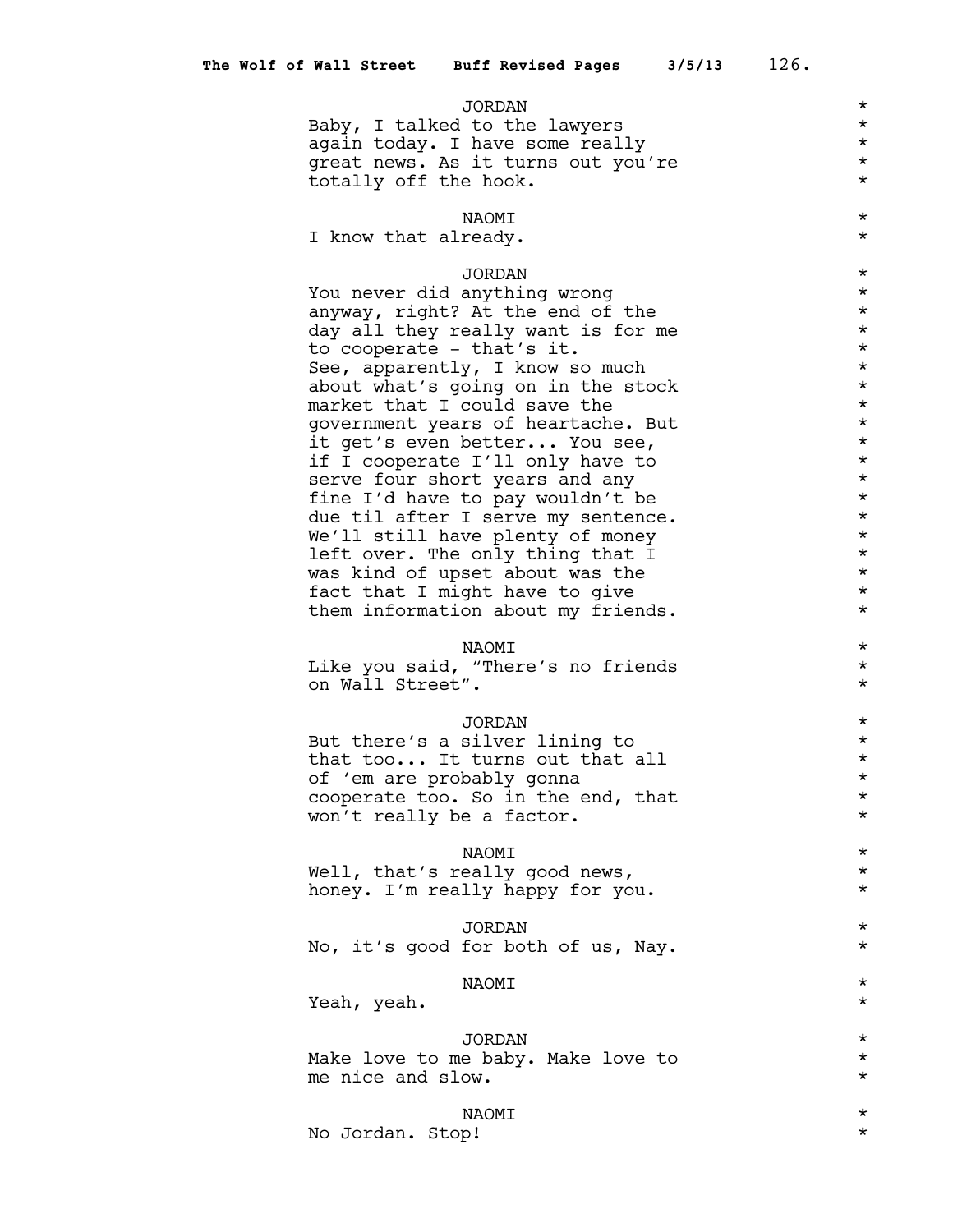JORDAN

Baby, I talked to the lawyers again today. I have some really great news. As it turns out you're totally off the hook.

NAOMI

I know that already.

JORDAN

You never did anything wrong anyway, right? At the end of the day all they really want is for me to cooperate - that's it. See, apparently, I know so much about what's going on in the stock market that I could save the government years of heartache. But it get's even better... You see, if I cooperate I'll only have to serve four short years and any fine I'd have to pay wouldn't be due til after I serve my sentence. We'll still have plenty of money left over. The only thing that I was kind of upset about was the fact that I might have to give them information about my friends.

NAOMI

Like you said, "There's no friends on Wall Street".

JORDAN

But there's a silver lining to that too... It turns out that all of 'em are probably gonna cooperate too. So in the end, that won't really be a factor.

NAOMI

Well, that's really good news, honey. I'm really happy for you.

JORDAN

No, it's good for <u>both</u> of us, Nay.

NAOMI

Yeah, yeah.

JORDAN

Make love to me baby. Make love to me nice and slow.

NAOMI

No Jordan. Stop!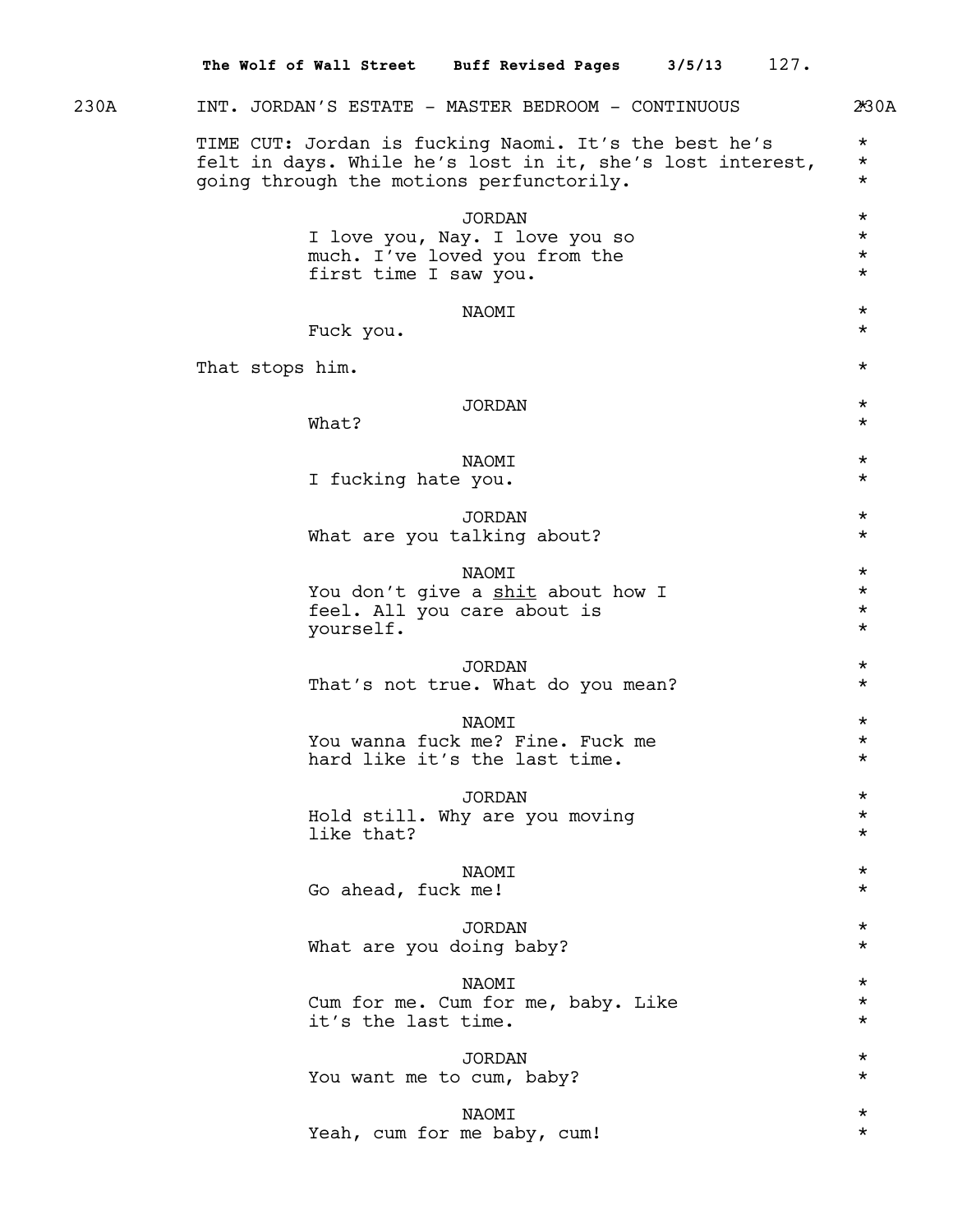230A INT. JORDAN'S ESTATE - MASTER BEDROOM - CONTINUOUS 230A

TIME CUT: Jordan is fucking Naomi. It's the best he's felt in days. While he's lost in it, she's lost interest, going through the motions perfunctorily.

JORDAN
I love you, Nay. I love you so much. I've loved you from the first time I saw you.

NAOMI
Fuck you.

That stops him.

JORDAN
What?

NAOMI
I fucking hate you.

JORDAN
What are you talking about?

NAOMI
You don't give a <u>shit</u> about how I feel. All you care about is yourself.

JORDAN
That's not true. What do you mean?

NAOMI
You wanna fuck me? Fine. Fuck me hard like it's the last time.

JORDAN
Hold still. Why are you moving like that?

NAOMI
Go ahead, fuck me!

JORDAN
What are you doing baby?

NAOMI
Cum for me. Cum for me, baby. Like it's the last time.

JORDAN
You want me to cum, baby?

NAOMI
Yeah, cum for me baby, cum!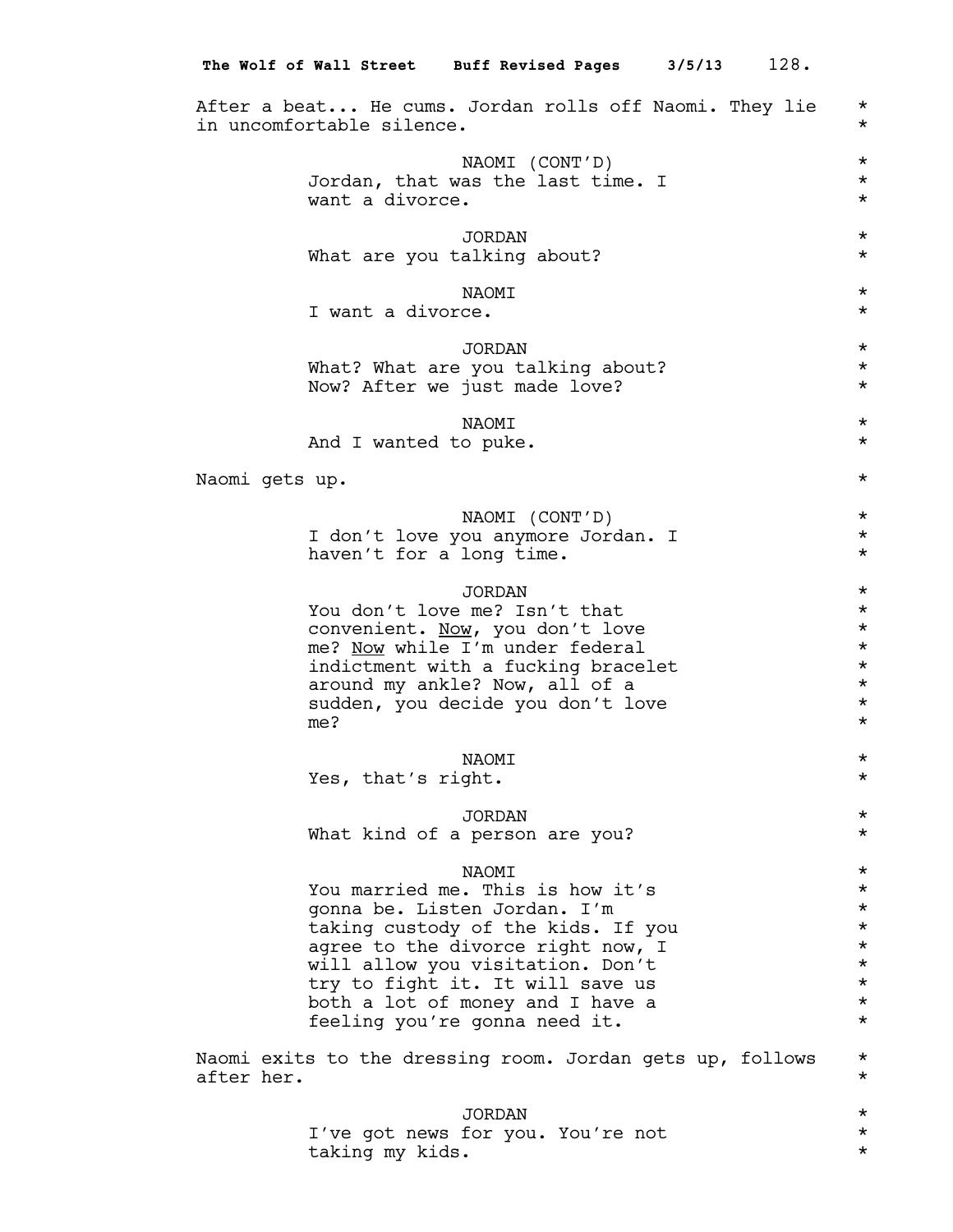After a beat... He cums. Jordan rolls off Naomi. They lie in uncomfortable silence.

NAOMI (CONT'D)
Jordan, that was the last time. I want a divorce.

JORDAN
What are you talking about?

NAOMI
I want a divorce.

JORDAN
What? What are you talking about? Now? After we just made love?

NAOMI
And I wanted to puke.

Naomi gets up.

NAOMI (CONT'D)
I don't love you anymore Jordan. I haven't for a long time.

JORDAN
You don't love me? Isn't that convenient. <u>Now</u>, you don't love me? <u>Now</u> while I'm under federal indictment with a fucking bracelet around my ankle? Now, all of a sudden, you decide you don't love me?

NAOMI
Yes, that's right.

JORDAN
What kind of a person are you?

NAOMI
You married me. This is how it's gonna be. Listen Jordan. I'm taking custody of the kids. If you agree to the divorce right now, I will allow you visitation. Don't try to fight it. It will save us both a lot of money and I have a feeling you're gonna need it.

Naomi exits to the dressing room. Jordan gets up, follows after her.

JORDAN
I've got news for you. You're not taking my kids.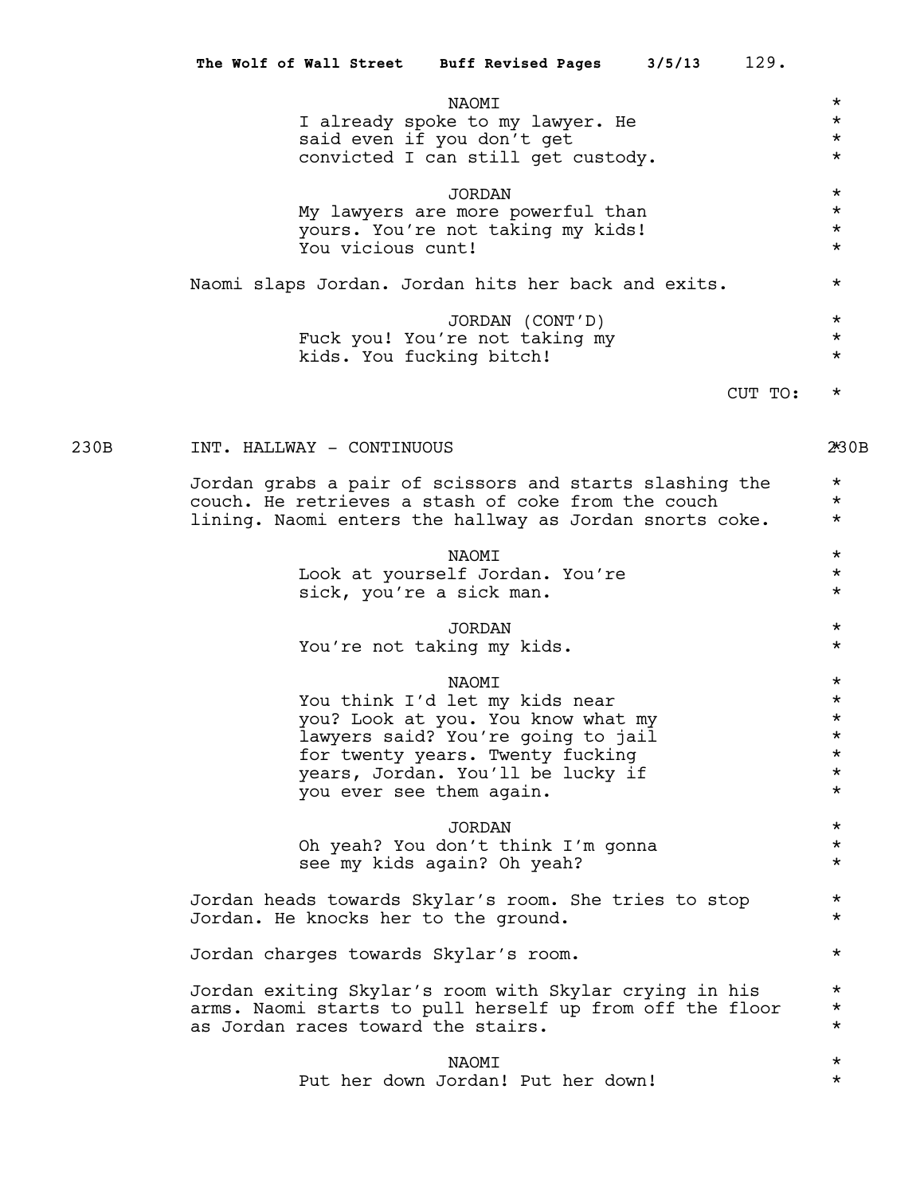NAOMI
I already spoke to my lawyer. He said even if you don't get convicted I can still get custody.

JORDAN
My lawyers are more powerful than yours. You're not taking my kids! You vicious cunt!

Naomi slaps Jordan. Jordan hits her back and exits.

JORDAN (CONT'D)
Fuck you! You're not taking my kids. You fucking bitch!

CUT TO:

230B INT. HALLWAY - CONTINUOUS 230B

Jordan grabs a pair of scissors and starts slashing the couch. He retrieves a stash of coke from the couch lining. Naomi enters the hallway as Jordan snorts coke.

NAOMI
Look at yourself Jordan. You're sick, you're a sick man.

JORDAN
You're not taking my kids.

NAOMI
You think I'd let my kids near you? Look at you. You know what my lawyers said? You're going to jail for twenty years. Twenty fucking years, Jordan. You'll be lucky if you ever see them again.

JORDAN
Oh yeah? You don't think I'm gonna see my kids again? Oh yeah?

Jordan heads towards Skylar's room. She tries to stop Jordan. He knocks her to the ground.

Jordan charges towards Skylar's room.

Jordan exiting Skylar's room with Skylar crying in his arms. Naomi starts to pull herself up from off the floor as Jordan races toward the stairs.

NAOMI
Put her down Jordan! Put her down!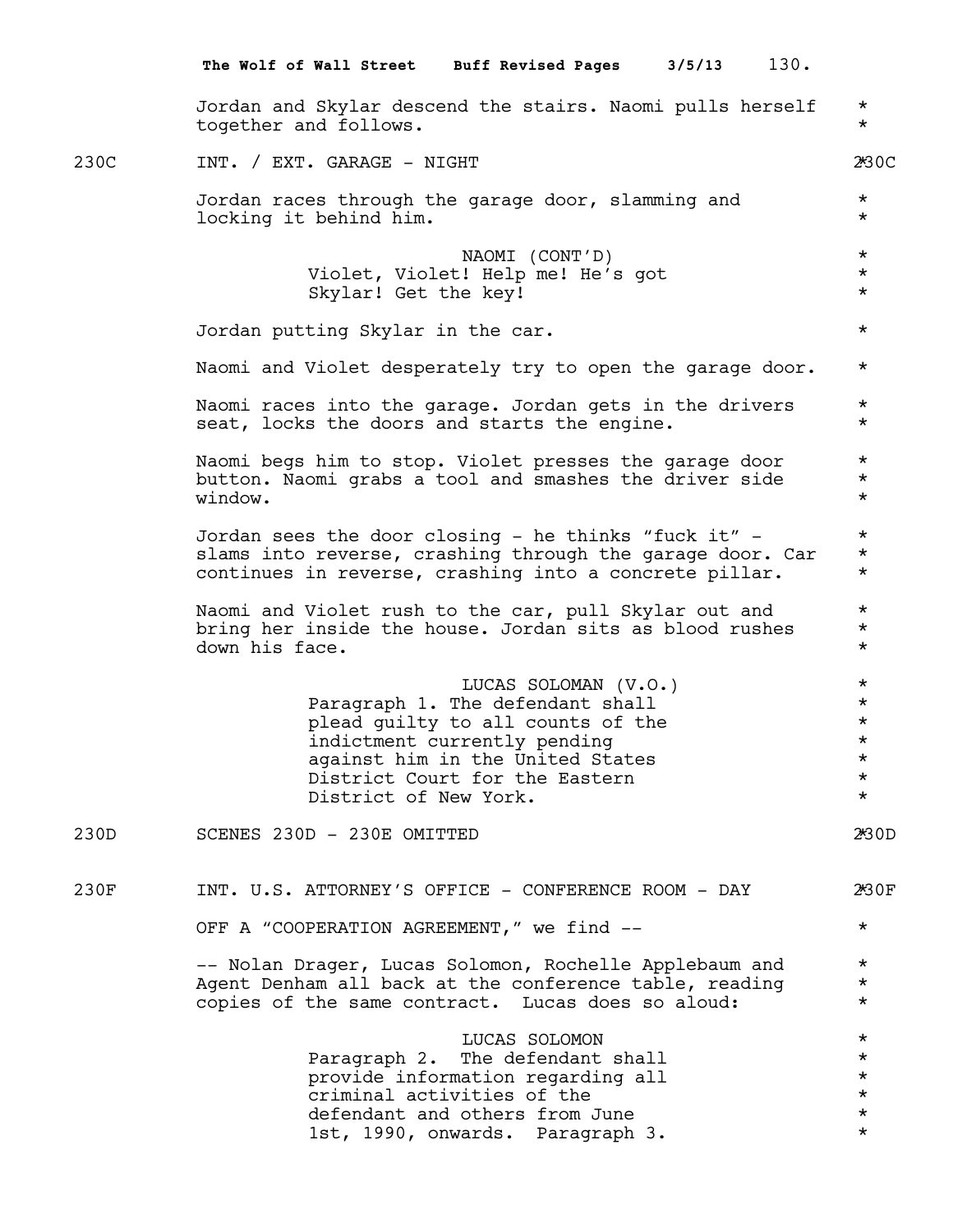Jordan and Skylar descend the stairs. Naomi pulls herself together and follows.

230C INT. / EXT. GARAGE - NIGHT 230C

Jordan races through the garage door, slamming and locking it behind him.

NAOMI (CONT'D)
Violet, Violet! Help me! He's got Skylar! Get the key!

Jordan putting Skylar in the car.

Naomi and Violet desperately try to open the garage door.

Naomi races into the garage. Jordan gets in the drivers seat, locks the doors and starts the engine.

Naomi begs him to stop. Violet presses the garage door button. Naomi grabs a tool and smashes the driver side window.

Jordan sees the door closing - he thinks "fuck it" - slams into reverse, crashing through the garage door. Car continues in reverse, crashing into a concrete pillar.

Naomi and Violet rush to the car, pull Skylar out and bring her inside the house. Jordan sits as blood rushes down his face.

LUCAS SOLOMAN (V.O.)
Paragraph 1. The defendant shall plead guilty to all counts of the indictment currently pending against him in the United States District Court for the Eastern District of New York.

230D SCENES 230D - 230E OMITTED 230D

230F INT. U.S. ATTORNEY'S OFFICE - CONFERENCE ROOM - DAY 230F

OFF A "COOPERATION AGREEMENT," we find --

-- Nolan Drager, Lucas Solomon, Rochelle Applebaum and Agent Denham all back at the conference table, reading copies of the same contract. Lucas does so aloud:

LUCAS SOLOMON
Paragraph 2. The defendant shall provide information regarding all criminal activities of the defendant and others from June 1st, 1990, onwards. Paragraph 3.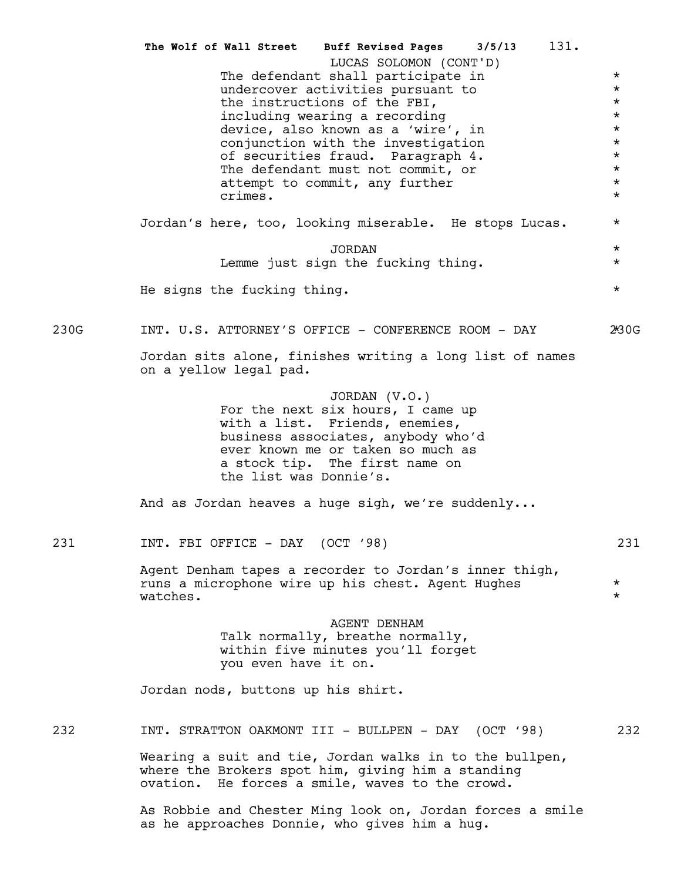LUCAS SOLOMON (CONT'D)
The defendant shall participate in undercover activities pursuant to the instructions of the FBI, including wearing a recording device, also known as a 'wire', in conjunction with the investigation of securities fraud. Paragraph 4. The defendant must not commit, or attempt to commit, any further crimes.

Jordan's here, too, looking miserable. He stops Lucas.

JORDAN
Lemme just sign the fucking thing.

He signs the fucking thing.

230G INT. U.S. ATTORNEY'S OFFICE - CONFERENCE ROOM - DAY 230G

Jordan sits alone, finishes writing a long list of names on a yellow legal pad.

JORDAN (V.O.)
For the next six hours, I came up with a list. Friends, enemies, business associates, anybody who'd ever known me or taken so much as a stock tip. The first name on the list was Donnie's.

And as Jordan heaves a huge sigh, we're suddenly...

231 INT. FBI OFFICE - DAY (OCT '98) 231

Agent Denham tapes a recorder to Jordan's inner thigh, runs a microphone wire up his chest. Agent Hughes watches.

AGENT DENHAM
Talk normally, breathe normally, within five minutes you'll forget you even have it on.

Jordan nods, buttons up his shirt.

232 INT. STRATTON OAKMONT III - BULLPEN - DAY (OCT '98) 232

Wearing a suit and tie, Jordan walks in to the bullpen, where the Brokers spot him, giving him a standing ovation. He forces a smile, waves to the crowd.

As Robbie and Chester Ming look on, Jordan forces a smile as he approaches Donnie, who gives him a hug.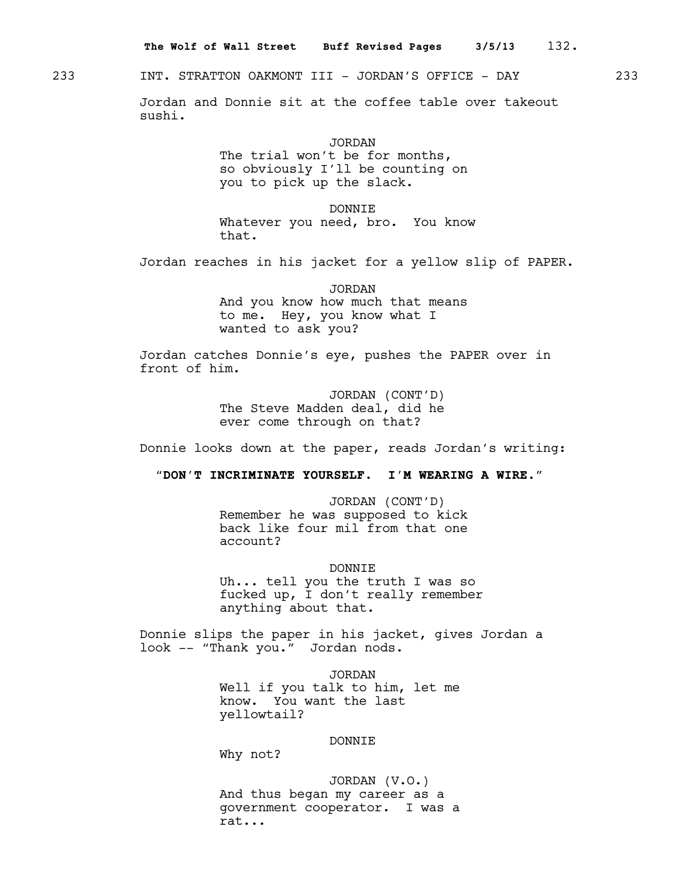233 INT. STRATTON OAKMONT III - JORDAN'S OFFICE - DAY 233

Jordan and Donnie sit at the coffee table over takeout sushi.

JORDAN
The trial won't be for months, so obviously I'll be counting on you to pick up the slack.

DONNIE
Whatever you need, bro. You know that.

Jordan reaches in his jacket for a yellow slip of PAPER.

JORDAN
And you know how much that means to me. Hey, you know what I wanted to ask you?

Jordan catches Donnie's eye, pushes the PAPER over in front of him.

JORDAN (CONT'D)
The Steve Madden deal, did he ever come through on that?

Donnie looks down at the paper, reads Jordan's writing:

"**DON'T INCRIMINATE YOURSELF. I'M WEARING A WIRE.**"

JORDAN (CONT'D)
Remember he was supposed to kick back like four mil from that one account?

DONNIE
Uh... tell you the truth I was so fucked up, I don't really remember anything about that.

Donnie slips the paper in his jacket, gives Jordan a look -- "Thank you." Jordan nods.

JORDAN
Well if you talk to him, let me know. You want the last yellowtail?

DONNIE
Why not?

JORDAN (V.O.)
And thus began my career as a government cooperator. I was a rat...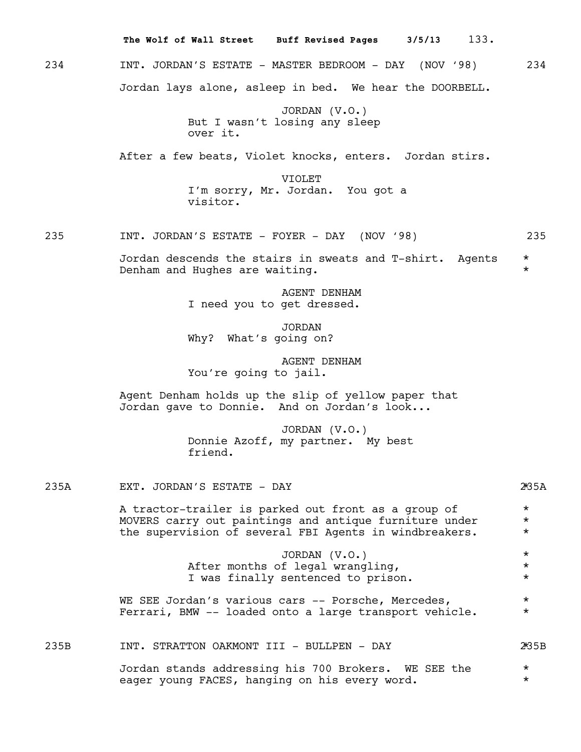234 INT. JORDAN'S ESTATE - MASTER BEDROOM - DAY (NOV '98) 234

Jordan lays alone, asleep in bed. We hear the DOORBELL.

JORDAN (V.O.)
But I wasn't losing any sleep over it.

After a few beats, Violet knocks, enters. Jordan stirs.

VIOLET
I'm sorry, Mr. Jordan. You got a visitor.

235 INT. JORDAN'S ESTATE - FOYER - DAY (NOV '98) 235

Jordan descends the stairs in sweats and T-shirt. Agents Denham and Hughes are waiting. *

AGENT DENHAM
I need you to get dressed.

JORDAN
Why? What's going on?

AGENT DENHAM
You're going to jail.

Agent Denham holds up the slip of yellow paper that Jordan gave to Donnie. And on Jordan's look...

JORDAN (V.O.)
Donnie Azoff, my partner. My best friend.

235A EXT. JORDAN'S ESTATE - DAY *235A

A tractor-trailer is parked out front as a group of MOVERS carry out paintings and antique furniture under the supervision of several FBI Agents in windbreakers. *

JORDAN (V.O.)
After months of legal wrangling,
I was finally sentenced to prison. *

WE SEE Jordan's various cars -- Porsche, Mercedes, Ferrari, BMW -- loaded onto a large transport vehicle. *

235B INT. STRATTON OAKMONT III - BULLPEN - DAY *235B

Jordan stands addressing his 700 Brokers. WE SEE the eager young FACES, hanging on his every word. *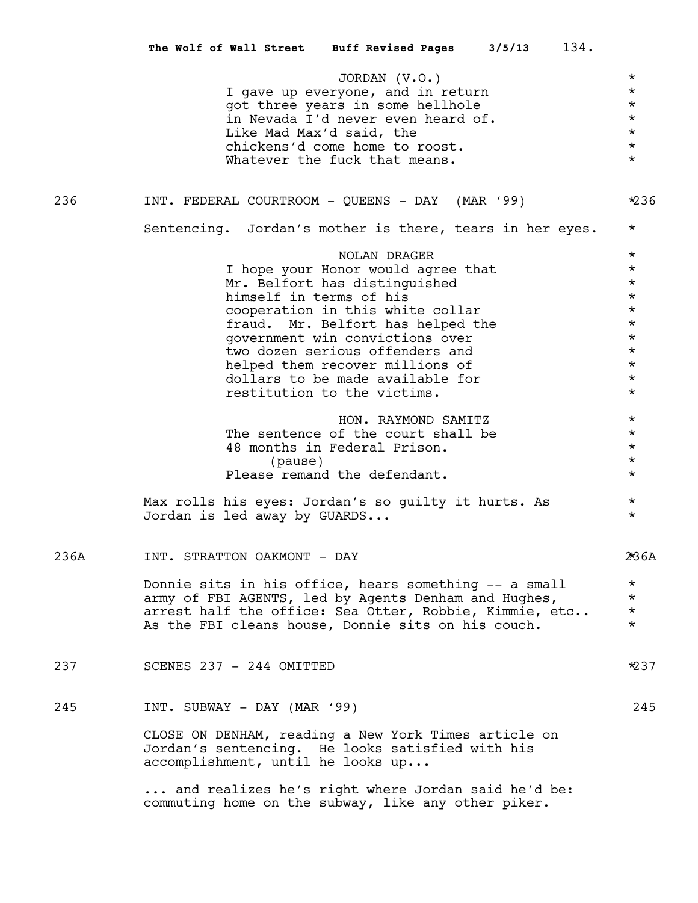JORDAN (V.O.)
I gave up everyone, and in return got three years in some hellhole in Nevada I'd never even heard of. Like Mad Max'd said, the chickens'd come home to roost. Whatever the fuck that means.

236 INT. FEDERAL COURTROOM - QUEENS - DAY (MAR '99) 236

Sentencing. Jordan's mother is there, tears in her eyes.

NOLAN DRAGER
I hope your Honor would agree that Mr. Belfort has distinguished himself in terms of his cooperation in this white collar fraud. Mr. Belfort has helped the government win convictions over two dozen serious offenders and helped them recover millions of dollars to be made available for restitution to the victims.

HON. RAYMOND SAMITZ
The sentence of the court shall be 48 months in Federal Prison.
(pause)
Please remand the defendant.

Max rolls his eyes: Jordan's so guilty it hurts. As Jordan is led away by GUARDS...

236A INT. STRATTON OAKMONT - DAY 236A

Donnie sits in his office, hears something -- a small army of FBI AGENTS, led by Agents Denham and Hughes, arrest half the office: Sea Otter, Robbie, Kimmie, etc.. As the FBI cleans house, Donnie sits on his couch.

237 SCENES 237 - 244 OMITTED 237

245 INT. SUBWAY - DAY (MAR '99) 245

CLOSE ON DENHAM, reading a New York Times article on Jordan's sentencing. He looks satisfied with his accomplishment, until he looks up...

... and realizes he's right where Jordan said he'd be: commuting home on the subway, like any other piker.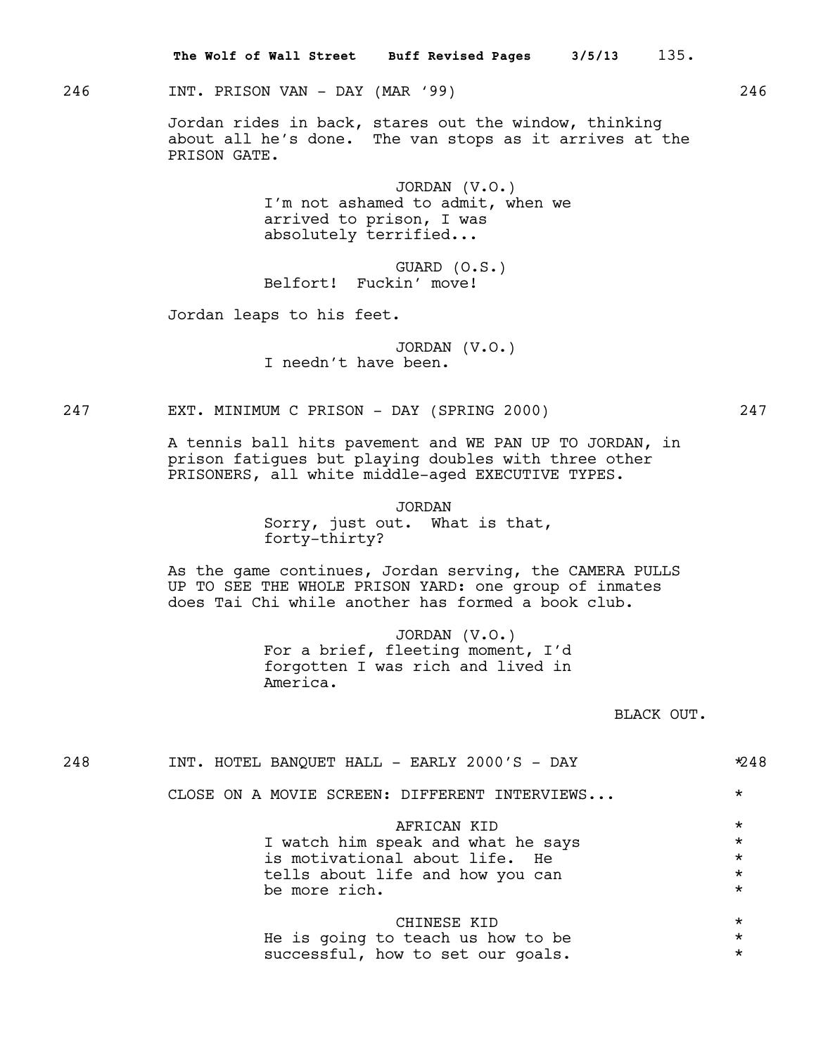246 INT. PRISON VAN - DAY (MAR '99) 246

Jordan rides in back, stares out the window, thinking about all he's done. The van stops as it arrives at the PRISON GATE.

JORDAN (V.O.)
I'm not ashamed to admit, when we arrived to prison, I was absolutely terrified...

GUARD (O.S.)
Belfort! Fuckin' move!

Jordan leaps to his feet.

JORDAN (V.O.)
I needn't have been.

247 EXT. MINIMUM C PRISON - DAY (SPRING 2000) 247

A tennis ball hits pavement and WE PAN UP TO JORDAN, in prison fatigues but playing doubles with three other PRISONERS, all white middle-aged EXECUTIVE TYPES.

JORDAN
Sorry, just out. What is that, forty-thirty?

As the game continues, Jordan serving, the CAMERA PULLS UP TO SEE THE WHOLE PRISON YARD: one group of inmates does Tai Chi while another has formed a book club.

JORDAN (V.O.)
For a brief, fleeting moment, I'd forgotten I was rich and lived in America.

BLACK OUT.

248 INT. HOTEL BANQUET HALL - EARLY 2000'S - DAY *248

CLOSE ON A MOVIE SCREEN: DIFFERENT INTERVIEWS... *

AFRICAN KID *
I watch him speak and what he says is motivational about life. He tells about life and how you can be more rich. *

CHINESE KID *
He is going to teach us how to be successful, how to set our goals. *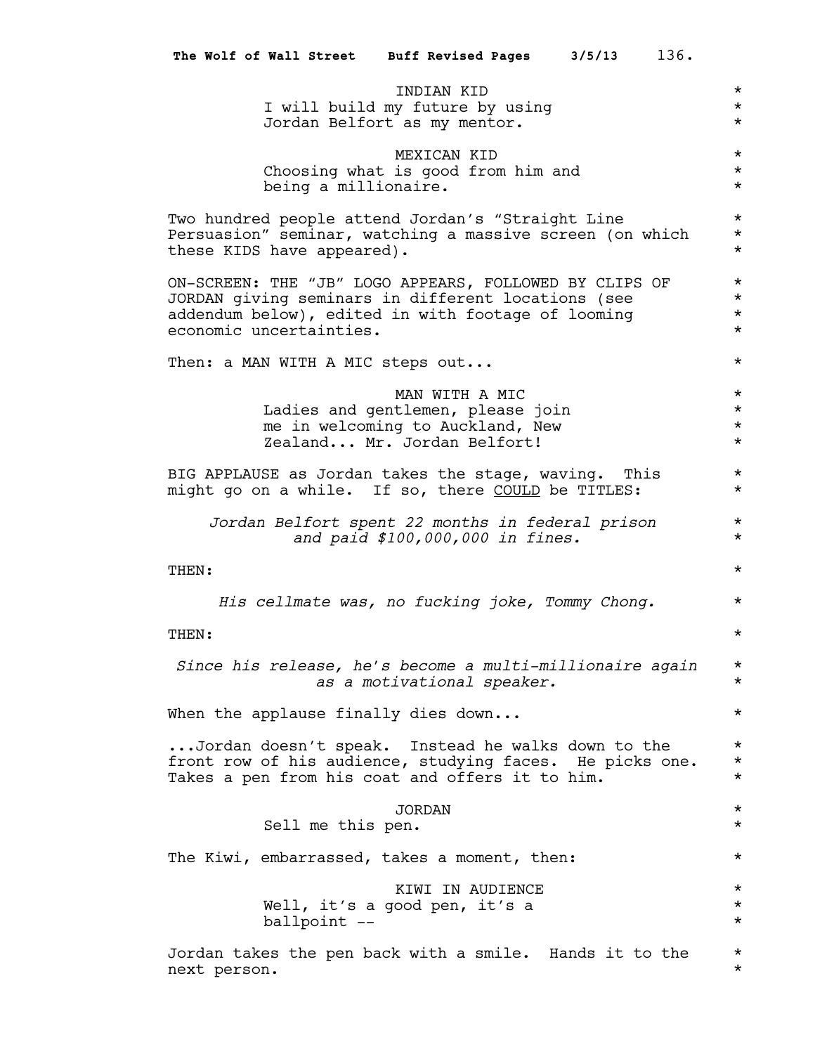INDIAN KID
I will build my future by using
Jordan Belfort as my mentor.

MEXICAN KID
Choosing what is good from him and
being a millionaire.

Two hundred people attend Jordan's "Straight Line Persuasion" seminar, watching a massive screen (on which these KIDS have appeared).

ON-SCREEN: THE "JB" LOGO APPEARS, FOLLOWED BY CLIPS OF JORDAN giving seminars in different locations (see addendum below), edited in with footage of looming economic uncertainties.

Then: a MAN WITH A MIC steps out...

MAN WITH A MIC
Ladies and gentlemen, please join
me in welcoming to Auckland, New
Zealand... Mr. Jordan Belfort!

BIG APPLAUSE as Jordan takes the stage, waving. This might go on a while. If so, there <u>COULD</u> be TITLES:

*Jordan Belfort spent 22 months in federal prison and paid $100,000,000 in fines.*

THEN:

*His cellmate was, no fucking joke, Tommy Chong.*

THEN:

*Since his release, he's become a multi-millionaire again as a motivational speaker.*

When the applause finally dies down...

...Jordan doesn't speak. Instead he walks down to the front row of his audience, studying faces. He picks one. Takes a pen from his coat and offers it to him.

JORDAN
Sell me this pen.

The Kiwi, embarrassed, takes a moment, then:

KIWI IN AUDIENCE
Well, it's a good pen, it's a
ballpoint --

Jordan takes the pen back with a smile. Hands it to the next person.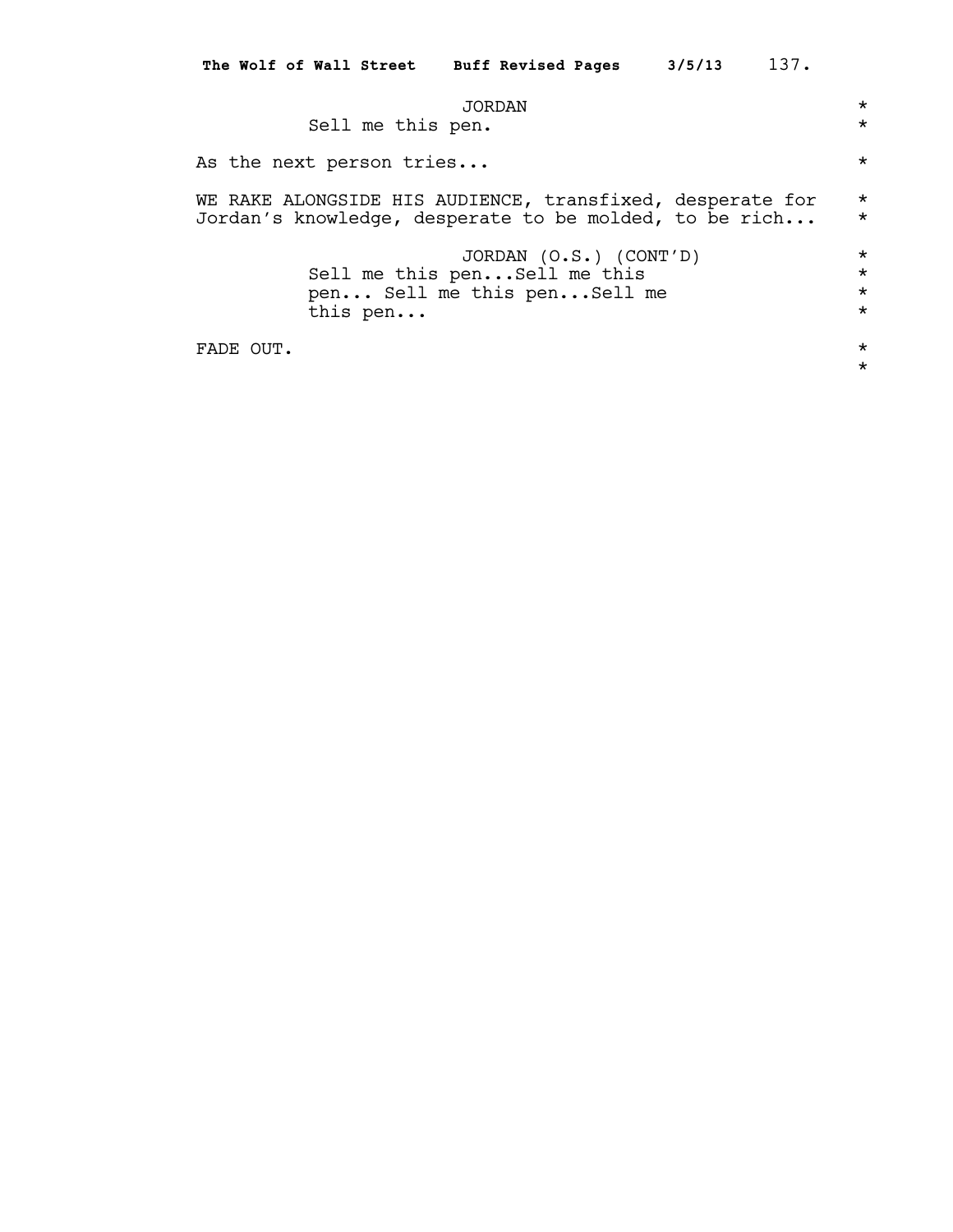JORDAN

Sell me this pen.

As the next person tries...

WE RAKE ALONGSIDE HIS AUDIENCE, transfixed, desperate for Jordan's knowledge, desperate to be molded, to be rich...

JORDAN (O.S.) (CONT'D)

Sell me this pen...Sell me this pen... Sell me this pen...Sell me this pen...

FADE OUT.